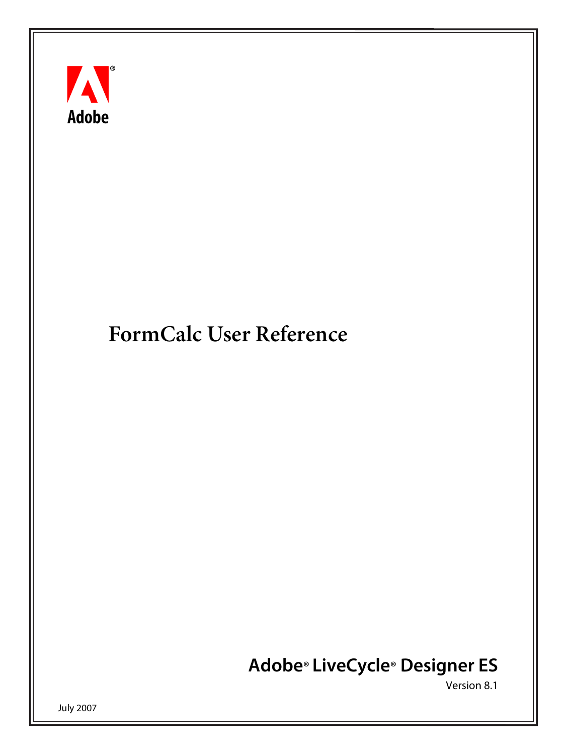Adobe

# FormCalc User Reference

**Adobe® LiveCycle® Designer ES**

Version 8.1

July 2007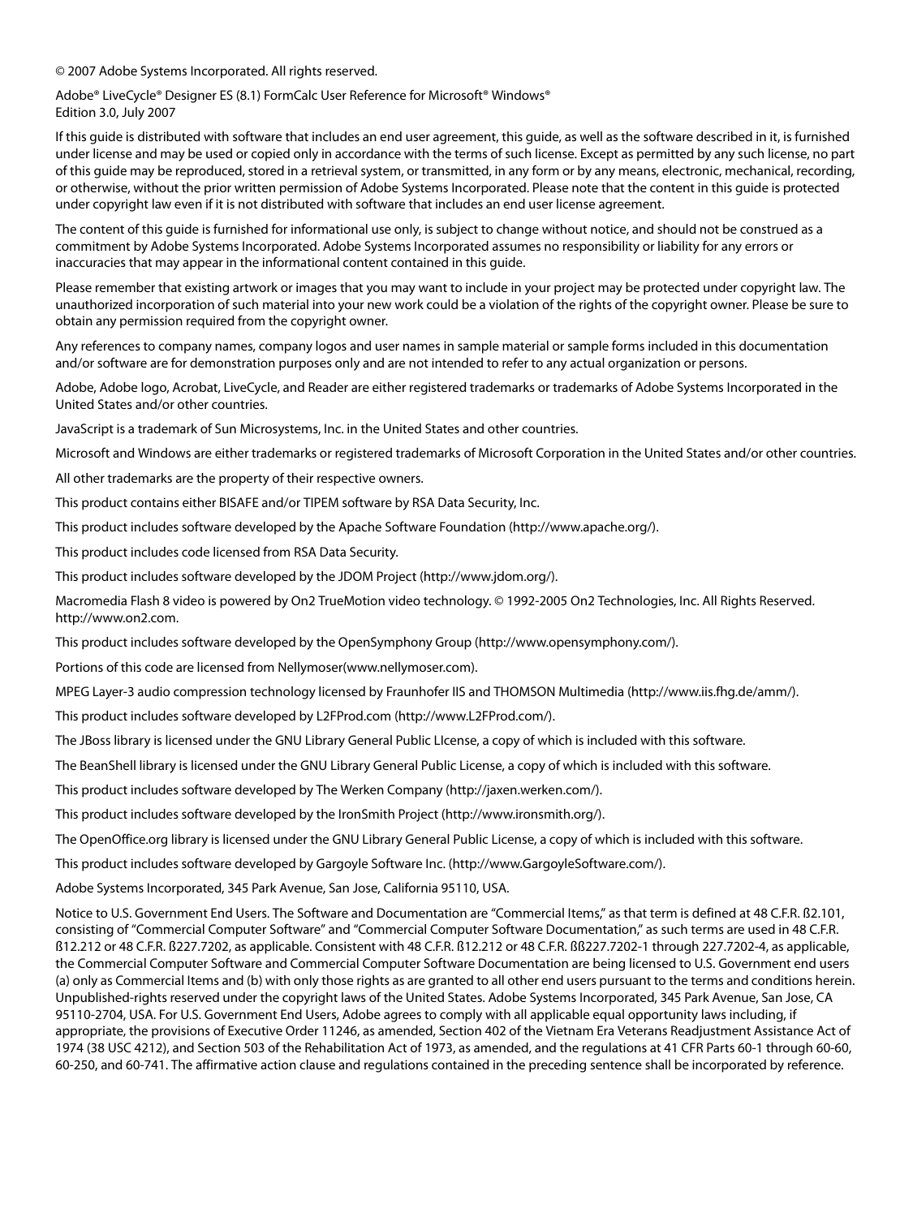© 2007 Adobe Systems Incorporated. All rights reserved.

Adobe® LiveCycle® Designer ES (8.1) FormCalc User Reference for Microsoft® Windows®
Edition 3.0, July 2007

If this guide is distributed with software that includes an end user agreement, this guide, as well as the software described in it, is furnished under license and may be used or copied only in accordance with the terms of such license. Except as permitted by any such license, no part of this guide may be reproduced, stored in a retrieval system, or transmitted, in any form or by any means, electronic, mechanical, recording, or otherwise, without the prior written permission of Adobe Systems Incorporated. Please note that the content in this guide is protected under copyright law even if it is not distributed with software that includes an end user license agreement.

The content of this guide is furnished for informational use only, is subject to change without notice, and should not be construed as a commitment by Adobe Systems Incorporated. Adobe Systems Incorporated assumes no responsibility or liability for any errors or inaccuracies that may appear in the informational content contained in this guide.

Please remember that existing artwork or images that you may want to include in your project may be protected under copyright law. The unauthorized incorporation of such material into your new work could be a violation of the rights of the copyright owner. Please be sure to obtain any permission required from the copyright owner.

Any references to company names, company logos and user names in sample material or sample forms included in this documentation and/or software are for demonstration purposes only and are not intended to refer to any actual organization or persons.

Adobe, Adobe logo, Acrobat, LiveCycle, and Reader are either registered trademarks or trademarks of Adobe Systems Incorporated in the United States and/or other countries.

JavaScript is a trademark of Sun Microsystems, Inc. in the United States and other countries.

Microsoft and Windows are either trademarks or registered trademarks of Microsoft Corporation in the United States and/or other countries.

All other trademarks are the property of their respective owners.

This product contains either BISAFE and/or TIPEM software by RSA Data Security, Inc.

This product includes software developed by the Apache Software Foundation (http://www.apache.org/).

This product includes code licensed from RSA Data Security.

This product includes software developed by the JDOM Project (http://www.jdom.org/).

Macromedia Flash 8 video is powered by On2 TrueMotion video technology. © 1992-2005 On2 Technologies, Inc. All Rights Reserved. http://www.on2.com.

This product includes software developed by the OpenSymphony Group (http://www.opensymphony.com/).

Portions of this code are licensed from Nellymoser(www.nellymoser.com).

MPEG Layer-3 audio compression technology licensed by Fraunhofer IIS and THOMSON Multimedia (http://www.iis.fhg.de/amm/).

This product includes software developed by L2FProd.com (http://www.L2FProd.com/).

The JBoss library is licensed under the GNU Library General Public LIcense, a copy of which is included with this software.

The BeanShell library is licensed under the GNU Library General Public License, a copy of which is included with this software.

This product includes software developed by The Werken Company (http://jaxen.werken.com/).

This product includes software developed by the IronSmith Project (http://www.ironsmith.org/).

The OpenOffice.org library is licensed under the GNU Library General Public License, a copy of which is included with this software.

This product includes software developed by Gargoyle Software Inc. (http://www.GargoyleSoftware.com/).

Adobe Systems Incorporated, 345 Park Avenue, San Jose, California 95110, USA.

Notice to U.S. Government End Users. The Software and Documentation are "Commercial Items," as that term is defined at 48 C.F.R. ß2.101, consisting of "Commercial Computer Software" and "Commercial Computer Software Documentation," as such terms are used in 48 C.F.R. ß12.212 or 48 C.F.R. ß227.7202, as applicable. Consistent with 48 C.F.R. ß12.212 or 48 C.F.R. ßß227.7202-1 through 227.7202-4, as applicable, the Commercial Computer Software and Commercial Computer Software Documentation are being licensed to U.S. Government end users (a) only as Commercial Items and (b) with only those rights as are granted to all other end users pursuant to the terms and conditions herein. Unpublished-rights reserved under the copyright laws of the United States. Adobe Systems Incorporated, 345 Park Avenue, San Jose, CA 95110-2704, USA. For U.S. Government End Users, Adobe agrees to comply with all applicable equal opportunity laws including, if appropriate, the provisions of Executive Order 11246, as amended, Section 402 of the Vietnam Era Veterans Readjustment Assistance Act of 1974 (38 USC 4212), and Section 503 of the Rehabilitation Act of 1973, as amended, and the regulations at 41 CFR Parts 60-1 through 60-60, 60-250, and 60-741. The affirmative action clause and regulations contained in the preceding sentence shall be incorporated by reference.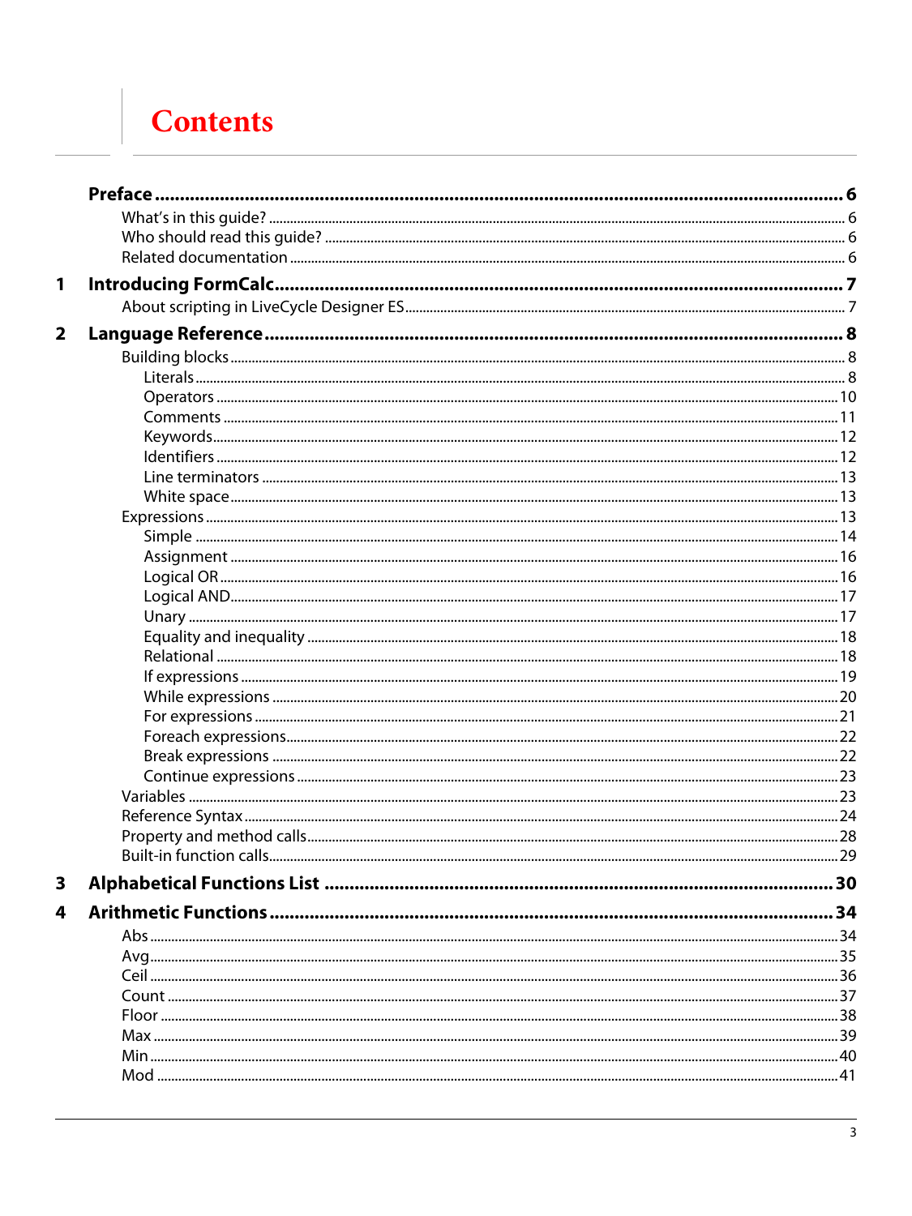# Contents

**Preface** ........................................................................................................ **6**

- What's in this guide? ........................................................................................ 6
- Who should read this guide? ............................................................................. 6
- Related documentation ..................................................................................... 6

**1 Introducing FormCalc** ........................................................................................ **7**

- About scripting in LiveCycle Designer ES .......................................................... 7

**2 Language Reference** ........................................................................................ **8**

- Building blocks .................................................................................................. 8
  - Literals ........................................................................................................ 8
  - Operators .................................................................................................. 10
  - Comments .................................................................................................. 11
  - Keywords ................................................................................................... 12
  - Identifiers .................................................................................................. 12
  - Line terminators ........................................................................................ 13
  - White space ............................................................................................... 13
- Expressions ..................................................................................................... 13
  - Simple ....................................................................................................... 14
  - Assignment ................................................................................................ 16
  - Logical OR ................................................................................................. 16
  - Logical AND ............................................................................................... 17
  - Unary ......................................................................................................... 17
  - Equality and inequality .............................................................................. 18
  - Relational .................................................................................................. 18
  - If expressions ............................................................................................. 19
  - While expressions ...................................................................................... 20
  - For expressions .......................................................................................... 21
  - Foreach expressions ................................................................................... 22
  - Break expressions ...................................................................................... 22
  - Continue expressions ................................................................................. 23
- Variables ......................................................................................................... 23
- Reference Syntax ............................................................................................. 24
- Property and method calls ............................................................................... 28
- Built-in function calls ....................................................................................... 29

**3 Alphabetical Functions List** ........................................................................................ **30**

**4 Arithmetic Functions** ........................................................................................ **34**

- Abs .................................................................................................................. 34
- Avg .................................................................................................................. 35
- Ceil .................................................................................................................. 36
- Count ............................................................................................................... 37
- Floor ................................................................................................................ 38
- Max .................................................................................................................. 39
- Min .................................................................................................................. 40
- Mod ................................................................................................................. 41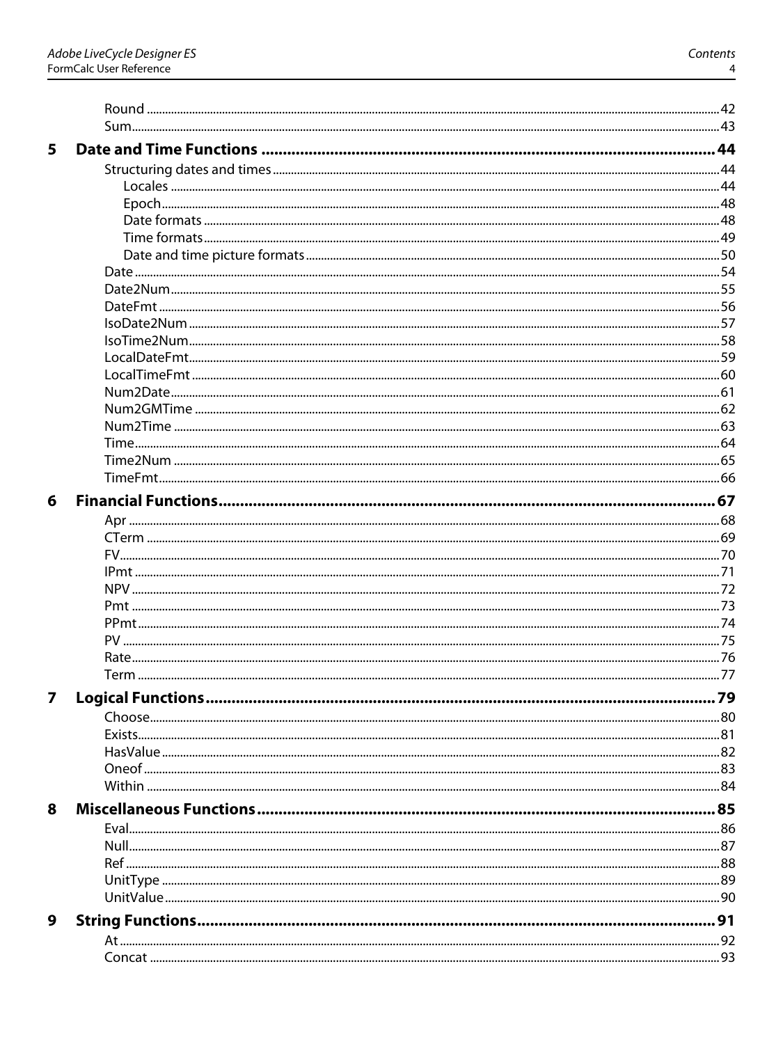Round ..... 42
Sum ..... 43

**5 Date and Time Functions ..... 44**

Structuring dates and times ..... 44
- Locales ..... 44
- Epoch ..... 48
- Date formats ..... 48
- Time formats ..... 49
- Date and time picture formats ..... 50

Date ..... 54
Date2Num ..... 55
DateFmt ..... 56
IsoDate2Num ..... 57
IsoTime2Num ..... 58
LocalDateFmt ..... 59
LocalTimeFmt ..... 60
Num2Date ..... 61
Num2GMTime ..... 62
Num2Time ..... 63
Time ..... 64
Time2Num ..... 65
TimeFmt ..... 66

**6 Financial Functions ..... 67**

Apr ..... 68
CTerm ..... 69
FV ..... 70
IPmt ..... 71
NPV ..... 72
Pmt ..... 73
PPmt ..... 74
PV ..... 75
Rate ..... 76
Term ..... 77

**7 Logical Functions ..... 79**

Choose ..... 80
Exists ..... 81
HasValue ..... 82
Oneof ..... 83
Within ..... 84

**8 Miscellaneous Functions ..... 85**

Eval ..... 86
Null ..... 87
Ref ..... 88
UnitType ..... 89
UnitValue ..... 90

**9 String Functions ..... 91**

At ..... 92
Concat ..... 93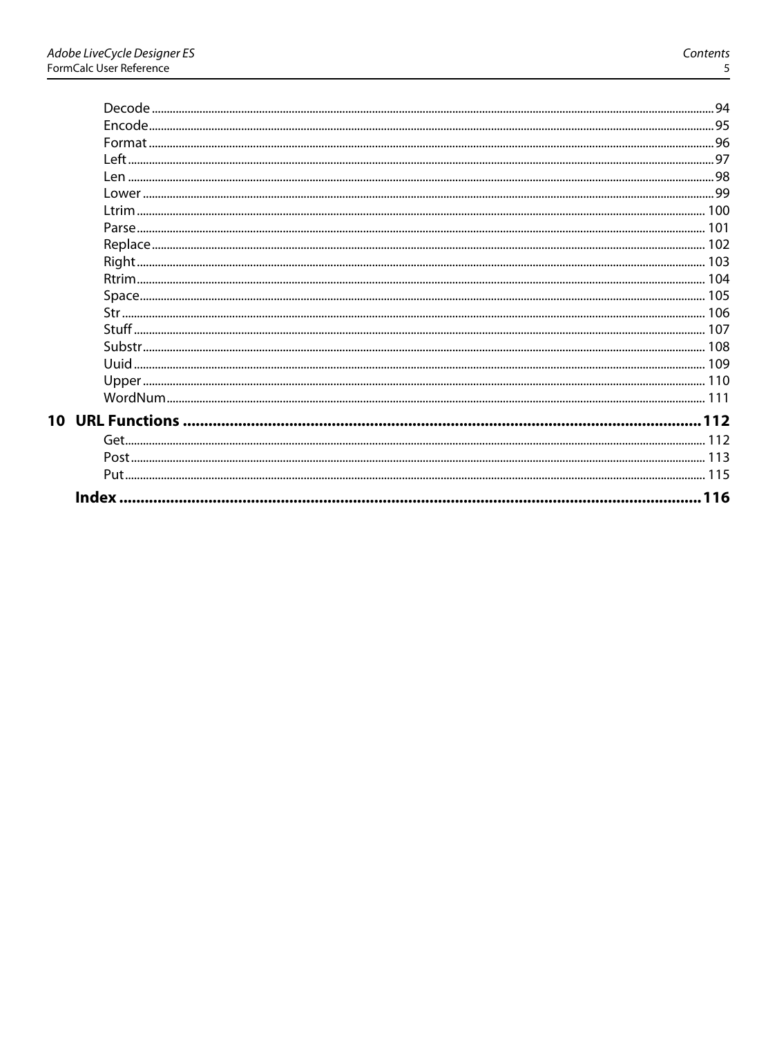Decode ........................................................ 94
Encode ........................................................ 95
Format ........................................................ 96
Left ........................................................ 97
Len ........................................................ 98
Lower ........................................................ 99
Ltrim ........................................................ 100
Parse ........................................................ 101
Replace ........................................................ 102
Right ........................................................ 103
Rtrim ........................................................ 104
Space ........................................................ 105
Str ........................................................ 106
Stuff ........................................................ 107
Substr ........................................................ 108
Uuid ........................................................ 109
Upper ........................................................ 110
WordNum ........................................................ 111

**10 URL Functions ........................................................ 112**

Get ........................................................ 112
Post ........................................................ 113
Put ........................................................ 115

**Index ........................................................ 116**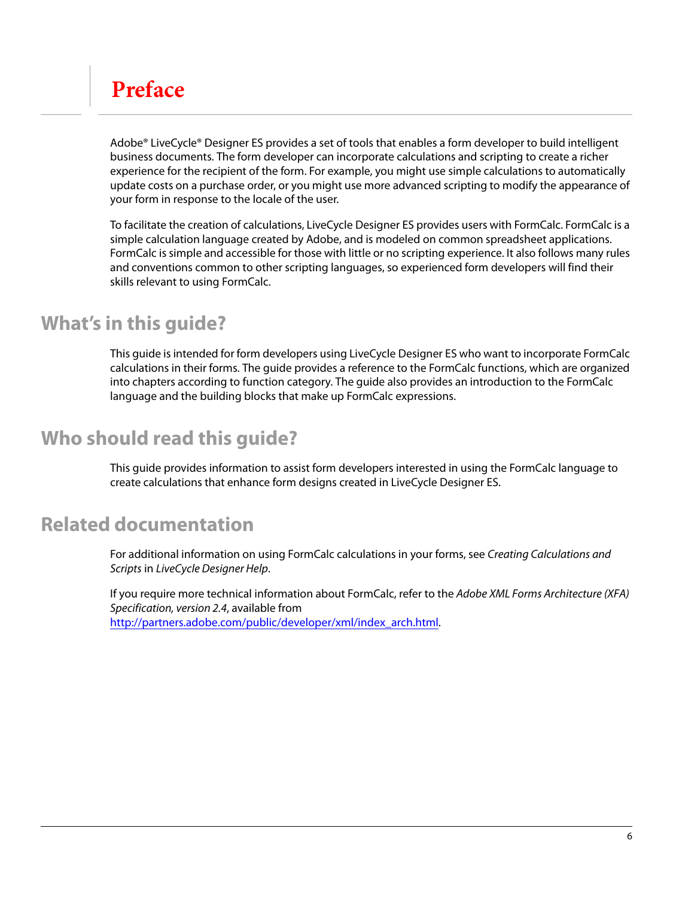# Preface

Adobe® LiveCycle® Designer ES provides a set of tools that enables a form developer to build intelligent business documents. The form developer can incorporate calculations and scripting to create a richer experience for the recipient of the form. For example, you might use simple calculations to automatically update costs on a purchase order, or you might use more advanced scripting to modify the appearance of your form in response to the locale of the user.

To facilitate the creation of calculations, LiveCycle Designer ES provides users with FormCalc. FormCalc is a simple calculation language created by Adobe, and is modeled on common spreadsheet applications. FormCalc is simple and accessible for those with little or no scripting experience. It also follows many rules and conventions common to other scripting languages, so experienced form developers will find their skills relevant to using FormCalc.

## What's in this guide?

This guide is intended for form developers using LiveCycle Designer ES who want to incorporate FormCalc calculations in their forms. The guide provides a reference to the FormCalc functions, which are organized into chapters according to function category. The guide also provides an introduction to the FormCalc language and the building blocks that make up FormCalc expressions.

## Who should read this guide?

This guide provides information to assist form developers interested in using the FormCalc language to create calculations that enhance form designs created in LiveCycle Designer ES.

## Related documentation

For additional information on using FormCalc calculations in your forms, see *Creating Calculations and Scripts* in *LiveCycle Designer Help*.

If you require more technical information about FormCalc, refer to the *Adobe XML Forms Architecture (XFA) Specification, version 2.4*, available from [http://partners.adobe.com/public/developer/xml/index_arch.html](http://partners.adobe.com/public/developer/xml/index_arch.html).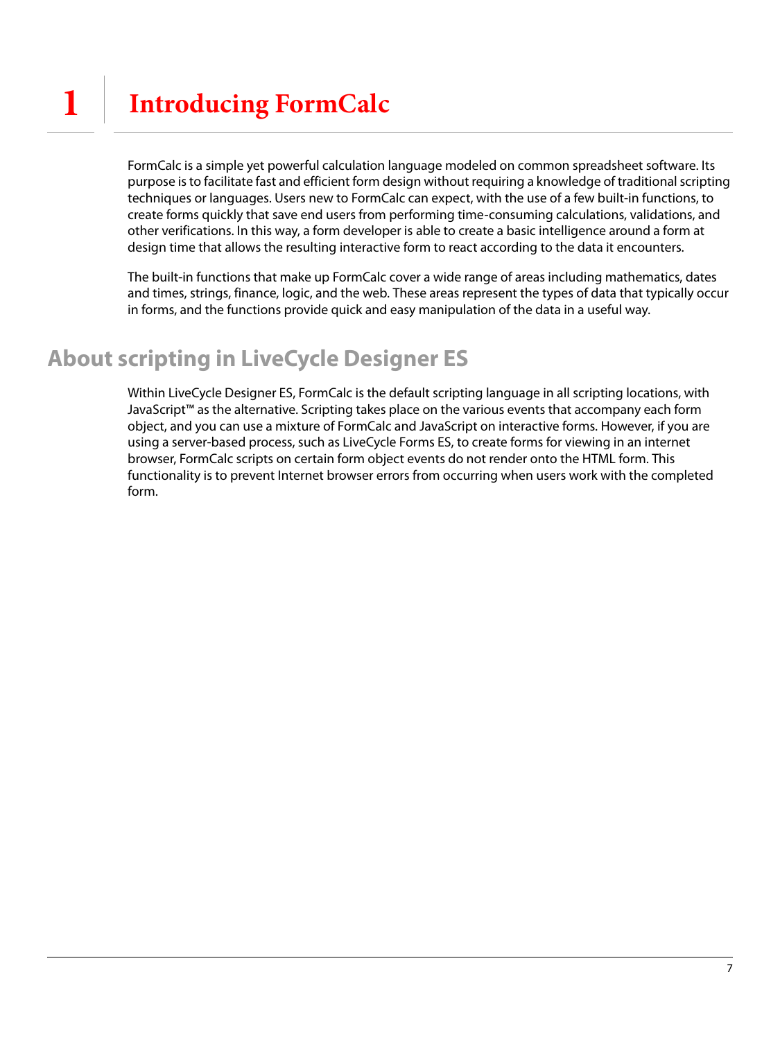# 1 Introducing FormCalc

FormCalc is a simple yet powerful calculation language modeled on common spreadsheet software. Its purpose is to facilitate fast and efficient form design without requiring a knowledge of traditional scripting techniques or languages. Users new to FormCalc can expect, with the use of a few built-in functions, to create forms quickly that save end users from performing time-consuming calculations, validations, and other verifications. In this way, a form developer is able to create a basic intelligence around a form at design time that allows the resulting interactive form to react according to the data it encounters.

The built-in functions that make up FormCalc cover a wide range of areas including mathematics, dates and times, strings, finance, logic, and the web. These areas represent the types of data that typically occur in forms, and the functions provide quick and easy manipulation of the data in a useful way.

## About scripting in LiveCycle Designer ES

Within LiveCycle Designer ES, FormCalc is the default scripting language in all scripting locations, with JavaScript™ as the alternative. Scripting takes place on the various events that accompany each form object, and you can use a mixture of FormCalc and JavaScript on interactive forms. However, if you are using a server-based process, such as LiveCycle Forms ES, to create forms for viewing in an internet browser, FormCalc scripts on certain form object events do not render onto the HTML form. This functionality is to prevent Internet browser errors from occurring when users work with the completed form.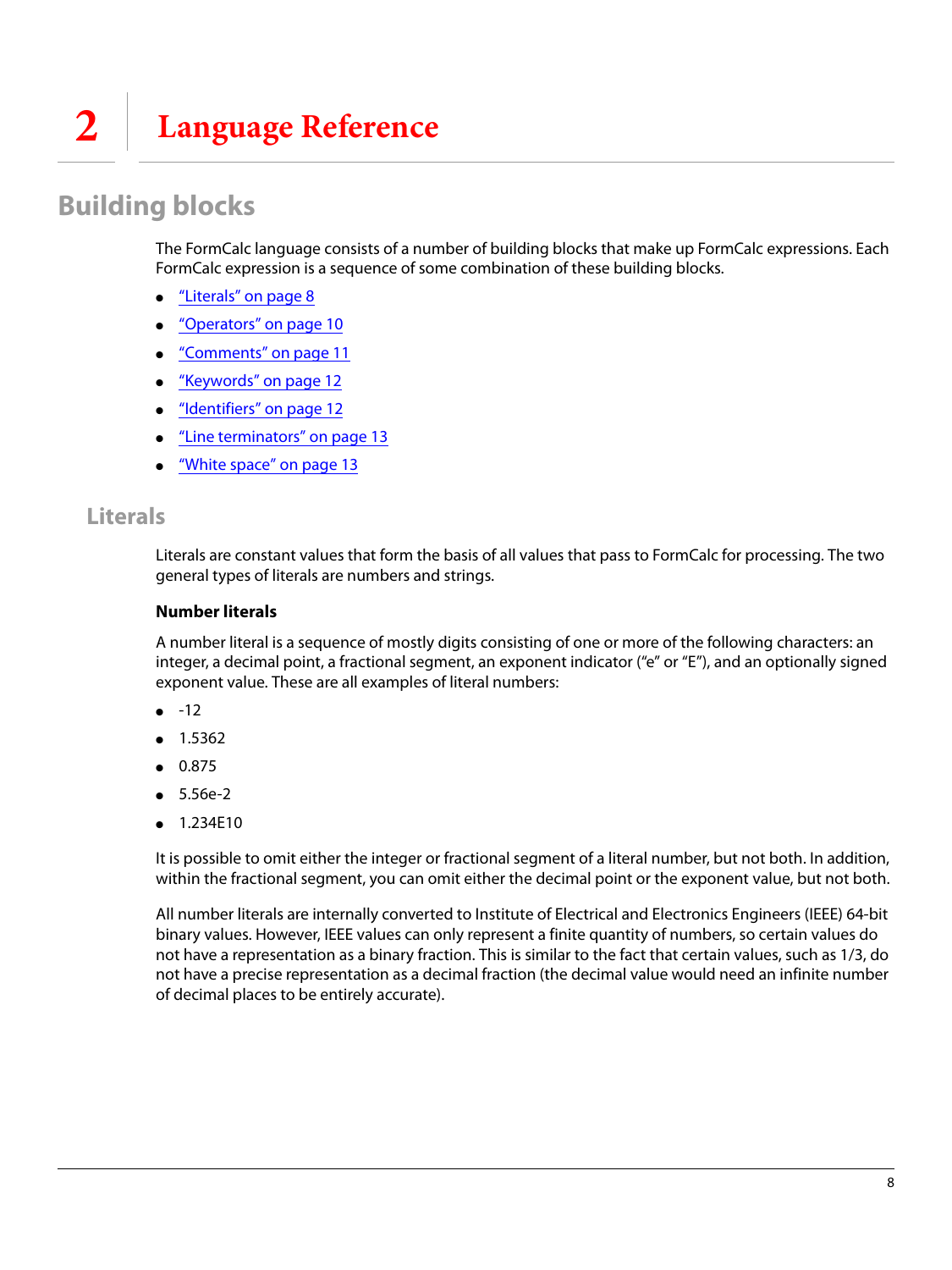# 2 Language Reference

## Building blocks

The FormCalc language consists of a number of building blocks that make up FormCalc expressions. Each FormCalc expression is a sequence of some combination of these building blocks.

- "Literals" on page 8
- "Operators" on page 10
- "Comments" on page 11
- "Keywords" on page 12
- "Identifiers" on page 12
- "Line terminators" on page 13
- "White space" on page 13

### Literals

Literals are constant values that form the basis of all values that pass to FormCalc for processing. The two general types of literals are numbers and strings.

#### Number literals

A number literal is a sequence of mostly digits consisting of one or more of the following characters: an integer, a decimal point, a fractional segment, an exponent indicator ("e" or "E"), and an optionally signed exponent value. These are all examples of literal numbers:

- -12
- 1.5362
- 0.875
- 5.56e-2
- 1.234E10

It is possible to omit either the integer or fractional segment of a literal number, but not both. In addition, within the fractional segment, you can omit either the decimal point or the exponent value, but not both.

All number literals are internally converted to Institute of Electrical and Electronics Engineers (IEEE) 64-bit binary values. However, IEEE values can only represent a finite quantity of numbers, so certain values do not have a representation as a binary fraction. This is similar to the fact that certain values, such as 1/3, do not have a precise representation as a decimal fraction (the decimal value would need an infinite number of decimal places to be entirely accurate).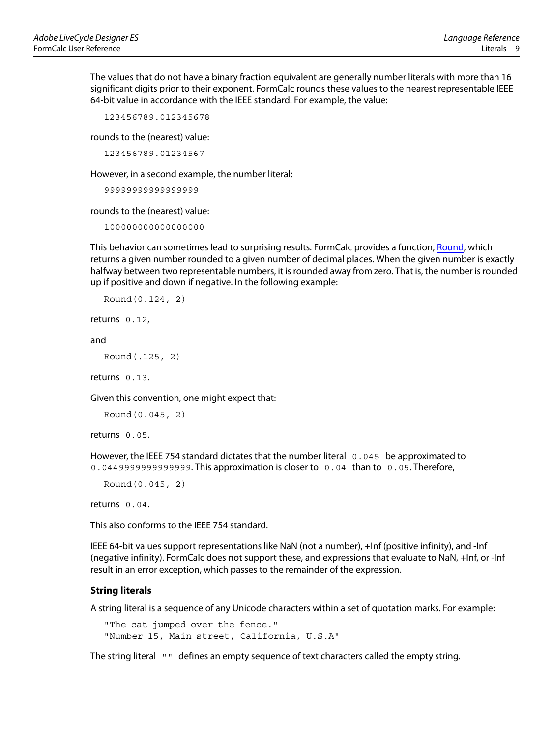The values that do not have a binary fraction equivalent are generally number literals with more than 16 significant digits prior to their exponent. FormCalc rounds these values to the nearest representable IEEE 64-bit value in accordance with the IEEE standard. For example, the value:

```
123456789.012345678
```

rounds to the (nearest) value:

```
123456789.01234567
```

However, in a second example, the number literal:

```
99999999999999999
```

rounds to the (nearest) value:

```
100000000000000000
```

This behavior can sometimes lead to surprising results. FormCalc provides a function, Round, which returns a given number rounded to a given number of decimal places. When the given number is exactly halfway between two representable numbers, it is rounded away from zero. That is, the number is rounded up if positive and down if negative. In the following example:

```
Round(0.124, 2)
```

returns `0.12`,

and

```
Round(.125, 2)
```

returns `0.13`.

Given this convention, one might expect that:

```
Round(0.045, 2)
```

returns `0.05`.

However, the IEEE 754 standard dictates that the number literal `0.045` be approximated to `0.0449999999999999`. This approximation is closer to `0.04` than to `0.05`. Therefore,

```
Round(0.045, 2)
```

returns `0.04`.

This also conforms to the IEEE 754 standard.

IEEE 64-bit values support representations like NaN (not a number), +Inf (positive infinity), and -Inf (negative infinity). FormCalc does not support these, and expressions that evaluate to NaN, +Inf, or -Inf result in an error exception, which passes to the remainder of the expression.

### String literals

A string literal is a sequence of any Unicode characters within a set of quotation marks. For example:

```
"The cat jumped over the fence."
"Number 15, Main street, California, U.S.A"
```

The string literal `""` defines an empty sequence of text characters called the empty string.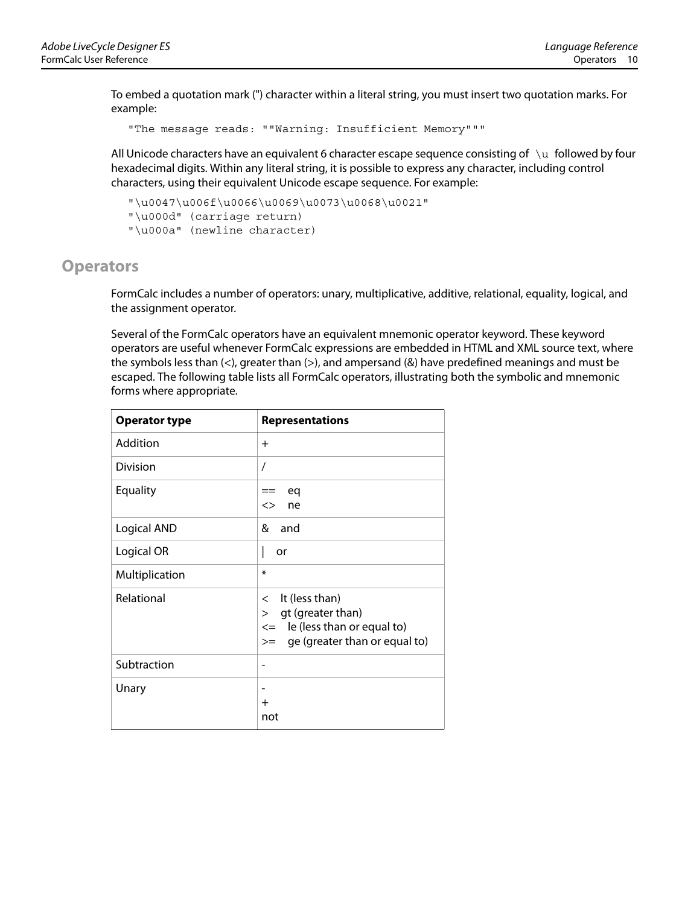To embed a quotation mark (") character within a literal string, you must insert two quotation marks. For example:

```
"The message reads: ""Warning: Insufficient Memory"""
```

All Unicode characters have an equivalent 6 character escape sequence consisting of `\u` followed by four hexadecimal digits. Within any literal string, it is possible to express any character, including control characters, using their equivalent Unicode escape sequence. For example:

```
"\u0047\u006f\u0066\u0069\u0073\u0068\u0021"
"\u000d" (carriage return)
"\u000a" (newline character)
```

## Operators

FormCalc includes a number of operators: unary, multiplicative, additive, relational, equality, logical, and the assignment operator.

Several of the FormCalc operators have an equivalent mnemonic operator keyword. These keyword operators are useful whenever FormCalc expressions are embedded in HTML and XML source text, where the symbols less than (<), greater than (>), and ampersand (&) have predefined meanings and must be escaped. The following table lists all FormCalc operators, illustrating both the symbolic and mnemonic forms where appropriate.

| Operator type | Representations |
|---|---|
| Addition | + |
| Division | / |
| Equality | == eq<br><> ne |
| Logical AND | & and |
| Logical OR | \| or |
| Multiplication | * |
| Relational | < lt (less than)<br>> gt (greater than)<br><= le (less than or equal to)<br>>= ge (greater than or equal to) |
| Subtraction | - |
| Unary | -<br>+<br>not |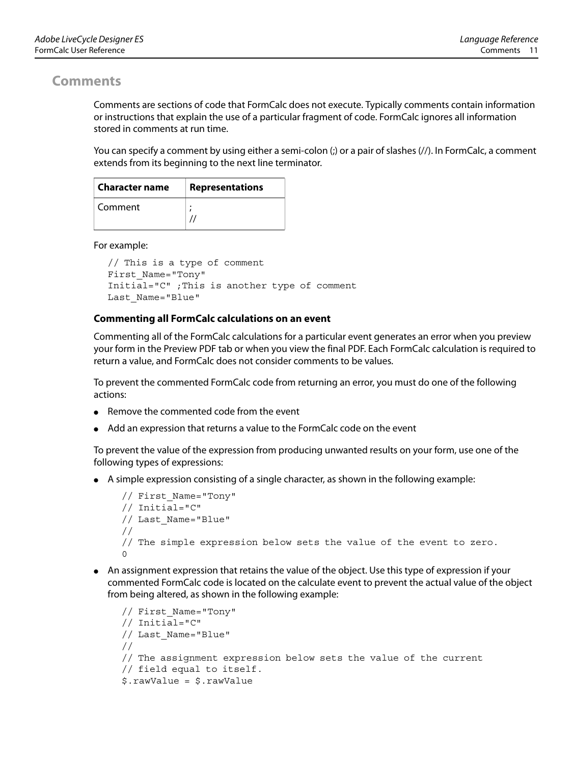## Comments

Comments are sections of code that FormCalc does not execute. Typically comments contain information or instructions that explain the use of a particular fragment of code. FormCalc ignores all information stored in comments at run time.

You can specify a comment by using either a semi-colon (;) or a pair of slashes (//). In FormCalc, a comment extends from its beginning to the next line terminator.

| Character name | Representations |
|---|---|
| Comment | ;<br>// |

For example:

```
// This is a type of comment
First_Name="Tony"
Initial="C" ;This is another type of comment
Last_Name="Blue"
```

### Commenting all FormCalc calculations on an event

Commenting all of the FormCalc calculations for a particular event generates an error when you preview your form in the Preview PDF tab or when you view the final PDF. Each FormCalc calculation is required to return a value, and FormCalc does not consider comments to be values.

To prevent the commented FormCalc code from returning an error, you must do one of the following actions:

- Remove the commented code from the event
- Add an expression that returns a value to the FormCalc code on the event

To prevent the value of the expression from producing unwanted results on your form, use one of the following types of expressions:

- A simple expression consisting of a single character, as shown in the following example:

```
// First_Name="Tony"
// Initial="C"
// Last_Name="Blue"
//
// The simple expression below sets the value of the event to zero.
0
```

- An assignment expression that retains the value of the object. Use this type of expression if your commented FormCalc code is located on the calculate event to prevent the actual value of the object from being altered, as shown in the following example:

```
// First_Name="Tony"
// Initial="C"
// Last_Name="Blue"
//
// The assignment expression below sets the value of the current
// field equal to itself.
$.rawValue = $.rawValue
```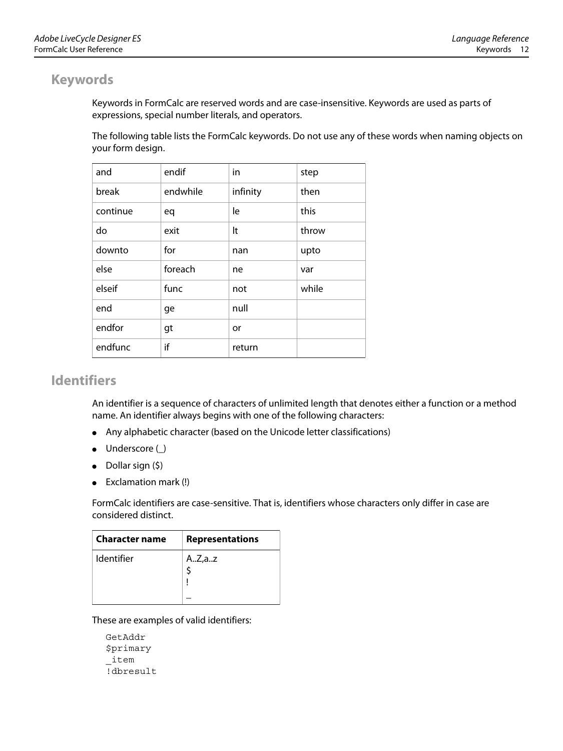## Keywords

Keywords in FormCalc are reserved words and are case-insensitive. Keywords are used as parts of expressions, special number literals, and operators.

The following table lists the FormCalc keywords. Do not use any of these words when naming objects on your form design.

| | | | |
|---|---|---|---|
| and | endif | in | step |
| break | endwhile | infinity | then |
| continue | eq | le | this |
| do | exit | lt | throw |
| downto | for | nan | upto |
| else | foreach | ne | var |
| elseif | func | not | while |
| end | ge | null | |
| endfor | gt | or | |
| endfunc | if | return | |

## Identifiers

An identifier is a sequence of characters of unlimited length that denotes either a function or a method name. An identifier always begins with one of the following characters:

- Any alphabetic character (based on the Unicode letter classifications)
- Underscore (_)
- Dollar sign ($)
- Exclamation mark (!)

FormCalc identifiers are case-sensitive. That is, identifiers whose characters only differ in case are considered distinct.

| Character name | Representations |
|---|---|
| Identifier | A..Z,a..z<br>$<br>!<br>_ |

These are examples of valid identifiers:

```
GetAddr
$primary
_item
!dbresult
```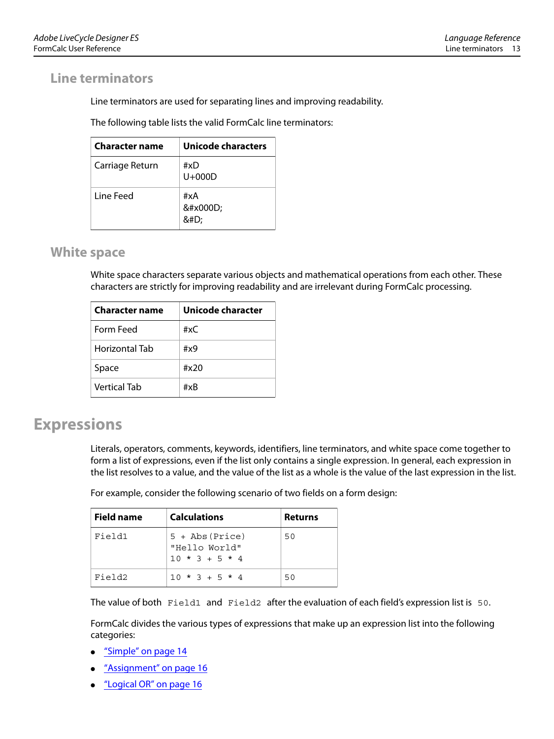## Line terminators

Line terminators are used for separating lines and improving readability.

The following table lists the valid FormCalc line terminators:

| Character name | Unicode characters |
|---|---|
| Carriage Return | #xD<br>U+000D |
| Line Feed | #xA<br>&#x000D;<br>&#D; |

## White space

White space characters separate various objects and mathematical operations from each other. These characters are strictly for improving readability and are irrelevant during FormCalc processing.

| Character name | Unicode character |
|---|---|
| Form Feed | #xC |
| Horizontal Tab | #x9 |
| Space | #x20 |
| Vertical Tab | #xB |

# Expressions

Literals, operators, comments, keywords, identifiers, line terminators, and white space come together to form a list of expressions, even if the list only contains a single expression. In general, each expression in the list resolves to a value, and the value of the list as a whole is the value of the last expression in the list.

For example, consider the following scenario of two fields on a form design:

| Field name | Calculations | Returns |
|---|---|---|
| `Field1` | `5 + Abs(Price)`<br>`"Hello World"`<br>`10 * 3 + 5 * 4` | `50` |
| `Field2` | `10 * 3 + 5 * 4` | `50` |

The value of both `Field1` and `Field2` after the evaluation of each field's expression list is `50`.

FormCalc divides the various types of expressions that make up an expression list into the following categories:

- "Simple" on page 14
- "Assignment" on page 16
- "Logical OR" on page 16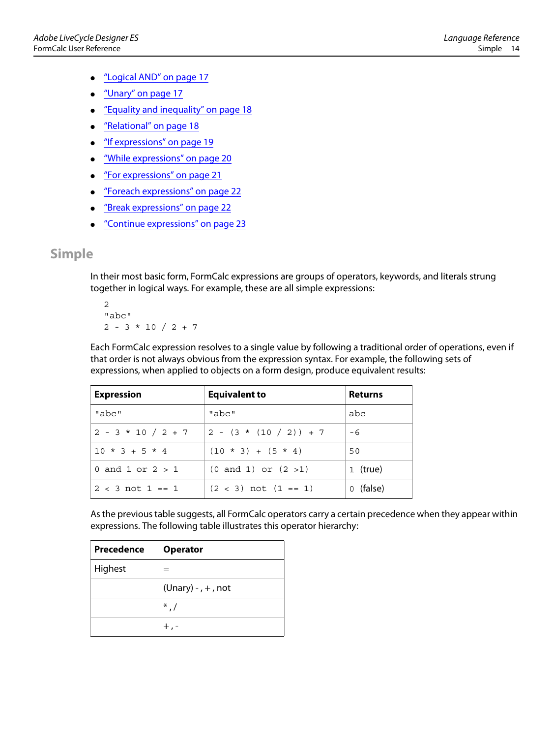- “Logical AND” on page 17
- “Unary” on page 17
- “Equality and inequality” on page 18
- “Relational” on page 18
- “If expressions” on page 19
- “While expressions” on page 20
- “For expressions” on page 21
- “Foreach expressions” on page 22
- “Break expressions” on page 22
- “Continue expressions” on page 23

## Simple

In their most basic form, FormCalc expressions are groups of operators, keywords, and literals strung together in logical ways. For example, these are all simple expressions:

```
2
"abc"
2 - 3 * 10 / 2 + 7
```

Each FormCalc expression resolves to a single value by following a traditional order of operations, even if that order is not always obvious from the expression syntax. For example, the following sets of expressions, when applied to objects on a form design, produce equivalent results:

| Expression | Equivalent to | Returns |
|---|---|---|
| `"abc"` | `"abc"` | `abc` |
| `2 - 3 * 10 / 2 + 7` | `2 - (3 * (10 / 2)) + 7` | `-6` |
| `10 * 3 + 5 * 4` | `(10 * 3) + (5 * 4)` | `50` |
| `0 and 1 or 2 > 1` | `(0 and 1) or (2 >1)` | `1` (true) |
| `2 < 3 not 1 == 1` | `(2 < 3) not (1 == 1)` | `0` (false) |

As the previous table suggests, all FormCalc operators carry a certain precedence when they appear within expressions. The following table illustrates this operator hierarchy:

| Precedence | Operator |
|---|---|
| Highest | = |
| | (Unary) - , + , not |
| | * , / |
| | + , - |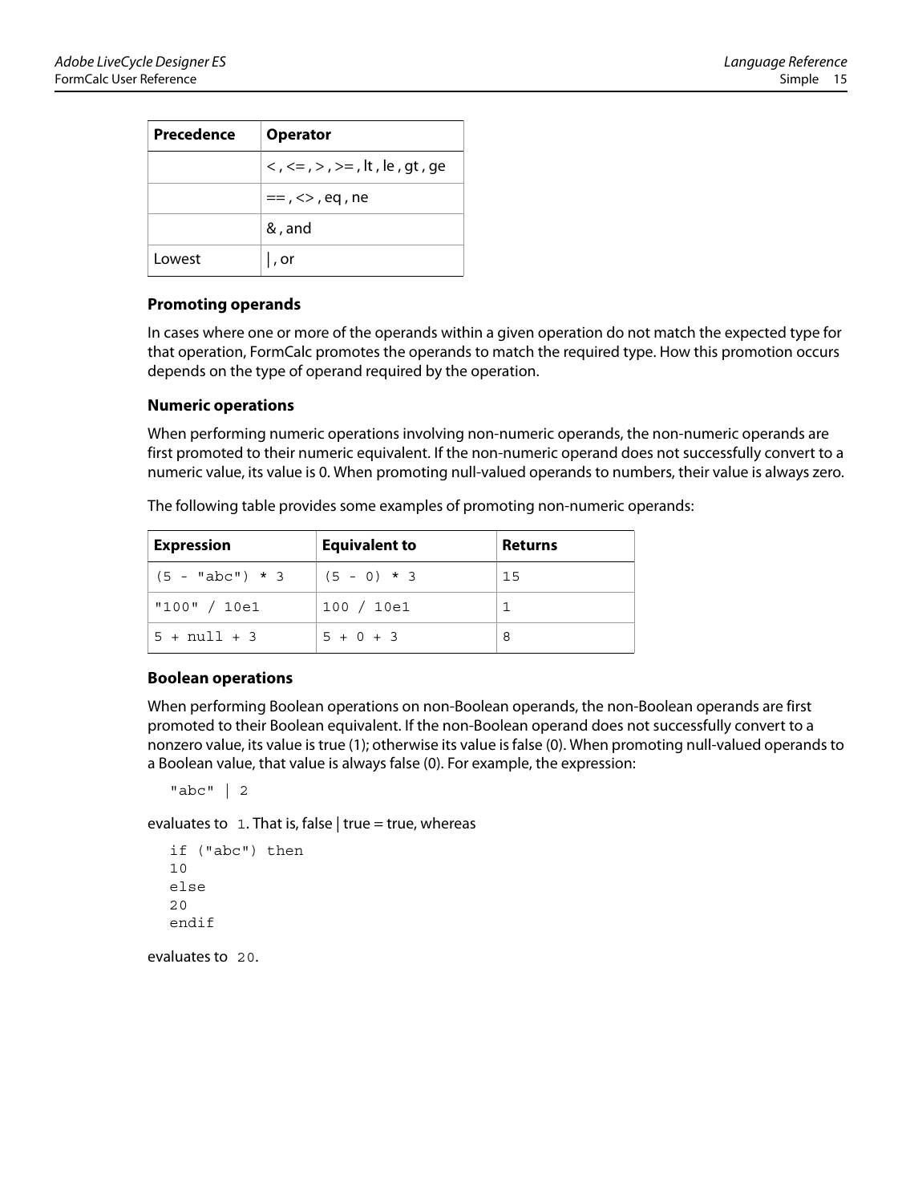| Precedence | Operator |
|---|---|
| | < , <= , > , >= , lt , le , gt , ge |
| | == , <> , eq , ne |
| | & , and |
| Lowest | &#124; , or |

### Promoting operands

In cases where one or more of the operands within a given operation do not match the expected type for that operation, FormCalc promotes the operands to match the required type. How this promotion occurs depends on the type of operand required by the operation.

### Numeric operations

When performing numeric operations involving non-numeric operands, the non-numeric operands are first promoted to their numeric equivalent. If the non-numeric operand does not successfully convert to a numeric value, its value is 0. When promoting null-valued operands to numbers, their value is always zero.

The following table provides some examples of promoting non-numeric operands:

| Expression | Equivalent to | Returns |
|---|---|---|
| `(5 - "abc") * 3` | `(5 - 0) * 3` | `15` |
| `"100" / 10e1` | `100 / 10e1` | `1` |
| `5 + null + 3` | `5 + 0 + 3` | `8` |

### Boolean operations

When performing Boolean operations on non-Boolean operands, the non-Boolean operands are first promoted to their Boolean equivalent. If the non-Boolean operand does not successfully convert to a nonzero value, its value is true (1); otherwise its value is false (0). When promoting null-valued operands to a Boolean value, that value is always false (0). For example, the expression:

```
"abc" | 2
```

evaluates to `1`. That is, false | true = true, whereas

```
if ("abc") then
10
else
20
endif
```

evaluates to `20`.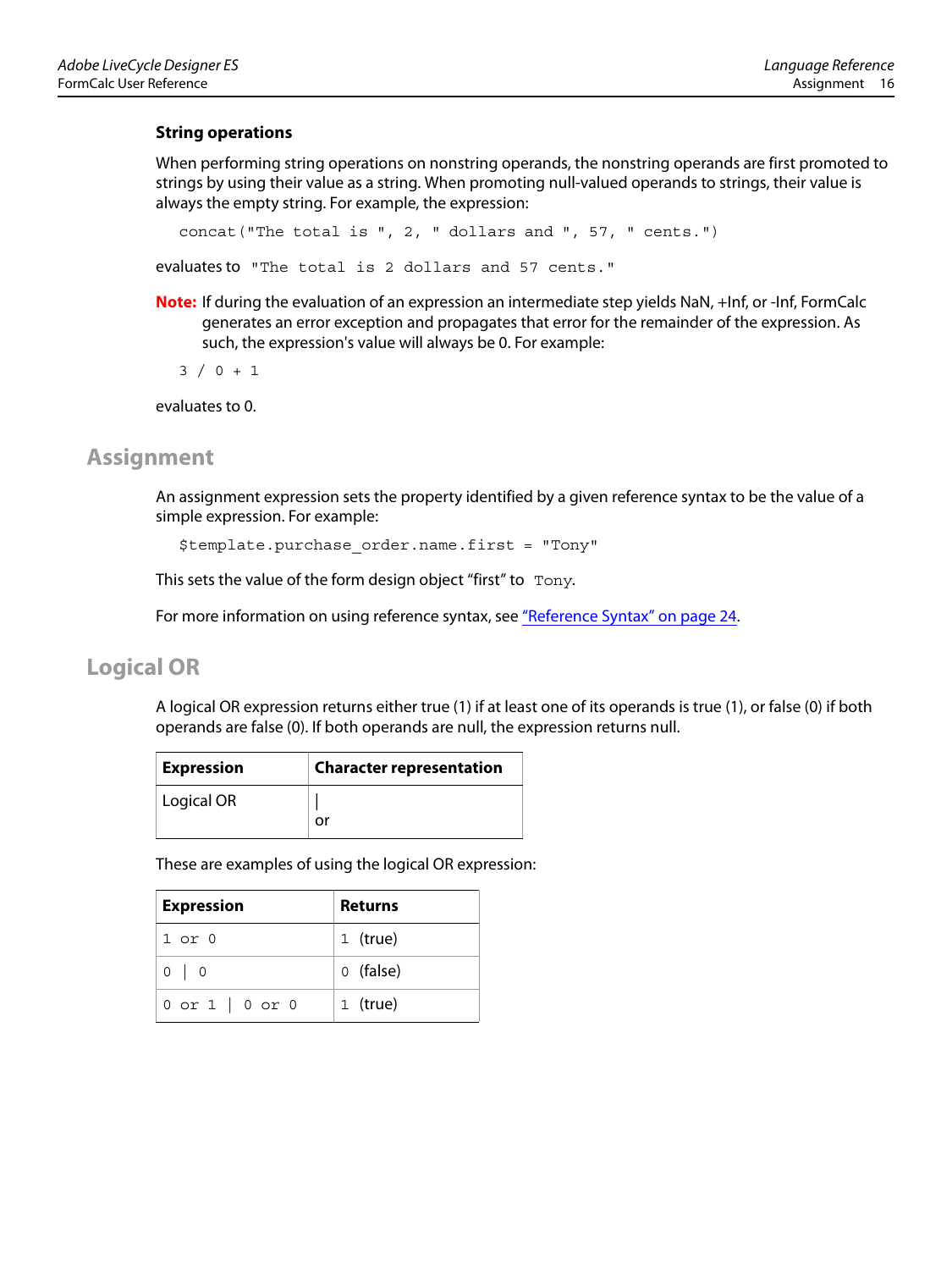### String operations

When performing string operations on nonstring operands, the nonstring operands are first promoted to strings by using their value as a string. When promoting null-valued operands to strings, their value is always the empty string. For example, the expression:

```
concat("The total is ", 2, " dollars and ", 57, " cents.")
```

evaluates to `"The total is 2 dollars and 57 cents."`

**Note:** If during the evaluation of an expression an intermediate step yields NaN, +Inf, or -Inf, FormCalc generates an error exception and propagates that error for the remainder of the expression. As such, the expression's value will always be 0. For example:

```
3 / 0 + 1
```

evaluates to 0.

## Assignment

An assignment expression sets the property identified by a given reference syntax to be the value of a simple expression. For example:

```
$template.purchase_order.name.first = "Tony"
```

This sets the value of the form design object “first” to `Tony`.

For more information on using reference syntax, see “Reference Syntax” on page 24.

## Logical OR

A logical OR expression returns either true (1) if at least one of its operands is true (1), or false (0) if both operands are false (0). If both operands are null, the expression returns null.

| Expression | Character representation |
|---|---|
| Logical OR | \|<br>or |

These are examples of using the logical OR expression:

| Expression | Returns |
|---|---|
| `1 or 0` | `1` (true) |
| `0 \| 0` | `0` (false) |
| `0 or 1 \| 0 or 0` | `1` (true) |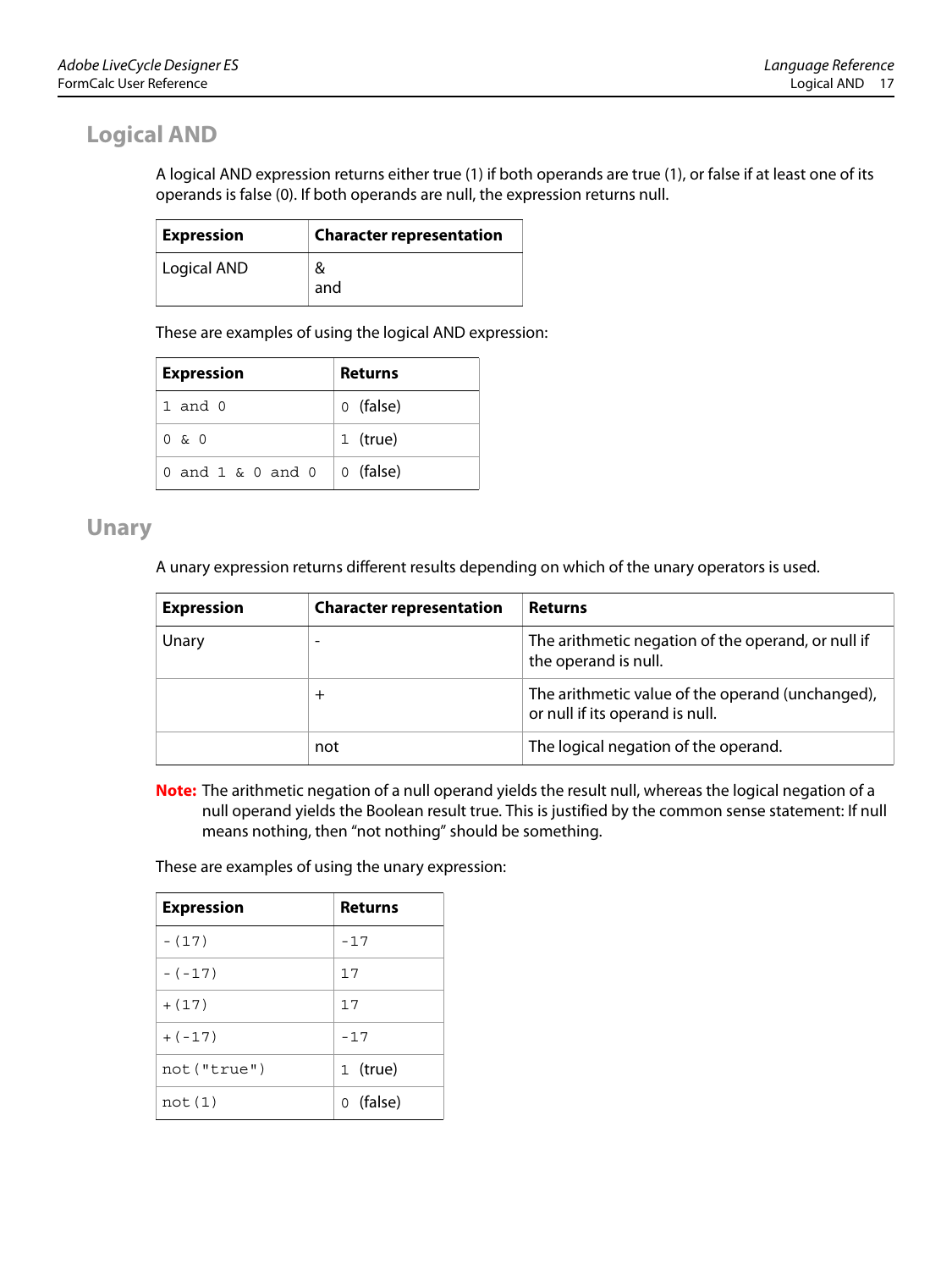## Logical AND

A logical AND expression returns either true (1) if both operands are true (1), or false if at least one of its operands is false (0). If both operands are null, the expression returns null.

| Expression | Character representation |
|---|---|
| Logical AND | &<br>and |

These are examples of using the logical AND expression:

| Expression | Returns |
|---|---|
| `1 and 0` | `0` (false) |
| `0 & 0` | `1` (true) |
| `0 and 1 & 0 and 0` | `0` (false) |

## Unary

A unary expression returns different results depending on which of the unary operators is used.

| Expression | Character representation | Returns |
|---|---|---|
| Unary | - | The arithmetic negation of the operand, or null if the operand is null. |
| | + | The arithmetic value of the operand (unchanged), or null if its operand is null. |
| | not | The logical negation of the operand. |

**Note:** The arithmetic negation of a null operand yields the result null, whereas the logical negation of a null operand yields the Boolean result true. This is justified by the common sense statement: If null means nothing, then "not nothing" should be something.

These are examples of using the unary expression:

| Expression | Returns |
|---|---|
| `-(17)` | `-17` |
| `-(-17)` | `17` |
| `+(17)` | `17` |
| `+(-17)` | `-17` |
| `not("true")` | `1` (true) |
| `not(1)` | `0` (false) |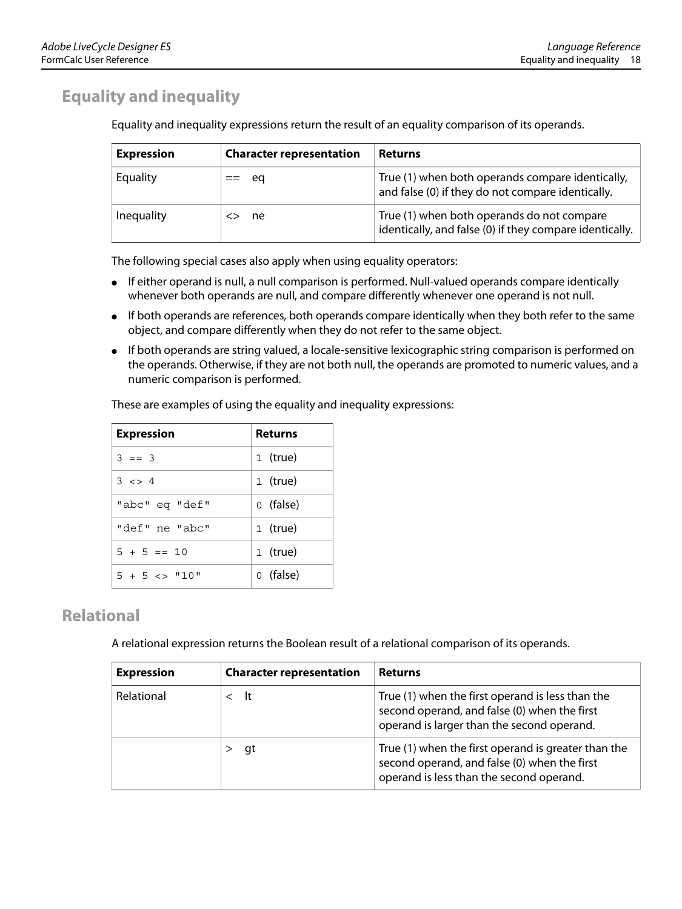## Equality and inequality

Equality and inequality expressions return the result of an equality comparison of its operands.

| Expression | Character representation | Returns |
|---|---|---|
| Equality | `==`  eq | True (1) when both operands compare identically, and false (0) if they do not compare identically. |
| Inequality | `<>`  ne | True (1) when both operands do not compare identically, and false (0) if they compare identically. |

The following special cases also apply when using equality operators:

- If either operand is null, a null comparison is performed. Null-valued operands compare identically whenever both operands are null, and compare differently whenever one operand is not null.
- If both operands are references, both operands compare identically when they both refer to the same object, and compare differently when they do not refer to the same object.
- If both operands are string valued, a locale-sensitive lexicographic string comparison is performed on the operands. Otherwise, if they are not both null, the operands are promoted to numeric values, and a numeric comparison is performed.

These are examples of using the equality and inequality expressions:

| Expression | Returns |
|---|---|
| `3 == 3` | `1` (true) |
| `3 <> 4` | `1` (true) |
| `"abc" eq "def"` | `0` (false) |
| `"def" ne "abc"` | `1` (true) |
| `5 + 5 == 10` | `1` (true) |
| `5 + 5 <> "10"` | `0` (false) |

## Relational

A relational expression returns the Boolean result of a relational comparison of its operands.

| Expression | Character representation | Returns |
|---|---|---|
| Relational | `<`  lt | True (1) when the first operand is less than the second operand, and false (0) when the first operand is larger than the second operand. |
| | `>`  gt | True (1) when the first operand is greater than the second operand, and false (0) when the first operand is less than the second operand. |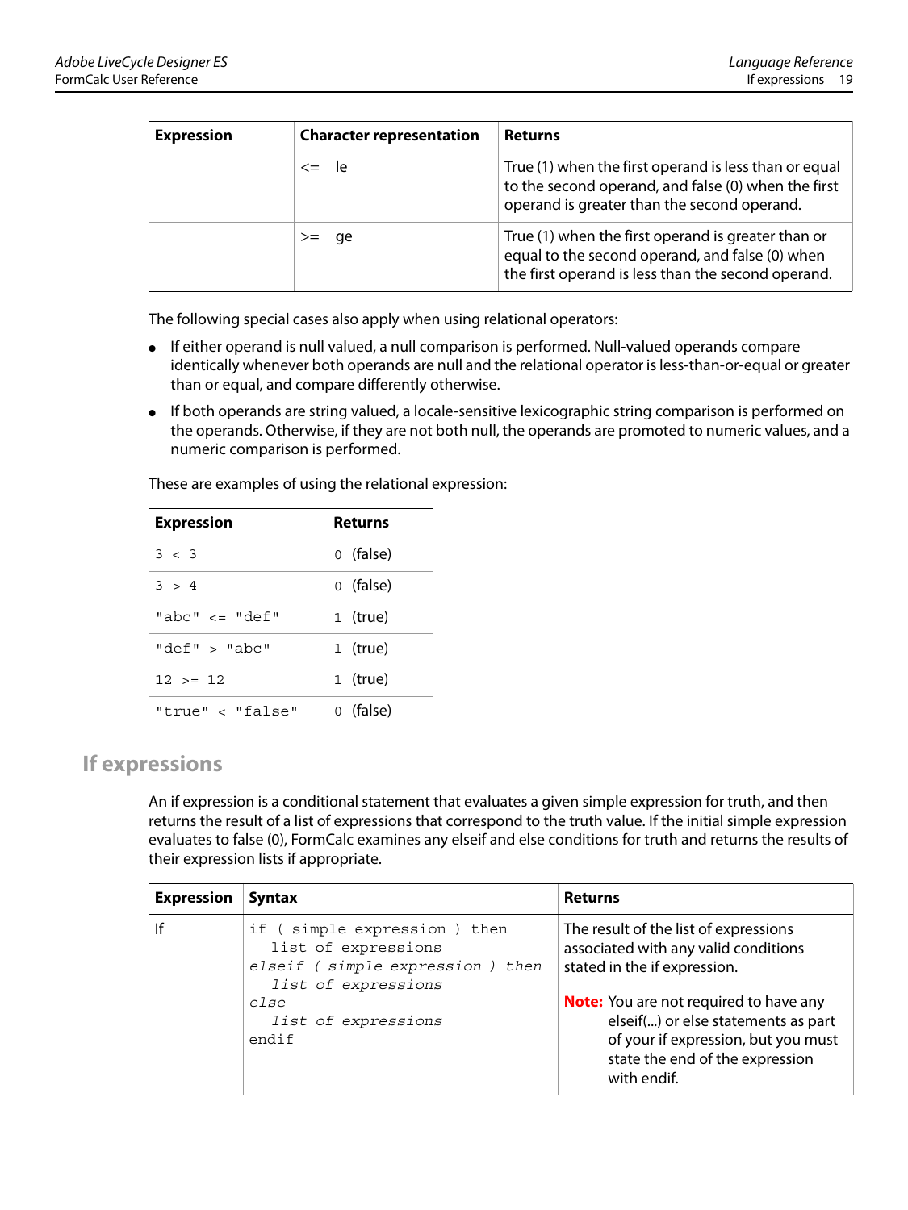| Expression | Character representation | Returns |
|---|---|---|
| | `<=` le | True (1) when the first operand is less than or equal to the second operand, and false (0) when the first operand is greater than the second operand. |
| | `>=` ge | True (1) when the first operand is greater than or equal to the second operand, and false (0) when the first operand is less than the second operand. |

The following special cases also apply when using relational operators:

- If either operand is null valued, a null comparison is performed. Null-valued operands compare identically whenever both operands are null and the relational operator is less-than-or-equal or greater than or equal, and compare differently otherwise.
- If both operands are string valued, a locale-sensitive lexicographic string comparison is performed on the operands. Otherwise, if they are not both null, the operands are promoted to numeric values, and a numeric comparison is performed.

These are examples of using the relational expression:

| Expression | Returns |
|---|---|
| `3 < 3` | `0` (false) |
| `3 > 4` | `0` (false) |
| `"abc" <= "def"` | `1` (true) |
| `"def" > "abc"` | `1` (true) |
| `12 >= 12` | `1` (true) |
| `"true" < "false"` | `0` (false) |

## If expressions

An if expression is a conditional statement that evaluates a given simple expression for truth, and then returns the result of a list of expressions that correspond to the truth value. If the initial simple expression evaluates to false (0), FormCalc examines any elseif and else conditions for truth and returns the results of their expression lists if appropriate.

| Expression | Syntax | Returns |
|---|---|---|
| If | `if ( simple expression ) then`<br>`list of expressions`<br>*`elseif ( simple expression ) then`*<br>*`list of expressions`*<br>*`else`*<br>*`list of expressions`*<br>`endif` | The result of the list of expressions associated with any valid conditions stated in the if expression.<br><br>**Note:** You are not required to have any elseif(...) or else statements as part of your if expression, but you must state the end of the expression with endif. |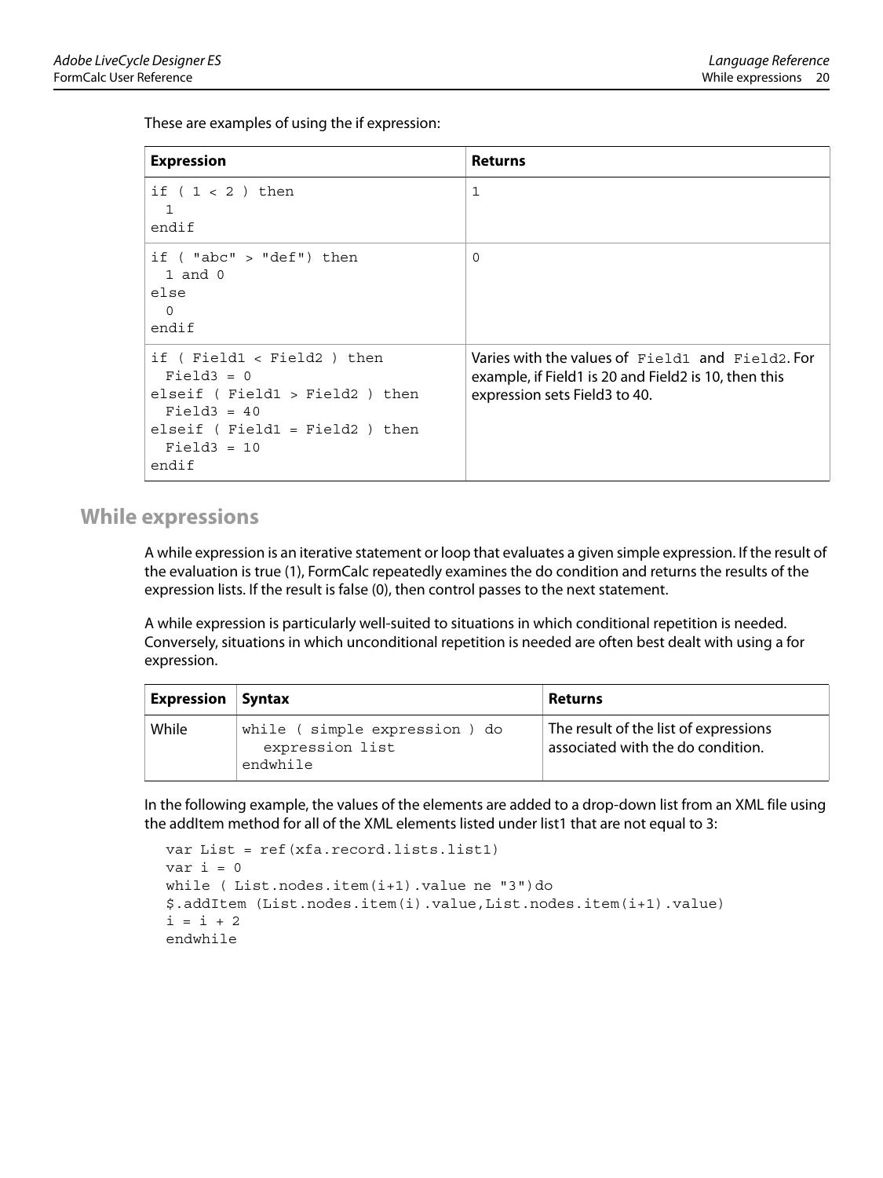These are examples of using the if expression:

| Expression | Returns |
|---|---|
| `if ( 1 < 2 ) then`<br>`  1`<br>`endif` | 1 |
| `if ( "abc" > "def") then`<br>`  1 and 0`<br>`else`<br>`  0`<br>`endif` | 0 |
| `if ( Field1 < Field2 ) then`<br>`  Field3 = 0`<br>`elseif ( Field1 > Field2 ) then`<br>`  Field3 = 40`<br>`elseif ( Field1 = Field2 ) then`<br>`  Field3 = 10`<br>`endif` | Varies with the values of `Field1` and `Field2`. For example, if Field1 is 20 and Field2 is 10, then this expression sets Field3 to 40. |

## While expressions

A while expression is an iterative statement or loop that evaluates a given simple expression. If the result of the evaluation is true (1), FormCalc repeatedly examines the do condition and returns the results of the expression lists. If the result is false (0), then control passes to the next statement.

A while expression is particularly well-suited to situations in which conditional repetition is needed. Conversely, situations in which unconditional repetition is needed are often best dealt with using a for expression.

| Expression | Syntax | Returns |
|---|---|---|
| While | `while ( simple expression ) do`<br>`   expression list`<br>`endwhile` | The result of the list of expressions associated with the do condition. |

In the following example, the values of the elements are added to a drop-down list from an XML file using the addItem method for all of the XML elements listed under list1 that are not equal to 3:

```
var List = ref(xfa.record.lists.list1)
var i = 0
while ( List.nodes.item(i+1).value ne "3")do
$.addItem (List.nodes.item(i).value,List.nodes.item(i+1).value)
i = i + 2
endwhile
```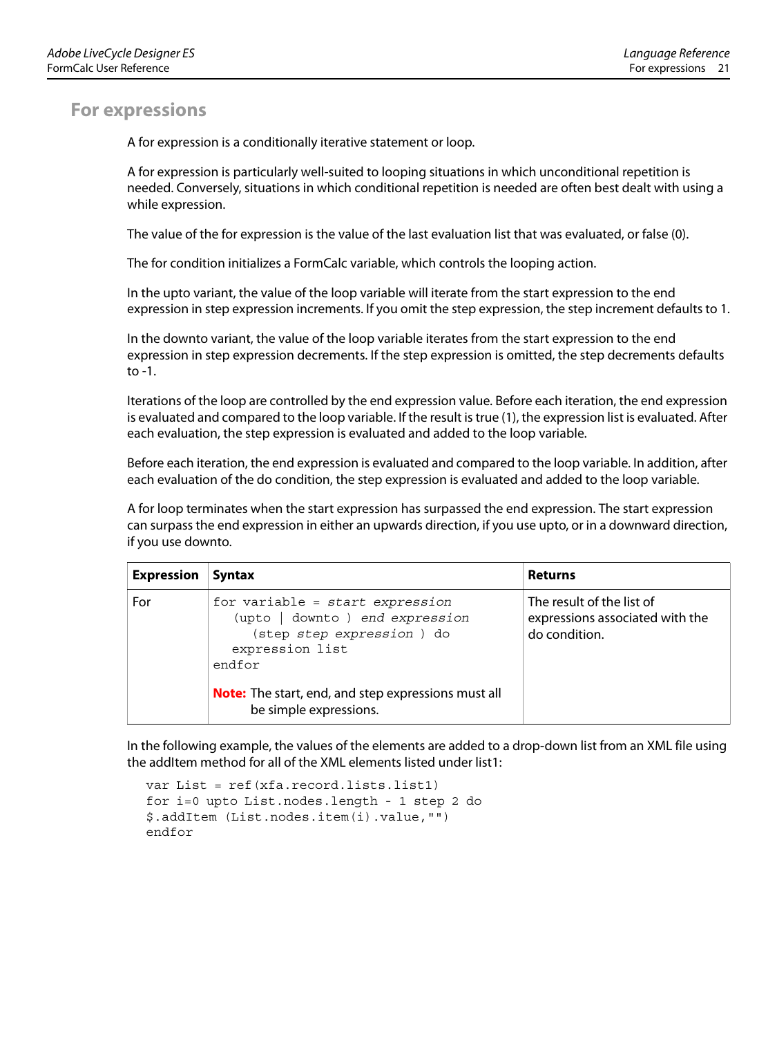## For expressions

A for expression is a conditionally iterative statement or loop.

A for expression is particularly well-suited to looping situations in which unconditional repetition is needed. Conversely, situations in which conditional repetition is needed are often best dealt with using a while expression.

The value of the for expression is the value of the last evaluation list that was evaluated, or false (0).

The for condition initializes a FormCalc variable, which controls the looping action.

In the upto variant, the value of the loop variable will iterate from the start expression to the end expression in step expression increments. If you omit the step expression, the step increment defaults to 1.

In the downto variant, the value of the loop variable iterates from the start expression to the end expression in step expression decrements. If the step expression is omitted, the step decrements defaults to -1.

Iterations of the loop are controlled by the end expression value. Before each iteration, the end expression is evaluated and compared to the loop variable. If the result is true (1), the expression list is evaluated. After each evaluation, the step expression is evaluated and added to the loop variable.

Before each iteration, the end expression is evaluated and compared to the loop variable. In addition, after each evaluation of the do condition, the step expression is evaluated and added to the loop variable.

A for loop terminates when the start expression has surpassed the end expression. The start expression can surpass the end expression in either an upwards direction, if you use upto, or in a downward direction, if you use downto.

| Expression | Syntax | Returns |
| --- | --- | --- |
| For | `for variable = start expression (upto \| downto ) end expression (step step expression ) do expression list endfor`<br><br>**Note:** The start, end, and step expressions must all be simple expressions. | The result of the list of expressions associated with the do condition. |

In the following example, the values of the elements are added to a drop-down list from an XML file using the addItem method for all of the XML elements listed under list1:

```
var List = ref(xfa.record.lists.list1)
for i=0 upto List.nodes.length - 1 step 2 do
$.addItem (List.nodes.item(i).value,"")
endfor
```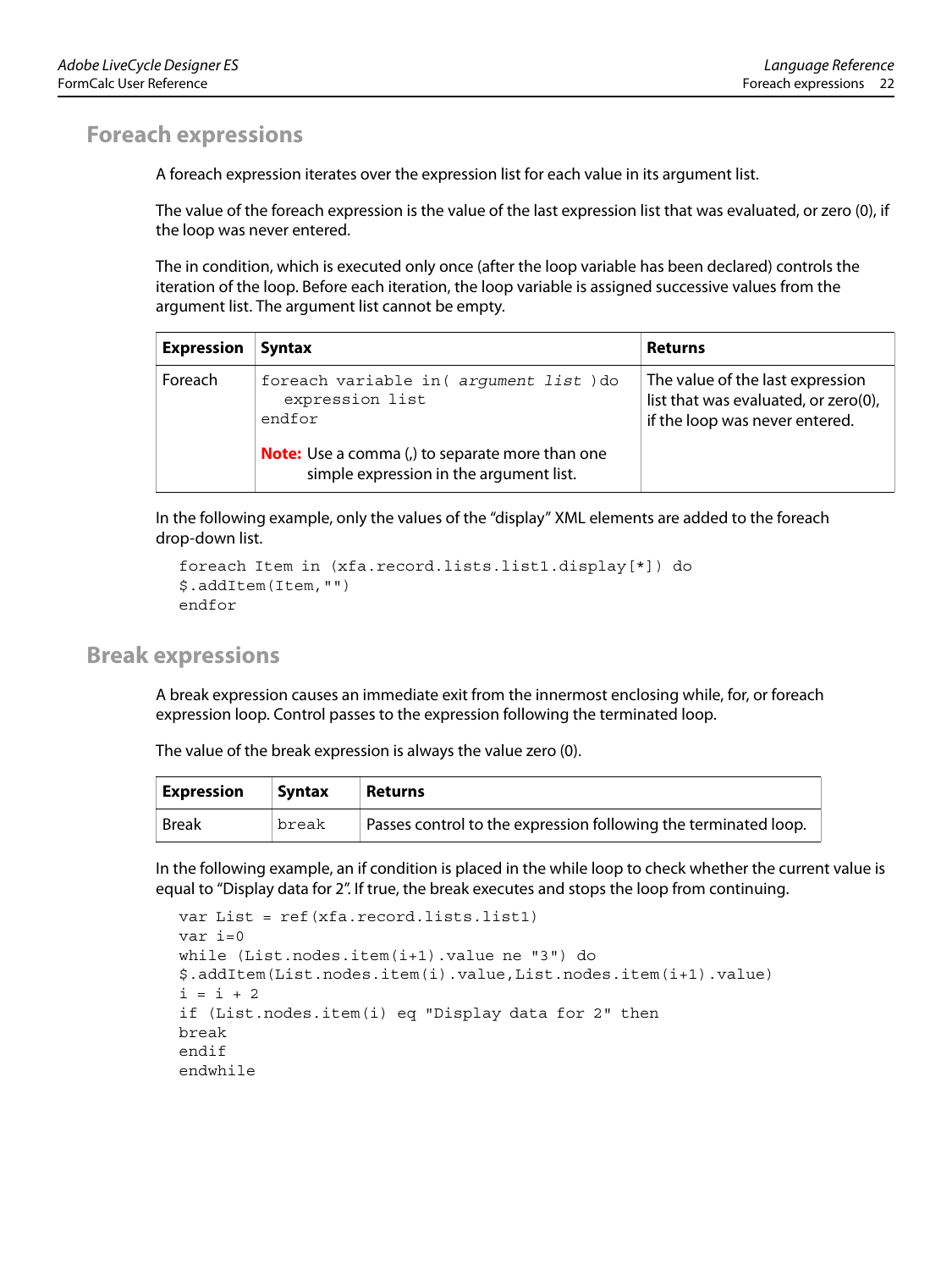## Foreach expressions

A foreach expression iterates over the expression list for each value in its argument list.

The value of the foreach expression is the value of the last expression list that was evaluated, or zero (0), if the loop was never entered.

The in condition, which is executed only once (after the loop variable has been declared) controls the iteration of the loop. Before each iteration, the loop variable is assigned successive values from the argument list. The argument list cannot be empty.

| Expression | Syntax | Returns |
|---|---|---|
| Foreach | `foreach variable in( argument list )do`<br>`expression list`<br>`endfor`<br><br>**Note:** Use a comma (,) to separate more than one simple expression in the argument list. | The value of the last expression list that was evaluated, or zero(0), if the loop was never entered. |

In the following example, only the values of the “display” XML elements are added to the foreach drop-down list.

```
foreach Item in (xfa.record.lists.list1.display[*]) do
$.addItem(Item,"")
endfor
```

## Break expressions

A break expression causes an immediate exit from the innermost enclosing while, for, or foreach expression loop. Control passes to the expression following the terminated loop.

The value of the break expression is always the value zero (0).

| Expression | Syntax | Returns |
|---|---|---|
| Break | `break` | Passes control to the expression following the terminated loop. |

In the following example, an if condition is placed in the while loop to check whether the current value is equal to “Display data for 2”. If true, the break executes and stops the loop from continuing.

```
var List = ref(xfa.record.lists.list1)
var i=0
while (List.nodes.item(i+1).value ne "3") do
$.addItem(List.nodes.item(i).value,List.nodes.item(i+1).value)
i = i + 2
if (List.nodes.item(i) eq "Display data for 2" then
break
endif
endwhile
```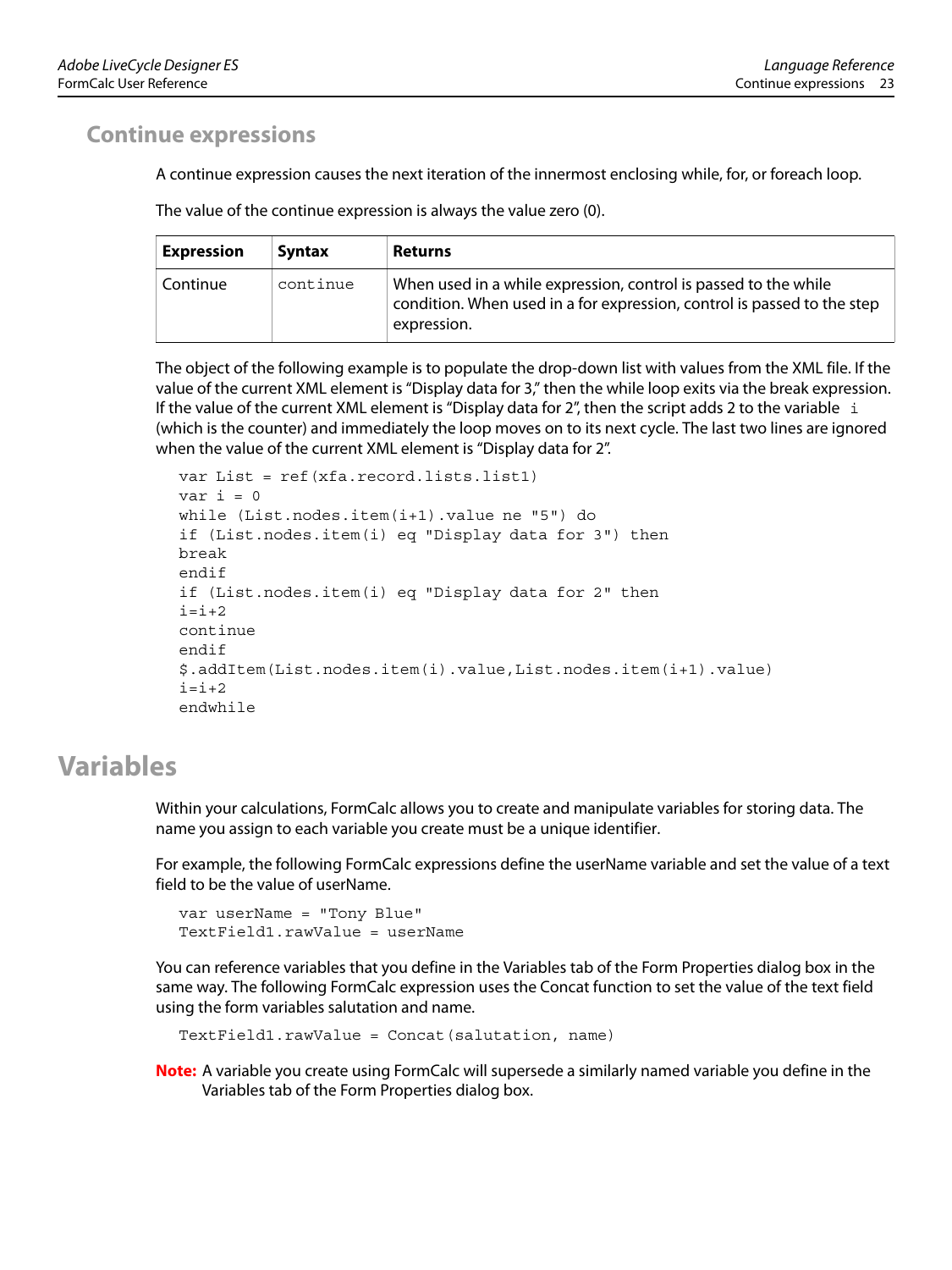## Continue expressions

A continue expression causes the next iteration of the innermost enclosing while, for, or foreach loop.

The value of the continue expression is always the value zero (0).

| Expression | Syntax | Returns |
|---|---|---|
| Continue | `continue` | When used in a while expression, control is passed to the while condition. When used in a for expression, control is passed to the step expression. |

The object of the following example is to populate the drop-down list with values from the XML file. If the value of the current XML element is "Display data for 3," then the while loop exits via the break expression. If the value of the current XML element is "Display data for 2", then the script adds 2 to the variable `i` (which is the counter) and immediately the loop moves on to its next cycle. The last two lines are ignored when the value of the current XML element is "Display data for 2".

```
var List = ref(xfa.record.lists.list1)
var i = 0
while (List.nodes.item(i+1).value ne "5") do
if (List.nodes.item(i) eq "Display data for 3") then
break
endif
if (List.nodes.item(i) eq "Display data for 2" then
i=i+2
continue
endif
$.addItem(List.nodes.item(i).value,List.nodes.item(i+1).value)
i=i+2
endwhile
```

# Variables

Within your calculations, FormCalc allows you to create and manipulate variables for storing data. The name you assign to each variable you create must be a unique identifier.

For example, the following FormCalc expressions define the userName variable and set the value of a text field to be the value of userName.

```
var userName = "Tony Blue"
TextField1.rawValue = userName
```

You can reference variables that you define in the Variables tab of the Form Properties dialog box in the same way. The following FormCalc expression uses the Concat function to set the value of the text field using the form variables salutation and name.

```
TextField1.rawValue = Concat(salutation, name)
```

**Note:** A variable you create using FormCalc will supersede a similarly named variable you define in the Variables tab of the Form Properties dialog box.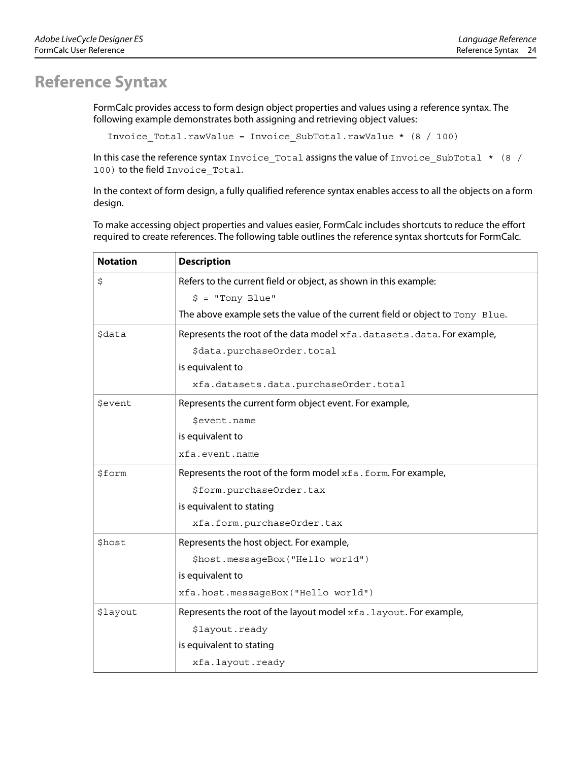# Reference Syntax

FormCalc provides access to form design object properties and values using a reference syntax. The following example demonstrates both assigning and retrieving object values:

```
Invoice_Total.rawValue = Invoice_SubTotal.rawValue * (8 / 100)
```

In this case the reference syntax `Invoice_Total` assigns the value of `Invoice_SubTotal * (8 / 100)` to the field `Invoice_Total`.

In the context of form design, a fully qualified reference syntax enables access to all the objects on a form design.

To make accessing object properties and values easier, FormCalc includes shortcuts to reduce the effort required to create references. The following table outlines the reference syntax shortcuts for FormCalc.

| Notation | Description |
|---|---|
| `$` | Refers to the current field or object, as shown in this example:<br>`$ = "Tony Blue"`<br>The above example sets the value of the current field or object to `Tony Blue`. |
| `$data` | Represents the root of the data model `xfa.datasets.data`. For example,<br>`$data.purchaseOrder.total`<br>is equivalent to<br>`xfa.datasets.data.purchaseOrder.total` |
| `$event` | Represents the current form object event. For example,<br>`$event.name`<br>is equivalent to<br>`xfa.event.name` |
| `$form` | Represents the root of the form model `xfa.form`. For example,<br>`$form.purchaseOrder.tax`<br>is equivalent to stating<br>`xfa.form.purchaseOrder.tax` |
| `$host` | Represents the host object. For example,<br>`$host.messageBox("Hello world")`<br>is equivalent to<br>`xfa.host.messageBox("Hello world")` |
| `$layout` | Represents the root of the layout model `xfa.layout`. For example,<br>`$layout.ready`<br>is equivalent to stating<br>`xfa.layout.ready` |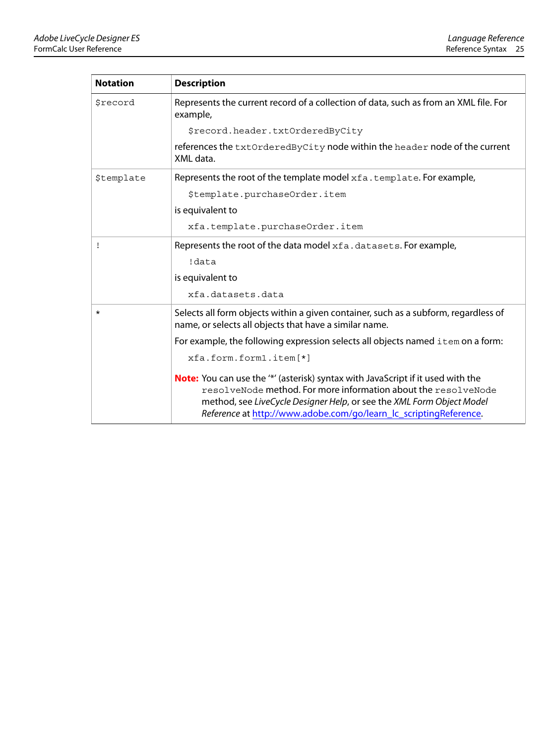| Notation | Description |
|---|---|
| `$record` | Represents the current record of a collection of data, such as from an XML file. For example,<br><br>`$record.header.txtOrderedByCity`<br><br>references the `txtOrderedByCity` node within the `header` node of the current XML data. |
| `$template` | Represents the root of the template model `xfa.template`. For example,<br><br>`$template.purchaseOrder.item`<br><br>is equivalent to<br><br>`xfa.template.purchaseOrder.item` |
| `!` | Represents the root of the data model `xfa.datasets`. For example,<br><br>`!data`<br><br>is equivalent to<br><br>`xfa.datasets.data` |
| `*` | Selects all form objects within a given container, such as a subform, regardless of name, or selects all objects that have a similar name.<br><br>For example, the following expression selects all objects named `item` on a form:<br><br>`xfa.form.form1.item[*]`<br><br>**Note:** You can use the '*' (asterisk) syntax with JavaScript if it used with the `resolveNode` method. For more information about the `resolveNode` method, see *LiveCycle Designer Help*, or see the *XML Form Object Model Reference* at http://www.adobe.com/go/learn_lc_scriptingReference. |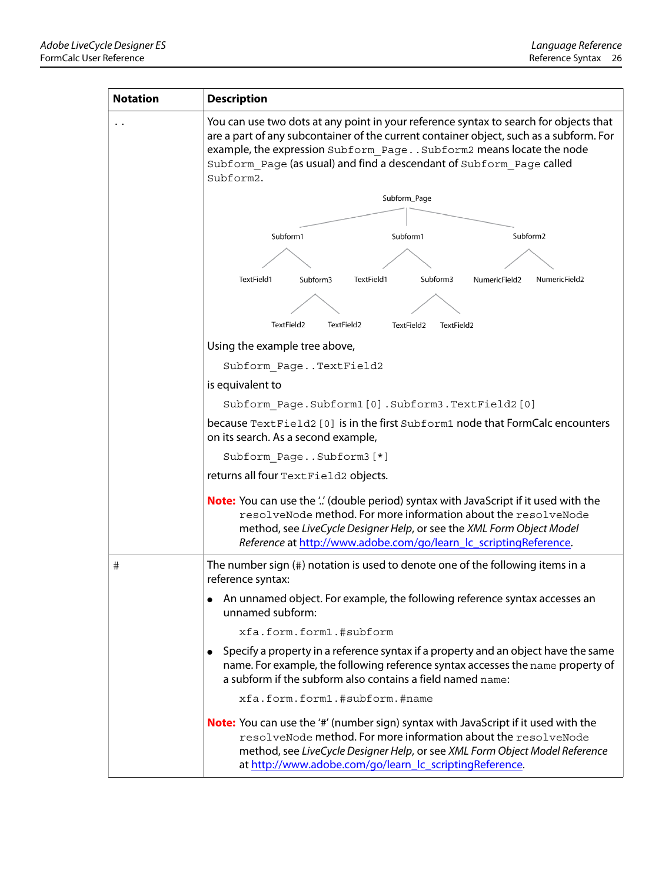| Notation | Description |
|---|---|
| `..` | You can use two dots at any point in your reference syntax to search for objects that are a part of any subcontainer of the current container object, such as a subform. For example, the expression `Subform_Page..Subform2` means locate the node `Subform_Page` (as usual) and find a descendant of `Subform_Page` called `Subform2`.<br><br>Subform_Page<br>Subform1 — TextField1, Subform3 (TextField2, TextField2)<br>Subform1 — TextField1, Subform3 (TextField2, TextField2)<br>Subform2 — NumericField2, NumericField2<br><br>Using the example tree above,<br><br>`Subform_Page..TextField2`<br><br>is equivalent to<br><br>`Subform_Page.Subform1[0].Subform3.TextField2[0]`<br><br>because `TextField2[0]` is in the first `Subform1` node that FormCalc encounters on its search. As a second example,<br><br>`Subform_Page..Subform3[*]`<br><br>returns all four `TextField2` objects.<br><br>**Note:** You can use the '..' (double period) syntax with JavaScript if it used with the `resolveNode` method. For more information about the `resolveNode` method, see *LiveCycle Designer Help*, or see the *XML Form Object Model Reference* at http://www.adobe.com/go/learn_lc_scriptingReference. |
| `#` | The number sign (`#`) notation is used to denote one of the following items in a reference syntax:<br><br>● An unnamed object. For example, the following reference syntax accesses an unnamed subform:<br><br>`xfa.form.form1.#subform`<br><br>● Specify a property in a reference syntax if a property and an object have the same name. For example, the following reference syntax accesses the `name` property of a subform if the subform also contains a field named `name`:<br><br>`xfa.form.form1.#subform.#name`<br><br>**Note:** You can use the '#' (number sign) syntax with JavaScript if it used with the `resolveNode` method. For more information about the `resolveNode` method, see *LiveCycle Designer Help*, or see *XML Form Object Model Reference* at http://www.adobe.com/go/learn_lc_scriptingReference. |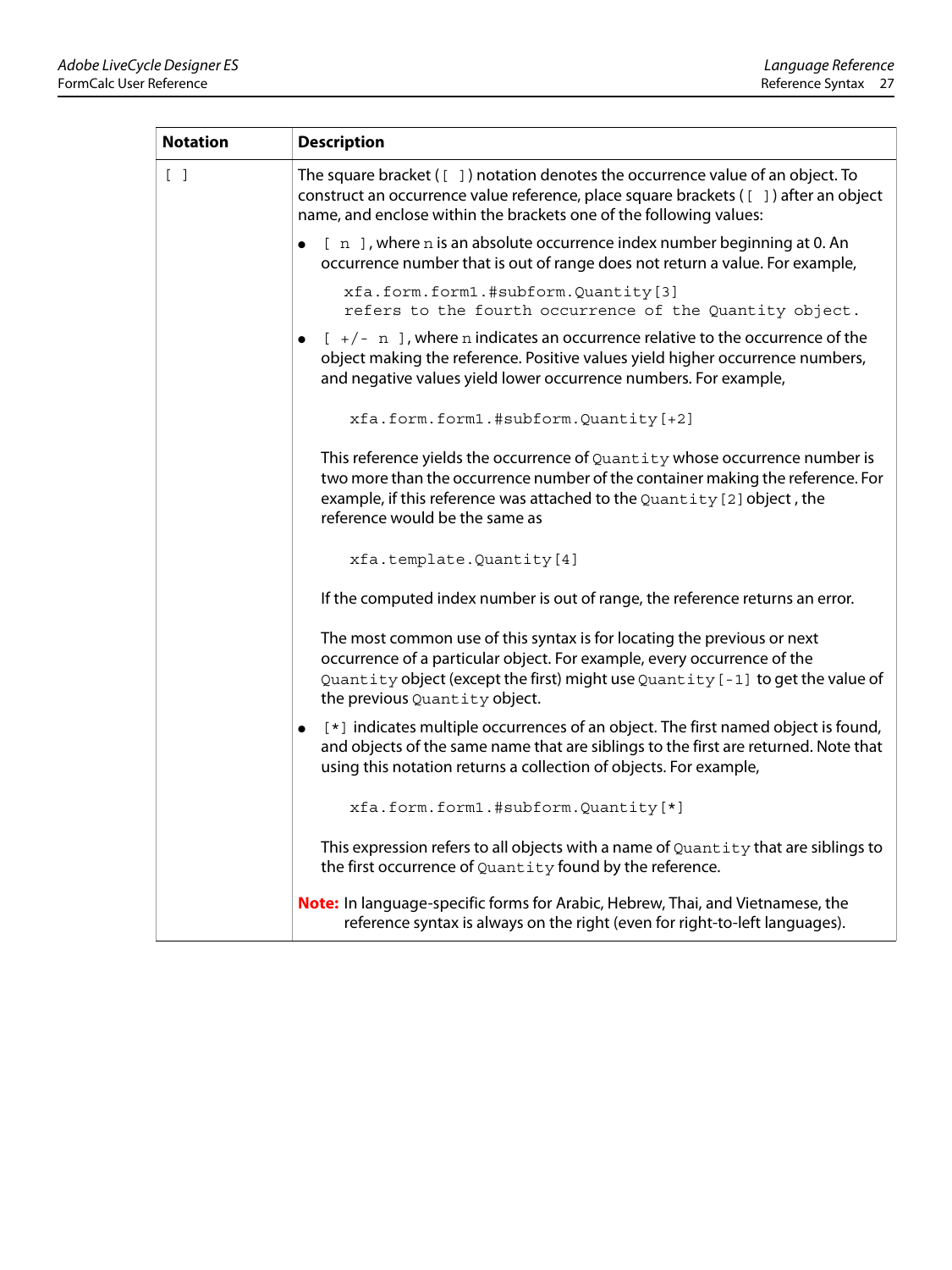| Notation | Description |
|---|---|
| [ ] | The square bracket ([ ]) notation denotes the occurrence value of an object. To construct an occurrence value reference, place square brackets ([ ]) after an object name, and enclose within the brackets one of the following values:<br><br>• [ n ], where n is an absolute occurrence index number beginning at 0. An occurrence number that is out of range does not return a value. For example,<br><br>`xfa.form.form1.#subform.Quantity[3]`<br>`refers to the fourth occurrence of the Quantity object.`<br><br>• [ +/- n ], where n indicates an occurrence relative to the occurrence of the object making the reference. Positive values yield higher occurrence numbers, and negative values yield lower occurrence numbers. For example,<br><br>`xfa.form.form1.#subform.Quantity[+2]`<br><br>This reference yields the occurrence of `Quantity` whose occurrence number is two more than the occurrence number of the container making the reference. For example, if this reference was attached to the `Quantity[2]` object , the reference would be the same as<br><br>`xfa.template.Quantity[4]`<br><br>If the computed index number is out of range, the reference returns an error.<br><br>The most common use of this syntax is for locating the previous or next occurrence of a particular object. For example, every occurrence of the `Quantity` object (except the first) might use `Quantity[-1]` to get the value of the previous `Quantity` object.<br><br>• [*] indicates multiple occurrences of an object. The first named object is found, and objects of the same name that are siblings to the first are returned. Note that using this notation returns a collection of objects. For example,<br><br>`xfa.form.form1.#subform.Quantity[*]`<br><br>This expression refers to all objects with a name of `Quantity` that are siblings to the first occurrence of `Quantity` found by the reference.<br><br>**Note:** In language-specific forms for Arabic, Hebrew, Thai, and Vietnamese, the reference syntax is always on the right (even for right-to-left languages). |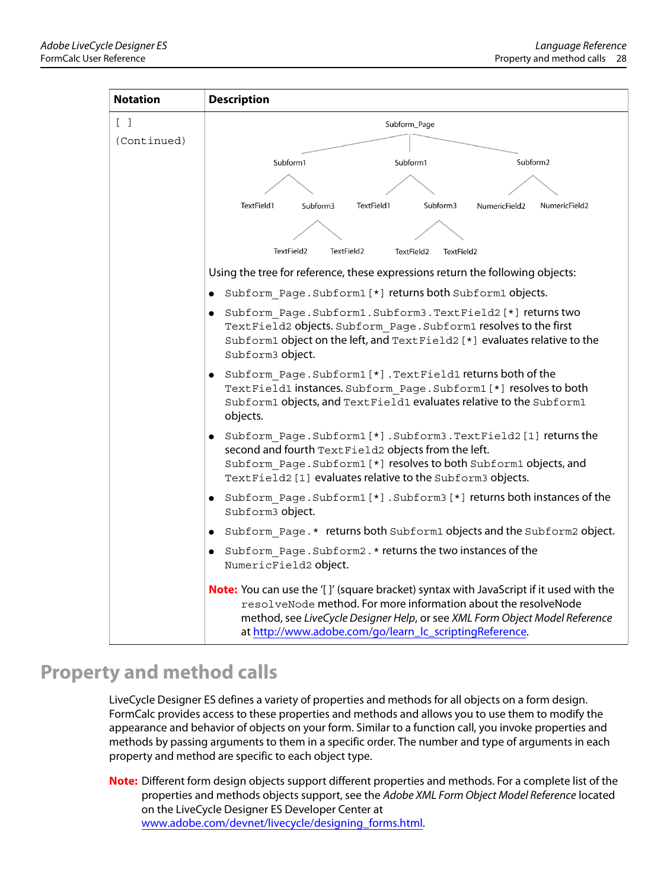| Notation | Description |
|---|---|
| [ ]<br>(Continued) | Subform_Page<br>Subform1 Subform1 Subform2<br>TextField1 Subform3 TextField1 Subform3 NumericField2 NumericField2<br>TextField2 TextField2 TextField2 TextField2<br><br>Using the tree for reference, these expressions return the following objects:<br><br>● `Subform_Page.Subform1[*]` returns both `Subform1` objects.<br>● `Subform_Page.Subform1.Subform3.TextField2[*]` returns two `TextField2` objects. `Subform_Page.Subform1` resolves to the first `Subform1` object on the left, and `TextField2[*]` evaluates relative to the `Subform3` object.<br>● `Subform_Page.Subform1[*].TextField1` returns both of the `TextField1` instances. `Subform_Page.Subform1[*]` resolves to both `Subform1` objects, and `TextField1` evaluates relative to the `Subform1` objects.<br>● `Subform_Page.Subform1[*].Subform3.TextField2[1]` returns the second and fourth `TextField2` objects from the left. `Subform_Page.Subform1[*]` resolves to both `Subform1` objects, and `TextField2[1]` evaluates relative to the `Subform3` objects.<br>● `Subform_Page.Subform1[*].Subform3[*]` returns both instances of the `Subform3` object.<br>● `Subform_Page.*` returns both `Subform1` objects and the `Subform2` object.<br>● `Subform_Page.Subform2.*` returns the two instances of the `NumericField2` object.<br><br>**Note:** You can use the '[ ]' (square bracket) syntax with JavaScript if it used with the `resolveNode` method. For more information about the resolveNode method, see *LiveCycle Designer Help*, or see *XML Form Object Model Reference* at http://www.adobe.com/go/learn_lc_scriptingReference. |

## Property and method calls

LiveCycle Designer ES defines a variety of properties and methods for all objects on a form design. FormCalc provides access to these properties and methods and allows you to use them to modify the appearance and behavior of objects on your form. Similar to a function call, you invoke properties and methods by passing arguments to them in a specific order. The number and type of arguments in each property and method are specific to each object type.

**Note:** Different form design objects support different properties and methods. For a complete list of the properties and methods objects support, see the *Adobe XML Form Object Model Reference* located on the LiveCycle Designer ES Developer Center at www.adobe.com/devnet/livecycle/designing_forms.html.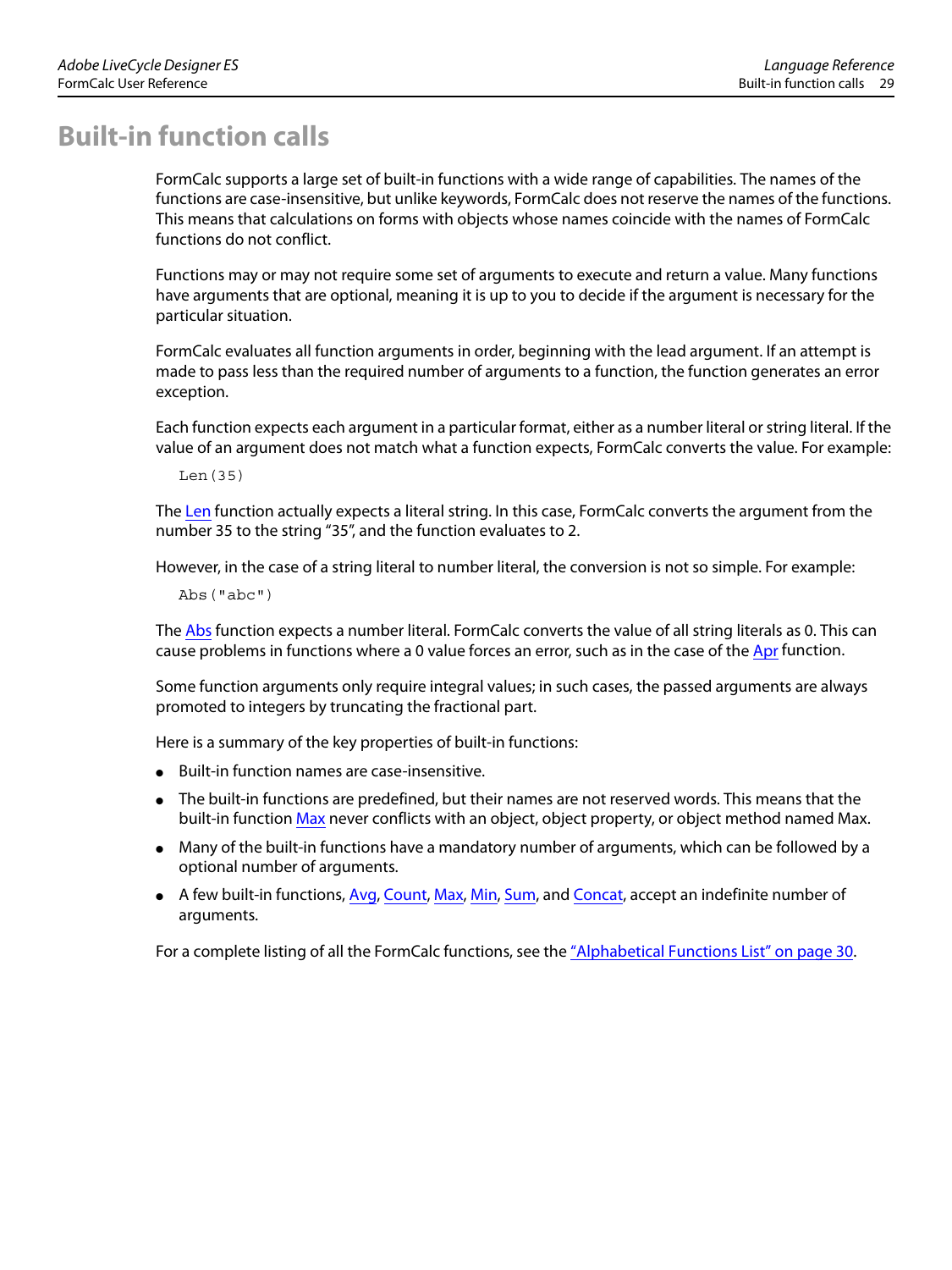# Built-in function calls

FormCalc supports a large set of built-in functions with a wide range of capabilities. The names of the functions are case-insensitive, but unlike keywords, FormCalc does not reserve the names of the functions. This means that calculations on forms with objects whose names coincide with the names of FormCalc functions do not conflict.

Functions may or may not require some set of arguments to execute and return a value. Many functions have arguments that are optional, meaning it is up to you to decide if the argument is necessary for the particular situation.

FormCalc evaluates all function arguments in order, beginning with the lead argument. If an attempt is made to pass less than the required number of arguments to a function, the function generates an error exception.

Each function expects each argument in a particular format, either as a number literal or string literal. If the value of an argument does not match what a function expects, FormCalc converts the value. For example:

```
Len(35)
```

The Len function actually expects a literal string. In this case, FormCalc converts the argument from the number 35 to the string "35", and the function evaluates to 2.

However, in the case of a string literal to number literal, the conversion is not so simple. For example:

```
Abs("abc")
```

The Abs function expects a number literal. FormCalc converts the value of all string literals as 0. This can cause problems in functions where a 0 value forces an error, such as in the case of the Apr function.

Some function arguments only require integral values; in such cases, the passed arguments are always promoted to integers by truncating the fractional part.

Here is a summary of the key properties of built-in functions:

- Built-in function names are case-insensitive.
- The built-in functions are predefined, but their names are not reserved words. This means that the built-in function Max never conflicts with an object, object property, or object method named Max.
- Many of the built-in functions have a mandatory number of arguments, which can be followed by a optional number of arguments.
- A few built-in functions, Avg, Count, Max, Min, Sum, and Concat, accept an indefinite number of arguments.

For a complete listing of all the FormCalc functions, see the "Alphabetical Functions List" on page 30.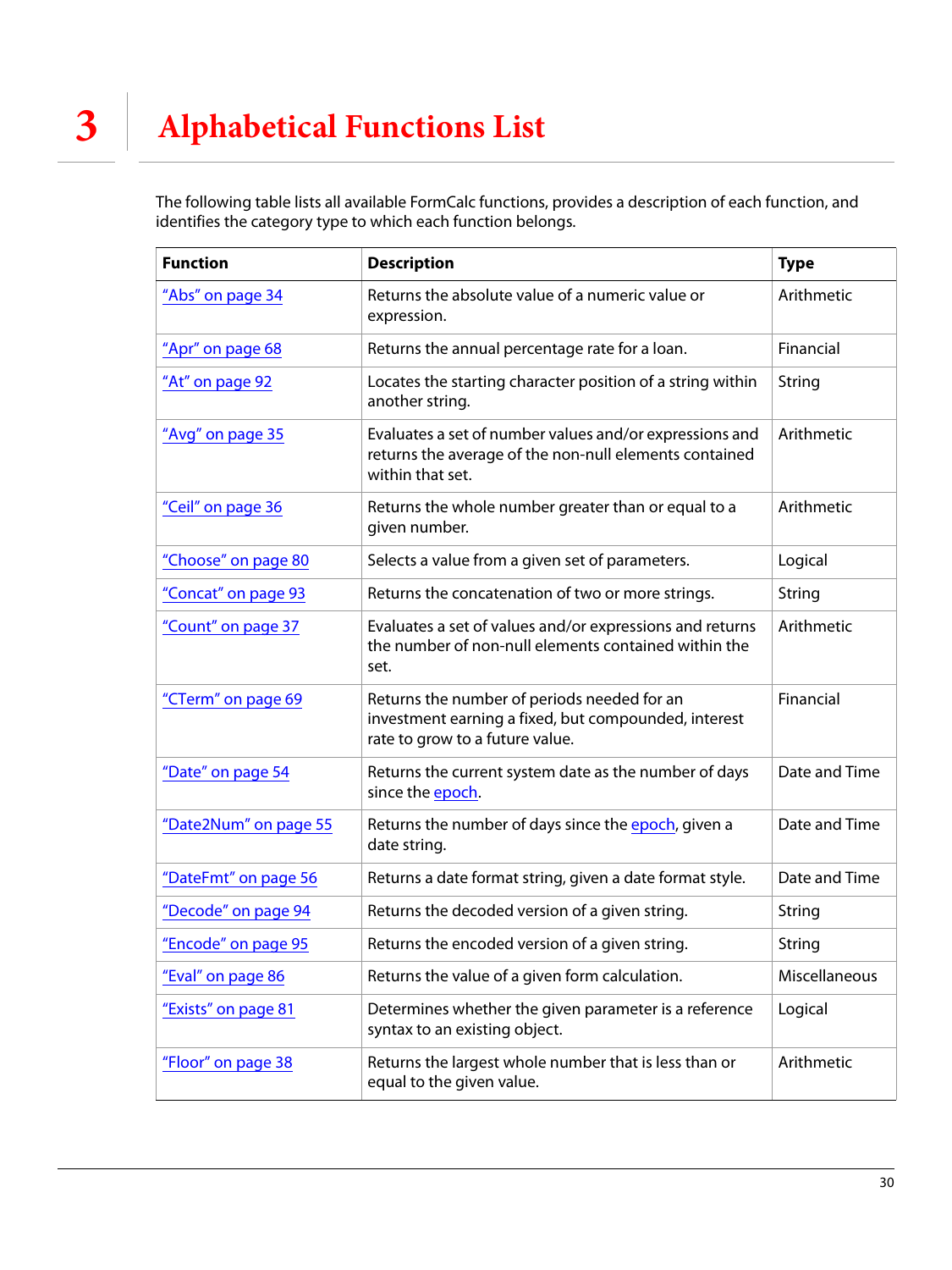# 3 Alphabetical Functions List

The following table lists all available FormCalc functions, provides a description of each function, and identifies the category type to which each function belongs.

| Function | Description | Type |
|---|---|---|
| "Abs" on page 34 | Returns the absolute value of a numeric value or expression. | Arithmetic |
| "Apr" on page 68 | Returns the annual percentage rate for a loan. | Financial |
| "At" on page 92 | Locates the starting character position of a string within another string. | String |
| "Avg" on page 35 | Evaluates a set of number values and/or expressions and returns the average of the non-null elements contained within that set. | Arithmetic |
| "Ceil" on page 36 | Returns the whole number greater than or equal to a given number. | Arithmetic |
| "Choose" on page 80 | Selects a value from a given set of parameters. | Logical |
| "Concat" on page 93 | Returns the concatenation of two or more strings. | String |
| "Count" on page 37 | Evaluates a set of values and/or expressions and returns the number of non-null elements contained within the set. | Arithmetic |
| "CTerm" on page 69 | Returns the number of periods needed for an investment earning a fixed, but compounded, interest rate to grow to a future value. | Financial |
| "Date" on page 54 | Returns the current system date as the number of days since the epoch. | Date and Time |
| "Date2Num" on page 55 | Returns the number of days since the epoch, given a date string. | Date and Time |
| "DateFmt" on page 56 | Returns a date format string, given a date format style. | Date and Time |
| "Decode" on page 94 | Returns the decoded version of a given string. | String |
| "Encode" on page 95 | Returns the encoded version of a given string. | String |
| "Eval" on page 86 | Returns the value of a given form calculation. | Miscellaneous |
| "Exists" on page 81 | Determines whether the given parameter is a reference syntax to an existing object. | Logical |
| "Floor" on page 38 | Returns the largest whole number that is less than or equal to the given value. | Arithmetic |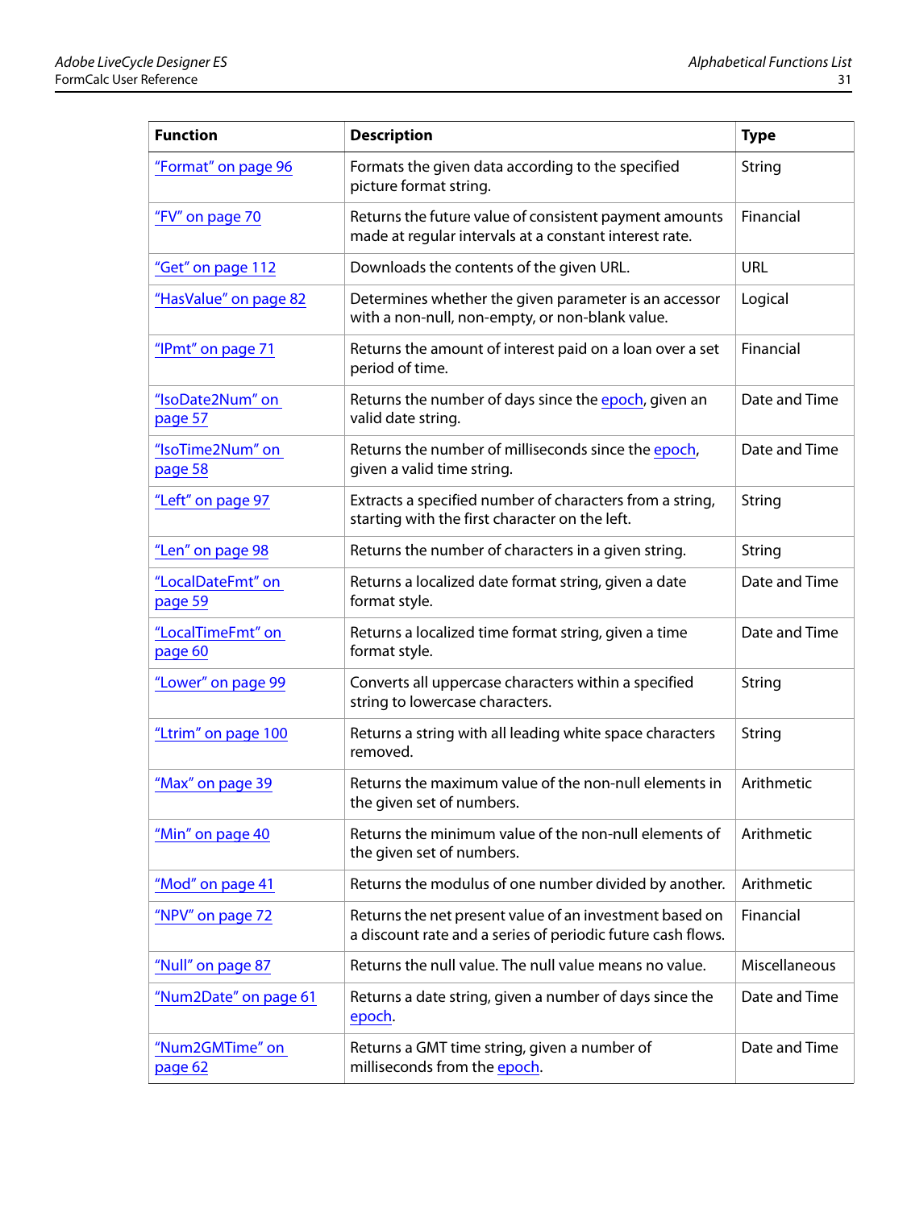| Function | Description | Type |
|---|---|---|
| “Format” on page 96 | Formats the given data according to the specified picture format string. | String |
| “FV” on page 70 | Returns the future value of consistent payment amounts made at regular intervals at a constant interest rate. | Financial |
| “Get” on page 112 | Downloads the contents of the given URL. | URL |
| “HasValue” on page 82 | Determines whether the given parameter is an accessor with a non-null, non-empty, or non-blank value. | Logical |
| “IPmt” on page 71 | Returns the amount of interest paid on a loan over a set period of time. | Financial |
| “IsoDate2Num” on page 57 | Returns the number of days since the epoch, given an valid date string. | Date and Time |
| “IsoTime2Num” on page 58 | Returns the number of milliseconds since the epoch, given a valid time string. | Date and Time |
| “Left” on page 97 | Extracts a specified number of characters from a string, starting with the first character on the left. | String |
| “Len” on page 98 | Returns the number of characters in a given string. | String |
| “LocalDateFmt” on page 59 | Returns a localized date format string, given a date format style. | Date and Time |
| “LocalTimeFmt” on page 60 | Returns a localized time format string, given a time format style. | Date and Time |
| “Lower” on page 99 | Converts all uppercase characters within a specified string to lowercase characters. | String |
| “Ltrim” on page 100 | Returns a string with all leading white space characters removed. | String |
| “Max” on page 39 | Returns the maximum value of the non-null elements in the given set of numbers. | Arithmetic |
| “Min” on page 40 | Returns the minimum value of the non-null elements of the given set of numbers. | Arithmetic |
| “Mod” on page 41 | Returns the modulus of one number divided by another. | Arithmetic |
| “NPV” on page 72 | Returns the net present value of an investment based on a discount rate and a series of periodic future cash flows. | Financial |
| “Null” on page 87 | Returns the null value. The null value means no value. | Miscellaneous |
| “Num2Date” on page 61 | Returns a date string, given a number of days since the epoch. | Date and Time |
| “Num2GMTime” on page 62 | Returns a GMT time string, given a number of milliseconds from the epoch. | Date and Time |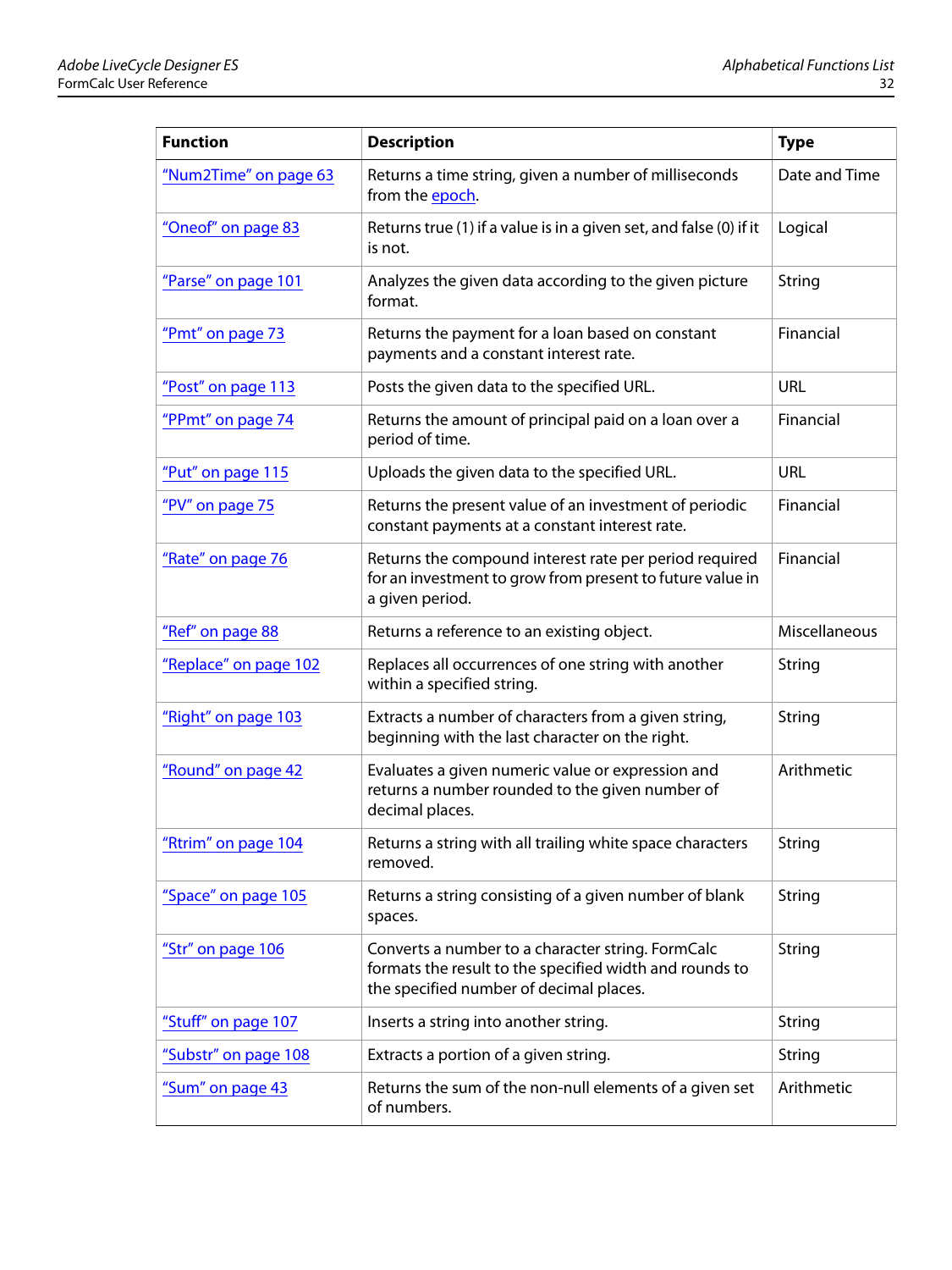| Function | Description | Type |
|---|---|---|
| "Num2Time" on page 63 | Returns a time string, given a number of milliseconds from the epoch. | Date and Time |
| "Oneof" on page 83 | Returns true (1) if a value is in a given set, and false (0) if it is not. | Logical |
| "Parse" on page 101 | Analyzes the given data according to the given picture format. | String |
| "Pmt" on page 73 | Returns the payment for a loan based on constant payments and a constant interest rate. | Financial |
| "Post" on page 113 | Posts the given data to the specified URL. | URL |
| "PPmt" on page 74 | Returns the amount of principal paid on a loan over a period of time. | Financial |
| "Put" on page 115 | Uploads the given data to the specified URL. | URL |
| "PV" on page 75 | Returns the present value of an investment of periodic constant payments at a constant interest rate. | Financial |
| "Rate" on page 76 | Returns the compound interest rate per period required for an investment to grow from present to future value in a given period. | Financial |
| "Ref" on page 88 | Returns a reference to an existing object. | Miscellaneous |
| "Replace" on page 102 | Replaces all occurrences of one string with another within a specified string. | String |
| "Right" on page 103 | Extracts a number of characters from a given string, beginning with the last character on the right. | String |
| "Round" on page 42 | Evaluates a given numeric value or expression and returns a number rounded to the given number of decimal places. | Arithmetic |
| "Rtrim" on page 104 | Returns a string with all trailing white space characters removed. | String |
| "Space" on page 105 | Returns a string consisting of a given number of blank spaces. | String |
| "Str" on page 106 | Converts a number to a character string. FormCalc formats the result to the specified width and rounds to the specified number of decimal places. | String |
| "Stuff" on page 107 | Inserts a string into another string. | String |
| "Substr" on page 108 | Extracts a portion of a given string. | String |
| "Sum" on page 43 | Returns the sum of the non-null elements of a given set of numbers. | Arithmetic |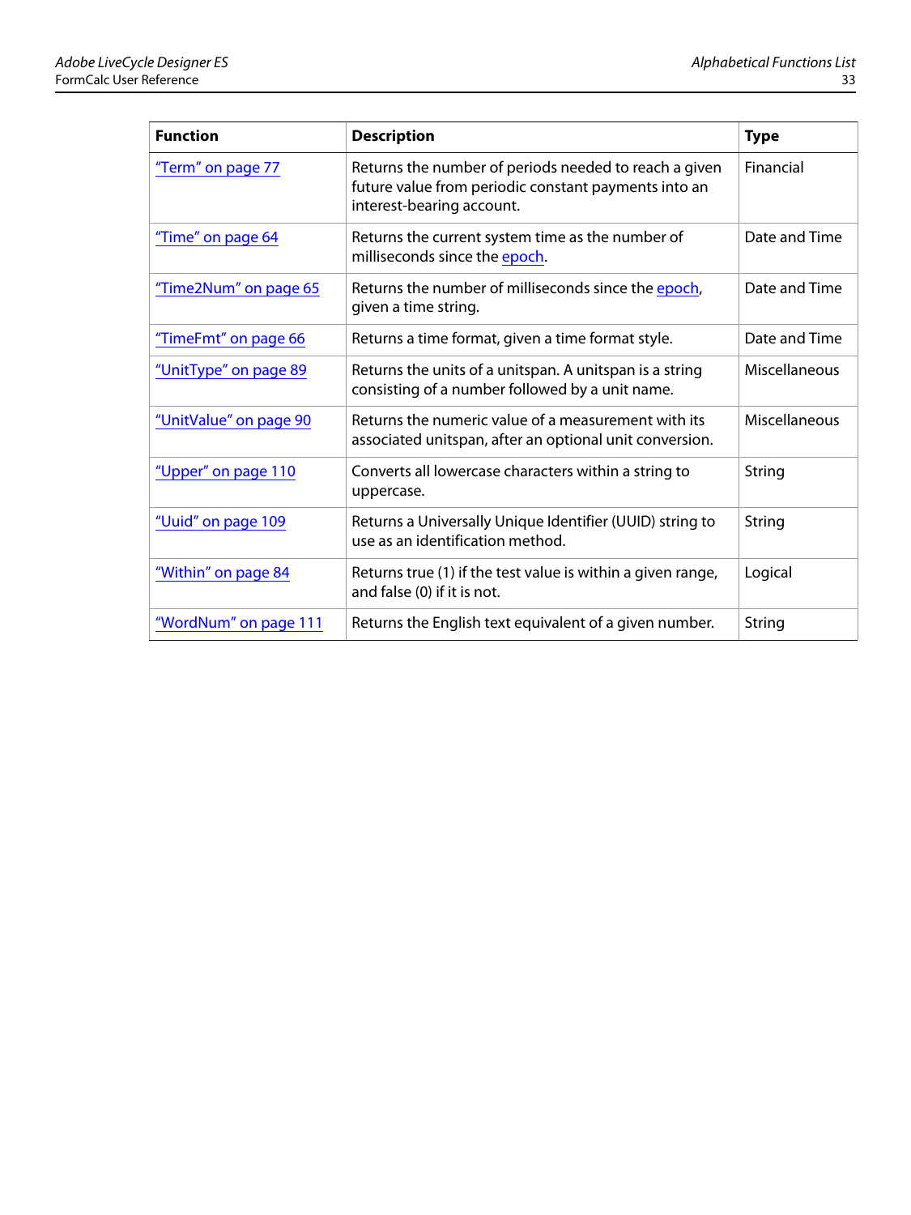| Function | Description | Type |
|---|---|---|
| "Term" on page 77 | Returns the number of periods needed to reach a given future value from periodic constant payments into an interest-bearing account. | Financial |
| "Time" on page 64 | Returns the current system time as the number of milliseconds since the epoch. | Date and Time |
| "Time2Num" on page 65 | Returns the number of milliseconds since the epoch, given a time string. | Date and Time |
| "TimeFmt" on page 66 | Returns a time format, given a time format style. | Date and Time |
| "UnitType" on page 89 | Returns the units of a unitspan. A unitspan is a string consisting of a number followed by a unit name. | Miscellaneous |
| "UnitValue" on page 90 | Returns the numeric value of a measurement with its associated unitspan, after an optional unit conversion. | Miscellaneous |
| "Upper" on page 110 | Converts all lowercase characters within a string to uppercase. | String |
| "Uuid" on page 109 | Returns a Universally Unique Identifier (UUID) string to use as an identification method. | String |
| "Within" on page 84 | Returns true (1) if the test value is within a given range, and false (0) if it is not. | Logical |
| "WordNum" on page 111 | Returns the English text equivalent of a given number. | String |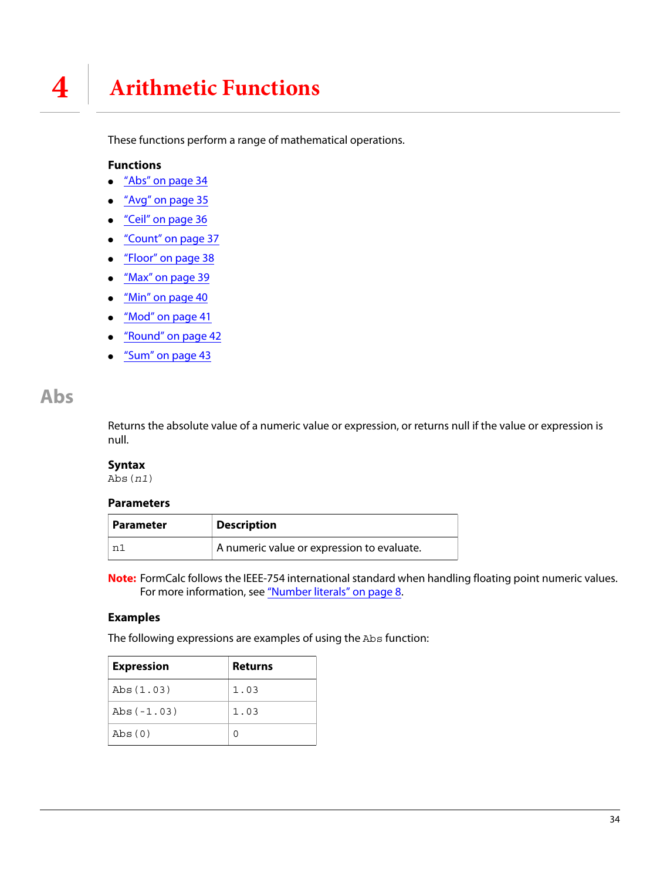# 4 Arithmetic Functions

These functions perform a range of mathematical operations.

### Functions

- "Abs" on page 34
- "Avg" on page 35
- "Ceil" on page 36
- "Count" on page 37
- "Floor" on page 38
- "Max" on page 39
- "Min" on page 40
- "Mod" on page 41
- "Round" on page 42
- "Sum" on page 43

## Abs

Returns the absolute value of a numeric value or expression, or returns null if the value or expression is null.

### Syntax

`Abs(n1)`

### Parameters

| Parameter | Description |
|---|---|
| `n1` | A numeric value or expression to evaluate. |

**Note:** FormCalc follows the IEEE-754 international standard when handling floating point numeric values. For more information, see "Number literals" on page 8.

### Examples

The following expressions are examples of using the `Abs` function:

| Expression | Returns |
|---|---|
| `Abs(1.03)` | `1.03` |
| `Abs(-1.03)` | `1.03` |
| `Abs(0)` | `0` |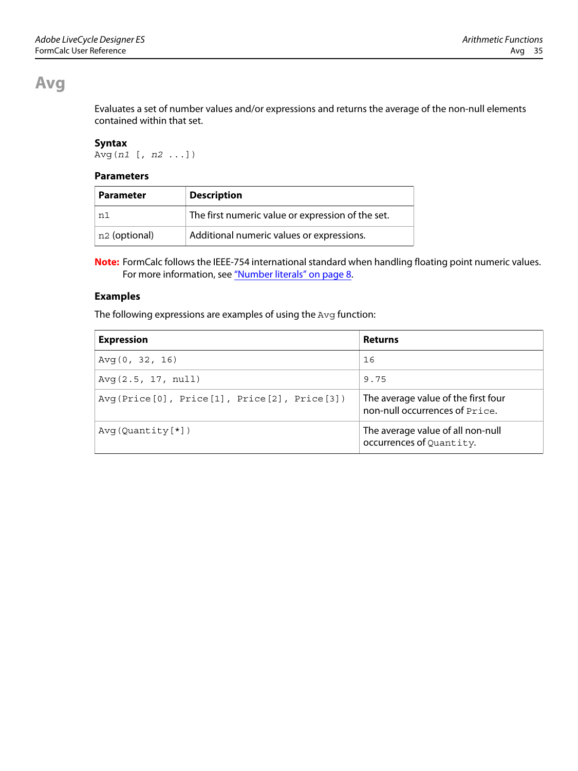# Avg

Evaluates a set of number values and/or expressions and returns the average of the non-null elements contained within that set.

### Syntax

```
Avg(n1 [, n2 ...])
```

### Parameters

| Parameter | Description |
|---|---|
| `n1` | The first numeric value or expression of the set. |
| `n2` (optional) | Additional numeric values or expressions. |

**Note:** FormCalc follows the IEEE-754 international standard when handling floating point numeric values. For more information, see "Number literals" on page 8.

### Examples

The following expressions are examples of using the `Avg` function:

| Expression | Returns |
|---|---|
| `Avg(0, 32, 16)` | `16` |
| `Avg(2.5, 17, null)` | `9.75` |
| `Avg(Price[0], Price[1], Price[2], Price[3])` | The average value of the first four non-null occurrences of `Price`. |
| `Avg(Quantity[*])` | The average value of all non-null occurrences of `Quantity`. |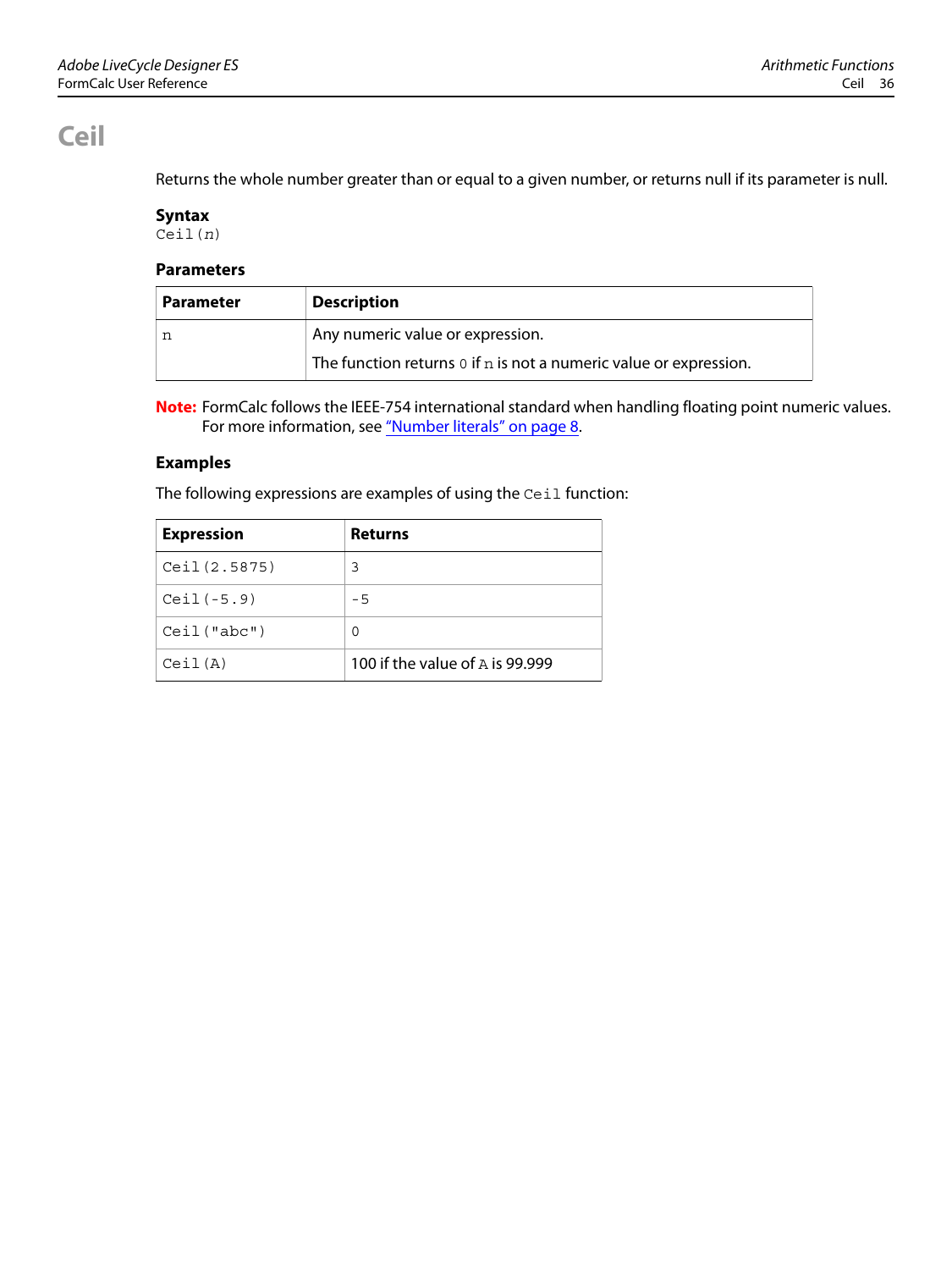# Ceil

Returns the whole number greater than or equal to a given number, or returns null if its parameter is null.

### Syntax

```
Ceil(n)
```

### Parameters

| Parameter | Description |
|---|---|
| `n` | Any numeric value or expression.<br>The function returns `0` if `n` is not a numeric value or expression. |

**Note:** FormCalc follows the IEEE-754 international standard when handling floating point numeric values. For more information, see "Number literals" on page 8.

### Examples

The following expressions are examples of using the `Ceil` function:

| Expression | Returns |
|---|---|
| `Ceil(2.5875)` | `3` |
| `Ceil(-5.9)` | `-5` |
| `Ceil("abc")` | `0` |
| `Ceil(A)` | 100 if the value of `A` is 99.999 |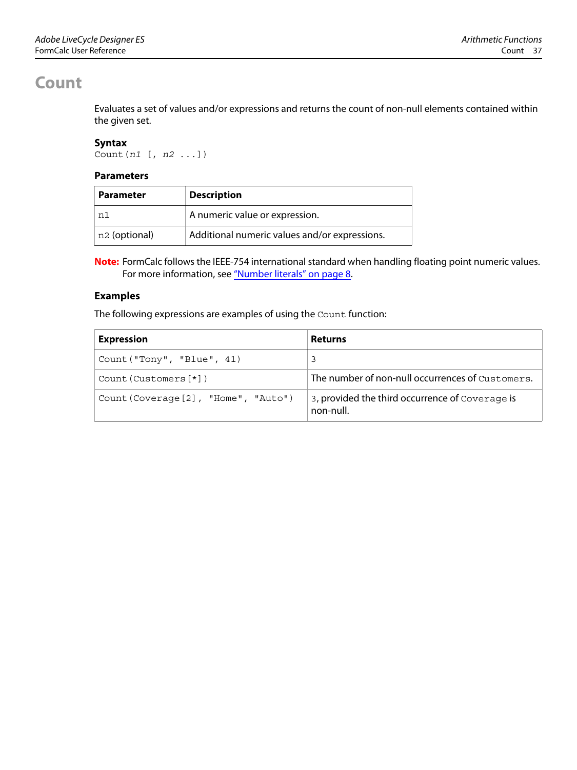# Count

Evaluates a set of values and/or expressions and returns the count of non-null elements contained within the given set.

### Syntax

```
Count(n1 [, n2 ...])
```

### Parameters

| Parameter | Description |
|---|---|
| `n1` | A numeric value or expression. |
| `n2` (optional) | Additional numeric values and/or expressions. |

**Note:** FormCalc follows the IEEE-754 international standard when handling floating point numeric values. For more information, see "Number literals" on page 8.

### Examples

The following expressions are examples of using the `Count` function:

| Expression | Returns |
|---|---|
| `Count("Tony", "Blue", 41)` | `3` |
| `Count(Customers[*])` | The number of non-null occurrences of `Customers`. |
| `Count(Coverage[2], "Home", "Auto")` | `3`, provided the third occurrence of `Coverage` is non-null. |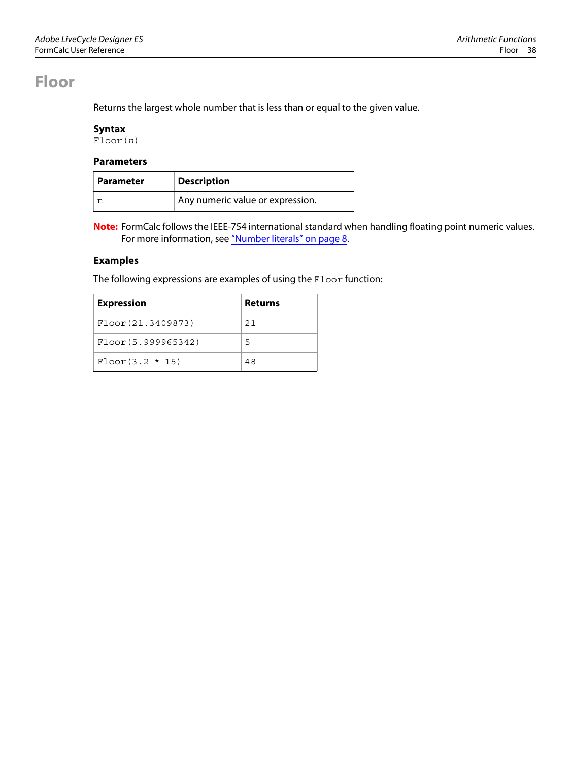# Floor

Returns the largest whole number that is less than or equal to the given value.

### Syntax

```
Floor(n)
```

### Parameters

| Parameter | Description |
|---|---|
| n | Any numeric value or expression. |

**Note:** FormCalc follows the IEEE-754 international standard when handling floating point numeric values. For more information, see "Number literals" on page 8.

### Examples

The following expressions are examples of using the `Floor` function:

| Expression | Returns |
|---|---|
| `Floor(21.3409873)` | `21` |
| `Floor(5.999965342)` | `5` |
| `Floor(3.2 * 15)` | `48` |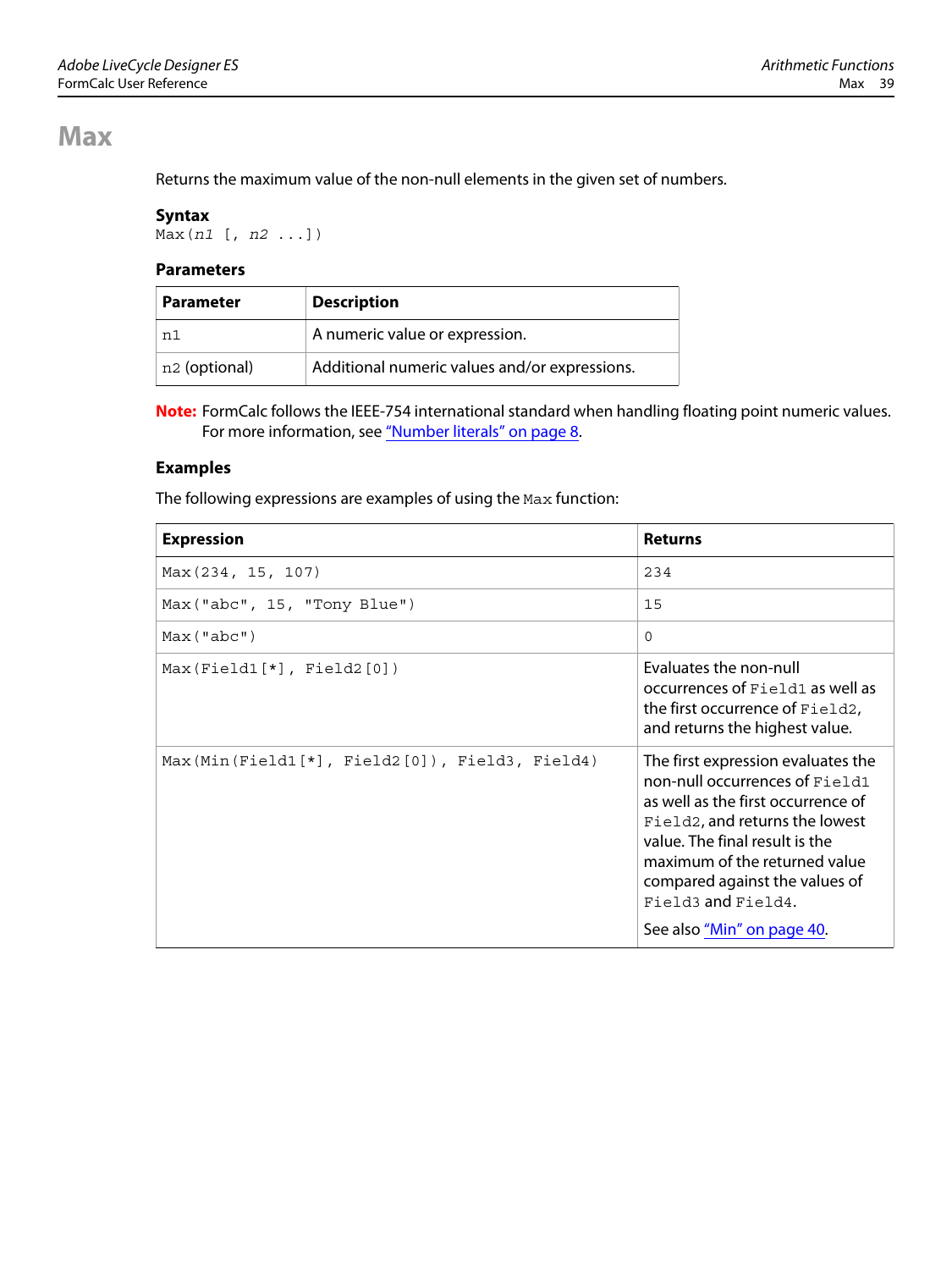# Max

Returns the maximum value of the non-null elements in the given set of numbers.

### Syntax

```
Max(n1 [, n2 ...])
```

### Parameters

| Parameter | Description |
| --- | --- |
| `n1` | A numeric value or expression. |
| `n2` (optional) | Additional numeric values and/or expressions. |

**Note:** FormCalc follows the IEEE-754 international standard when handling floating point numeric values. For more information, see "Number literals" on page 8.

### Examples

The following expressions are examples of using the `Max` function:

| Expression | Returns |
| --- | --- |
| `Max(234, 15, 107)` | `234` |
| `Max("abc", 15, "Tony Blue")` | `15` |
| `Max("abc")` | `0` |
| `Max(Field1[*], Field2[0])` | Evaluates the non-null occurrences of `Field1` as well as the first occurrence of `Field2`, and returns the highest value. |
| `Max(Min(Field1[*], Field2[0]), Field3, Field4)` | The first expression evaluates the non-null occurrences of `Field1` as well as the first occurrence of `Field2`, and returns the lowest value. The final result is the maximum of the returned value compared against the values of `Field3` and `Field4`. See also "Min" on page 40. |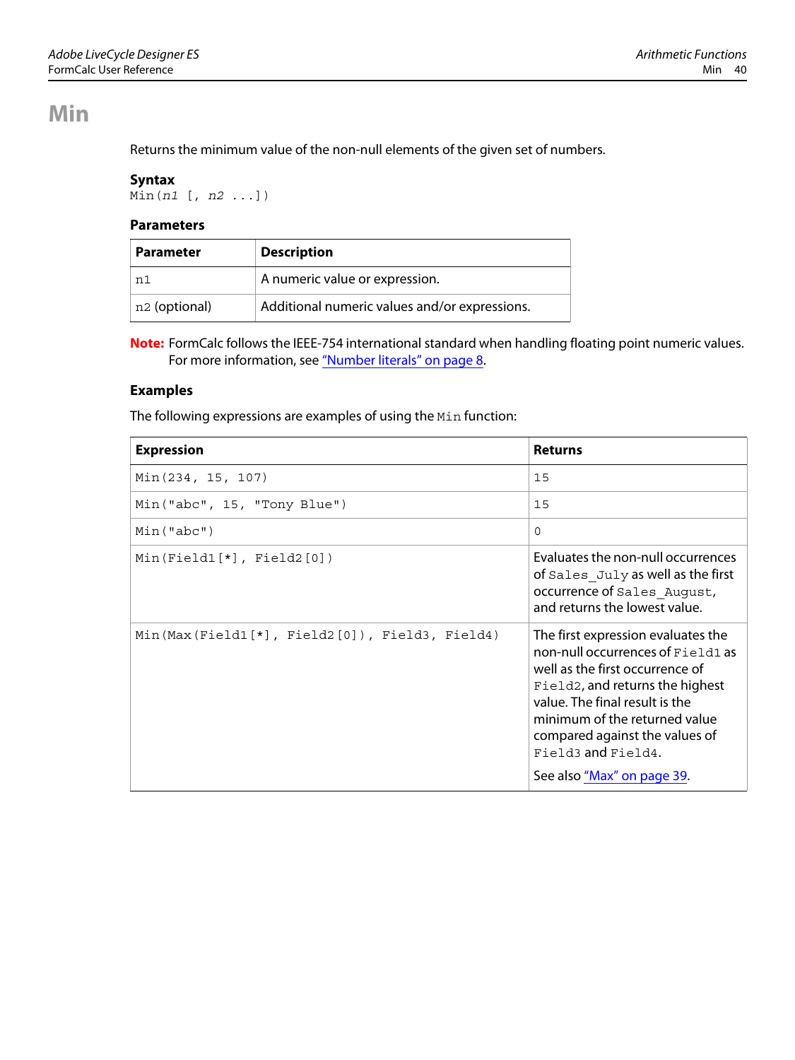# Min

Returns the minimum value of the non-null elements of the given set of numbers.

### Syntax

```
Min(n1 [, n2 ...])
```

### Parameters

| Parameter | Description |
|---|---|
| n1 | A numeric value or expression. |
| n2 (optional) | Additional numeric values and/or expressions. |

**Note:** FormCalc follows the IEEE-754 international standard when handling floating point numeric values. For more information, see "Number literals" on page 8.

### Examples

The following expressions are examples of using the Min function:

| Expression | Returns |
|---|---|
| Min(234, 15, 107) | 15 |
| Min("abc", 15, "Tony Blue") | 15 |
| Min("abc") | 0 |
| Min(Field1[*], Field2[0]) | Evaluates the non-null occurrences of Sales_July as well as the first occurrence of Sales_August, and returns the lowest value. |
| Min(Max(Field1[*], Field2[0]), Field3, Field4) | The first expression evaluates the non-null occurrences of Field1 as well as the first occurrence of Field2, and returns the highest value. The final result is the minimum of the returned value compared against the values of Field3 and Field4. See also "Max" on page 39. |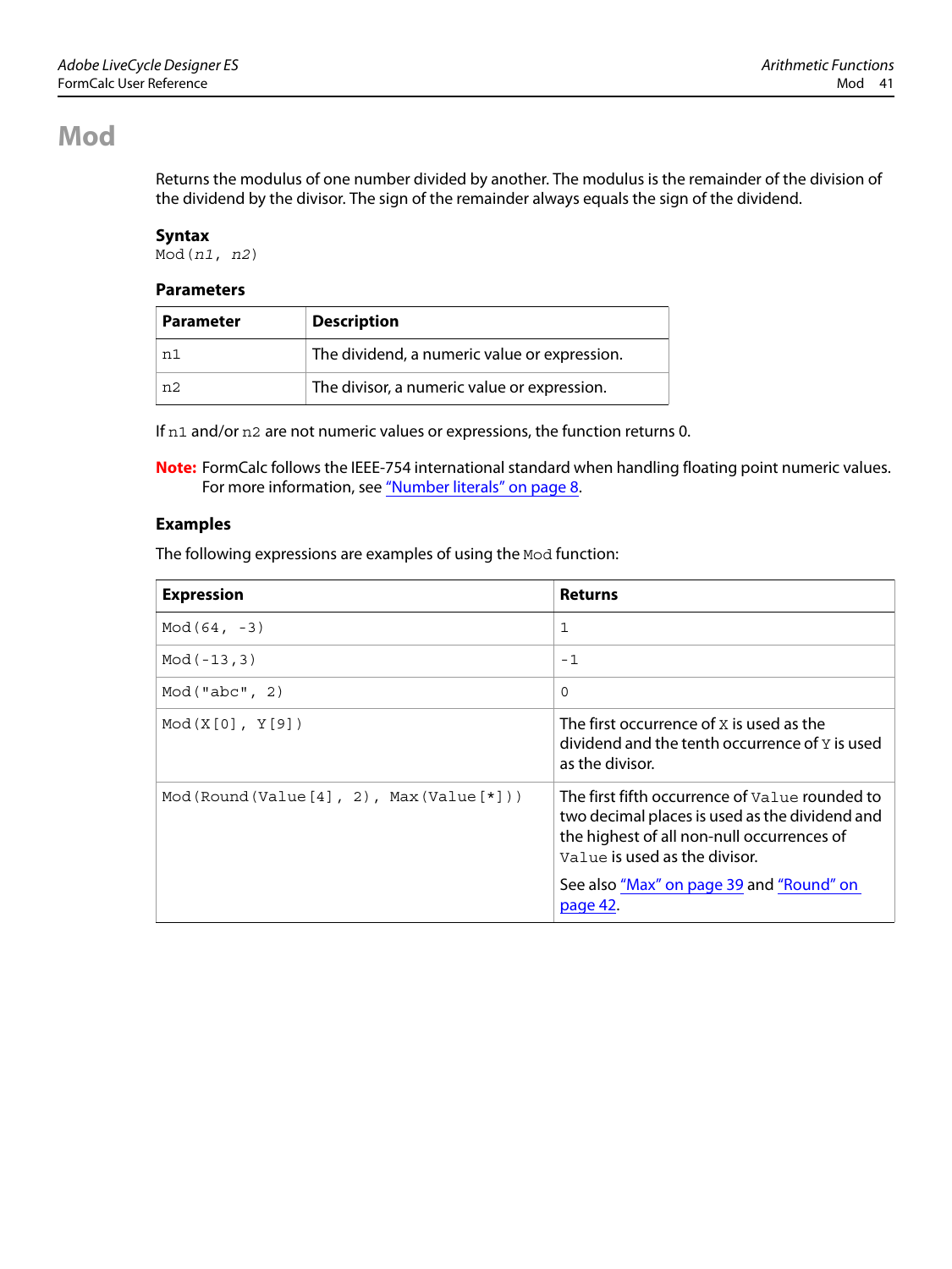# Mod

Returns the modulus of one number divided by another. The modulus is the remainder of the division of the dividend by the divisor. The sign of the remainder always equals the sign of the dividend.

### Syntax

```
Mod(n1, n2)
```

### Parameters

| Parameter | Description |
|---|---|
| `n1` | The dividend, a numeric value or expression. |
| `n2` | The divisor, a numeric value or expression. |

If `n1` and/or `n2` are not numeric values or expressions, the function returns 0.

**Note:** FormCalc follows the IEEE-754 international standard when handling floating point numeric values. For more information, see "Number literals" on page 8.

### Examples

The following expressions are examples of using the `Mod` function:

| Expression | Returns |
|---|---|
| `Mod(64, -3)` | `1` |
| `Mod(-13,3)` | `-1` |
| `Mod("abc", 2)` | `0` |
| `Mod(X[0], Y[9])` | The first occurrence of `X` is used as the dividend and the tenth occurrence of `Y` is used as the divisor. |
| `Mod(Round(Value[4], 2), Max(Value[*]))` | The first fifth occurrence of `Value` rounded to two decimal places is used as the dividend and the highest of all non-null occurrences of `Value` is used as the divisor.<br><br>See also "Max" on page 39 and "Round" on page 42. |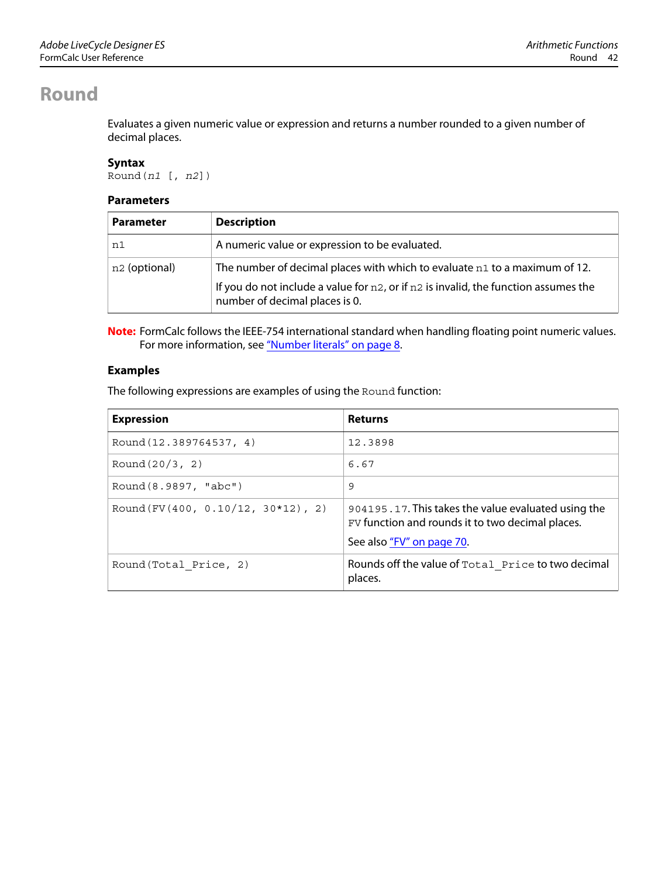# Round

Evaluates a given numeric value or expression and returns a number rounded to a given number of decimal places.

### Syntax

```
Round(n1 [, n2])
```

### Parameters

| Parameter | Description |
|---|---|
| n1 | A numeric value or expression to be evaluated. |
| n2 (optional) | The number of decimal places with which to evaluate n1 to a maximum of 12.<br><br>If you do not include a value for n2, or if n2 is invalid, the function assumes the number of decimal places is 0. |

**Note:** FormCalc follows the IEEE-754 international standard when handling floating point numeric values. For more information, see "Number literals" on page 8.

### Examples

The following expressions are examples of using the Round function:

| Expression | Returns |
|---|---|
| Round(12.389764537, 4) | 12.3898 |
| Round(20/3, 2) | 6.67 |
| Round(8.9897, "abc") | 9 |
| Round(FV(400, 0.10/12, 30*12), 2) | 904195.17. This takes the value evaluated using the FV function and rounds it to two decimal places.<br><br>See also "FV" on page 70. |
| Round(Total_Price, 2) | Rounds off the value of Total_Price to two decimal places. |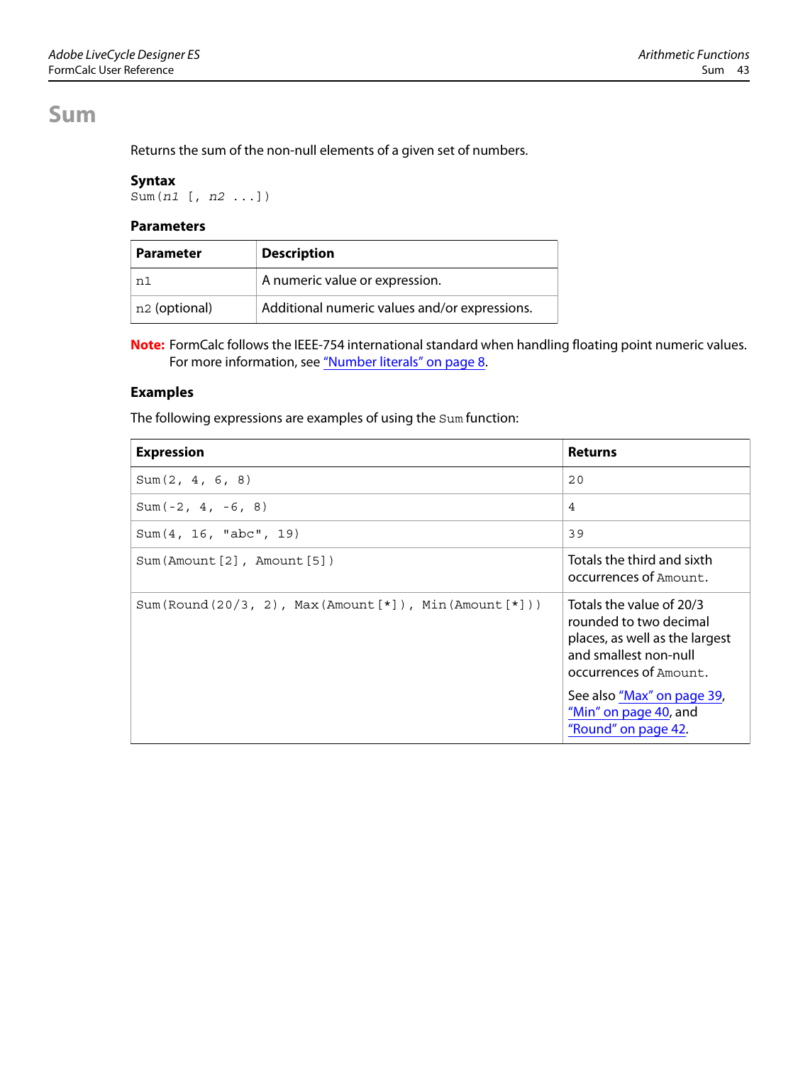# Sum

Returns the sum of the non-null elements of a given set of numbers.

### Syntax

```
Sum(n1 [, n2 ...])
```

### Parameters

| Parameter | Description |
|---|---|
| `n1` | A numeric value or expression. |
| `n2` (optional) | Additional numeric values and/or expressions. |

**Note:** FormCalc follows the IEEE-754 international standard when handling floating point numeric values. For more information, see "Number literals" on page 8.

### Examples

The following expressions are examples of using the `Sum` function:

| Expression | Returns |
|---|---|
| `Sum(2, 4, 6, 8)` | `20` |
| `Sum(-2, 4, -6, 8)` | `4` |
| `Sum(4, 16, "abc", 19)` | `39` |
| `Sum(Amount[2], Amount[5])` | Totals the third and sixth occurrences of `Amount`. |
| `Sum(Round(20/3, 2), Max(Amount[*]), Min(Amount[*]))` | Totals the value of 20/3 rounded to two decimal places, as well as the largest and smallest non-null occurrences of `Amount`. See also "Max" on page 39, "Min" on page 40, and "Round" on page 42. |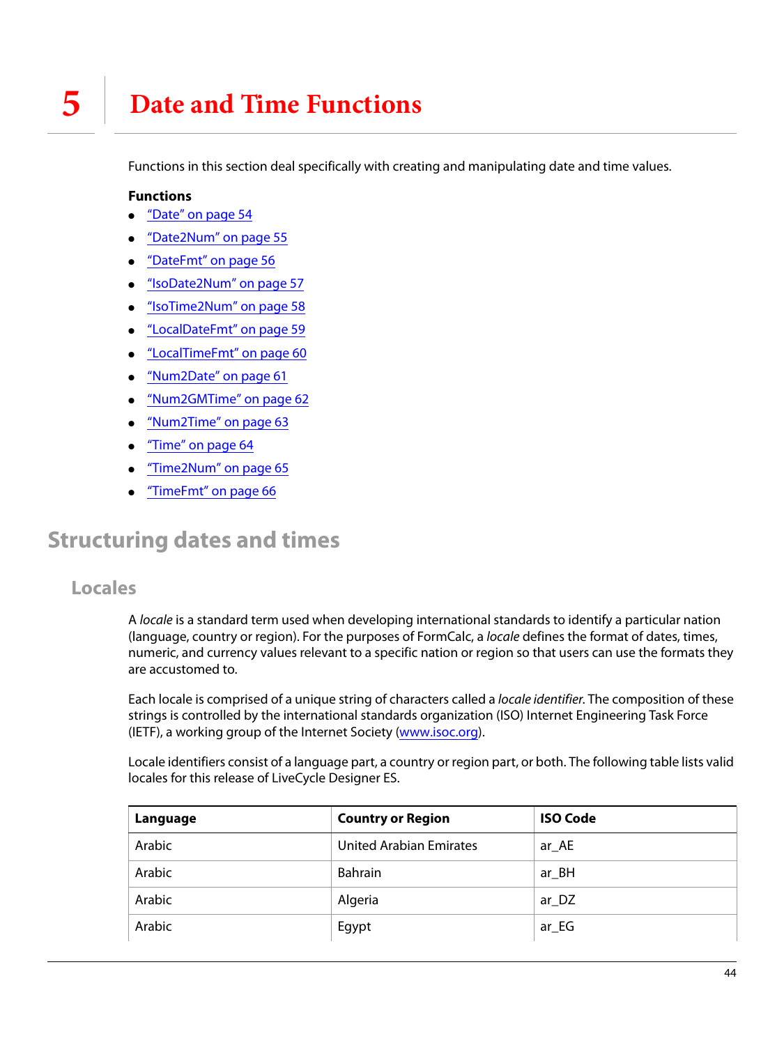# 5 Date and Time Functions

Functions in this section deal specifically with creating and manipulating date and time values.

**Functions**

- "Date" on page 54
- "Date2Num" on page 55
- "DateFmt" on page 56
- "IsoDate2Num" on page 57
- "IsoTime2Num" on page 58
- "LocalDateFmt" on page 59
- "LocalTimeFmt" on page 60
- "Num2Date" on page 61
- "Num2GMTime" on page 62
- "Num2Time" on page 63
- "Time" on page 64
- "Time2Num" on page 65
- "TimeFmt" on page 66

## Structuring dates and times

### Locales

A *locale* is a standard term used when developing international standards to identify a particular nation (language, country or region). For the purposes of FormCalc, a *locale* defines the format of dates, times, numeric, and currency values relevant to a specific nation or region so that users can use the formats they are accustomed to.

Each locale is comprised of a unique string of characters called a *locale identifier.* The composition of these strings is controlled by the international standards organization (ISO) Internet Engineering Task Force (IETF), a working group of the Internet Society (www.isoc.org).

Locale identifiers consist of a language part, a country or region part, or both. The following table lists valid locales for this release of LiveCycle Designer ES.

| Language | Country or Region | ISO Code |
|---|---|---|
| Arabic | United Arabian Emirates | ar_AE |
| Arabic | Bahrain | ar_BH |
| Arabic | Algeria | ar_DZ |
| Arabic | Egypt | ar_EG |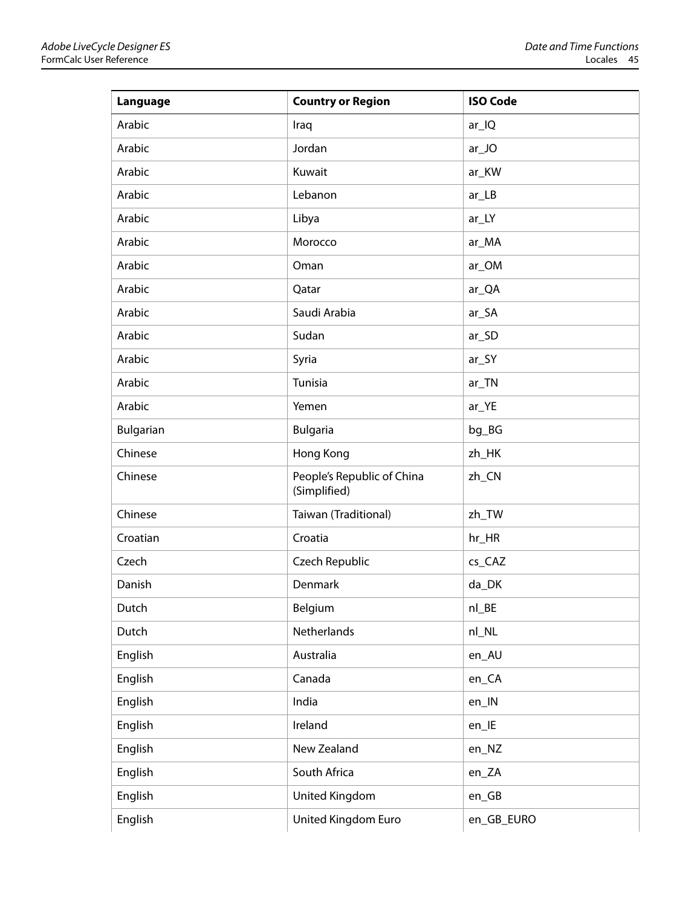| Language | Country or Region | ISO Code |
|---|---|---|
| Arabic | Iraq | ar_IQ |
| Arabic | Jordan | ar_JO |
| Arabic | Kuwait | ar_KW |
| Arabic | Lebanon | ar_LB |
| Arabic | Libya | ar_LY |
| Arabic | Morocco | ar_MA |
| Arabic | Oman | ar_OM |
| Arabic | Qatar | ar_QA |
| Arabic | Saudi Arabia | ar_SA |
| Arabic | Sudan | ar_SD |
| Arabic | Syria | ar_SY |
| Arabic | Tunisia | ar_TN |
| Arabic | Yemen | ar_YE |
| Bulgarian | Bulgaria | bg_BG |
| Chinese | Hong Kong | zh_HK |
| Chinese | People's Republic of China (Simplified) | zh_CN |
| Chinese | Taiwan (Traditional) | zh_TW |
| Croatian | Croatia | hr_HR |
| Czech | Czech Republic | cs_CAZ |
| Danish | Denmark | da_DK |
| Dutch | Belgium | nl_BE |
| Dutch | Netherlands | nl_NL |
| English | Australia | en_AU |
| English | Canada | en_CA |
| English | India | en_IN |
| English | Ireland | en_IE |
| English | New Zealand | en_NZ |
| English | South Africa | en_ZA |
| English | United Kingdom | en_GB |
| English | United Kingdom Euro | en_GB_EURO |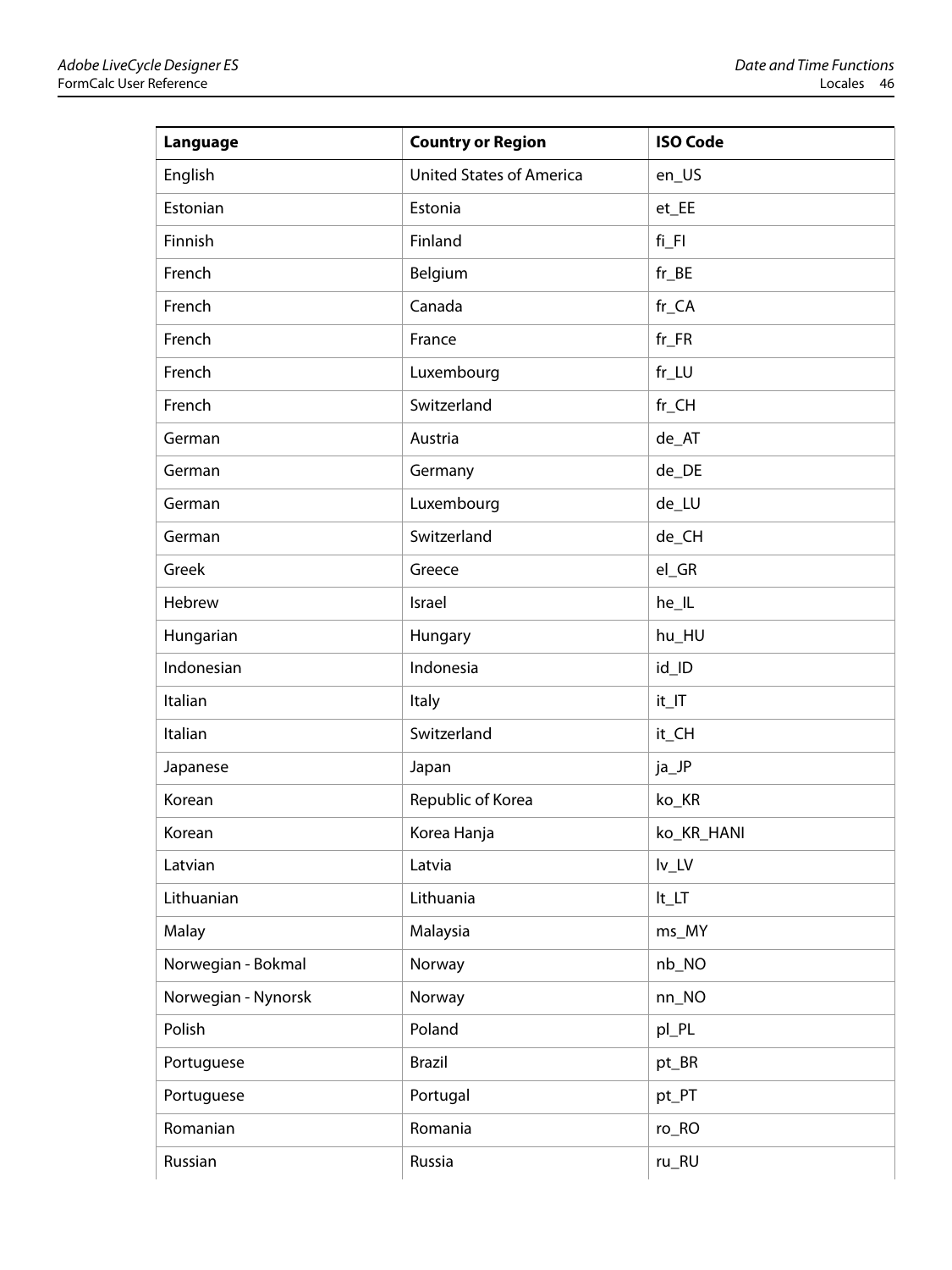| Language | Country or Region | ISO Code |
| --- | --- | --- |
| English | United States of America | en_US |
| Estonian | Estonia | et_EE |
| Finnish | Finland | fi_FI |
| French | Belgium | fr_BE |
| French | Canada | fr_CA |
| French | France | fr_FR |
| French | Luxembourg | fr_LU |
| French | Switzerland | fr_CH |
| German | Austria | de_AT |
| German | Germany | de_DE |
| German | Luxembourg | de_LU |
| German | Switzerland | de_CH |
| Greek | Greece | el_GR |
| Hebrew | Israel | he_IL |
| Hungarian | Hungary | hu_HU |
| Indonesian | Indonesia | id_ID |
| Italian | Italy | it_IT |
| Italian | Switzerland | it_CH |
| Japanese | Japan | ja_JP |
| Korean | Republic of Korea | ko_KR |
| Korean | Korea Hanja | ko_KR_HANI |
| Latvian | Latvia | lv_LV |
| Lithuanian | Lithuania | lt_LT |
| Malay | Malaysia | ms_MY |
| Norwegian - Bokmal | Norway | nb_NO |
| Norwegian - Nynorsk | Norway | nn_NO |
| Polish | Poland | pl_PL |
| Portuguese | Brazil | pt_BR |
| Portuguese | Portugal | pt_PT |
| Romanian | Romania | ro_RO |
| Russian | Russia | ru_RU |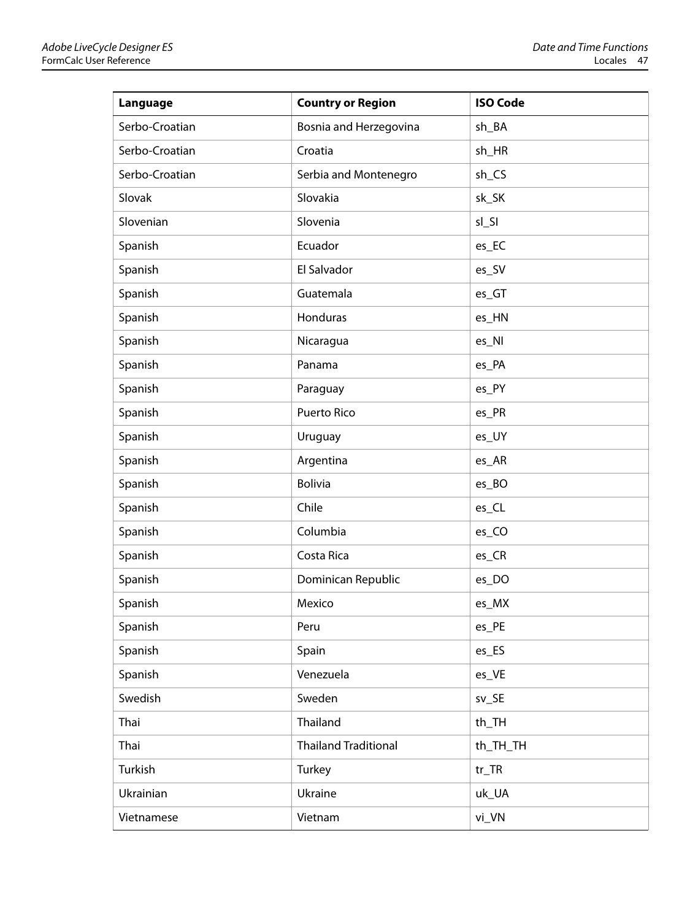| Language | Country or Region | ISO Code |
| --- | --- | --- |
| Serbo-Croatian | Bosnia and Herzegovina | sh_BA |
| Serbo-Croatian | Croatia | sh_HR |
| Serbo-Croatian | Serbia and Montenegro | sh_CS |
| Slovak | Slovakia | sk_SK |
| Slovenian | Slovenia | sl_SI |
| Spanish | Ecuador | es_EC |
| Spanish | El Salvador | es_SV |
| Spanish | Guatemala | es_GT |
| Spanish | Honduras | es_HN |
| Spanish | Nicaragua | es_NI |
| Spanish | Panama | es_PA |
| Spanish | Paraguay | es_PY |
| Spanish | Puerto Rico | es_PR |
| Spanish | Uruguay | es_UY |
| Spanish | Argentina | es_AR |
| Spanish | Bolivia | es_BO |
| Spanish | Chile | es_CL |
| Spanish | Columbia | es_CO |
| Spanish | Costa Rica | es_CR |
| Spanish | Dominican Republic | es_DO |
| Spanish | Mexico | es_MX |
| Spanish | Peru | es_PE |
| Spanish | Spain | es_ES |
| Spanish | Venezuela | es_VE |
| Swedish | Sweden | sv_SE |
| Thai | Thailand | th_TH |
| Thai | Thailand Traditional | th_TH_TH |
| Turkish | Turkey | tr_TR |
| Ukrainian | Ukraine | uk_UA |
| Vietnamese | Vietnam | vi_VN |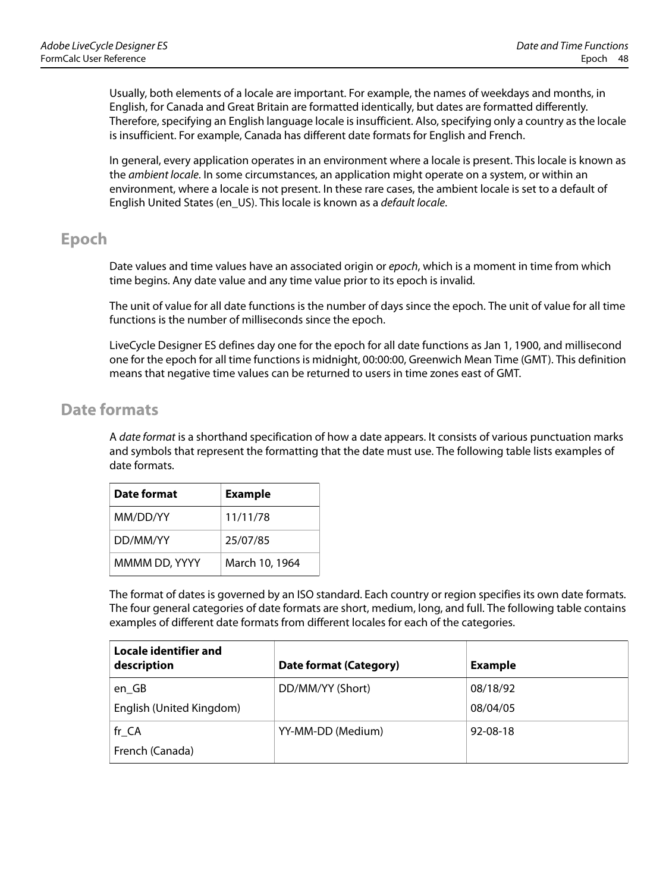Usually, both elements of a locale are important. For example, the names of weekdays and months, in English, for Canada and Great Britain are formatted identically, but dates are formatted differently. Therefore, specifying an English language locale is insufficient. Also, specifying only a country as the locale is insufficient. For example, Canada has different date formats for English and French.

In general, every application operates in an environment where a locale is present. This locale is known as the *ambient locale*. In some circumstances, an application might operate on a system, or within an environment, where a locale is not present. In these rare cases, the ambient locale is set to a default of English United States (en_US). This locale is known as a *default locale*.

## Epoch

Date values and time values have an associated origin or *epoch*, which is a moment in time from which time begins. Any date value and any time value prior to its epoch is invalid.

The unit of value for all date functions is the number of days since the epoch. The unit of value for all time functions is the number of milliseconds since the epoch.

LiveCycle Designer ES defines day one for the epoch for all date functions as Jan 1, 1900, and millisecond one for the epoch for all time functions is midnight, 00:00:00, Greenwich Mean Time (GMT). This definition means that negative time values can be returned to users in time zones east of GMT.

## Date formats

A *date format* is a shorthand specification of how a date appears. It consists of various punctuation marks and symbols that represent the formatting that the date must use. The following table lists examples of date formats.

| Date format | Example |
|---|---|
| MM/DD/YY | 11/11/78 |
| DD/MM/YY | 25/07/85 |
| MMMM DD, YYYY | March 10, 1964 |

The format of dates is governed by an ISO standard. Each country or region specifies its own date formats. The four general categories of date formats are short, medium, long, and full. The following table contains examples of different date formats from different locales for each of the categories.

| Locale identifier and description | Date format (Category) | Example |
|---|---|---|
| en_GB<br>English (United Kingdom) | DD/MM/YY (Short) | 08/18/92<br>08/04/05 |
| fr_CA<br>French (Canada) | YY-MM-DD (Medium) | 92-08-18 |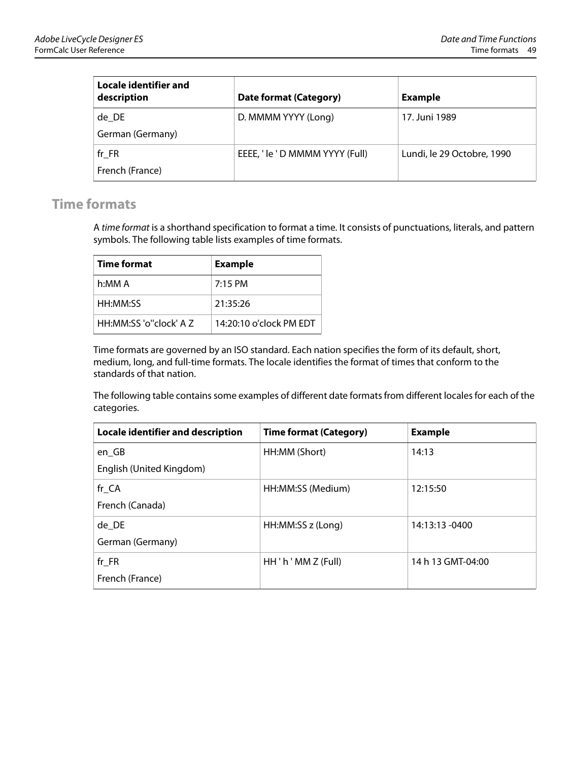| Locale identifier and description | Date format (Category) | Example |
| --- | --- | --- |
| de_DE<br>German (Germany) | D. MMMM YYYY (Long) | 17. Juni 1989 |
| fr_FR<br>French (France) | EEEE, ' le ' D MMMM YYYY (Full) | Lundi, le 29 Octobre, 1990 |

## Time formats

A *time format* is a shorthand specification to format a time. It consists of punctuations, literals, and pattern symbols. The following table lists examples of time formats.

| Time format | Example |
| --- | --- |
| h:MM A | 7:15 PM |
| HH:MM:SS | 21:35:26 |
| HH:MM:SS 'o''clock' A Z | 14:20:10 o'clock PM EDT |

Time formats are governed by an ISO standard. Each nation specifies the form of its default, short, medium, long, and full-time formats. The locale identifies the format of times that conform to the standards of that nation.

The following table contains some examples of different date formats from different locales for each of the categories.

| Locale identifier and description | Time format (Category) | Example |
| --- | --- | --- |
| en_GB<br>English (United Kingdom) | HH:MM (Short) | 14:13 |
| fr_CA<br>French (Canada) | HH:MM:SS (Medium) | 12:15:50 |
| de_DE<br>German (Germany) | HH:MM:SS z (Long) | 14:13:13 -0400 |
| fr_FR<br>French (France) | HH ' h ' MM Z (Full) | 14 h 13 GMT-04:00 |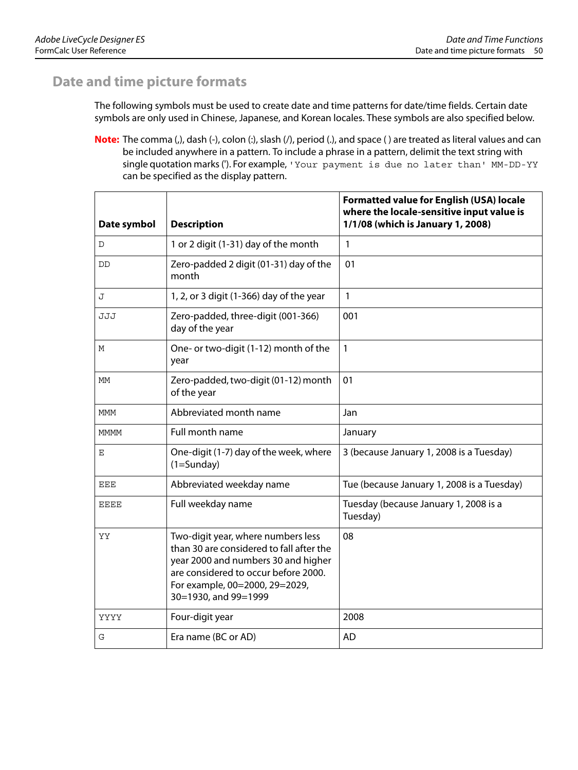## Date and time picture formats

The following symbols must be used to create date and time patterns for date/time fields. Certain date symbols are only used in Chinese, Japanese, and Korean locales. These symbols are also specified below.

**Note:** The comma (,), dash (-), colon (:), slash (/), period (.), and space ( ) are treated as literal values and can be included anywhere in a pattern. To include a phrase in a pattern, delimit the text string with single quotation marks ('). For example, `'Your payment is due no later than' MM-DD-YY` can be specified as the display pattern.

| Date symbol | Description | Formatted value for English (USA) locale where the locale-sensitive input value is 1/1/08 (which is January 1, 2008) |
|---|---|---|
| `D` | 1 or 2 digit (1-31) day of the month | 1 |
| `DD` | Zero-padded 2 digit (01-31) day of the month | 01 |
| `J` | 1, 2, or 3 digit (1-366) day of the year | 1 |
| `JJJ` | Zero-padded, three-digit (001-366) day of the year | 001 |
| `M` | One- or two-digit (1-12) month of the year | 1 |
| `MM` | Zero-padded, two-digit (01-12) month of the year | 01 |
| `MMM` | Abbreviated month name | Jan |
| `MMMM` | Full month name | January |
| `E` | One-digit (1-7) day of the week, where (1=Sunday) | 3 (because January 1, 2008 is a Tuesday) |
| `EEE` | Abbreviated weekday name | Tue (because January 1, 2008 is a Tuesday) |
| `EEEE` | Full weekday name | Tuesday (because January 1, 2008 is a Tuesday) |
| `YY` | Two-digit year, where numbers less than 30 are considered to fall after the year 2000 and numbers 30 and higher are considered to occur before 2000. For example, 00=2000, 29=2029, 30=1930, and 99=1999 | 08 |
| `YYYY` | Four-digit year | 2008 |
| `G` | Era name (BC or AD) | AD |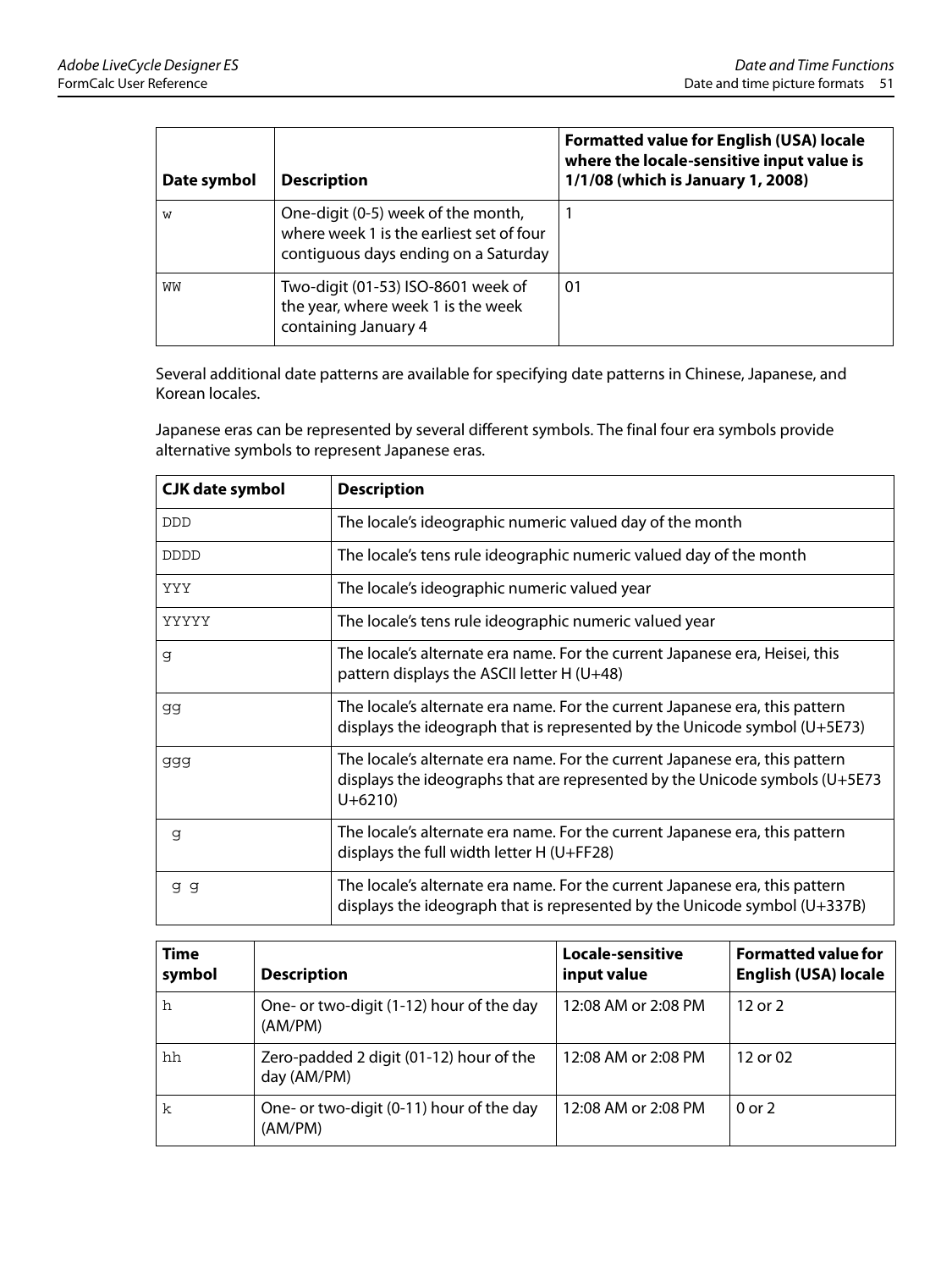| Date symbol | Description | Formatted value for English (USA) locale where the locale-sensitive input value is 1/1/08 (which is January 1, 2008) |
|---|---|---|
| w | One-digit (0-5) week of the month, where week 1 is the earliest set of four contiguous days ending on a Saturday | 1 |
| WW | Two-digit (01-53) ISO-8601 week of the year, where week 1 is the week containing January 4 | 01 |

Several additional date patterns are available for specifying date patterns in Chinese, Japanese, and Korean locales.

Japanese eras can be represented by several different symbols. The final four era symbols provide alternative symbols to represent Japanese eras.

| CJK date symbol | Description |
|---|---|
| DDD | The locale's ideographic numeric valued day of the month |
| DDDD | The locale's tens rule ideographic numeric valued day of the month |
| YYY | The locale's ideographic numeric valued year |
| YYYYY | The locale's tens rule ideographic numeric valued year |
| g | The locale's alternate era name. For the current Japanese era, Heisei, this pattern displays the ASCII letter H (U+48) |
| gg | The locale's alternate era name. For the current Japanese era, this pattern displays the ideograph that is represented by the Unicode symbol (U+5E73) |
| ggg | The locale's alternate era name. For the current Japanese era, this pattern displays the ideographs that are represented by the Unicode symbols (U+5E73 U+6210) |
| g | The locale's alternate era name. For the current Japanese era, this pattern displays the full width letter H (U+FF28) |
| g g | The locale's alternate era name. For the current Japanese era, this pattern displays the ideograph that is represented by the Unicode symbol (U+337B) |

| Time symbol | Description | Locale-sensitive input value | Formatted value for English (USA) locale |
|---|---|---|---|
| h | One- or two-digit (1-12) hour of the day (AM/PM) | 12:08 AM or 2:08 PM | 12 or 2 |
| hh | Zero-padded 2 digit (01-12) hour of the day (AM/PM) | 12:08 AM or 2:08 PM | 12 or 02 |
| k | One- or two-digit (0-11) hour of the day (AM/PM) | 12:08 AM or 2:08 PM | 0 or 2 |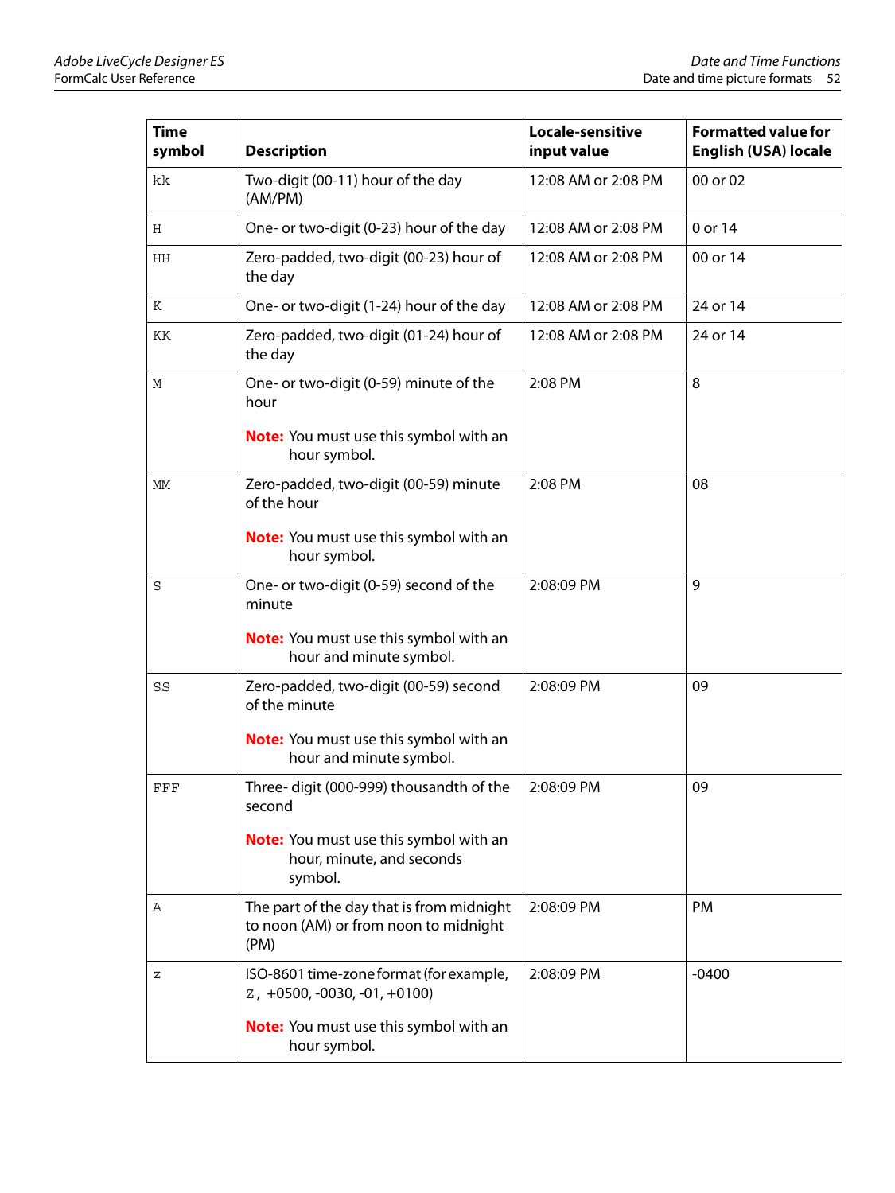| Time symbol | Description | Locale-sensitive input value | Formatted value for English (USA) locale |
|---|---|---|---|
| `kk` | Two-digit (00-11) hour of the day (AM/PM) | 12:08 AM or 2:08 PM | 00 or 02 |
| `H` | One- or two-digit (0-23) hour of the day | 12:08 AM or 2:08 PM | 0 or 14 |
| `HH` | Zero-padded, two-digit (00-23) hour of the day | 12:08 AM or 2:08 PM | 00 or 14 |
| `K` | One- or two-digit (1-24) hour of the day | 12:08 AM or 2:08 PM | 24 or 14 |
| `KK` | Zero-padded, two-digit (01-24) hour of the day | 12:08 AM or 2:08 PM | 24 or 14 |
| `M` | One- or two-digit (0-59) minute of the hour<br><br>**Note:** You must use this symbol with an hour symbol. | 2:08 PM | 8 |
| `MM` | Zero-padded, two-digit (00-59) minute of the hour<br><br>**Note:** You must use this symbol with an hour symbol. | 2:08 PM | 08 |
| `S` | One- or two-digit (0-59) second of the minute<br><br>**Note:** You must use this symbol with an hour and minute symbol. | 2:08:09 PM | 9 |
| `SS` | Zero-padded, two-digit (00-59) second of the minute<br><br>**Note:** You must use this symbol with an hour and minute symbol. | 2:08:09 PM | 09 |
| `FFF` | Three- digit (000-999) thousandth of the second<br><br>**Note:** You must use this symbol with an hour, minute, and seconds symbol. | 2:08:09 PM | 09 |
| `A` | The part of the day that is from midnight to noon (AM) or from noon to midnight (PM) | 2:08:09 PM | PM |
| `z` | ISO-8601 time-zone format (for example, `Z`, +0500, -0030, -01, +0100)<br><br>**Note:** You must use this symbol with an hour symbol. | 2:08:09 PM | -0400 |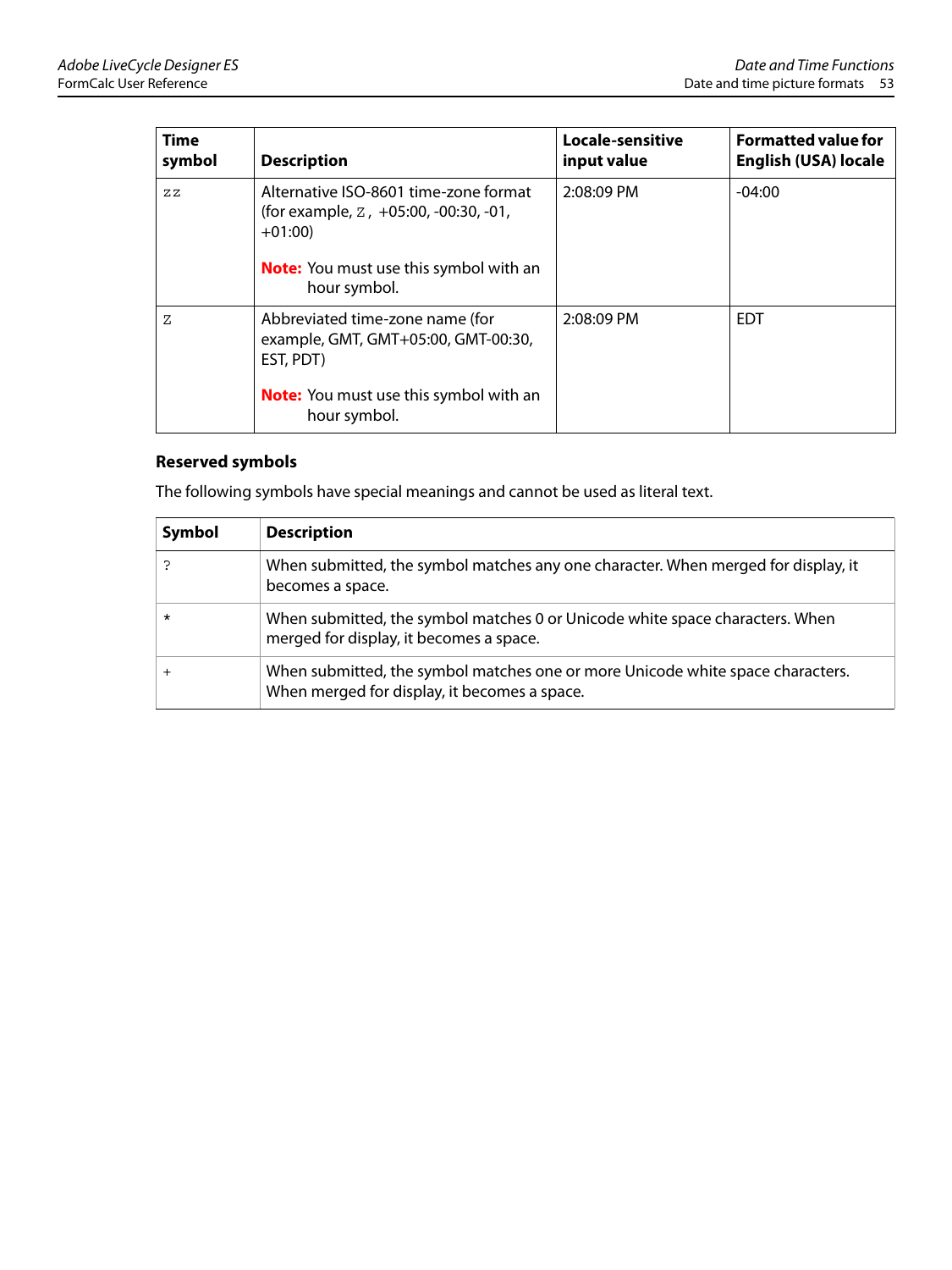| Time symbol | Description | Locale-sensitive input value | Formatted value for English (USA) locale |
|---|---|---|---|
| zz | Alternative ISO-8601 time-zone format (for example, Z, +05:00, -00:30, -01, +01:00)<br><br>**Note:** You must use this symbol with an hour symbol. | 2:08:09 PM | -04:00 |
| Z | Abbreviated time-zone name (for example, GMT, GMT+05:00, GMT-00:30, EST, PDT)<br><br>**Note:** You must use this symbol with an hour symbol. | 2:08:09 PM | EDT |

### Reserved symbols

The following symbols have special meanings and cannot be used as literal text.

| Symbol | Description |
|---|---|
| ? | When submitted, the symbol matches any one character. When merged for display, it becomes a space. |
| * | When submitted, the symbol matches 0 or Unicode white space characters. When merged for display, it becomes a space. |
| + | When submitted, the symbol matches one or more Unicode white space characters. When merged for display, it becomes a space. |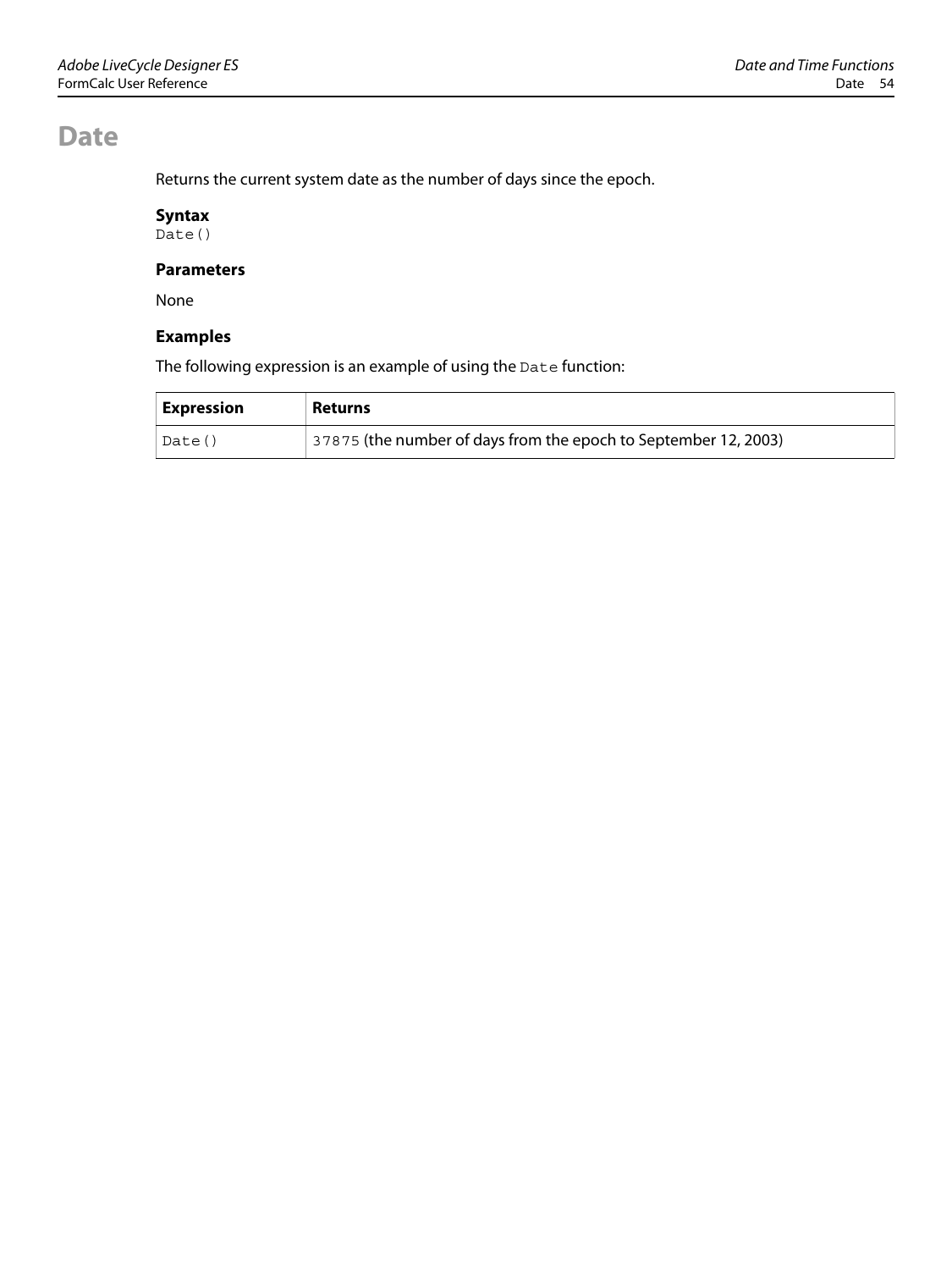# Date

Returns the current system date as the number of days since the epoch.

### Syntax

```
Date()
```

### Parameters

None

### Examples

The following expression is an example of using the `Date` function:

| Expression | Returns |
|---|---|
| `Date()` | `37875` (the number of days from the epoch to September 12, 2003) |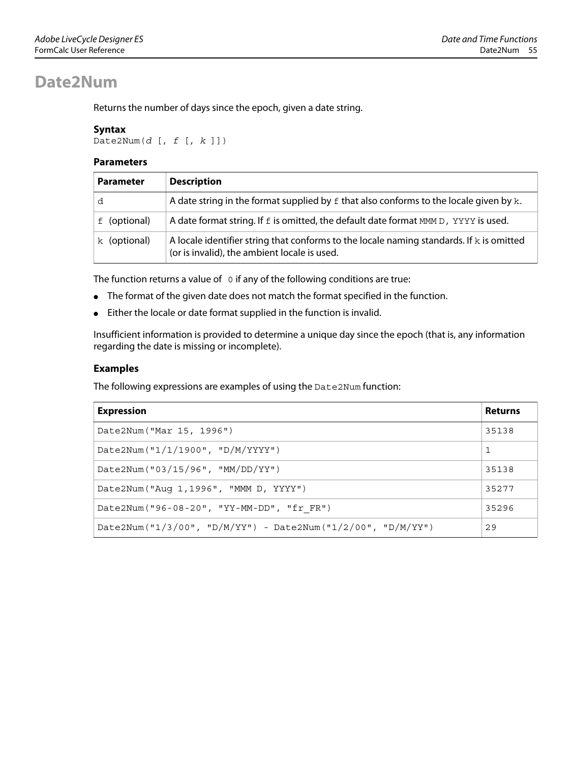# Date2Num

Returns the number of days since the epoch, given a date string.

### Syntax

`Date2Num(d [, f [, k ]])`

### Parameters

| Parameter | Description |
|---|---|
| `d` | A date string in the format supplied by `f` that also conforms to the locale given by `k`. |
| `f` (optional) | A date format string. If `f` is omitted, the default date format `MMM D, YYYY` is used. |
| `k` (optional) | A locale identifier string that conforms to the locale naming standards. If `k` is omitted (or is invalid), the ambient locale is used. |

The function returns a value of `0` if any of the following conditions are true:

- The format of the given date does not match the format specified in the function.
- Either the locale or date format supplied in the function is invalid.

Insufficient information is provided to determine a unique day since the epoch (that is, any information regarding the date is missing or incomplete).

### Examples

The following expressions are examples of using the `Date2Num` function:

| Expression | Returns |
|---|---|
| `Date2Num("Mar 15, 1996")` | `35138` |
| `Date2Num("1/1/1900", "D/M/YYYY")` | `1` |
| `Date2Num("03/15/96", "MM/DD/YY")` | `35138` |
| `Date2Num("Aug 1,1996", "MMM D, YYYY")` | `35277` |
| `Date2Num("96-08-20", "YY-MM-DD", "fr_FR")` | `35296` |
| `Date2Num("1/3/00", "D/M/YY") - Date2Num("1/2/00", "D/M/YY")` | `29` |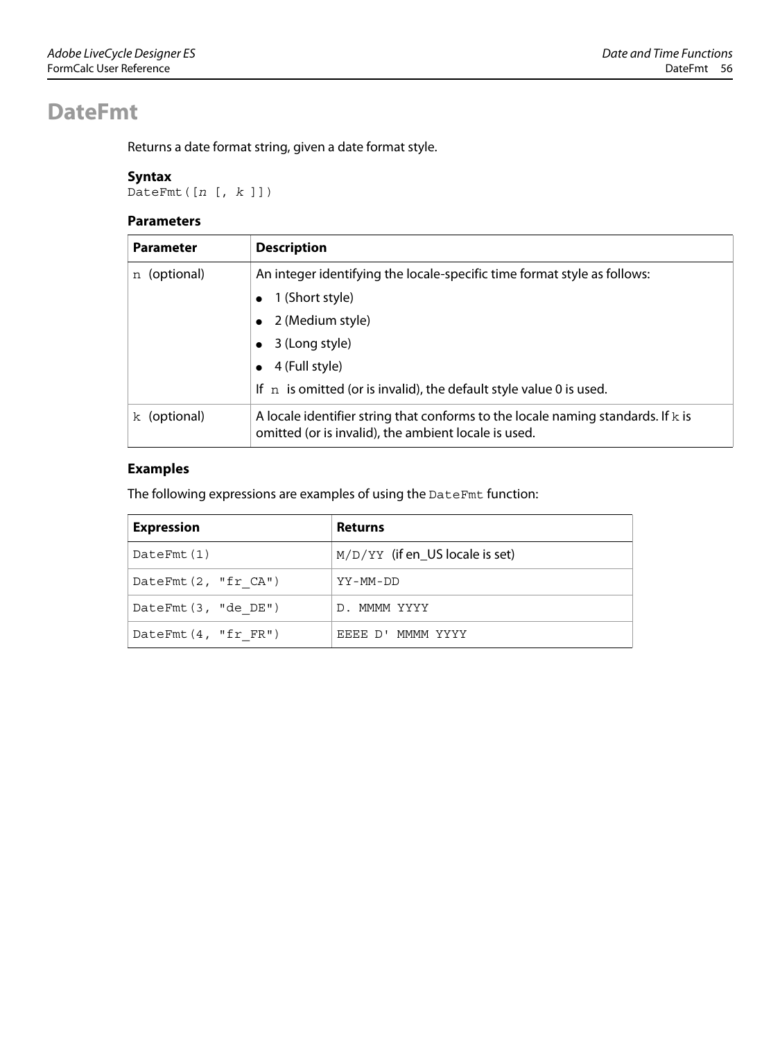# DateFmt

Returns a date format string, given a date format style.

### Syntax

```
DateFmt([n [, k ]])
```

### Parameters

| Parameter | Description |
|---|---|
| `n` (optional) | An integer identifying the locale-specific time format style as follows:<br>• 1 (Short style)<br>• 2 (Medium style)<br>• 3 (Long style)<br>• 4 (Full style)<br>If `n` is omitted (or is invalid), the default style value 0 is used. |
| `k` (optional) | A locale identifier string that conforms to the locale naming standards. If `k` is omitted (or is invalid), the ambient locale is used. |

### Examples

The following expressions are examples of using the `DateFmt` function:

| Expression | Returns |
|---|---|
| `DateFmt(1)` | `M/D/YY` (if en_US locale is set) |
| `DateFmt(2, "fr_CA")` | `YY-MM-DD` |
| `DateFmt(3, "de_DE")` | `D. MMMM YYYY` |
| `DateFmt(4, "fr_FR")` | `EEEE D' MMMM YYYY` |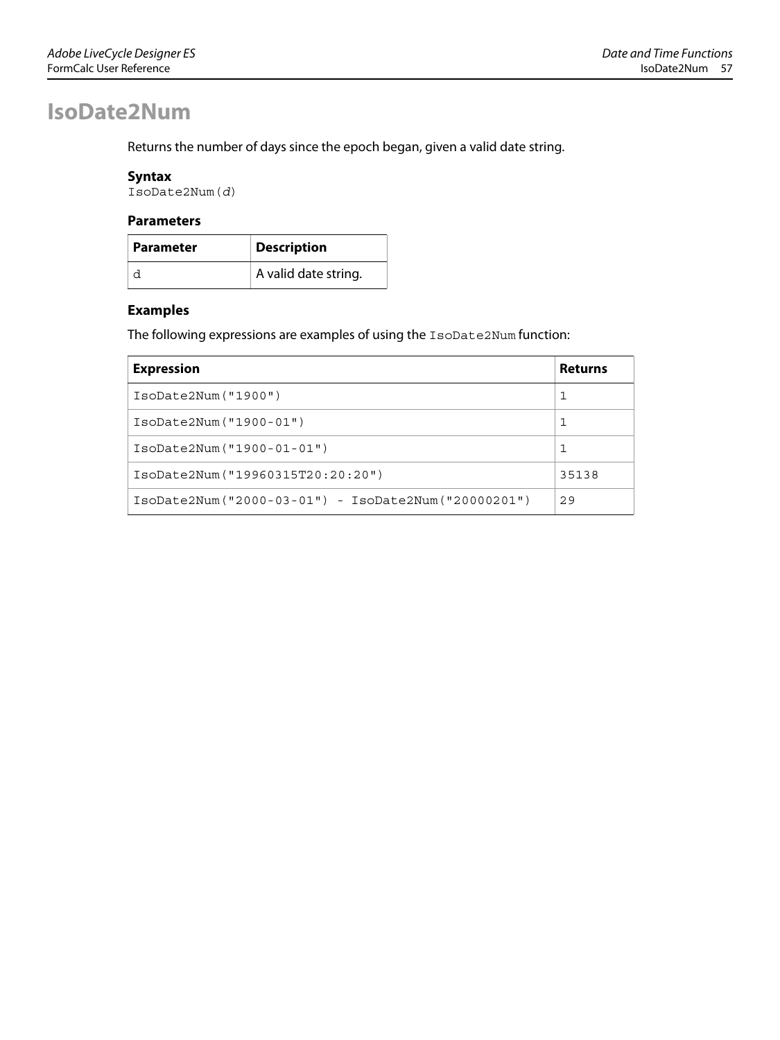# IsoDate2Num

Returns the number of days since the epoch began, given a valid date string.

### Syntax

`IsoDate2Num(d)`

### Parameters

| Parameter | Description |
|---|---|
| `d` | A valid date string. |

### Examples

The following expressions are examples of using the `IsoDate2Num` function:

| Expression | Returns |
|---|---|
| `IsoDate2Num("1900")` | `1` |
| `IsoDate2Num("1900-01")` | `1` |
| `IsoDate2Num("1900-01-01")` | `1` |
| `IsoDate2Num("19960315T20:20:20")` | `35138` |
| `IsoDate2Num("2000-03-01") - IsoDate2Num("20000201")` | `29` |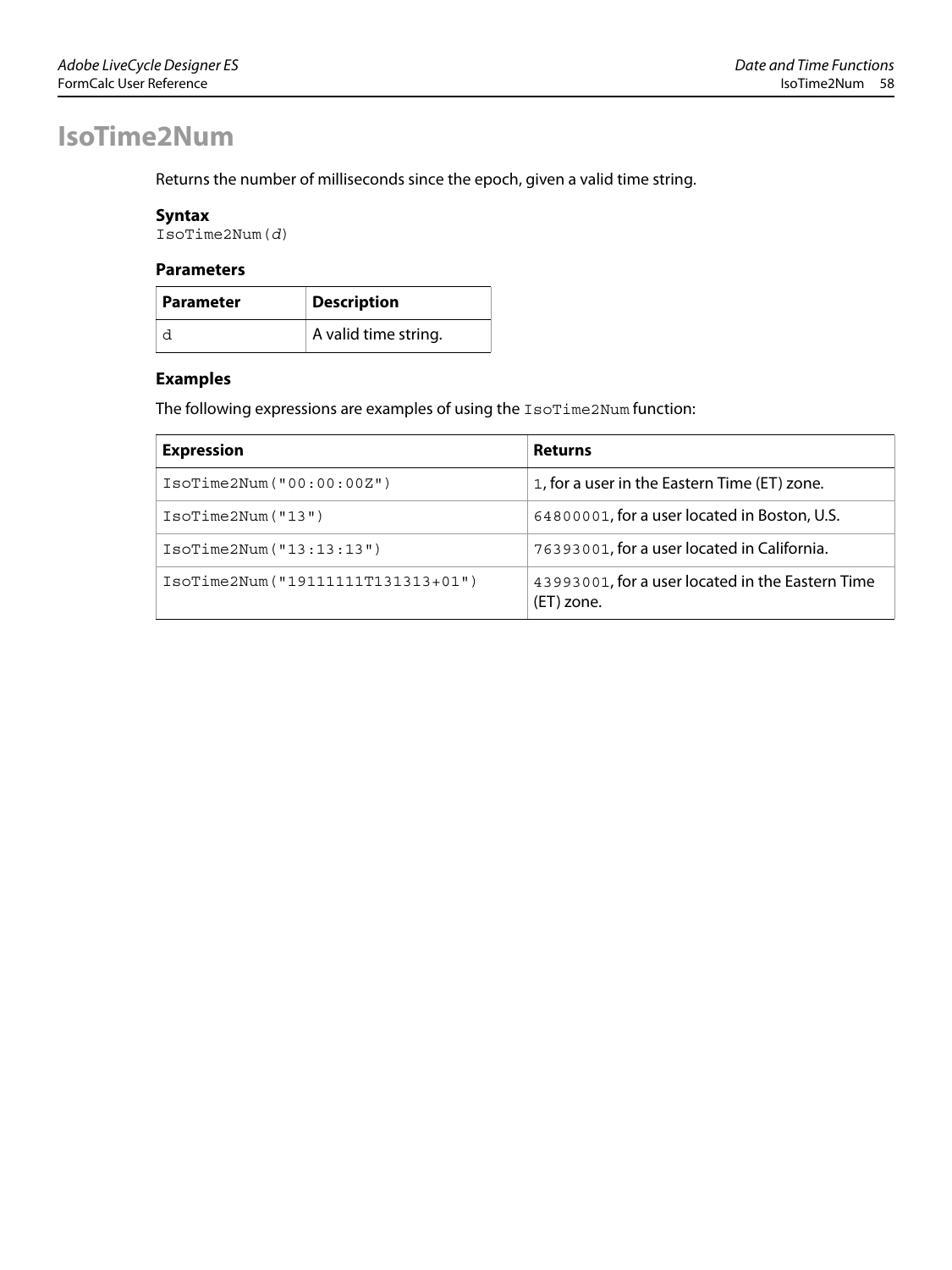# IsoTime2Num

Returns the number of milliseconds since the epoch, given a valid time string.

### Syntax

```
IsoTime2Num(d)
```

### Parameters

| Parameter | Description |
|---|---|
| `d` | A valid time string. |

### Examples

The following expressions are examples of using the `IsoTime2Num` function:

| Expression | Returns |
|---|---|
| `IsoTime2Num("00:00:00Z")` | `1`, for a user in the Eastern Time (ET) zone. |
| `IsoTime2Num("13")` | `64800001`, for a user located in Boston, U.S. |
| `IsoTime2Num("13:13:13")` | `76393001`, for a user located in California. |
| `IsoTime2Num("19111111T131313+01")` | `43993001`, for a user located in the Eastern Time (ET) zone. |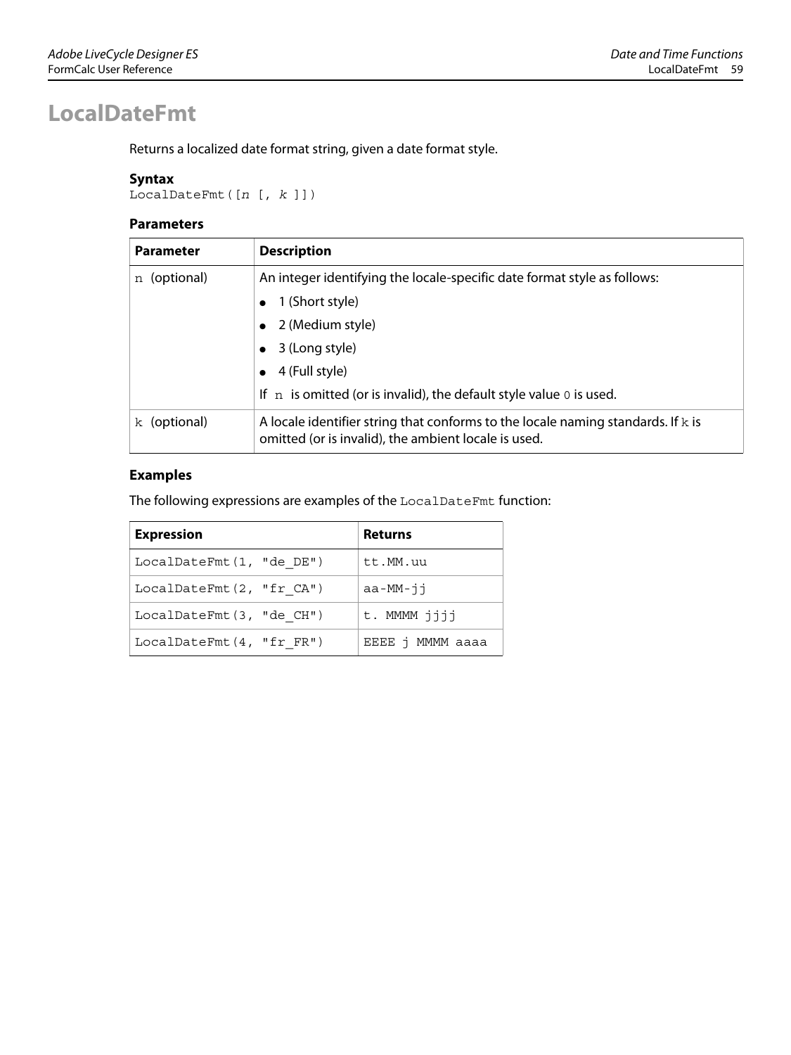# LocalDateFmt

Returns a localized date format string, given a date format style.

### Syntax

```
LocalDateFmt([n [, k ]])
```

### Parameters

| Parameter | Description |
|---|---|
| `n` (optional) | An integer identifying the locale-specific date format style as follows:<br>● 1 (Short style)<br>● 2 (Medium style)<br>● 3 (Long style)<br>● 4 (Full style)<br>If `n` is omitted (or is invalid), the default style value `0` is used. |
| `k` (optional) | A locale identifier string that conforms to the locale naming standards. If `k` is omitted (or is invalid), the ambient locale is used. |

### Examples

The following expressions are examples of the `LocalDateFmt` function:

| Expression | Returns |
|---|---|
| `LocalDateFmt(1, "de_DE")` | `tt.MM.uu` |
| `LocalDateFmt(2, "fr_CA")` | `aa-MM-jj` |
| `LocalDateFmt(3, "de_CH")` | `t. MMMM jjjj` |
| `LocalDateFmt(4, "fr_FR")` | `EEEE j MMMM aaaa` |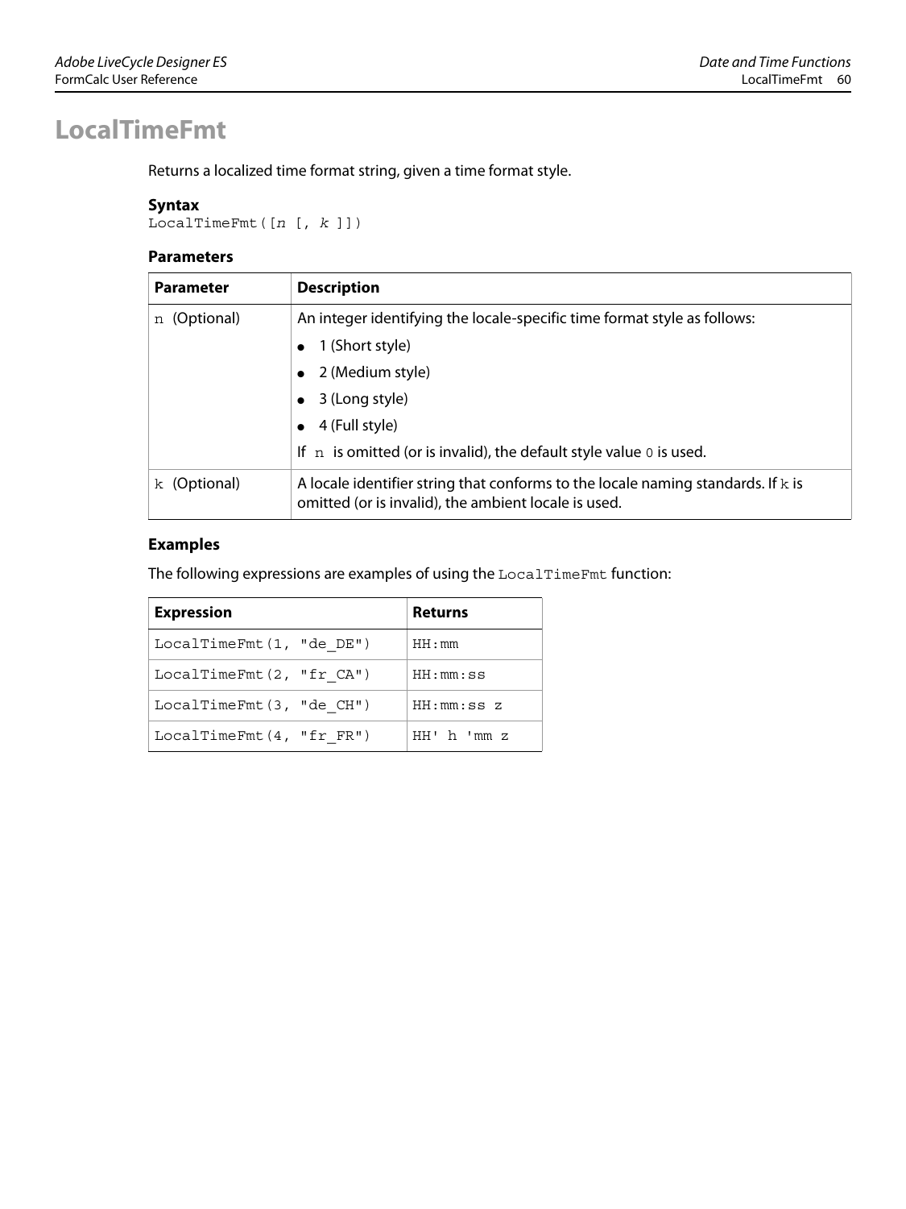# LocalTimeFmt

Returns a localized time format string, given a time format style.

### Syntax

```
LocalTimeFmt([n [, k ]])
```

### Parameters

| Parameter | Description |
|---|---|
| `n` (Optional) | An integer identifying the locale-specific time format style as follows:<br>• 1 (Short style)<br>• 2 (Medium style)<br>• 3 (Long style)<br>• 4 (Full style)<br>If `n` is omitted (or is invalid), the default style value `0` is used. |
| `k` (Optional) | A locale identifier string that conforms to the locale naming standards. If `k` is omitted (or is invalid), the ambient locale is used. |

### Examples

The following expressions are examples of using the `LocalTimeFmt` function:

| Expression | Returns |
|---|---|
| `LocalTimeFmt(1, "de_DE")` | `HH:mm` |
| `LocalTimeFmt(2, "fr_CA")` | `HH:mm:ss` |
| `LocalTimeFmt(3, "de_CH")` | `HH:mm:ss z` |
| `LocalTimeFmt(4, "fr_FR")` | `HH' h 'mm z` |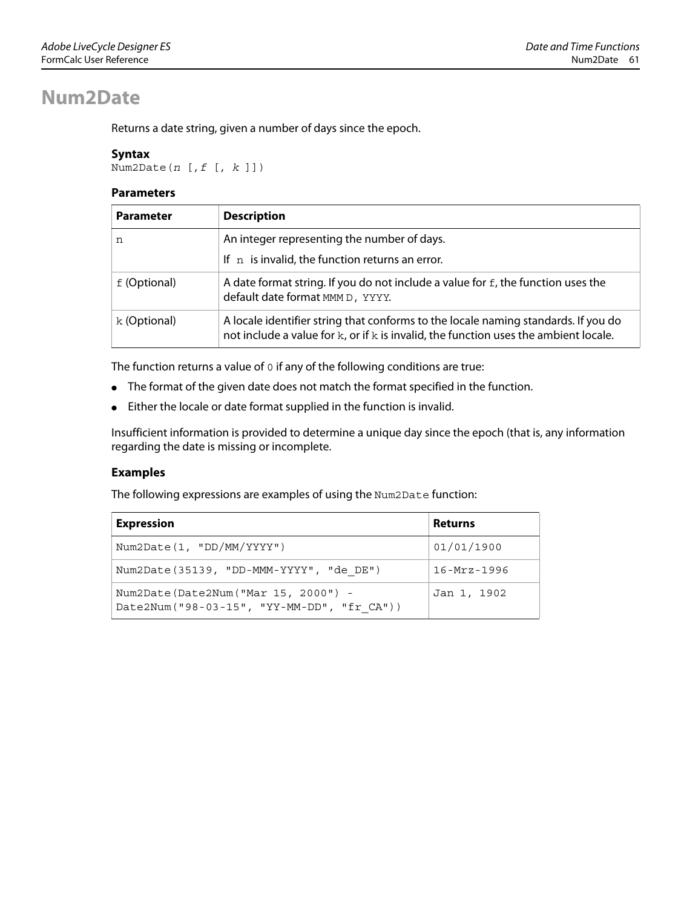# Num2Date

Returns a date string, given a number of days since the epoch.

### Syntax

```
Num2Date(n [,f [, k ]])
```

### Parameters

| Parameter | Description |
|---|---|
| n | An integer representing the number of days.<br>If n is invalid, the function returns an error. |
| f (Optional) | A date format string. If you do not include a value for f, the function uses the default date format MMM D, YYYY. |
| k (Optional) | A locale identifier string that conforms to the locale naming standards. If you do not include a value for k, or if k is invalid, the function uses the ambient locale. |

The function returns a value of 0 if any of the following conditions are true:

- The format of the given date does not match the format specified in the function.
- Either the locale or date format supplied in the function is invalid.

Insufficient information is provided to determine a unique day since the epoch (that is, any information regarding the date is missing or incomplete.

### Examples

The following expressions are examples of using the Num2Date function:

| Expression | Returns |
|---|---|
| Num2Date(1, "DD/MM/YYYY") | 01/01/1900 |
| Num2Date(35139, "DD-MMM-YYYY", "de_DE") | 16-Mrz-1996 |
| Num2Date(Date2Num("Mar 15, 2000") - Date2Num("98-03-15", "YY-MM-DD", "fr_CA")) | Jan 1, 1902 |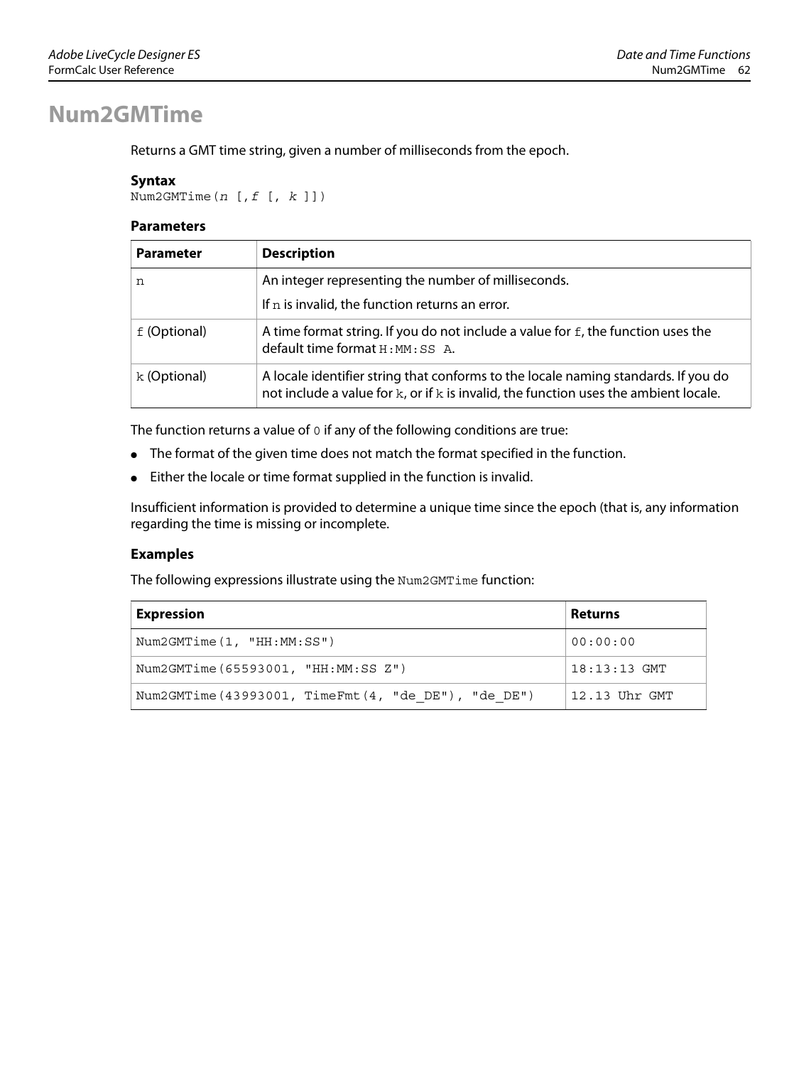# Num2GMTime

Returns a GMT time string, given a number of milliseconds from the epoch.

### Syntax

```
Num2GMTime(n [,f [, k ]])
```

### Parameters

| Parameter | Description |
|---|---|
| n | An integer representing the number of milliseconds.<br>If n is invalid, the function returns an error. |
| f (Optional) | A time format string. If you do not include a value for f, the function uses the default time format H:MM:SS A. |
| k (Optional) | A locale identifier string that conforms to the locale naming standards. If you do not include a value for k, or if k is invalid, the function uses the ambient locale. |

The function returns a value of 0 if any of the following conditions are true:

- The format of the given time does not match the format specified in the function.
- Either the locale or time format supplied in the function is invalid.

Insufficient information is provided to determine a unique time since the epoch (that is, any information regarding the time is missing or incomplete.

### Examples

The following expressions illustrate using the Num2GMTime function:

| Expression | Returns |
|---|---|
| Num2GMTime(1, "HH:MM:SS") | 00:00:00 |
| Num2GMTime(65593001, "HH:MM:SS Z") | 18:13:13 GMT |
| Num2GMTime(43993001, TimeFmt(4, "de_DE"), "de_DE") | 12.13 Uhr GMT |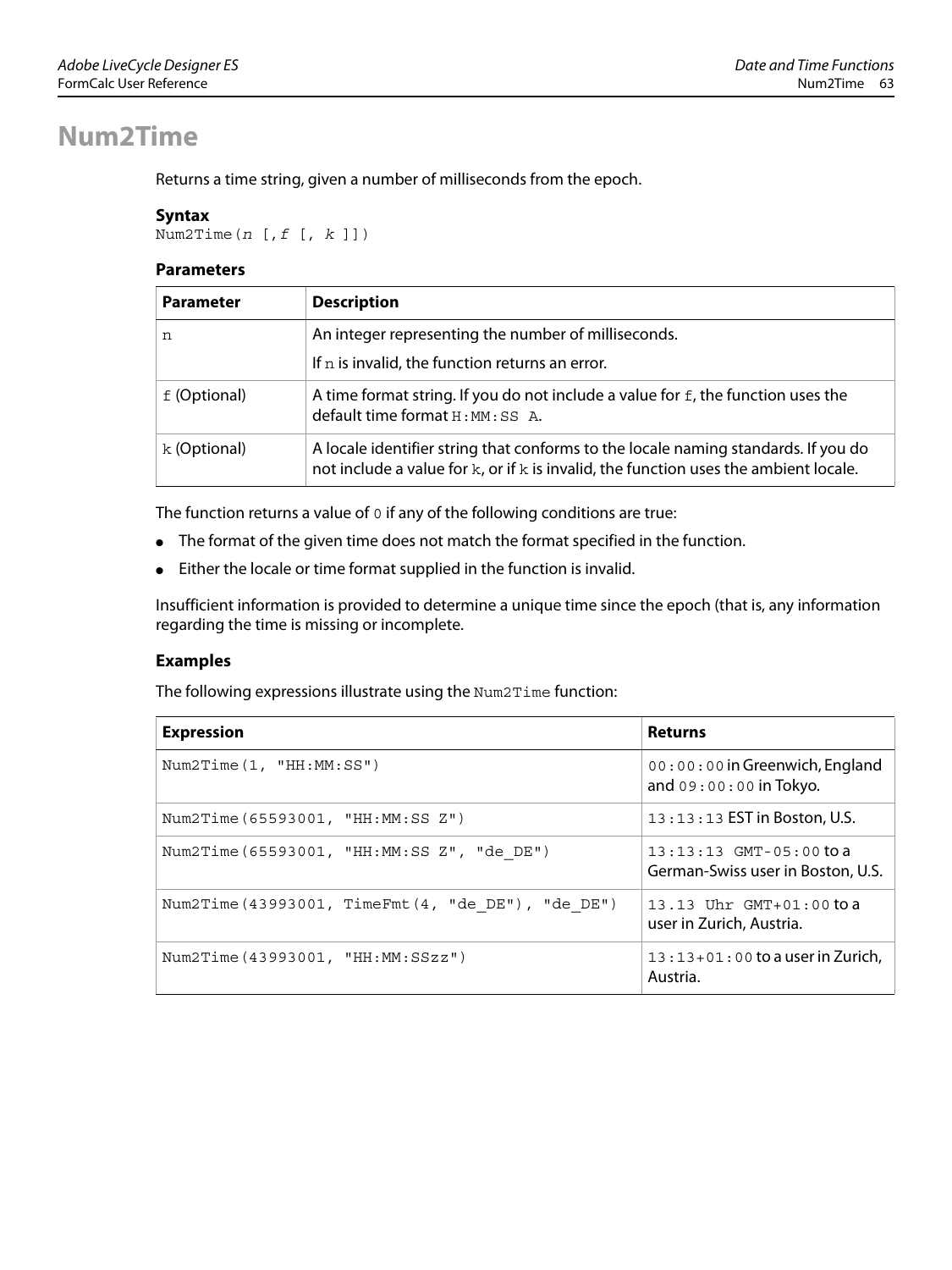# Num2Time

Returns a time string, given a number of milliseconds from the epoch.

### Syntax

```
Num2Time(n [,f [, k ]])
```

### Parameters

| Parameter | Description |
|---|---|
| `n` | An integer representing the number of milliseconds.<br>If `n` is invalid, the function returns an error. |
| `f` (Optional) | A time format string. If you do not include a value for `f`, the function uses the default time format `H:MM:SS A`. |
| `k` (Optional) | A locale identifier string that conforms to the locale naming standards. If you do not include a value for `k`, or if `k` is invalid, the function uses the ambient locale. |

The function returns a value of `0` if any of the following conditions are true:

- The format of the given time does not match the format specified in the function.
- Either the locale or time format supplied in the function is invalid.

Insufficient information is provided to determine a unique time since the epoch (that is, any information regarding the time is missing or incomplete.

### Examples

The following expressions illustrate using the `Num2Time` function:

| Expression | Returns |
|---|---|
| `Num2Time(1, "HH:MM:SS")` | `00:00:00` in Greenwich, England and `09:00:00` in Tokyo. |
| `Num2Time(65593001, "HH:MM:SS Z")` | `13:13:13` EST in Boston, U.S. |
| `Num2Time(65593001, "HH:MM:SS Z", "de_DE")` | `13:13:13 GMT-05:00` to a German-Swiss user in Boston, U.S. |
| `Num2Time(43993001, TimeFmt(4, "de_DE"), "de_DE")` | `13.13 Uhr GMT+01:00` to a user in Zurich, Austria. |
| `Num2Time(43993001, "HH:MM:SSzz")` | `13:13+01:00` to a user in Zurich, Austria. |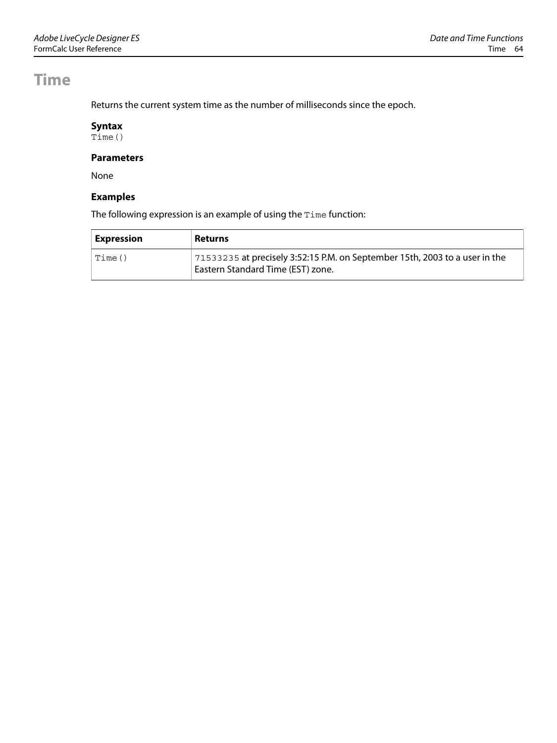# Time

Returns the current system time as the number of milliseconds since the epoch.

### Syntax

```
Time()
```

### Parameters

None

### Examples

The following expression is an example of using the `Time` function:

| Expression | Returns |
| --- | --- |
| `Time()` | `71533235` at precisely 3:52:15 P.M. on September 15th, 2003 to a user in the Eastern Standard Time (EST) zone. |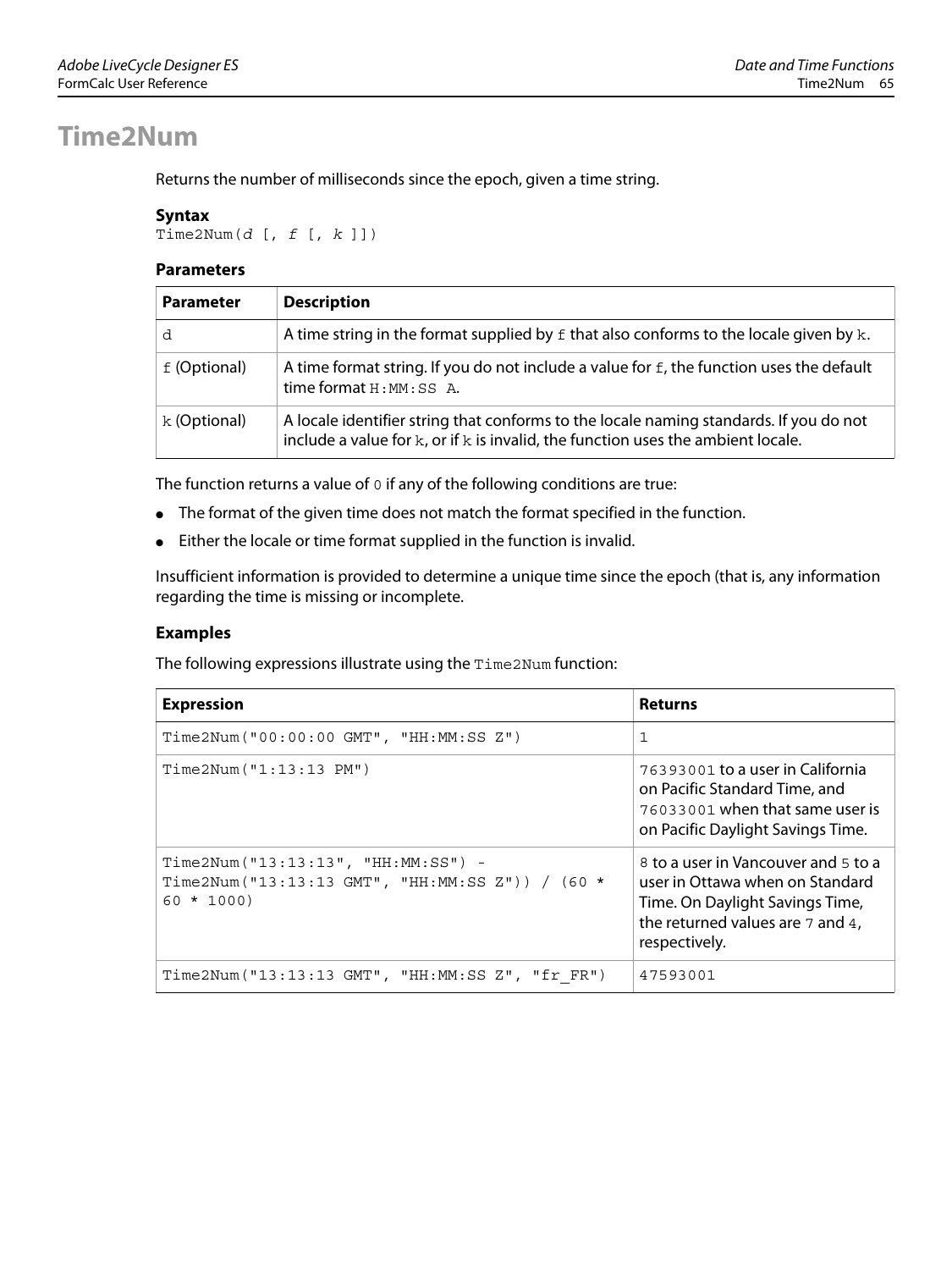# Time2Num

Returns the number of milliseconds since the epoch, given a time string.

### Syntax

```
Time2Num(d [, f [, k ]])
```

### Parameters

| Parameter | Description |
|---|---|
| `d` | A time string in the format supplied by `f` that also conforms to the locale given by `k`. |
| `f` (Optional) | A time format string. If you do not include a value for `f`, the function uses the default time format `H:MM:SS A`. |
| `k` (Optional) | A locale identifier string that conforms to the locale naming standards. If you do not include a value for `k`, or if `k` is invalid, the function uses the ambient locale. |

The function returns a value of `0` if any of the following conditions are true:

- The format of the given time does not match the format specified in the function.
- Either the locale or time format supplied in the function is invalid.

Insufficient information is provided to determine a unique time since the epoch (that is, any information regarding the time is missing or incomplete.

### Examples

The following expressions illustrate using the `Time2Num` function:

| Expression | Returns |
|---|---|
| `Time2Num("00:00:00 GMT", "HH:MM:SS Z")` | `1` |
| `Time2Num("1:13:13 PM")` | `76393001` to a user in California on Pacific Standard Time, and `76033001` when that same user is on Pacific Daylight Savings Time. |
| `Time2Num("13:13:13", "HH:MM:SS") - Time2Num("13:13:13 GMT", "HH:MM:SS Z")) / (60 * 60 * 1000)` | `8` to a user in Vancouver and `5` to a user in Ottawa when on Standard Time. On Daylight Savings Time, the returned values are `7` and `4`, respectively. |
| `Time2Num("13:13:13 GMT", "HH:MM:SS Z", "fr_FR")` | `47593001` |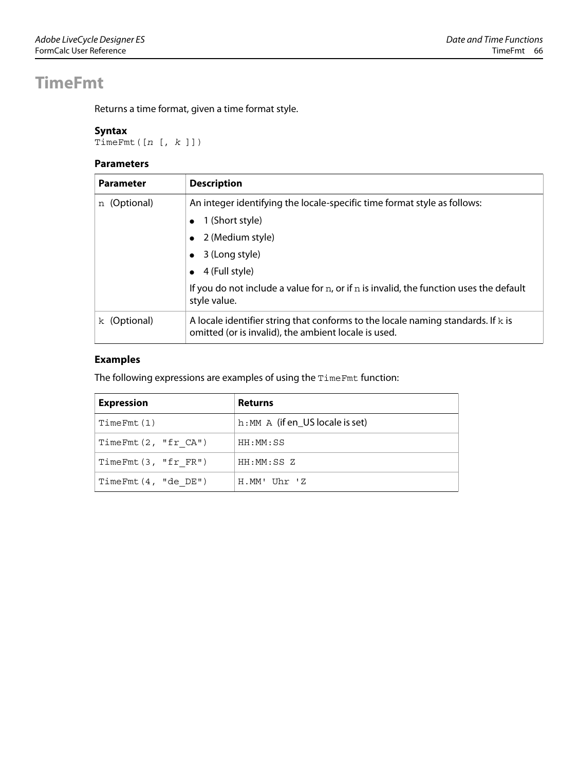# TimeFmt

Returns a time format, given a time format style.

### Syntax

```
TimeFmt([n [, k ]])
```

### Parameters

| Parameter | Description |
|---|---|
| `n` (Optional) | An integer identifying the locale-specific time format style as follows:<br>• 1 (Short style)<br>• 2 (Medium style)<br>• 3 (Long style)<br>• 4 (Full style)<br>If you do not include a value for `n`, or if `n` is invalid, the function uses the default style value. |
| `k` (Optional) | A locale identifier string that conforms to the locale naming standards. If `k` is omitted (or is invalid), the ambient locale is used. |

### Examples

The following expressions are examples of using the `TimeFmt` function:

| Expression | Returns |
|---|---|
| `TimeFmt(1)` | `h:MM A` (if en_US locale is set) |
| `TimeFmt(2, "fr_CA")` | `HH:MM:SS` |
| `TimeFmt(3, "fr_FR")` | `HH:MM:SS Z` |
| `TimeFmt(4, "de_DE")` | `H.MM' Uhr 'Z` |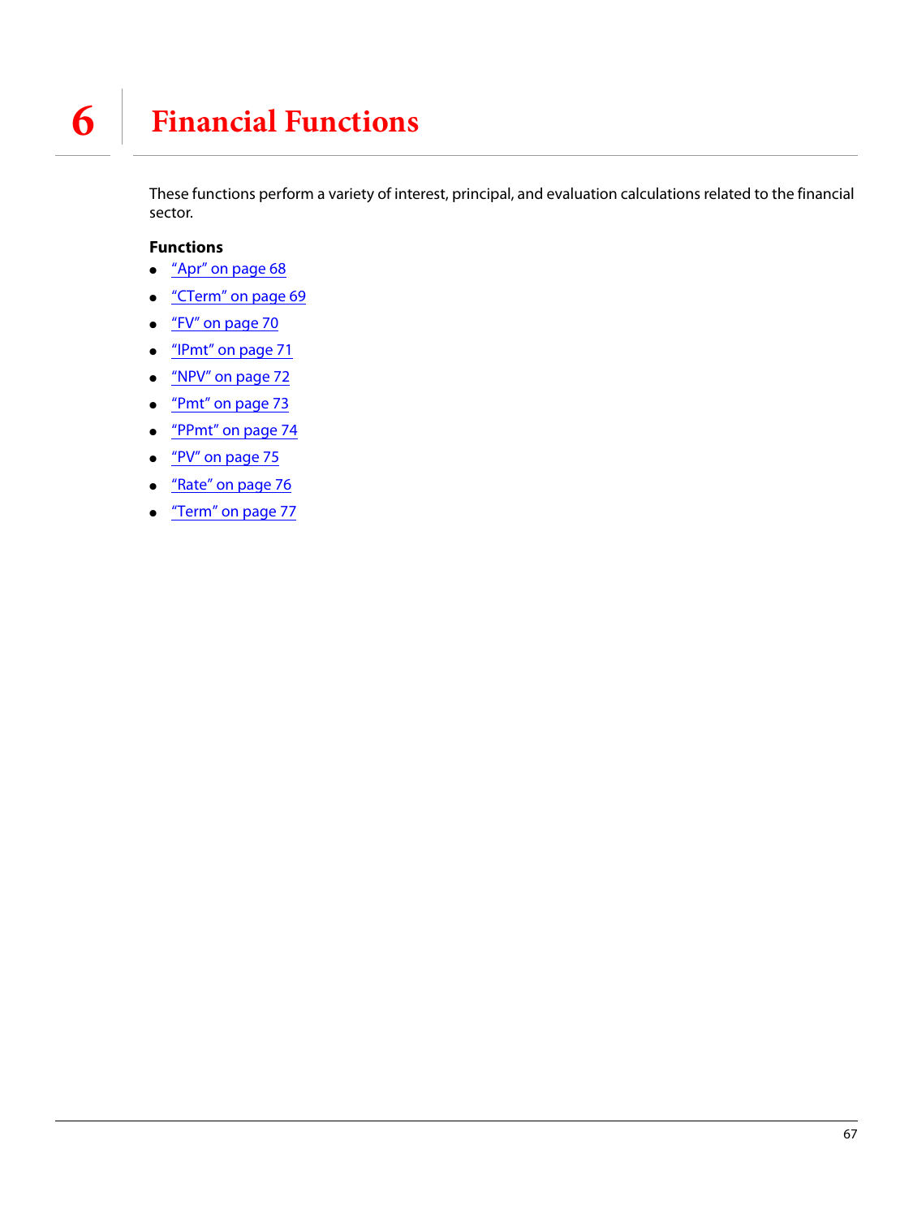# 6 Financial Functions

These functions perform a variety of interest, principal, and evaluation calculations related to the financial sector.

**Functions**

- "Apr" on page 68
- "CTerm" on page 69
- "FV" on page 70
- "IPmt" on page 71
- "NPV" on page 72
- "Pmt" on page 73
- "PPmt" on page 74
- "PV" on page 75
- "Rate" on page 76
- "Term" on page 77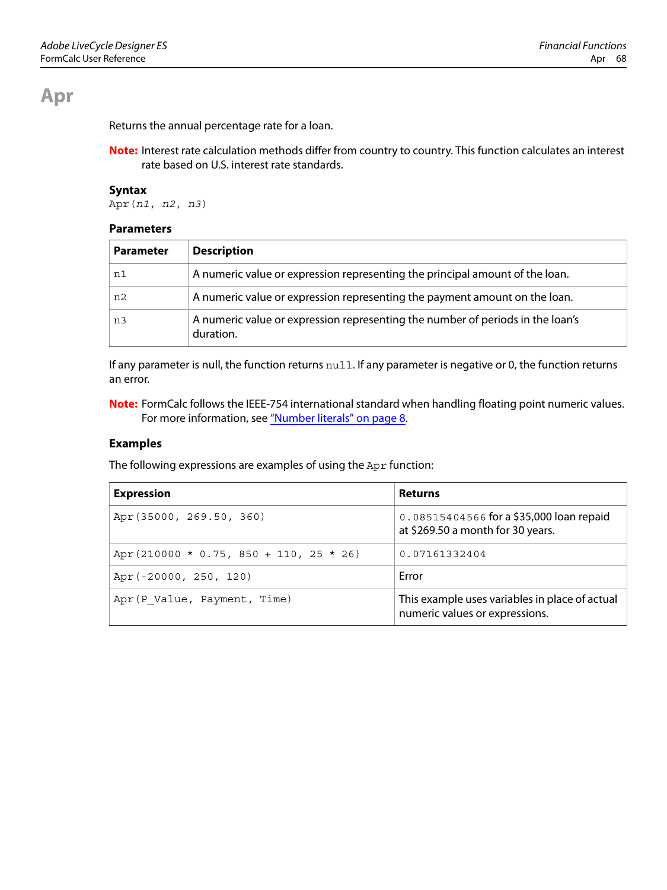# Apr

Returns the annual percentage rate for a loan.

**Note:** Interest rate calculation methods differ from country to country. This function calculates an interest rate based on U.S. interest rate standards.

### Syntax

`Apr(n1, n2, n3)`

### Parameters

| Parameter | Description |
|---|---|
| `n1` | A numeric value or expression representing the principal amount of the loan. |
| `n2` | A numeric value or expression representing the payment amount on the loan. |
| `n3` | A numeric value or expression representing the number of periods in the loan's duration. |

If any parameter is null, the function returns `null`. If any parameter is negative or 0, the function returns an error.

**Note:** FormCalc follows the IEEE-754 international standard when handling floating point numeric values. For more information, see "Number literals" on page 8.

### Examples

The following expressions are examples of using the `Apr` function:

| Expression | Returns |
|---|---|
| `Apr(35000, 269.50, 360)` | `0.08515404566` for a $35,000 loan repaid at $269.50 a month for 30 years. |
| `Apr(210000 * 0.75, 850 + 110, 25 * 26)` | `0.07161332404` |
| `Apr(-20000, 250, 120)` | Error |
| `Apr(P_Value, Payment, Time)` | This example uses variables in place of actual numeric values or expressions. |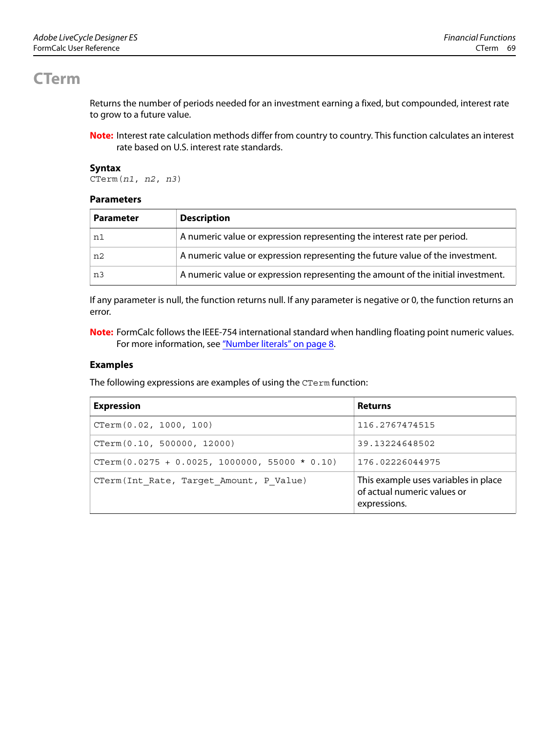# CTerm

Returns the number of periods needed for an investment earning a fixed, but compounded, interest rate to grow to a future value.

**Note:** Interest rate calculation methods differ from country to country. This function calculates an interest rate based on U.S. interest rate standards.

### Syntax

`CTerm(n1, n2, n3)`

### Parameters

| Parameter | Description |
|---|---|
| `n1` | A numeric value or expression representing the interest rate per period. |
| `n2` | A numeric value or expression representing the future value of the investment. |
| `n3` | A numeric value or expression representing the amount of the initial investment. |

If any parameter is null, the function returns null. If any parameter is negative or 0, the function returns an error.

**Note:** FormCalc follows the IEEE-754 international standard when handling floating point numeric values. For more information, see "Number literals" on page 8.

### Examples

The following expressions are examples of using the `CTerm` function:

| Expression | Returns |
|---|---|
| `CTerm(0.02, 1000, 100)` | `116.2767474515` |
| `CTerm(0.10, 500000, 12000)` | `39.13224648502` |
| `CTerm(0.0275 + 0.0025, 1000000, 55000 * 0.10)` | `176.02226044975` |
| `CTerm(Int_Rate, Target_Amount, P_Value)` | This example uses variables in place of actual numeric values or expressions. |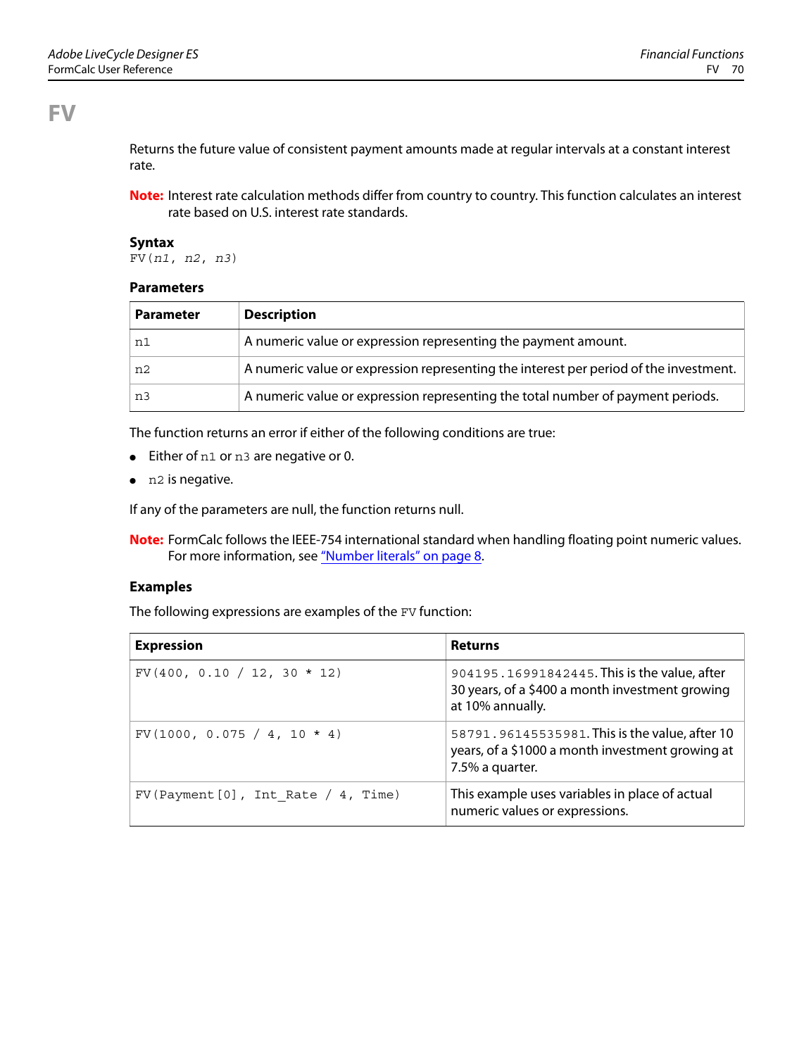# FV

Returns the future value of consistent payment amounts made at regular intervals at a constant interest rate.

**Note:** Interest rate calculation methods differ from country to country. This function calculates an interest rate based on U.S. interest rate standards.

### Syntax

```
FV(n1, n2, n3)
```

### Parameters

| Parameter | Description |
|---|---|
| `n1` | A numeric value or expression representing the payment amount. |
| `n2` | A numeric value or expression representing the interest per period of the investment. |
| `n3` | A numeric value or expression representing the total number of payment periods. |

The function returns an error if either of the following conditions are true:

- Either of `n1` or `n3` are negative or 0.
- `n2` is negative.

If any of the parameters are null, the function returns null.

**Note:** FormCalc follows the IEEE-754 international standard when handling floating point numeric values. For more information, see "Number literals" on page 8.

### Examples

The following expressions are examples of the `FV` function:

| Expression | Returns |
|---|---|
| `FV(400, 0.10 / 12, 30 * 12)` | `904195.16991842445`. This is the value, after 30 years, of a $400 a month investment growing at 10% annually. |
| `FV(1000, 0.075 / 4, 10 * 4)` | `58791.96145535981`. This is the value, after 10 years, of a $1000 a month investment growing at 7.5% a quarter. |
| `FV(Payment[0], Int_Rate / 4, Time)` | This example uses variables in place of actual numeric values or expressions. |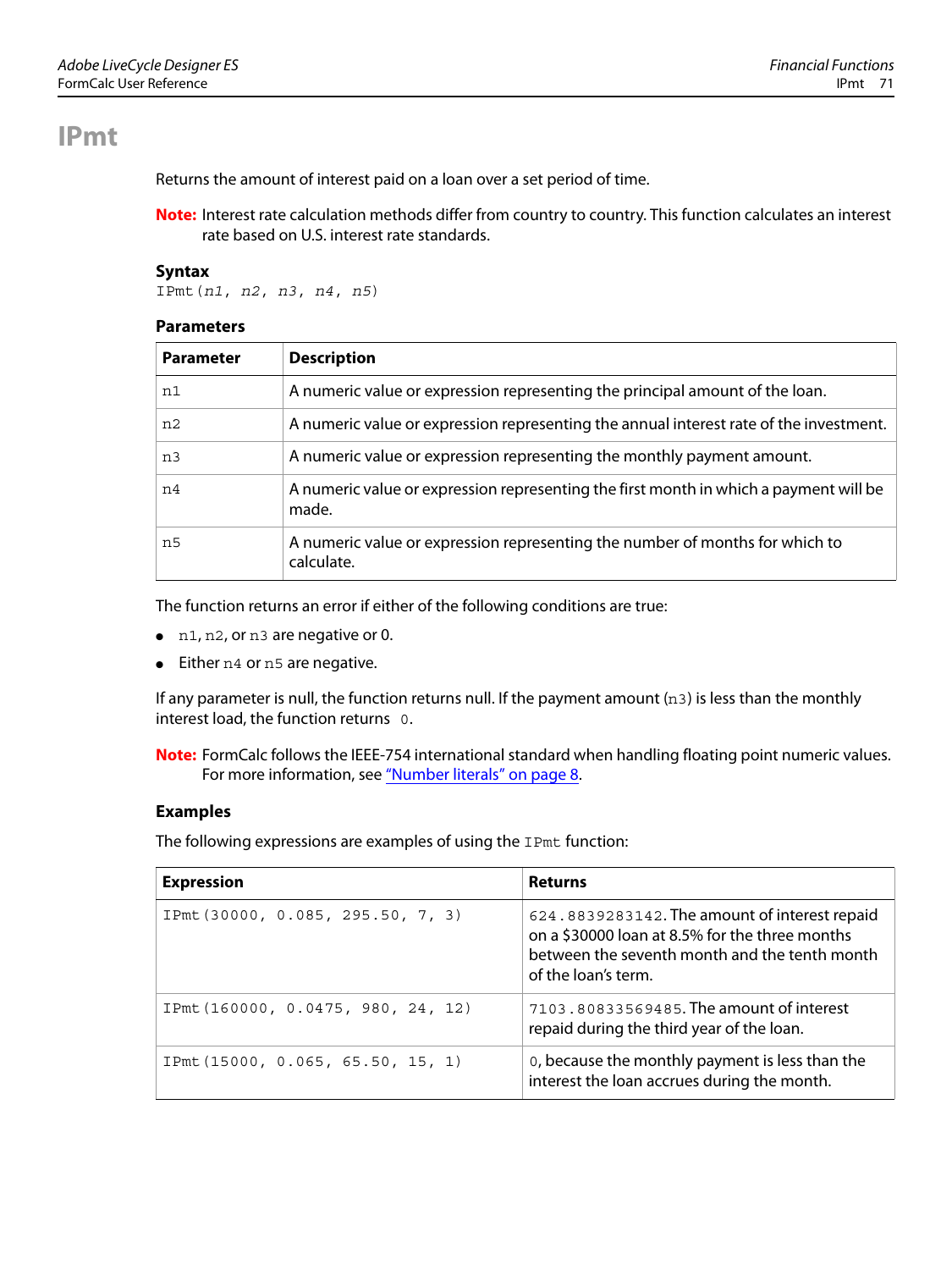# IPmt

Returns the amount of interest paid on a loan over a set period of time.

**Note:** Interest rate calculation methods differ from country to country. This function calculates an interest rate based on U.S. interest rate standards.

### Syntax

```
IPmt(n1, n2, n3, n4, n5)
```

### Parameters

| Parameter | Description |
|---|---|
| n1 | A numeric value or expression representing the principal amount of the loan. |
| n2 | A numeric value or expression representing the annual interest rate of the investment. |
| n3 | A numeric value or expression representing the monthly payment amount. |
| n4 | A numeric value or expression representing the first month in which a payment will be made. |
| n5 | A numeric value or expression representing the number of months for which to calculate. |

The function returns an error if either of the following conditions are true:

- `n1`, `n2`, or `n3` are negative or 0.
- Either `n4` or `n5` are negative.

If any parameter is null, the function returns null. If the payment amount (`n3`) is less than the monthly interest load, the function returns `0`.

**Note:** FormCalc follows the IEEE-754 international standard when handling floating point numeric values. For more information, see "Number literals" on page 8.

### Examples

The following expressions are examples of using the `IPmt` function:

| Expression | Returns |
|---|---|
| `IPmt(30000, 0.085, 295.50, 7, 3)` | `624.8839283142`. The amount of interest repaid on a $30000 loan at 8.5% for the three months between the seventh month and the tenth month of the loan's term. |
| `IPmt(160000, 0.0475, 980, 24, 12)` | `7103.80833569485`. The amount of interest repaid during the third year of the loan. |
| `IPmt(15000, 0.065, 65.50, 15, 1)` | `0`, because the monthly payment is less than the interest the loan accrues during the month. |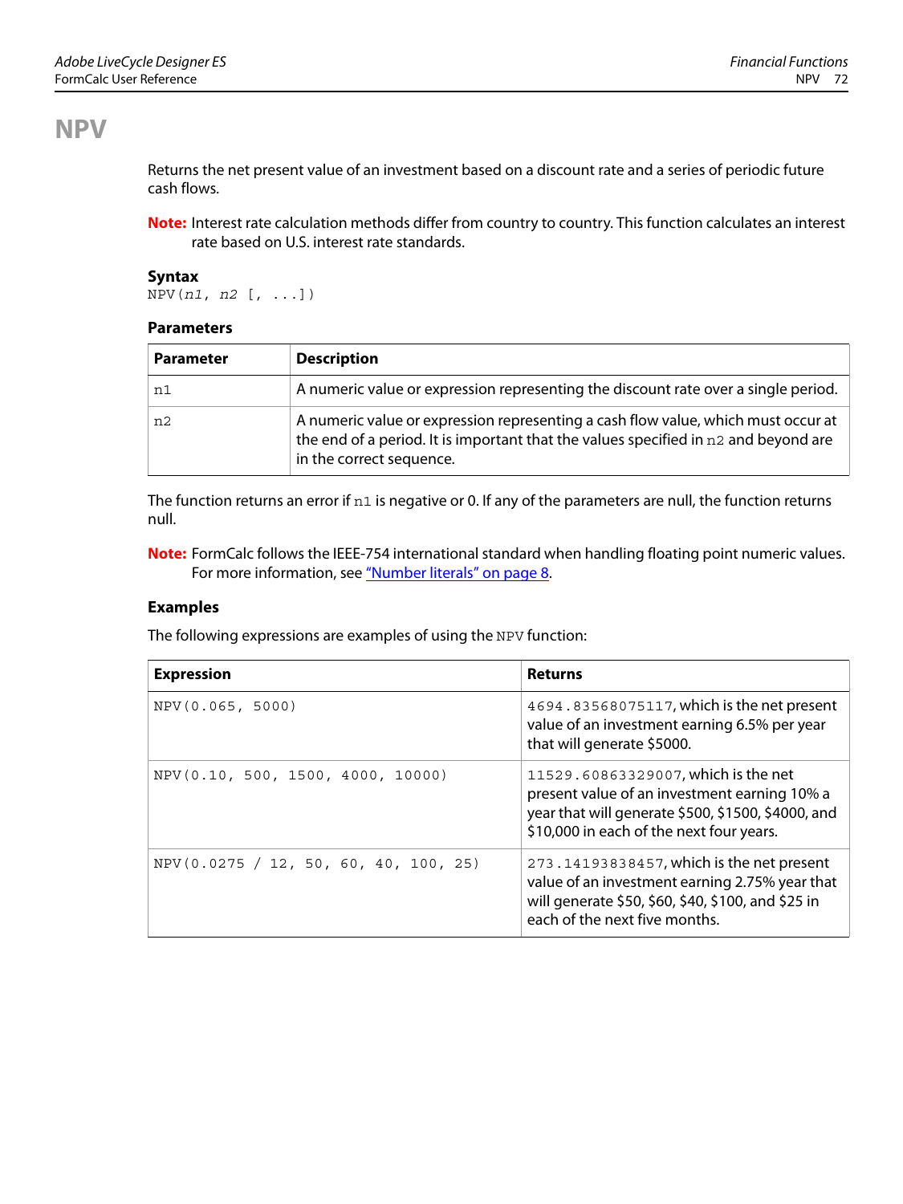# NPV

Returns the net present value of an investment based on a discount rate and a series of periodic future cash flows.

**Note:** Interest rate calculation methods differ from country to country. This function calculates an interest rate based on U.S. interest rate standards.

### Syntax

```
NPV(n1, n2 [, ...])
```

### Parameters

| Parameter | Description |
|---|---|
| `n1` | A numeric value or expression representing the discount rate over a single period. |
| `n2` | A numeric value or expression representing a cash flow value, which must occur at the end of a period. It is important that the values specified in `n2` and beyond are in the correct sequence. |

The function returns an error if `n1` is negative or 0. If any of the parameters are null, the function returns null.

**Note:** FormCalc follows the IEEE-754 international standard when handling floating point numeric values. For more information, see "Number literals" on page 8.

### Examples

The following expressions are examples of using the `NPV` function:

| Expression | Returns |
|---|---|
| `NPV(0.065, 5000)` | `4694.83568075117`, which is the net present value of an investment earning 6.5% per year that will generate $5000. |
| `NPV(0.10, 500, 1500, 4000, 10000)` | `11529.60863329007`, which is the net present value of an investment earning 10% a year that will generate $500, $1500, $4000, and $10,000 in each of the next four years. |
| `NPV(0.0275 / 12, 50, 60, 40, 100, 25)` | `273.14193838457`, which is the net present value of an investment earning 2.75% year that will generate $50, $60, $40, $100, and $25 in each of the next five months. |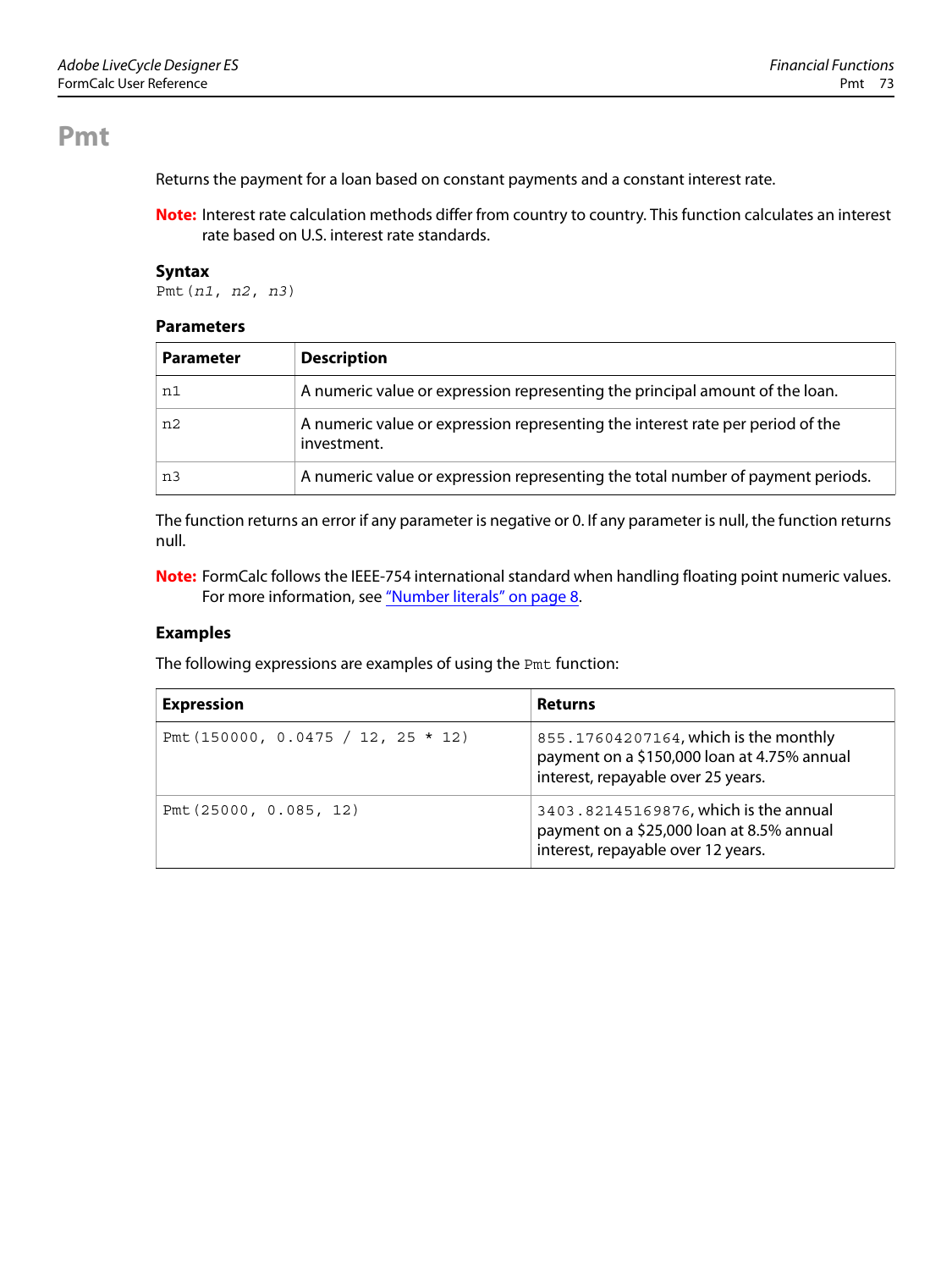# Pmt

Returns the payment for a loan based on constant payments and a constant interest rate.

**Note:** Interest rate calculation methods differ from country to country. This function calculates an interest rate based on U.S. interest rate standards.

### Syntax

```
Pmt(n1, n2, n3)
```

### Parameters

| Parameter | Description |
|---|---|
| `n1` | A numeric value or expression representing the principal amount of the loan. |
| `n2` | A numeric value or expression representing the interest rate per period of the investment. |
| `n3` | A numeric value or expression representing the total number of payment periods. |

The function returns an error if any parameter is negative or 0. If any parameter is null, the function returns null.

**Note:** FormCalc follows the IEEE-754 international standard when handling floating point numeric values. For more information, see "Number literals" on page 8.

### Examples

The following expressions are examples of using the `Pmt` function:

| Expression | Returns |
|---|---|
| `Pmt(150000, 0.0475 / 12, 25 * 12)` | `855.17604207164`, which is the monthly payment on a $150,000 loan at 4.75% annual interest, repayable over 25 years. |
| `Pmt(25000, 0.085, 12)` | `3403.82145169876`, which is the annual payment on a $25,000 loan at 8.5% annual interest, repayable over 12 years. |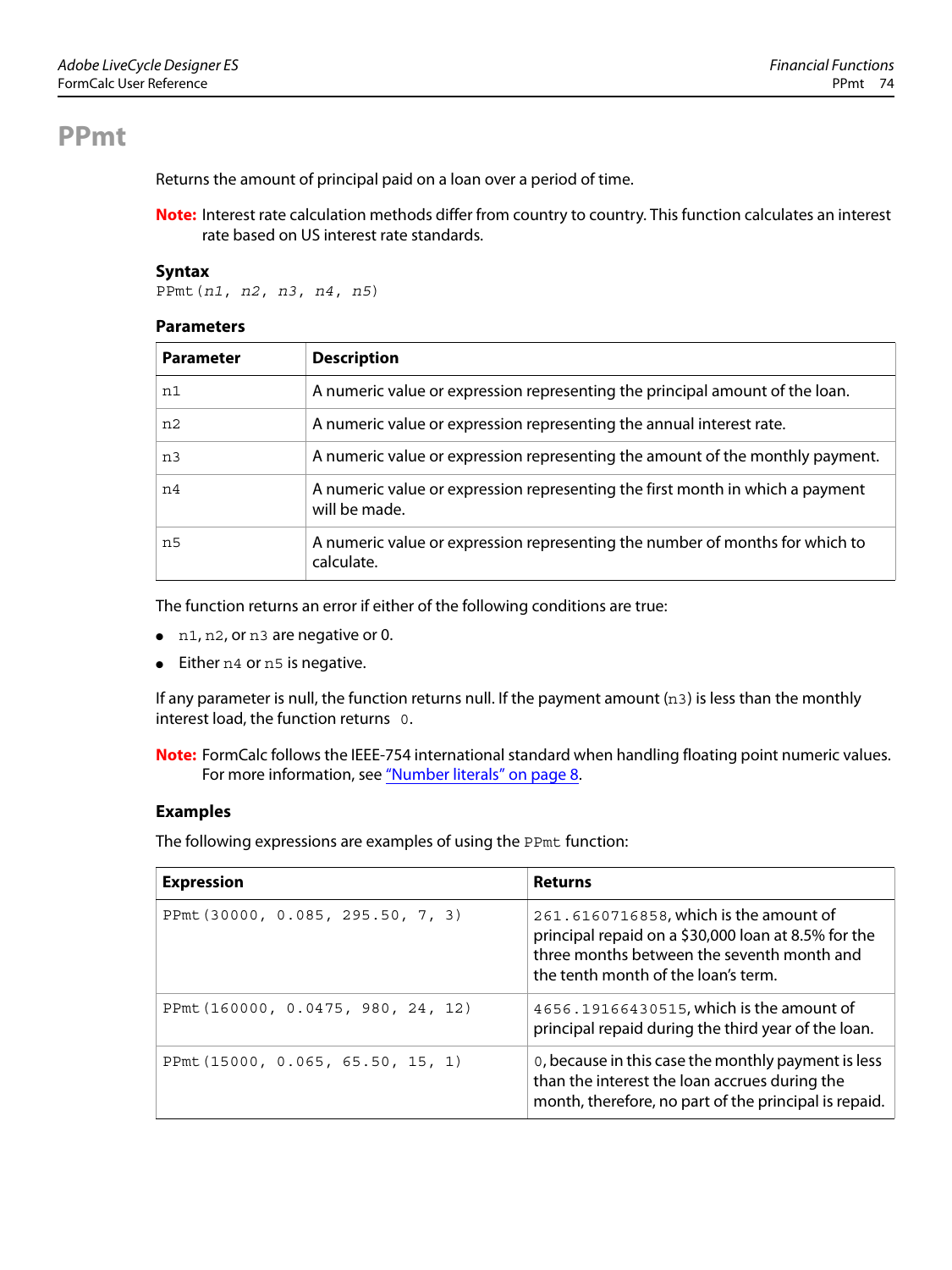# PPmt

Returns the amount of principal paid on a loan over a period of time.

**Note:** Interest rate calculation methods differ from country to country. This function calculates an interest rate based on US interest rate standards.

### Syntax

`PPmt(n1, n2, n3, n4, n5)`

### Parameters

| Parameter | Description |
|---|---|
| `n1` | A numeric value or expression representing the principal amount of the loan. |
| `n2` | A numeric value or expression representing the annual interest rate. |
| `n3` | A numeric value or expression representing the amount of the monthly payment. |
| `n4` | A numeric value or expression representing the first month in which a payment will be made. |
| `n5` | A numeric value or expression representing the number of months for which to calculate. |

The function returns an error if either of the following conditions are true:

- `n1`, `n2`, or `n3` are negative or 0.
- Either `n4` or `n5` is negative.

If any parameter is null, the function returns null. If the payment amount (`n3`) is less than the monthly interest load, the function returns `0`.

**Note:** FormCalc follows the IEEE-754 international standard when handling floating point numeric values. For more information, see "Number literals" on page 8.

### Examples

The following expressions are examples of using the `PPmt` function:

| Expression | Returns |
|---|---|
| `PPmt(30000, 0.085, 295.50, 7, 3)` | `261.6160716858`, which is the amount of principal repaid on a $30,000 loan at 8.5% for the three months between the seventh month and the tenth month of the loan's term. |
| `PPmt(160000, 0.0475, 980, 24, 12)` | `4656.19166430515`, which is the amount of principal repaid during the third year of the loan. |
| `PPmt(15000, 0.065, 65.50, 15, 1)` | `0`, because in this case the monthly payment is less than the interest the loan accrues during the month, therefore, no part of the principal is repaid. |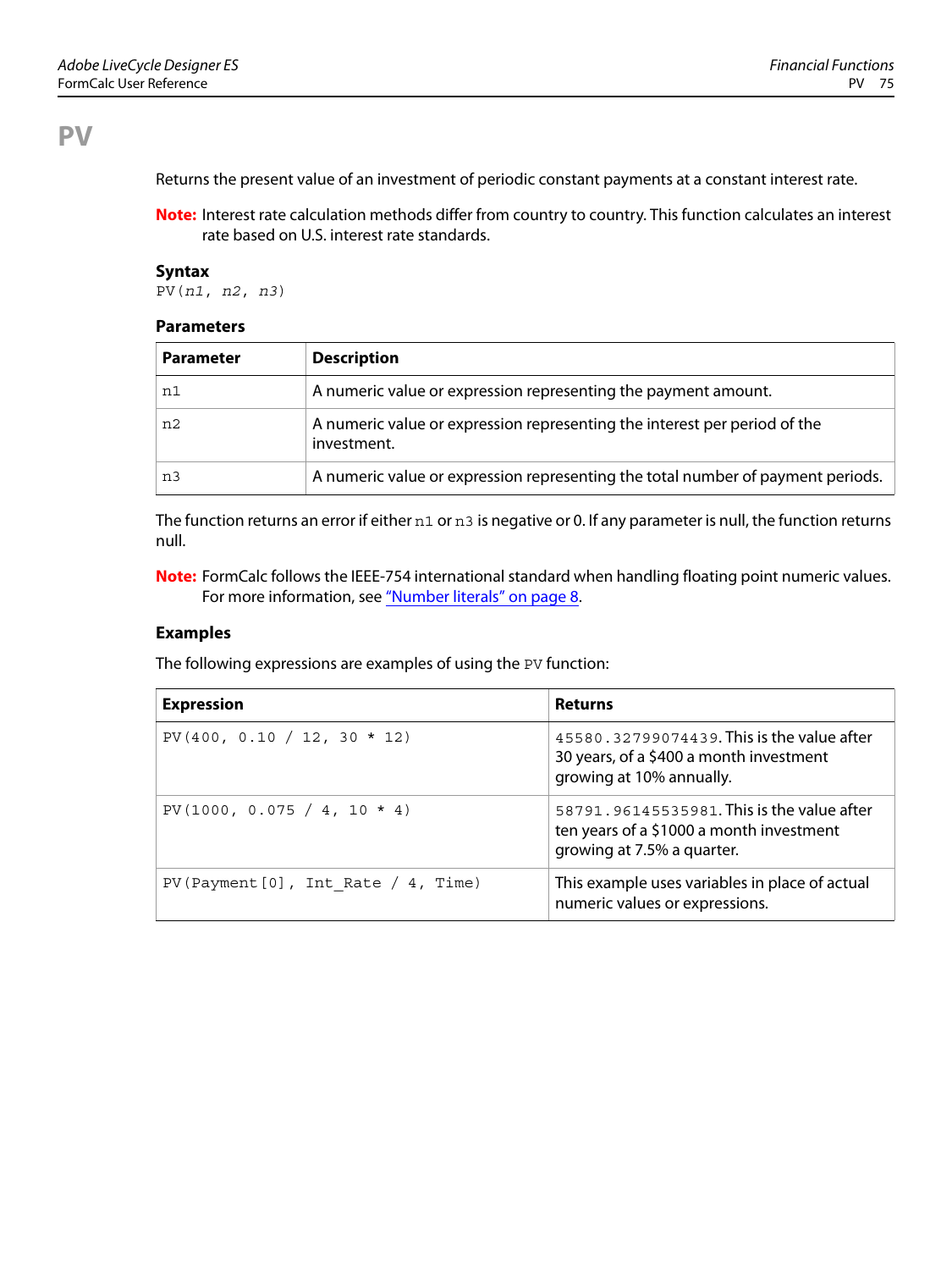# PV

Returns the present value of an investment of periodic constant payments at a constant interest rate.

**Note:** Interest rate calculation methods differ from country to country. This function calculates an interest rate based on U.S. interest rate standards.

### Syntax

```
PV(n1, n2, n3)
```

### Parameters

| Parameter | Description |
|---|---|
| `n1` | A numeric value or expression representing the payment amount. |
| `n2` | A numeric value or expression representing the interest per period of the investment. |
| `n3` | A numeric value or expression representing the total number of payment periods. |

The function returns an error if either `n1` or `n3` is negative or 0. If any parameter is null, the function returns null.

**Note:** FormCalc follows the IEEE-754 international standard when handling floating point numeric values. For more information, see "Number literals" on page 8.

### Examples

The following expressions are examples of using the `PV` function:

| Expression | Returns |
|---|---|
| `PV(400, 0.10 / 12, 30 * 12)` | `45580.32799074439`. This is the value after 30 years, of a $400 a month investment growing at 10% annually. |
| `PV(1000, 0.075 / 4, 10 * 4)` | `58791.96145535981`. This is the value after ten years of a $1000 a month investment growing at 7.5% a quarter. |
| `PV(Payment[0], Int_Rate / 4, Time)` | This example uses variables in place of actual numeric values or expressions. |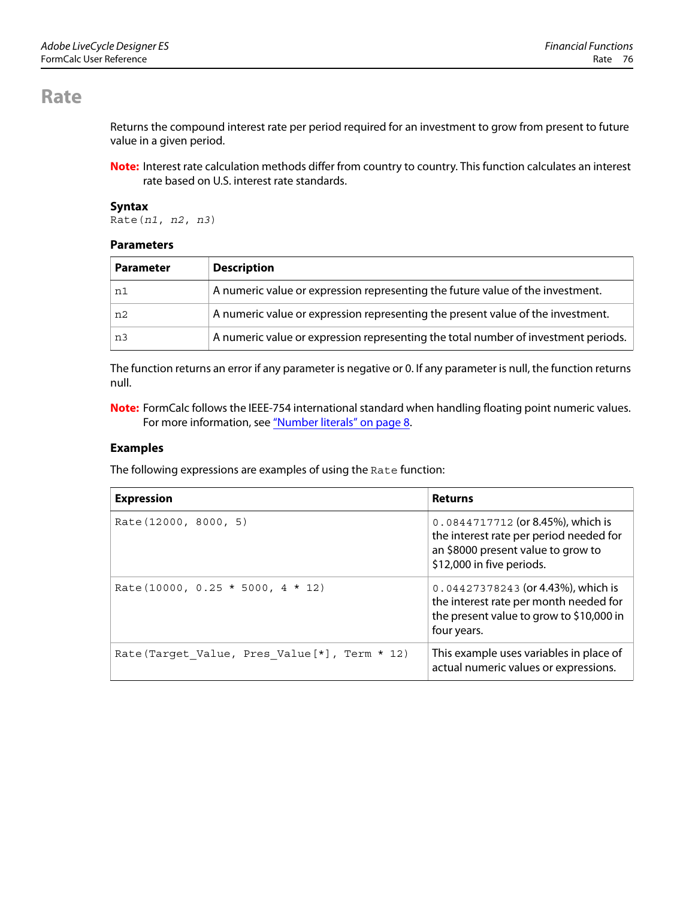# Rate

Returns the compound interest rate per period required for an investment to grow from present to future value in a given period.

**Note:** Interest rate calculation methods differ from country to country. This function calculates an interest rate based on U.S. interest rate standards.

### Syntax

```
Rate(n1, n2, n3)
```

### Parameters

| Parameter | Description |
|---|---|
| `n1` | A numeric value or expression representing the future value of the investment. |
| `n2` | A numeric value or expression representing the present value of the investment. |
| `n3` | A numeric value or expression representing the total number of investment periods. |

The function returns an error if any parameter is negative or 0. If any parameter is null, the function returns null.

**Note:** FormCalc follows the IEEE-754 international standard when handling floating point numeric values. For more information, see "Number literals" on page 8.

### Examples

The following expressions are examples of using the `Rate` function:

| Expression | Returns |
|---|---|
| `Rate(12000, 8000, 5)` | `0.0844717712` (or 8.45%), which is the interest rate per period needed for an $8000 present value to grow to $12,000 in five periods. |
| `Rate(10000, 0.25 * 5000, 4 * 12)` | `0.04427378243` (or 4.43%), which is the interest rate per month needed for the present value to grow to $10,000 in four years. |
| `Rate(Target_Value, Pres_Value[*], Term * 12)` | This example uses variables in place of actual numeric values or expressions. |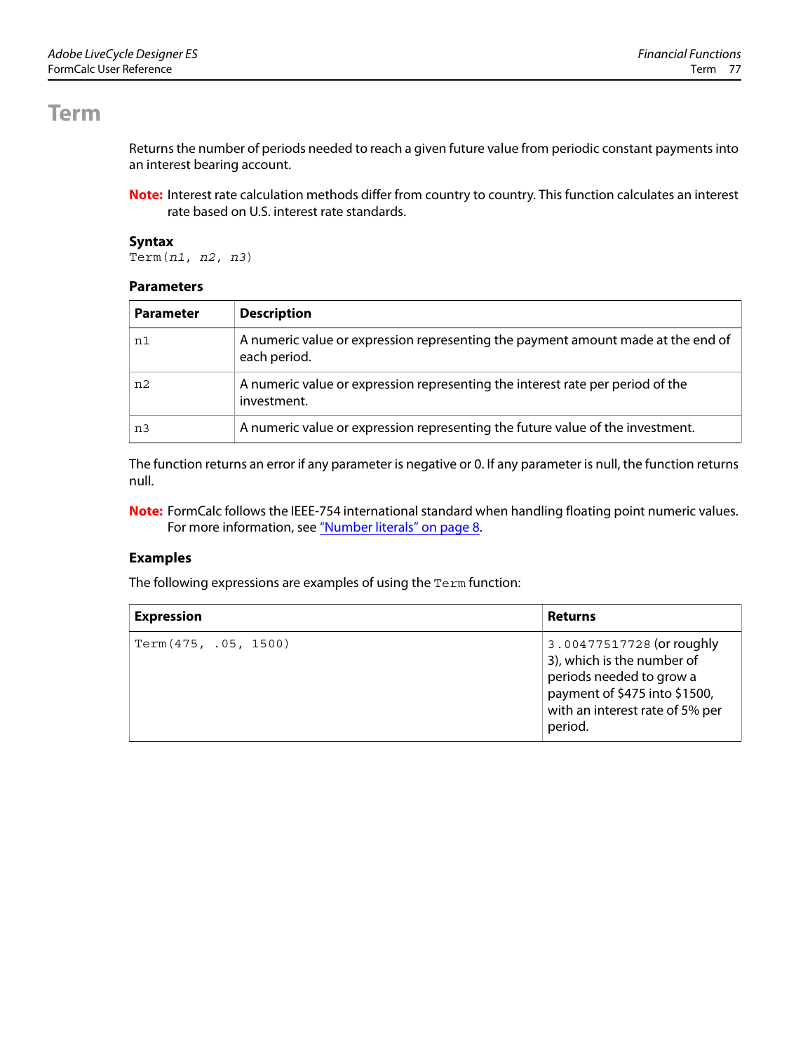# Term

Returns the number of periods needed to reach a given future value from periodic constant payments into an interest bearing account.

**Note:** Interest rate calculation methods differ from country to country. This function calculates an interest rate based on U.S. interest rate standards.

### Syntax

```
Term(n1, n2, n3)
```

### Parameters

| Parameter | Description |
|---|---|
| `n1` | A numeric value or expression representing the payment amount made at the end of each period. |
| `n2` | A numeric value or expression representing the interest rate per period of the investment. |
| `n3` | A numeric value or expression representing the future value of the investment. |

The function returns an error if any parameter is negative or 0. If any parameter is null, the function returns null.

**Note:** FormCalc follows the IEEE-754 international standard when handling floating point numeric values. For more information, see "Number literals" on page 8.

### Examples

The following expressions are examples of using the `Term` function:

| Expression | Returns |
|---|---|
| `Term(475, .05, 1500)` | `3.00477517728` (or roughly 3), which is the number of periods needed to grow a payment of $475 into $1500, with an interest rate of 5% per period. |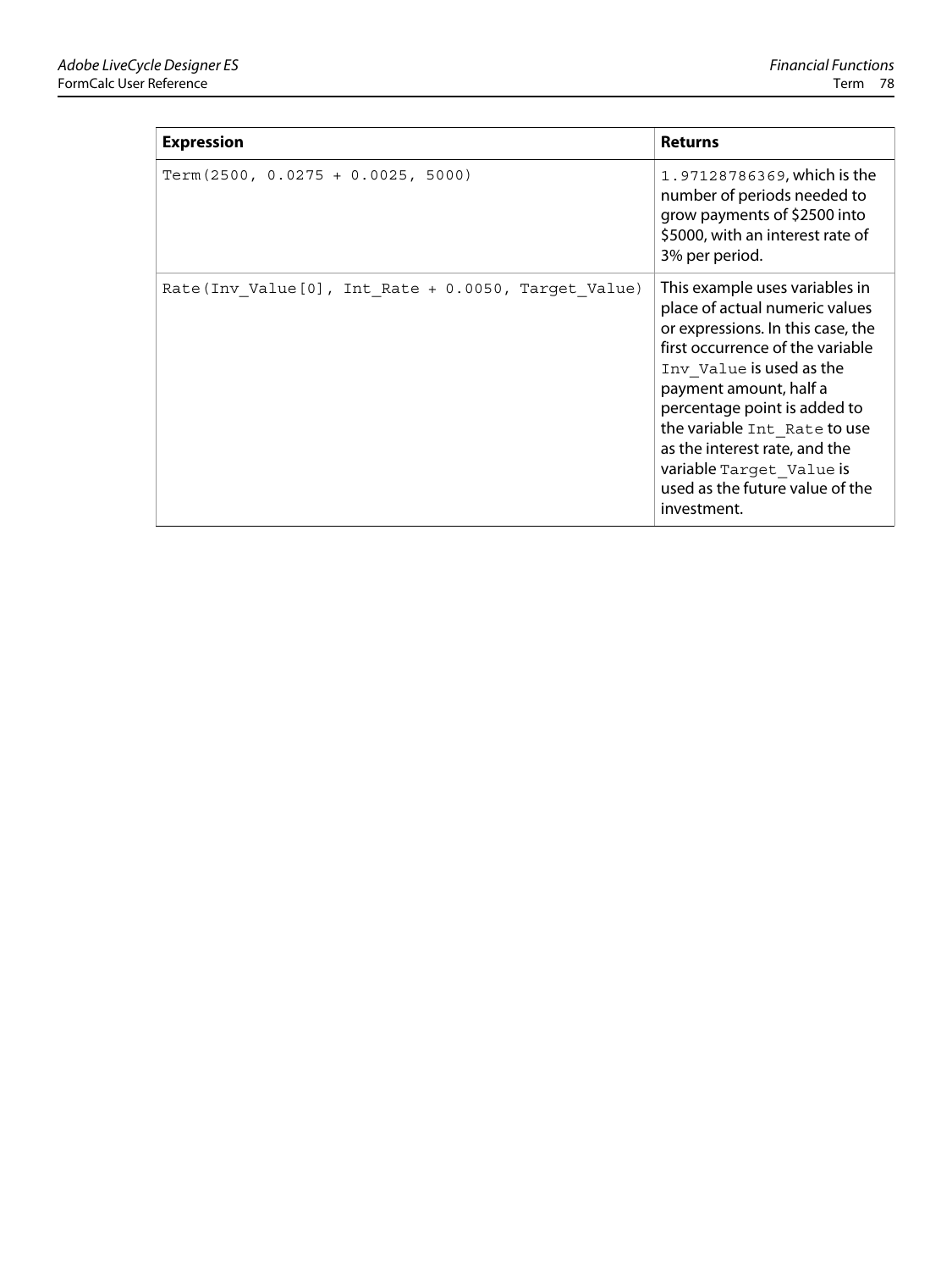| Expression | Returns |
| --- | --- |
| `Term(2500, 0.0275 + 0.0025, 5000)` | `1.97128786369`, which is the number of periods needed to grow payments of $2500 into $5000, with an interest rate of 3% per period. |
| `Rate(Inv_Value[0], Int_Rate + 0.0050, Target_Value)` | This example uses variables in place of actual numeric values or expressions. In this case, the first occurrence of the variable `Inv_Value` is used as the payment amount, half a percentage point is added to the variable `Int_Rate` to use as the interest rate, and the variable `Target_Value` is used as the future value of the investment. |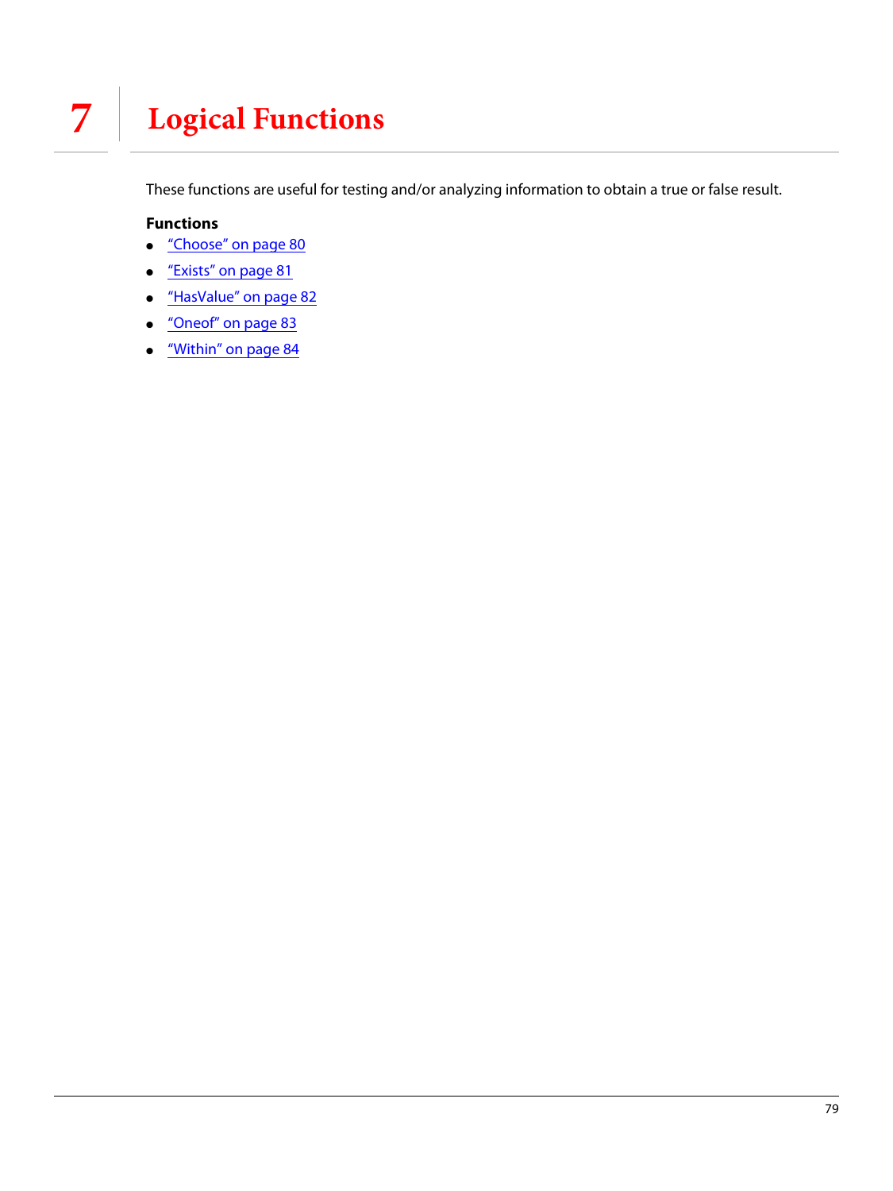# 7 Logical Functions

These functions are useful for testing and/or analyzing information to obtain a true or false result.

**Functions**

- "Choose" on page 80
- "Exists" on page 81
- "HasValue" on page 82
- "Oneof" on page 83
- "Within" on page 84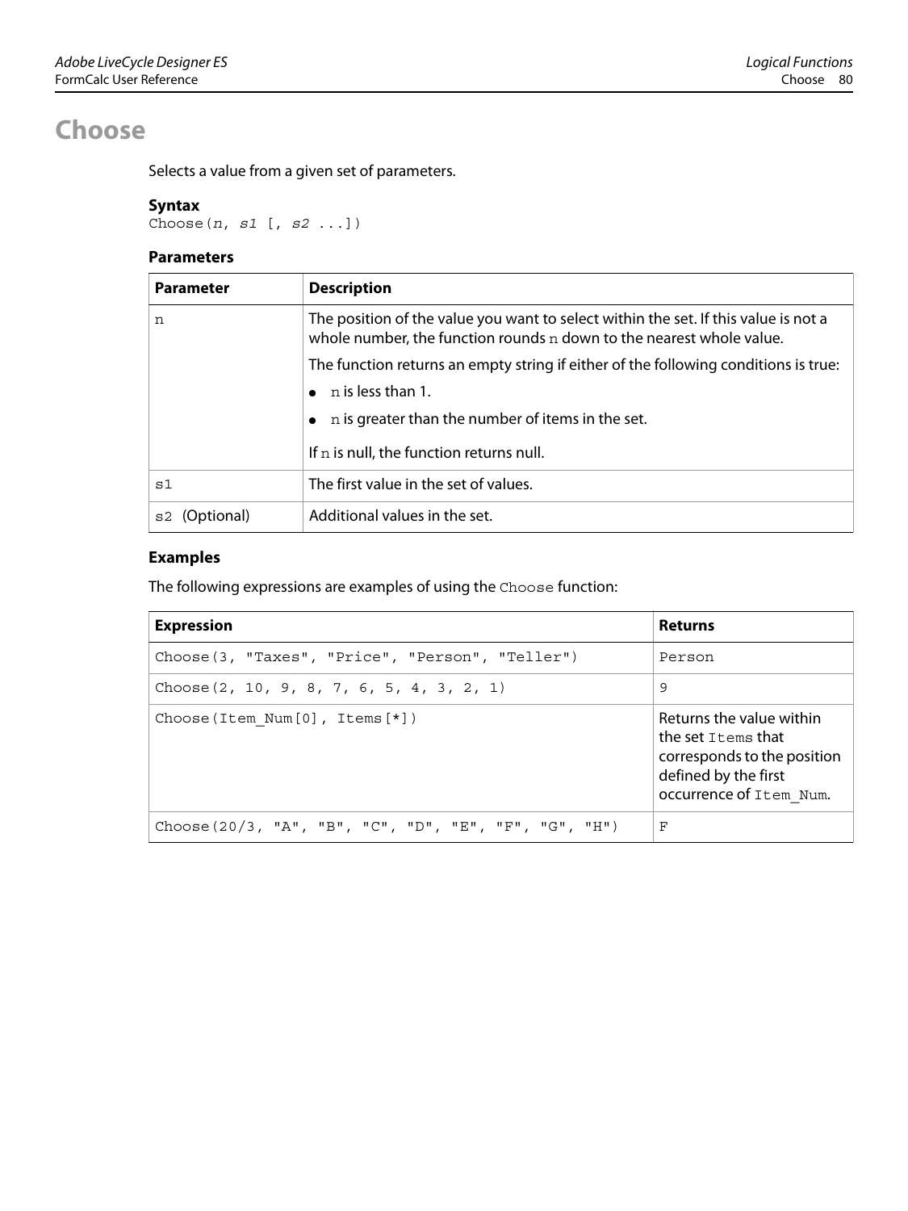# Choose

Selects a value from a given set of parameters.

### Syntax

```
Choose(n, s1 [, s2 ...])
```

### Parameters

| Parameter | Description |
|---|---|
| `n` | The position of the value you want to select within the set. If this value is not a whole number, the function rounds `n` down to the nearest whole value.<br><br>The function returns an empty string if either of the following conditions is true:<br>● `n` is less than 1.<br>● `n` is greater than the number of items in the set.<br><br>If `n` is null, the function returns null. |
| `s1` | The first value in the set of values. |
| `s2` (Optional) | Additional values in the set. |

### Examples

The following expressions are examples of using the `Choose` function:

| Expression | Returns |
|---|---|
| `Choose(3, "Taxes", "Price", "Person", "Teller")` | `Person` |
| `Choose(2, 10, 9, 8, 7, 6, 5, 4, 3, 2, 1)` | `9` |
| `Choose(Item_Num[0], Items[*])` | Returns the value within the set `Items` that corresponds to the position defined by the first occurrence of `Item_Num`. |
| `Choose(20/3, "A", "B", "C", "D", "E", "F", "G", "H")` | `F` |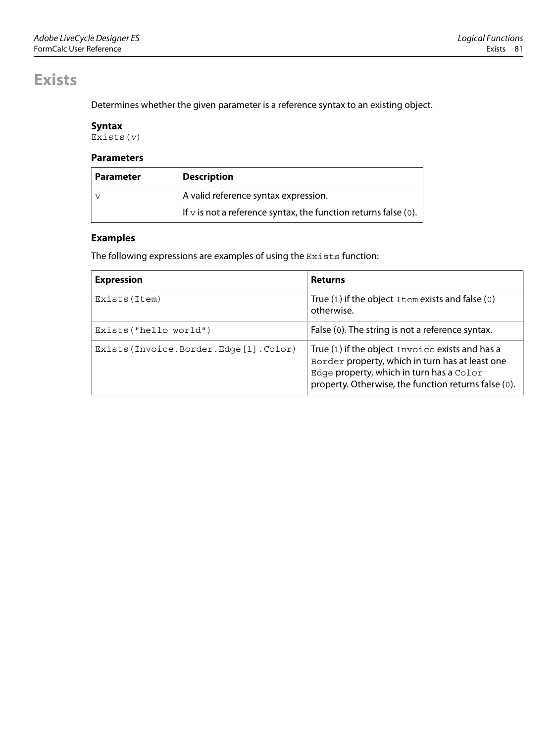# Exists

Determines whether the given parameter is a reference syntax to an existing object.

### Syntax

`Exists(v)`

### Parameters

| Parameter | Description |
|---|---|
| `v` | A valid reference syntax expression.<br>If `v` is not a reference syntax, the function returns false (`0`). |

### Examples

The following expressions are examples of using the `Exists` function:

| Expression | Returns |
|---|---|
| `Exists(Item)` | True (`1`) if the object `Item` exists and false (`0`) otherwise. |
| `Exists("hello world")` | False (`0`). The string is not a reference syntax. |
| `Exists(Invoice.Border.Edge[1].Color)` | True (`1`) if the object `Invoice` exists and has a `Border` property, which in turn has at least one `Edge` property, which in turn has a `Color` property. Otherwise, the function returns false (`0`). |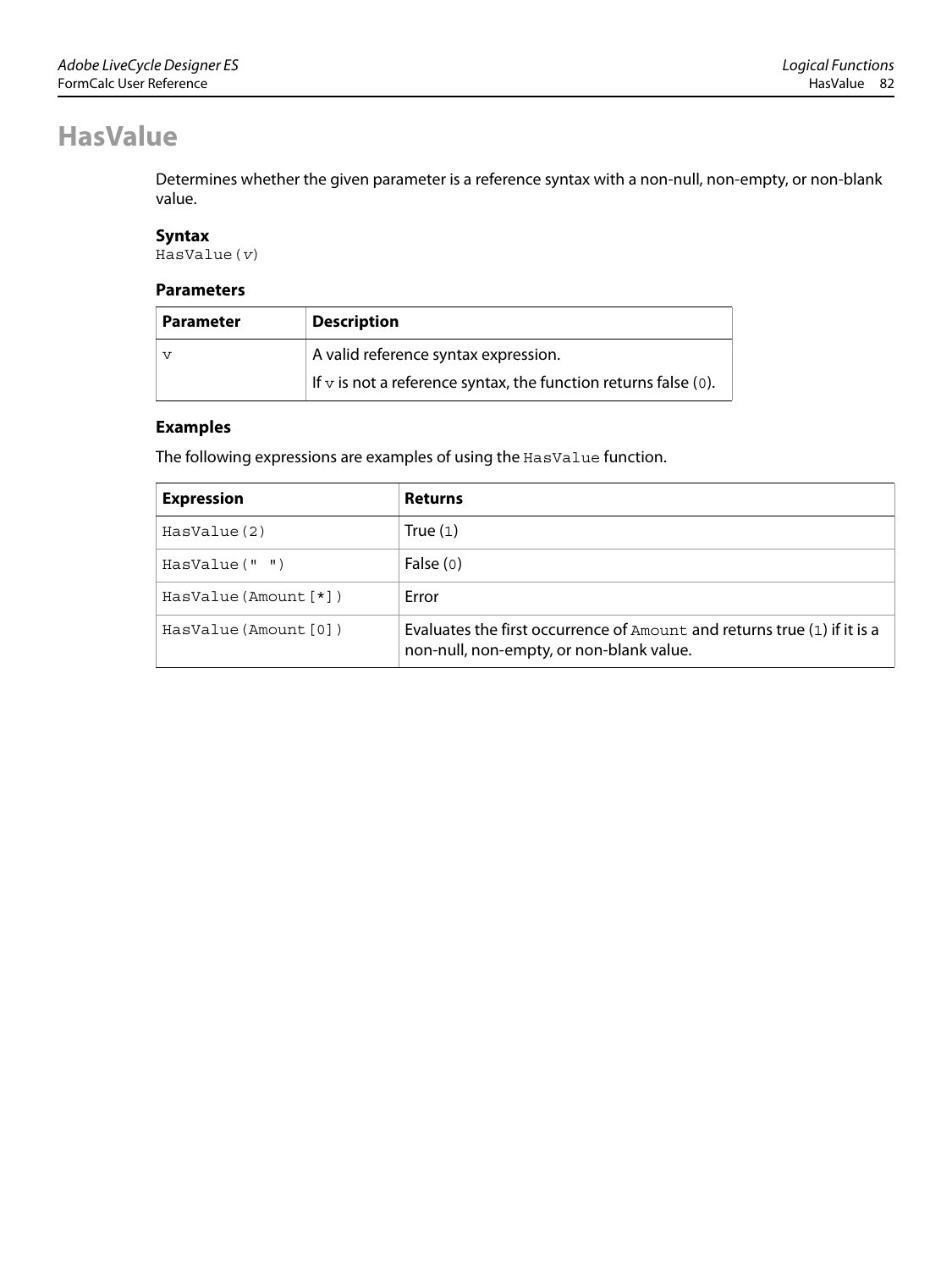# HasValue

Determines whether the given parameter is a reference syntax with a non-null, non-empty, or non-blank value.

### Syntax

`HasValue(v)`

### Parameters

| Parameter | Description |
| --- | --- |
| `v` | A valid reference syntax expression.<br>If `v` is not a reference syntax, the function returns false (`0`). |

### Examples

The following expressions are examples of using the `HasValue` function.

| Expression | Returns |
| --- | --- |
| `HasValue(2)` | True (`1`) |
| `HasValue(" ")` | False (`0`) |
| `HasValue(Amount[*])` | Error |
| `HasValue(Amount[0])` | Evaluates the first occurrence of `Amount` and returns true (`1`) if it is a non-null, non-empty, or non-blank value. |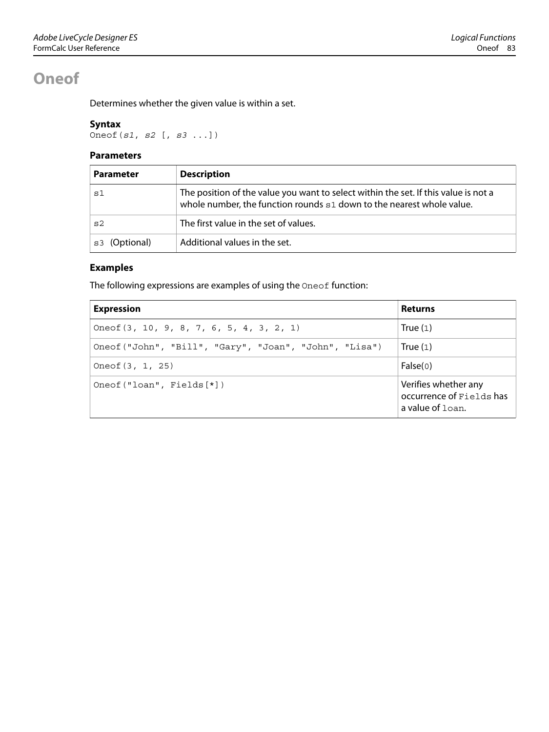# Oneof

Determines whether the given value is within a set.

### Syntax

```
Oneof(s1, s2 [, s3 ...])
```

### Parameters

| Parameter | Description |
|---|---|
| `s1` | The position of the value you want to select within the set. If this value is not a whole number, the function rounds `s1` down to the nearest whole value. |
| `s2` | The first value in the set of values. |
| `s3` (Optional) | Additional values in the set. |

### Examples

The following expressions are examples of using the `Oneof` function:

| Expression | Returns |
|---|---|
| `Oneof(3, 10, 9, 8, 7, 6, 5, 4, 3, 2, 1)` | True (`1`) |
| `Oneof("John", "Bill", "Gary", "Joan", "John", "Lisa")` | True (`1`) |
| `Oneof(3, 1, 25)` | False(`0`) |
| `Oneof("loan", Fields[*])` | Verifies whether any occurrence of `Fields` has a value of `loan`. |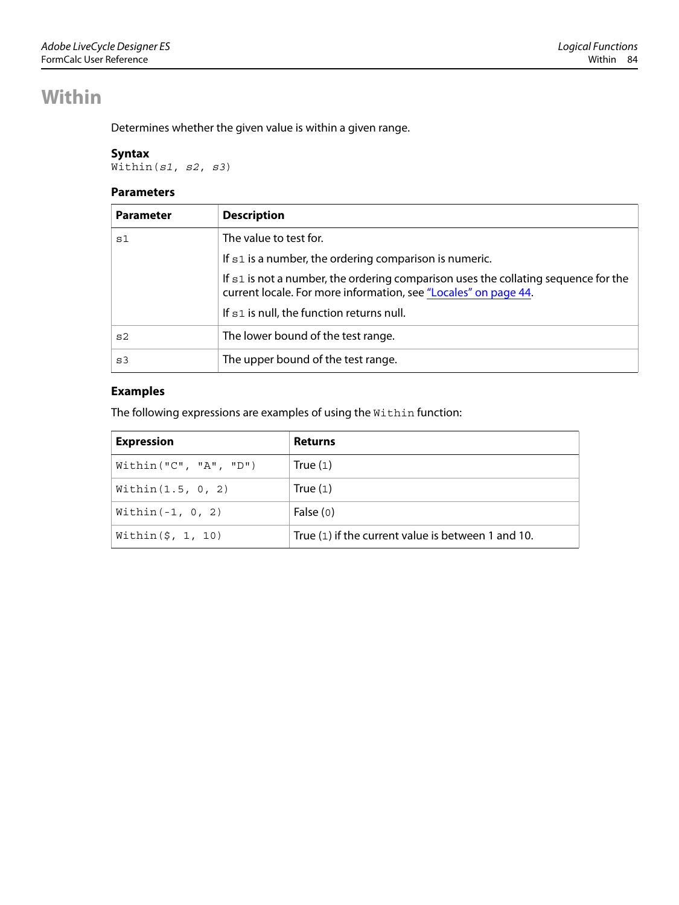# Within

Determines whether the given value is within a given range.

### Syntax

```
Within(s1, s2, s3)
```

### Parameters

| Parameter | Description |
| --- | --- |
| `s1` | The value to test for.<br><br>If `s1` is a number, the ordering comparison is numeric.<br><br>If `s1` is not a number, the ordering comparison uses the collating sequence for the current locale. For more information, see "Locales" on page 44.<br><br>If `s1` is null, the function returns null. |
| `s2` | The lower bound of the test range. |
| `s3` | The upper bound of the test range. |

### Examples

The following expressions are examples of using the `Within` function:

| Expression | Returns |
| --- | --- |
| `Within("C", "A", "D")` | True (`1`) |
| `Within(1.5, 0, 2)` | True (`1`) |
| `Within(-1, 0, 2)` | False (`0`) |
| `Within($, 1, 10)` | True (`1`) if the current value is between 1 and 10. |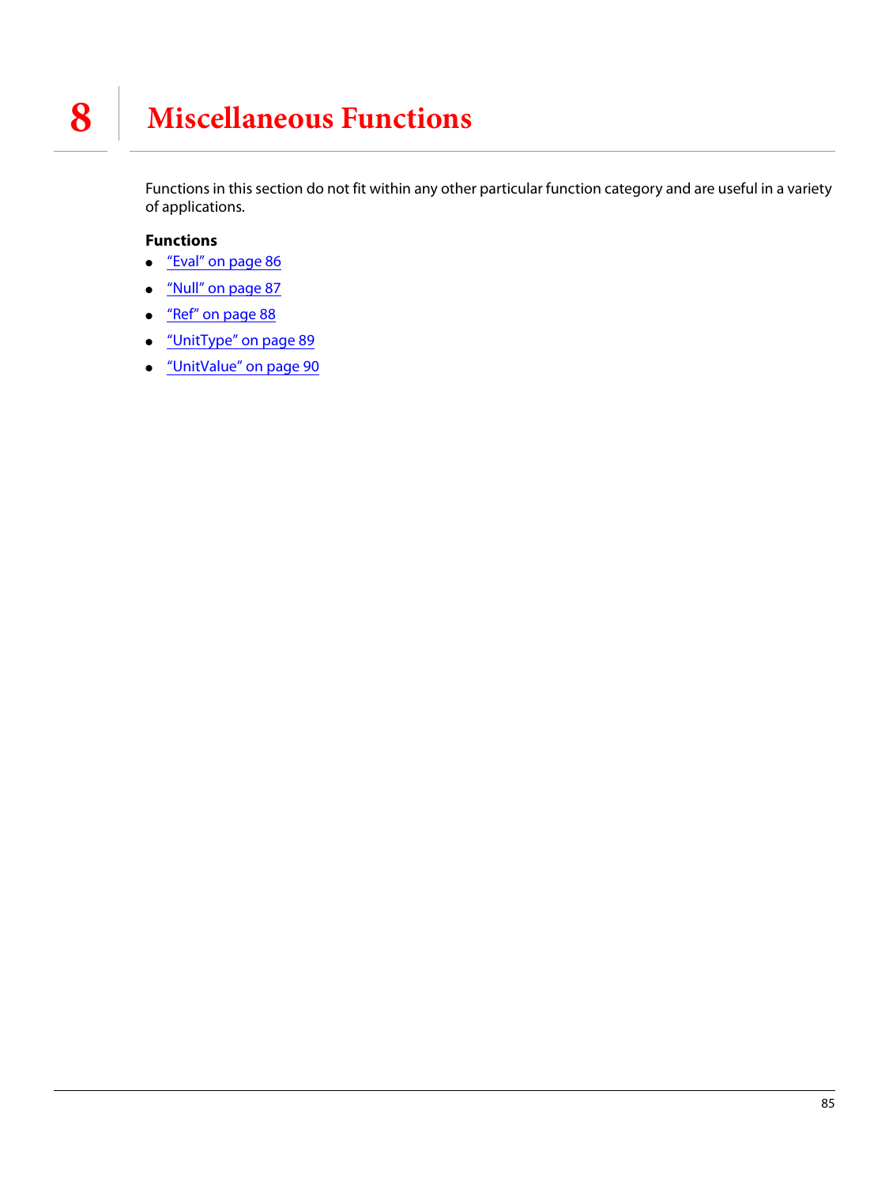# 8 Miscellaneous Functions

Functions in this section do not fit within any other particular function category and are useful in a variety of applications.

**Functions**

- "Eval" on page 86
- "Null" on page 87
- "Ref" on page 88
- "UnitType" on page 89
- "UnitValue" on page 90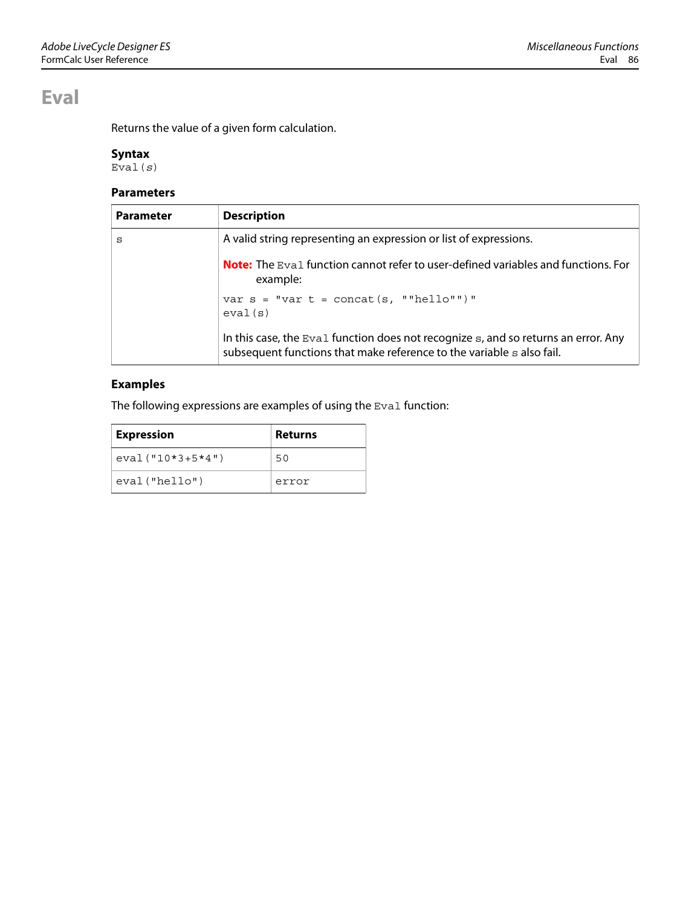# Eval

Returns the value of a given form calculation.

### Syntax

`Eval(s)`

### Parameters

| Parameter | Description |
|---|---|
| `s` | A valid string representing an expression or list of expressions.<br><br>**Note:** The `Eval` function cannot refer to user-defined variables and functions. For example:<br><br>`var s = "var t = concat(s, ""hello"")"`<br>`eval(s)`<br><br>In this case, the `Eval` function does not recognize `s`, and so returns an error. Any subsequent functions that make reference to the variable `s` also fail. |

### Examples

The following expressions are examples of using the `Eval` function:

| Expression | Returns |
|---|---|
| `eval("10*3+5*4")` | `50` |
| `eval("hello")` | `error` |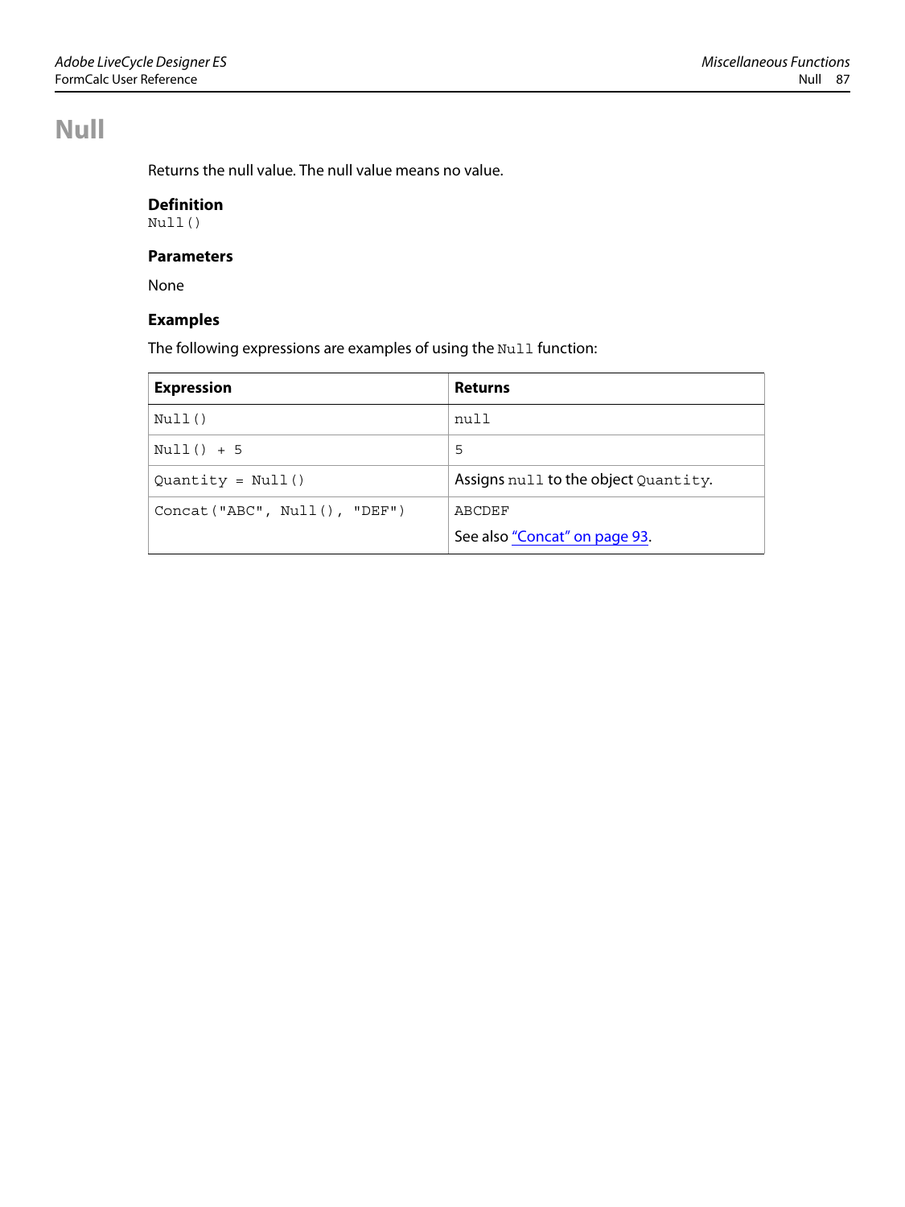# Null

Returns the null value. The null value means no value.

### Definition

```
Null()
```

### Parameters

None

### Examples

The following expressions are examples of using the `Null` function:

| Expression | Returns |
|---|---|
| `Null()` | `null` |
| `Null() + 5` | `5` |
| `Quantity = Null()` | Assigns `null` to the object `Quantity`. |
| `Concat("ABC", Null(), "DEF")` | `ABCDEF`<br>See also "Concat" on page 93. |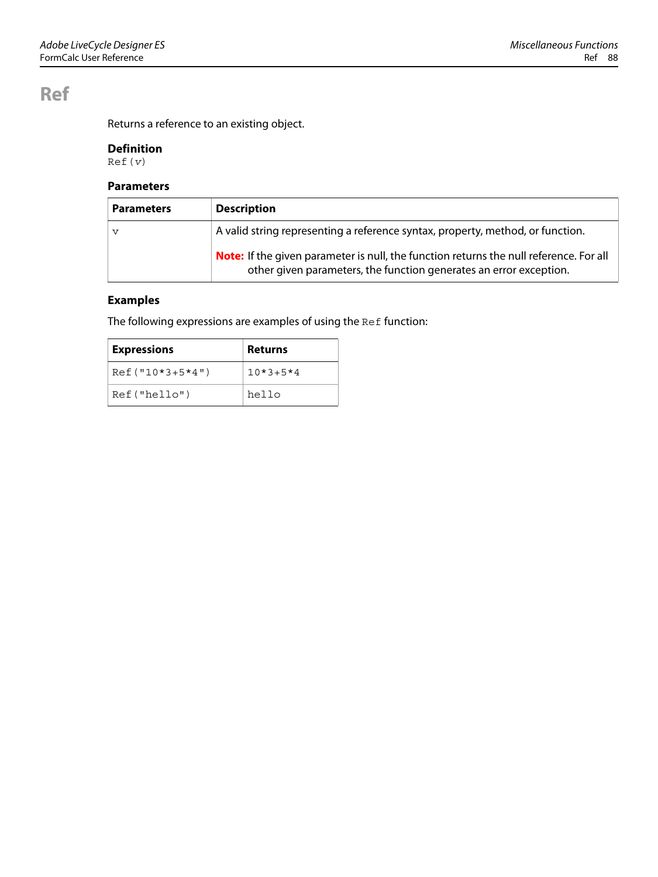# Ref

Returns a reference to an existing object.

### Definition

```
Ref(v)
```

### Parameters

| Parameters | Description |
| --- | --- |
| `v` | A valid string representing a reference syntax, property, method, or function.<br><br>**Note:** If the given parameter is null, the function returns the null reference. For all other given parameters, the function generates an error exception. |

### Examples

The following expressions are examples of using the `Ref` function:

| Expressions | Returns |
| --- | --- |
| `Ref("10*3+5*4")` | `10*3+5*4` |
| `Ref("hello")` | `hello` |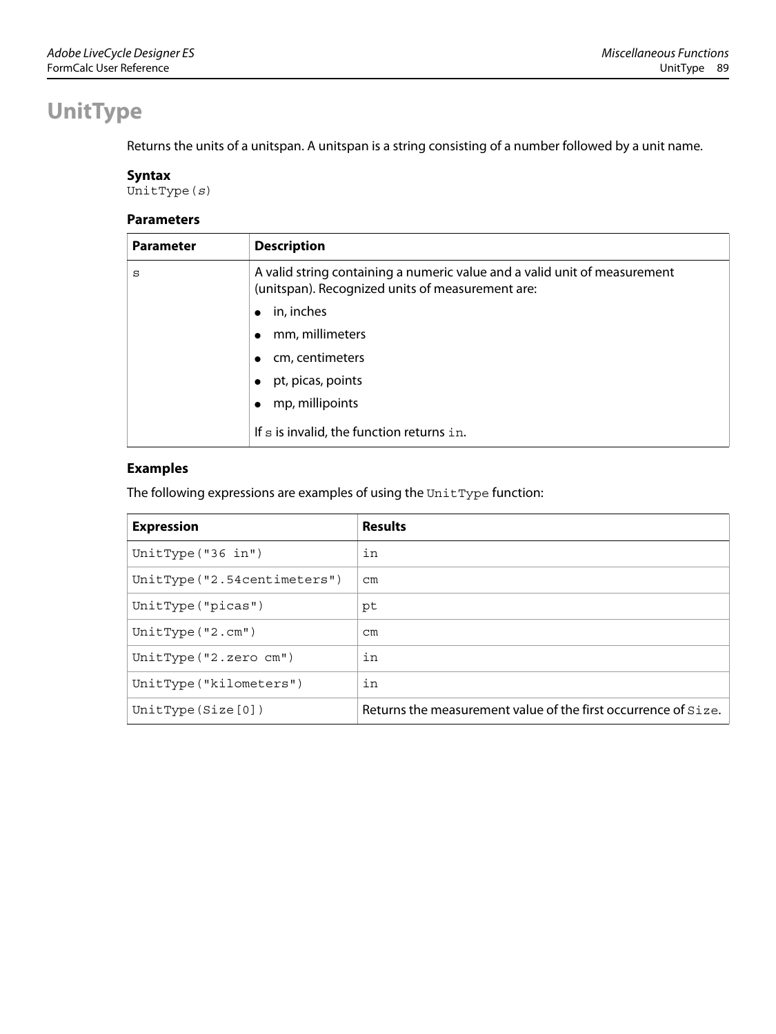# UnitType

Returns the units of a unitspan. A unitspan is a string consisting of a number followed by a unit name.

### Syntax

`UnitType(s)`

### Parameters

| Parameter | Description |
|---|---|
| `s` | A valid string containing a numeric value and a valid unit of measurement (unitspan). Recognized units of measurement are:<br>● in, inches<br>● mm, millimeters<br>● cm, centimeters<br>● pt, picas, points<br>● mp, millipoints<br>If `s` is invalid, the function returns `in`. |

### Examples

The following expressions are examples of using the `UnitType` function:

| Expression | Results |
|---|---|
| `UnitType("36 in")` | `in` |
| `UnitType("2.54centimeters")` | `cm` |
| `UnitType("picas")` | `pt` |
| `UnitType("2.cm")` | `cm` |
| `UnitType("2.zero cm")` | `in` |
| `UnitType("kilometers")` | `in` |
| `UnitType(Size[0])` | Returns the measurement value of the first occurrence of `Size`. |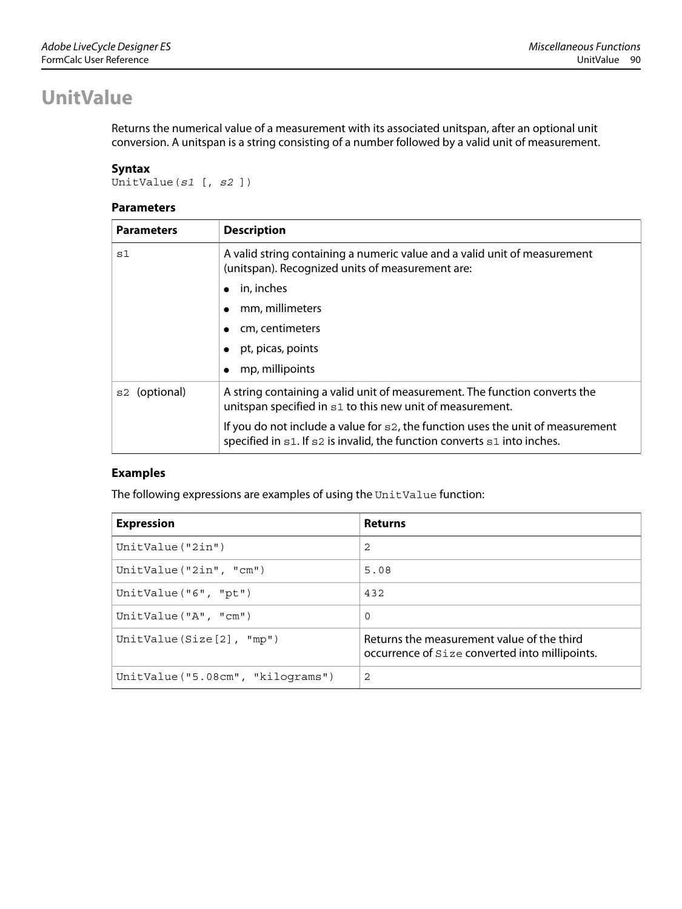# UnitValue

Returns the numerical value of a measurement with its associated unitspan, after an optional unit conversion. A unitspan is a string consisting of a number followed by a valid unit of measurement.

### Syntax

```
UnitValue(s1 [, s2 ])
```

### Parameters

| Parameters | Description |
|---|---|
| `s1` | A valid string containing a numeric value and a valid unit of measurement (unitspan). Recognized units of measurement are:<br>• in, inches<br>• mm, millimeters<br>• cm, centimeters<br>• pt, picas, points<br>• mp, millipoints |
| `s2` (optional) | A string containing a valid unit of measurement. The function converts the unitspan specified in `s1` to this new unit of measurement.<br>If you do not include a value for `s2`, the function uses the unit of measurement specified in `s1`. If `s2` is invalid, the function converts `s1` into inches. |

### Examples

The following expressions are examples of using the `UnitValue` function:

| Expression | Returns |
|---|---|
| `UnitValue("2in")` | `2` |
| `UnitValue("2in", "cm")` | `5.08` |
| `UnitValue("6", "pt")` | `432` |
| `UnitValue("A", "cm")` | `0` |
| `UnitValue(Size[2], "mp")` | Returns the measurement value of the third occurrence of `Size` converted into millipoints. |
| `UnitValue("5.08cm", "kilograms")` | `2` |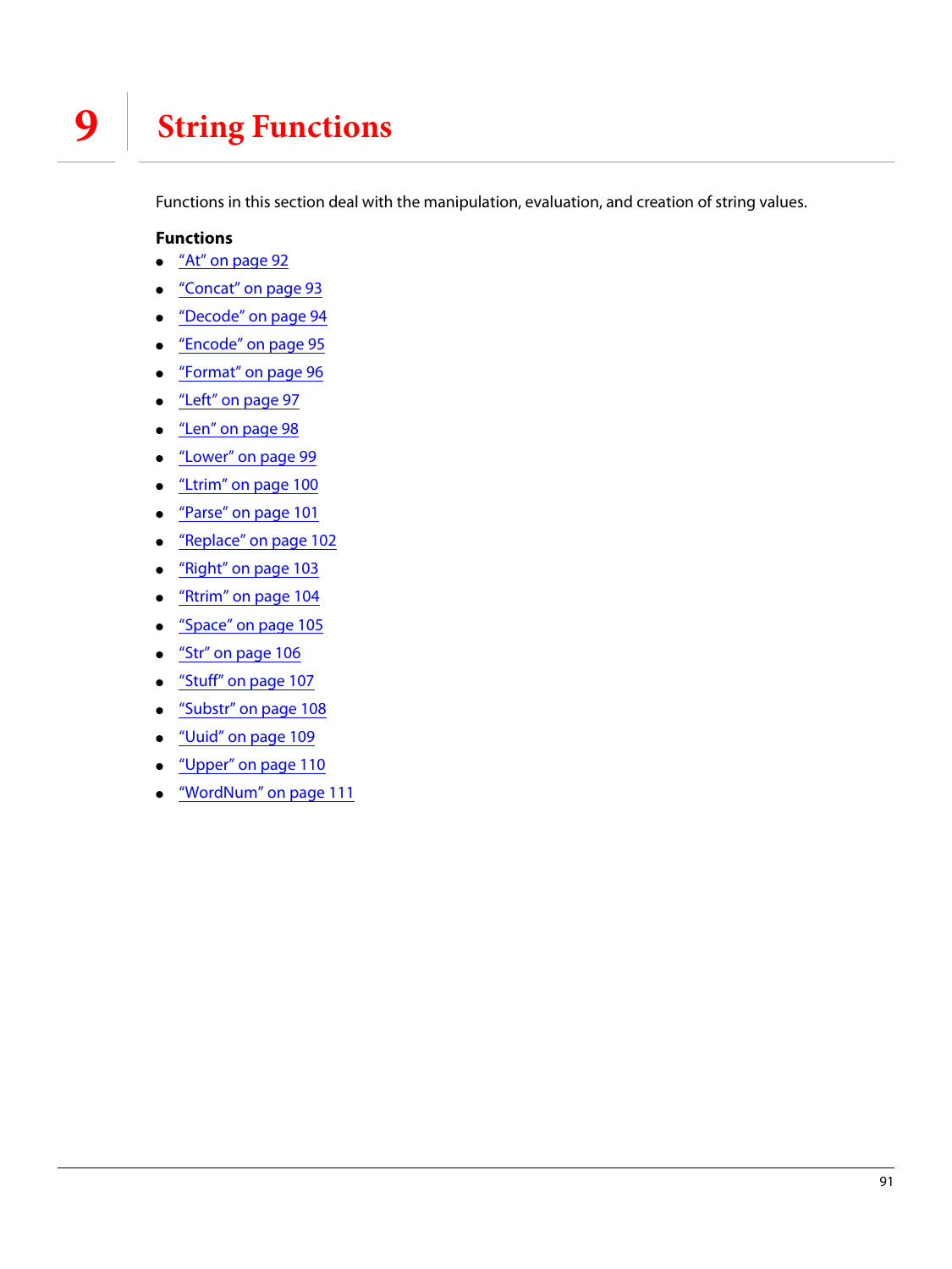# 9 String Functions

Functions in this section deal with the manipulation, evaluation, and creation of string values.

**Functions**

- "At" on page 92
- "Concat" on page 93
- "Decode" on page 94
- "Encode" on page 95
- "Format" on page 96
- "Left" on page 97
- "Len" on page 98
- "Lower" on page 99
- "Ltrim" on page 100
- "Parse" on page 101
- "Replace" on page 102
- "Right" on page 103
- "Rtrim" on page 104
- "Space" on page 105
- "Str" on page 106
- "Stuff" on page 107
- "Substr" on page 108
- "Uuid" on page 109
- "Upper" on page 110
- "WordNum" on page 111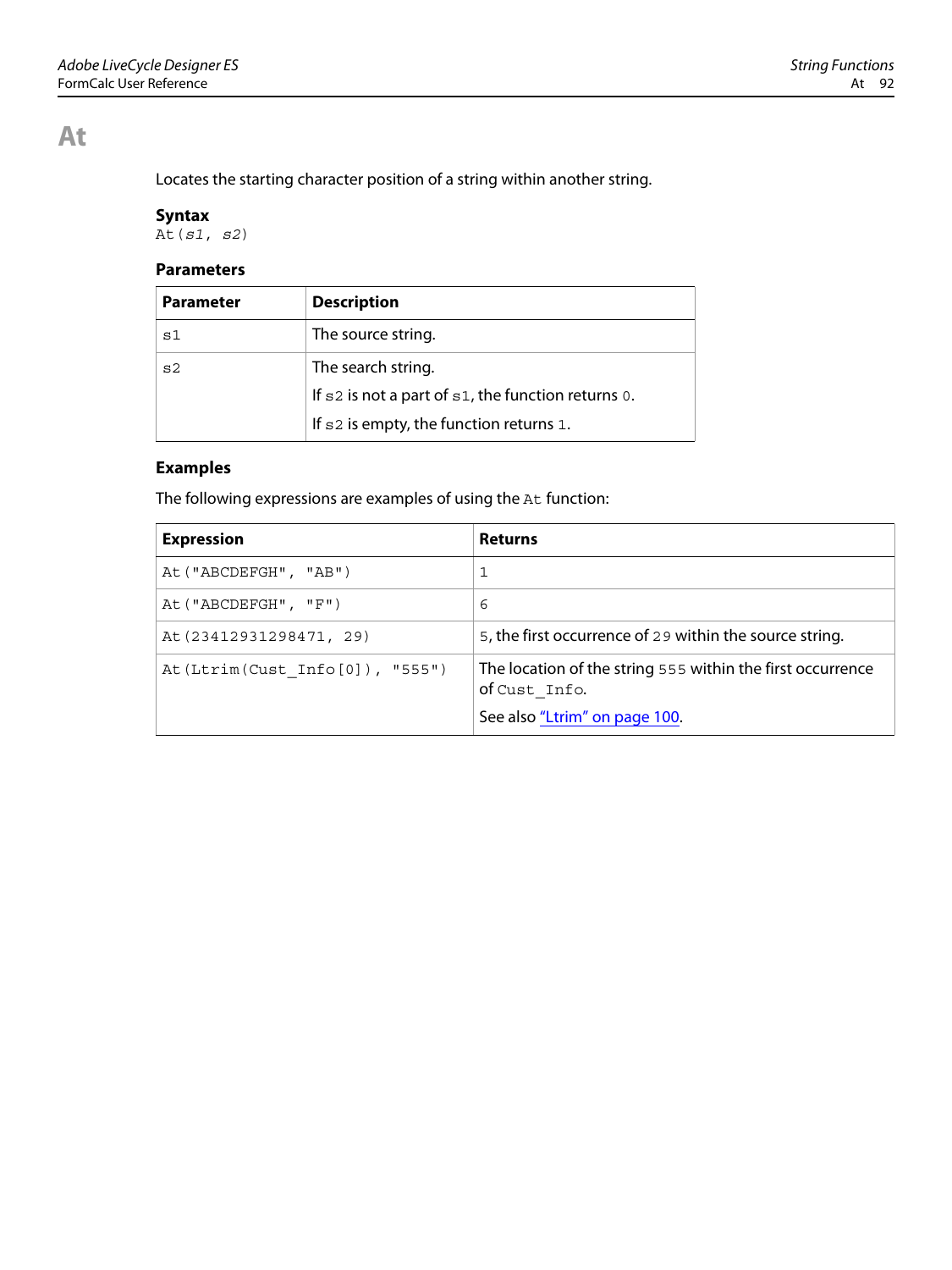# At

Locates the starting character position of a string within another string.

### Syntax

```
At(s1, s2)
```

### Parameters

| Parameter | Description |
|---|---|
| `s1` | The source string. |
| `s2` | The search string.<br>If `s2` is not a part of `s1`, the function returns `0`.<br>If `s2` is empty, the function returns `1`. |

### Examples

The following expressions are examples of using the `At` function:

| Expression | Returns |
|---|---|
| `At("ABCDEFGH", "AB")` | `1` |
| `At("ABCDEFGH", "F")` | `6` |
| `At(23412931298471, 29)` | `5`, the first occurrence of `29` within the source string. |
| `At(Ltrim(Cust_Info[0]), "555")` | The location of the string `555` within the first occurrence of `Cust_Info`.<br>See also "Ltrim" on page 100. |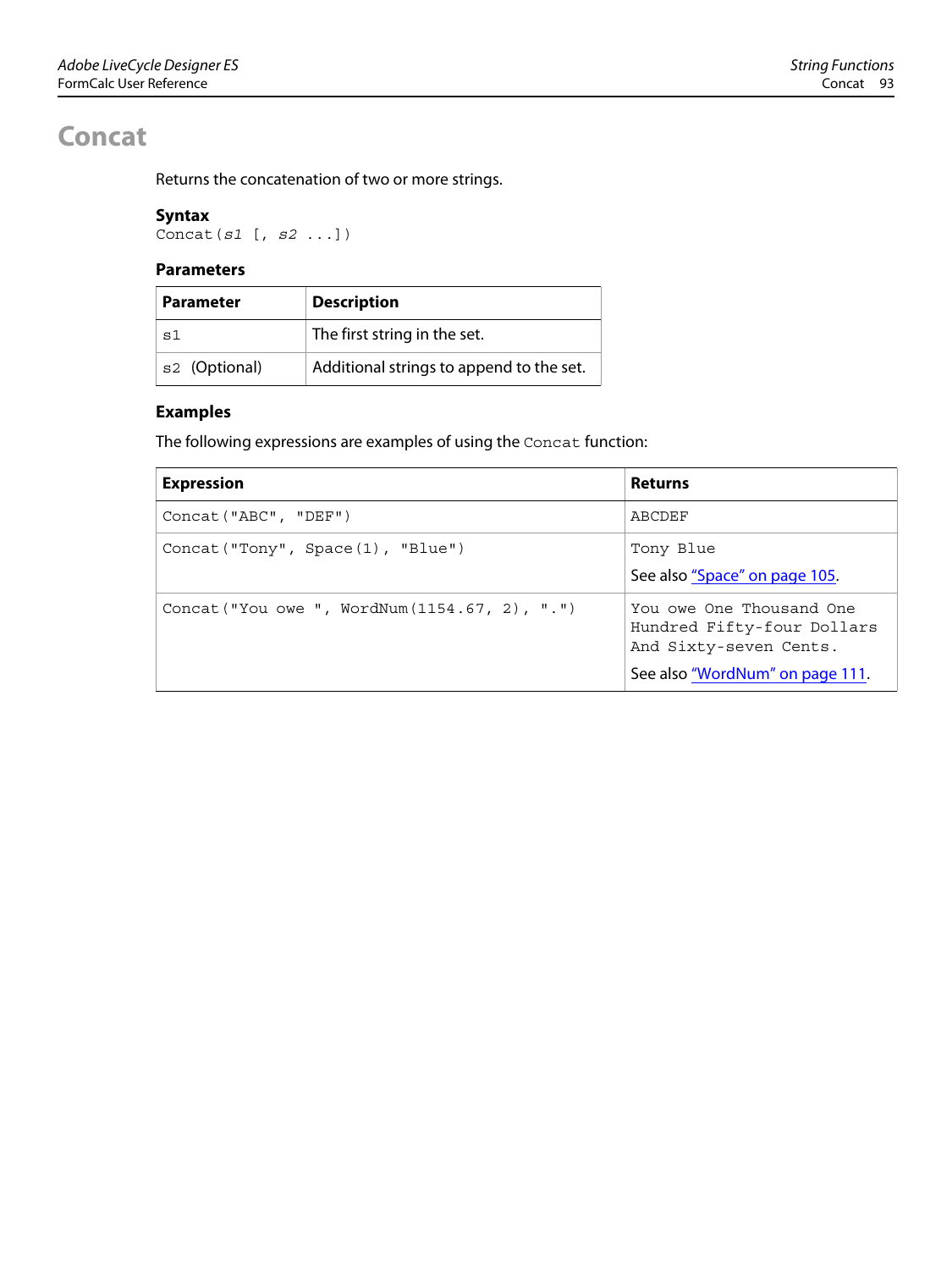# Concat

Returns the concatenation of two or more strings.

### Syntax

```
Concat(s1 [, s2 ...])
```

### Parameters

| Parameter | Description |
|---|---|
| `s1` | The first string in the set. |
| `s2` (Optional) | Additional strings to append to the set. |

### Examples

The following expressions are examples of using the `Concat` function:

| Expression | Returns |
|---|---|
| `Concat("ABC", "DEF")` | `ABCDEF` |
| `Concat("Tony", Space(1), "Blue")` | `Tony Blue`<br>See also "Space" on page 105. |
| `Concat("You owe ", WordNum(1154.67, 2), ".")` | `You owe One Thousand One Hundred Fifty-four Dollars And Sixty-seven Cents.`<br>See also "WordNum" on page 111. |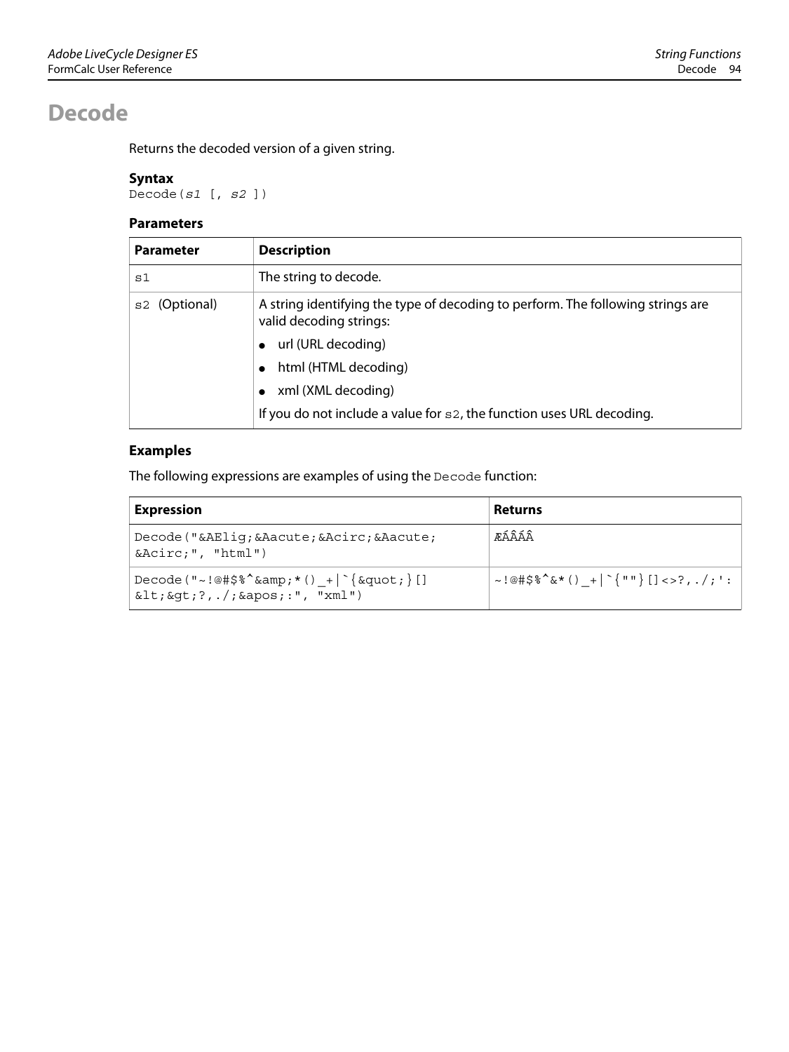# Decode

Returns the decoded version of a given string.

### Syntax

`Decode(s1 [, s2 ])`

### Parameters

| Parameter | Description |
|---|---|
| `s1` | The string to decode. |
| `s2` (Optional) | A string identifying the type of decoding to perform. The following strings are valid decoding strings:<br>● url (URL decoding)<br>● html (HTML decoding)<br>● xml (XML decoding)<br>If you do not include a value for `s2`, the function uses URL decoding. |

### Examples

The following expressions are examples of using the `Decode` function:

| Expression | Returns |
|---|---|
| `Decode("&AElig;&Aacute;&Acirc;&Aacute;&Acirc;", "html")` | ÆÁÂÁÂ |
| `Decode("~!@#$%^&amp;*()_+|`{&quot;}[]&lt;&gt;?,./;&apos;:", "xml")` | `~!@#$%^&*()_+|`{""}[]<>?,./;':` |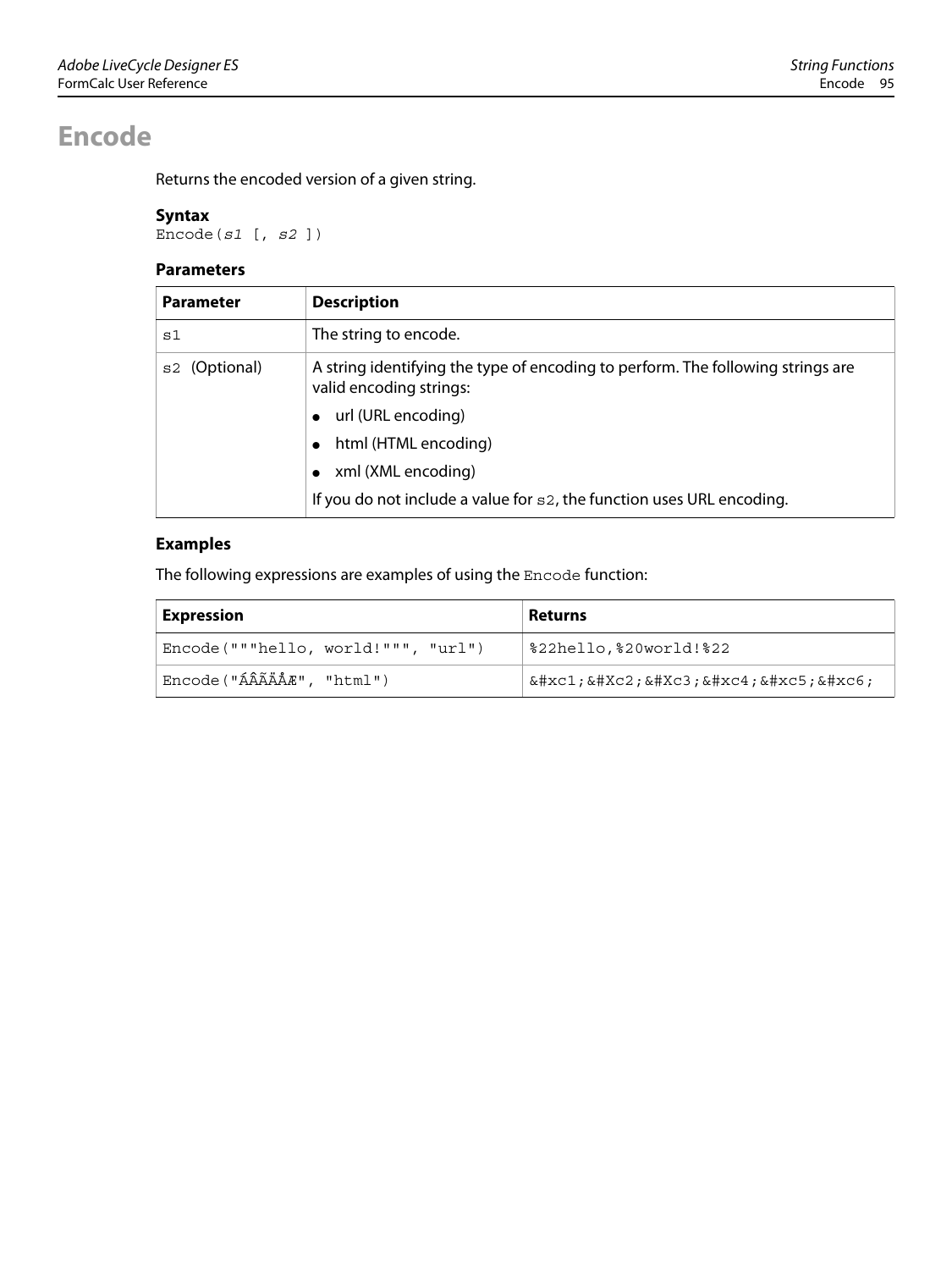# Encode

Returns the encoded version of a given string.

### Syntax

```
Encode(s1 [, s2 ])
```

### Parameters

| Parameter | Description |
|---|---|
| s1 | The string to encode. |
| s2 (Optional) | A string identifying the type of encoding to perform. The following strings are valid encoding strings:<br>● url (URL encoding)<br>● html (HTML encoding)<br>● xml (XML encoding)<br>If you do not include a value for s2, the function uses URL encoding. |

### Examples

The following expressions are examples of using the Encode function:

| Expression | Returns |
|---|---|
| Encode("""hello, world!""", "url") | %22hello,%20world!%22 |
| Encode("ÁÂÃÄÅÆ", "html") | &#xc1;&#Xc2;&#Xc3;&#xc4;&#xc5;&#xc6; |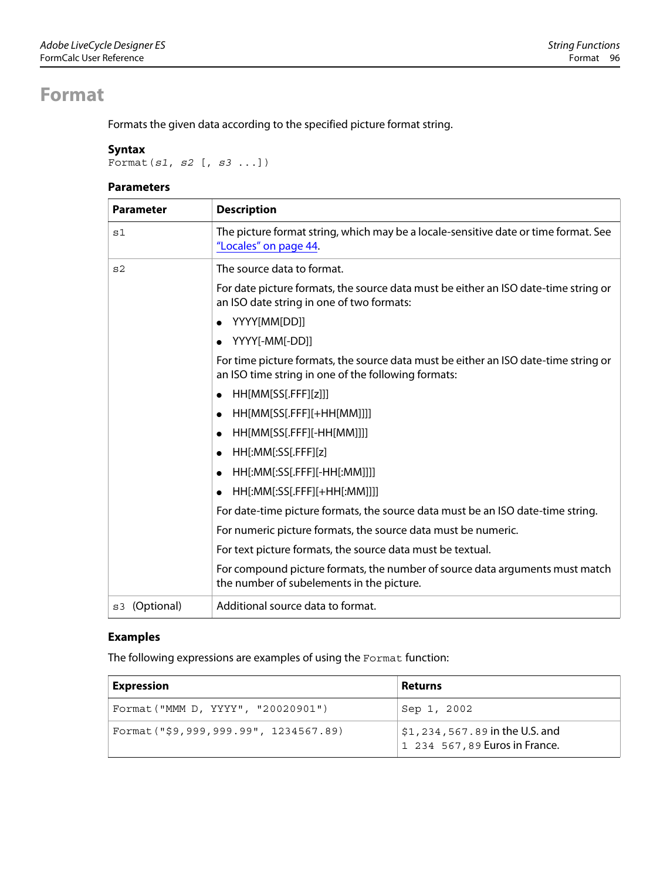# Format

Formats the given data according to the specified picture format string.

### Syntax

```
Format(s1, s2 [, s3 ...])
```

### Parameters

| Parameter | Description |
|---|---|
| `s1` | The picture format string, which may be a locale-sensitive date or time format. See "Locales" on page 44. |
| `s2` | The source data to format.<br><br>For date picture formats, the source data must be either an ISO date-time string or an ISO date string in one of two formats:<br>• YYYY[MM[DD]]<br>• YYYY[-MM[-DD]]<br><br>For time picture formats, the source data must be either an ISO date-time string or an ISO time string in one of the following formats:<br>• HH[MM[SS[.FFF][z]]]<br>• HH[MM[SS[.FFF][+HH[MM]]]]<br>• HH[MM[SS[.FFF][-HH[MM]]]]<br>• HH[:MM[:SS[.FFF][z]<br>• HH[:MM[:SS[.FFF][-HH[:MM]]]]<br>• HH[:MM[:SS[.FFF][+HH[:MM]]]]<br><br>For date-time picture formats, the source data must be an ISO date-time string.<br><br>For numeric picture formats, the source data must be numeric.<br><br>For text picture formats, the source data must be textual.<br><br>For compound picture formats, the number of source data arguments must match the number of subelements in the picture. |
| `s3` (Optional) | Additional source data to format. |

### Examples

The following expressions are examples of using the `Format` function:

| Expression | Returns |
|---|---|
| `Format("MMM D, YYYY", "20020901")` | `Sep 1, 2002` |
| `Format("$9,999,999.99", 1234567.89)` | `$1,234,567.89` in the U.S. and `1 234 567,89` Euros in France. |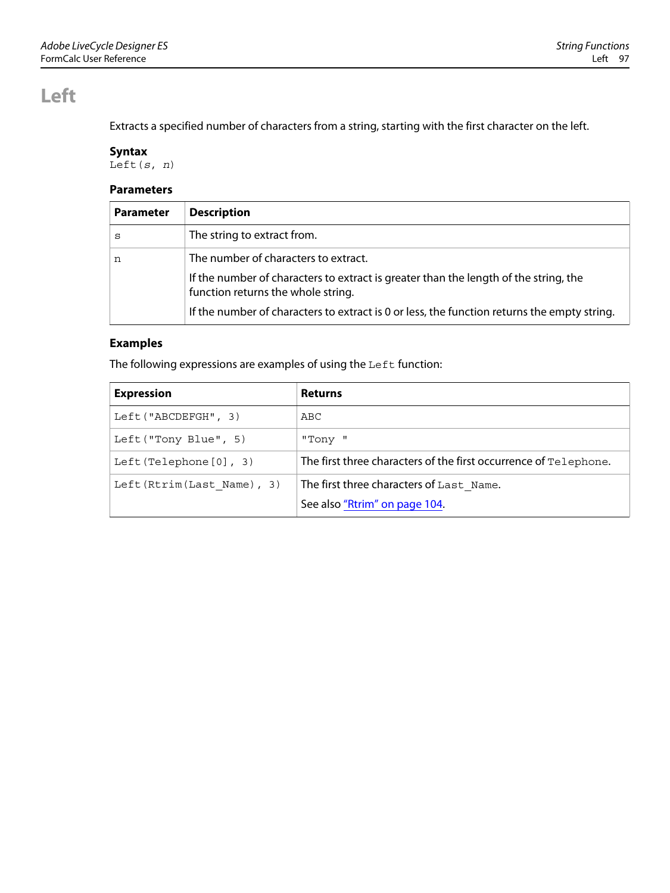# Left

Extracts a specified number of characters from a string, starting with the first character on the left.

### Syntax

`Left(s, n)`

### Parameters

| Parameter | Description |
|---|---|
| `s` | The string to extract from. |
| `n` | The number of characters to extract.<br><br>If the number of characters to extract is greater than the length of the string, the function returns the whole string.<br><br>If the number of characters to extract is 0 or less, the function returns the empty string. |

### Examples

The following expressions are examples of using the `Left` function:

| Expression | Returns |
|---|---|
| `Left("ABCDEFGH", 3)` | `ABC` |
| `Left("Tony Blue", 5)` | `"Tony "` |
| `Left(Telephone[0], 3)` | The first three characters of the first occurrence of `Telephone`. |
| `Left(Rtrim(Last_Name), 3)` | The first three characters of `Last_Name`.<br><br>See also "Rtrim" on page 104. |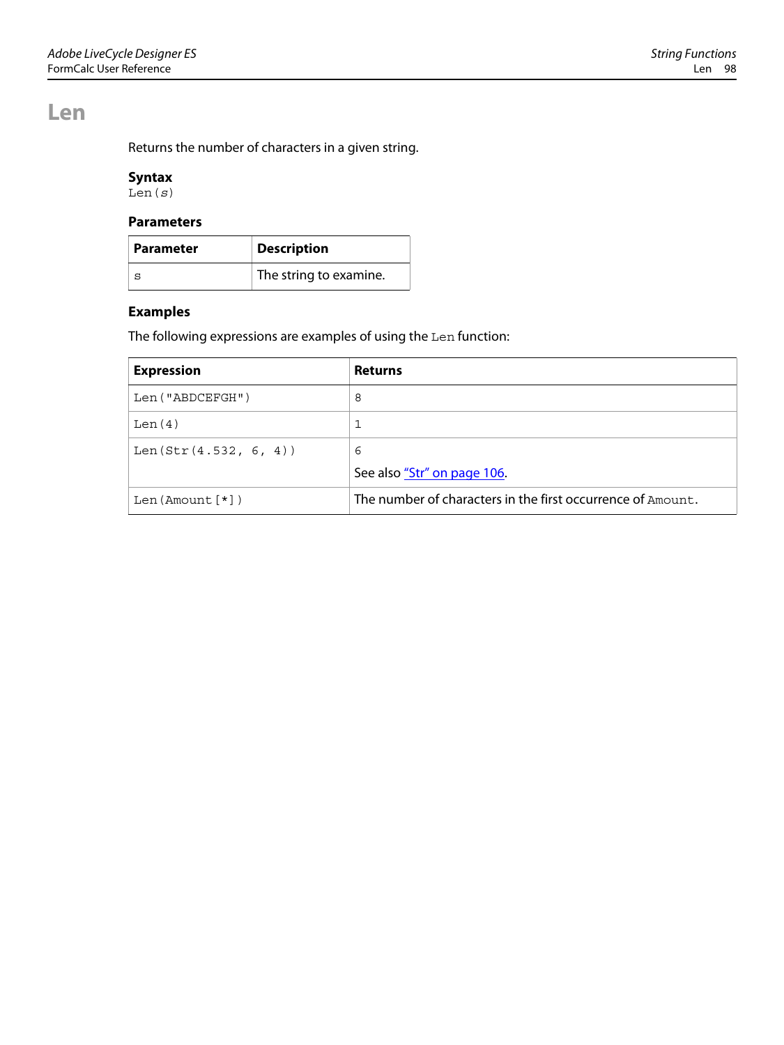# Len

Returns the number of characters in a given string.

### Syntax

`Len(s)`

### Parameters

| Parameter | Description |
|---|---|
| s | The string to examine. |

### Examples

The following expressions are examples of using the `Len` function:

| Expression | Returns |
|---|---|
| `Len("ABDCEFGH")` | 8 |
| `Len(4)` | 1 |
| `Len(Str(4.532, 6, 4))` | 6<br>See also "Str" on page 106. |
| `Len(Amount[*])` | The number of characters in the first occurrence of `Amount`. |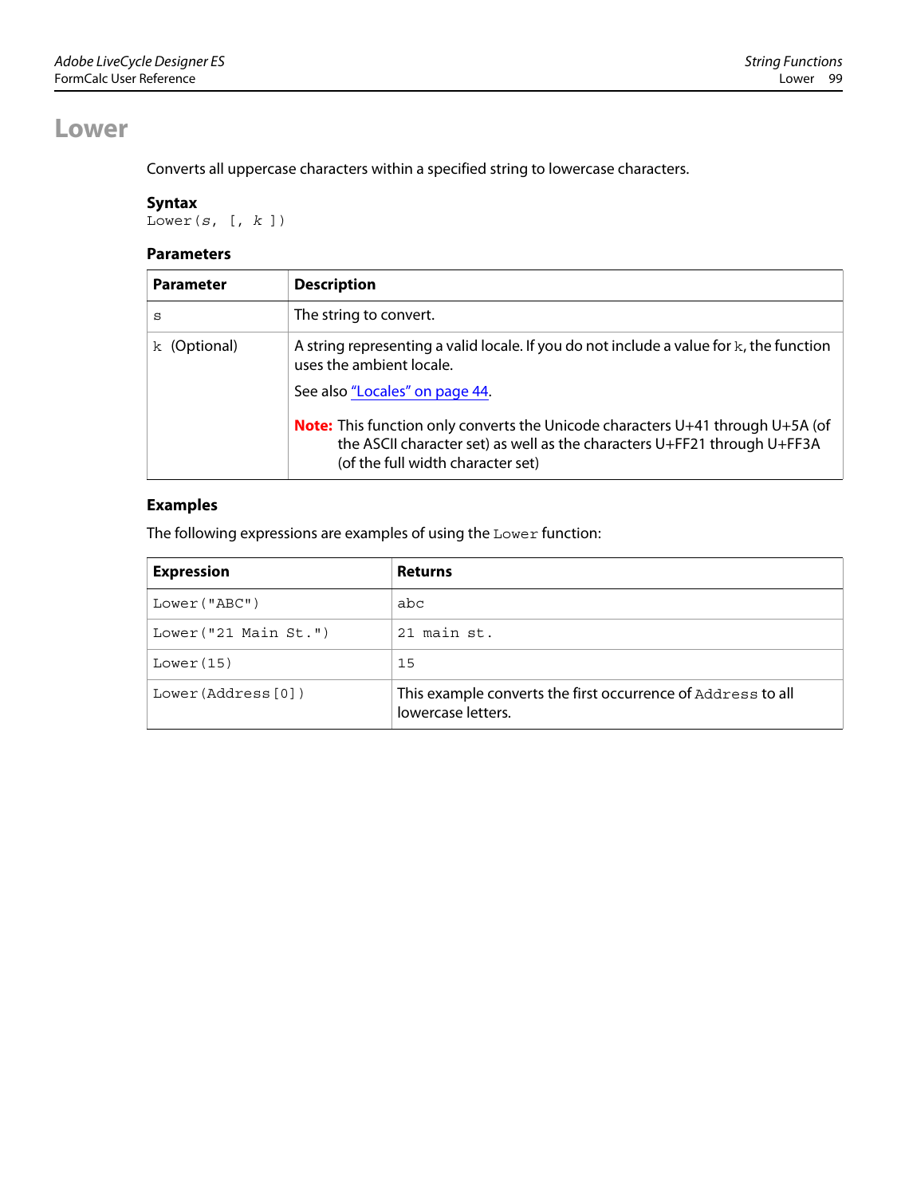# Lower

Converts all uppercase characters within a specified string to lowercase characters.

### Syntax

```
Lower(s, [, k ])
```

### Parameters

| Parameter | Description |
|---|---|
| `s` | The string to convert. |
| `k` (Optional) | A string representing a valid locale. If you do not include a value for `k`, the function uses the ambient locale.<br><br>See also "Locales" on page 44.<br><br>**Note:** This function only converts the Unicode characters U+41 through U+5A (of the ASCII character set) as well as the characters U+FF21 through U+FF3A (of the full width character set) |

### Examples

The following expressions are examples of using the `Lower` function:

| Expression | Returns |
|---|---|
| `Lower("ABC")` | `abc` |
| `Lower("21 Main St.")` | `21 main st.` |
| `Lower(15)` | `15` |
| `Lower(Address[0])` | This example converts the first occurrence of `Address` to all lowercase letters. |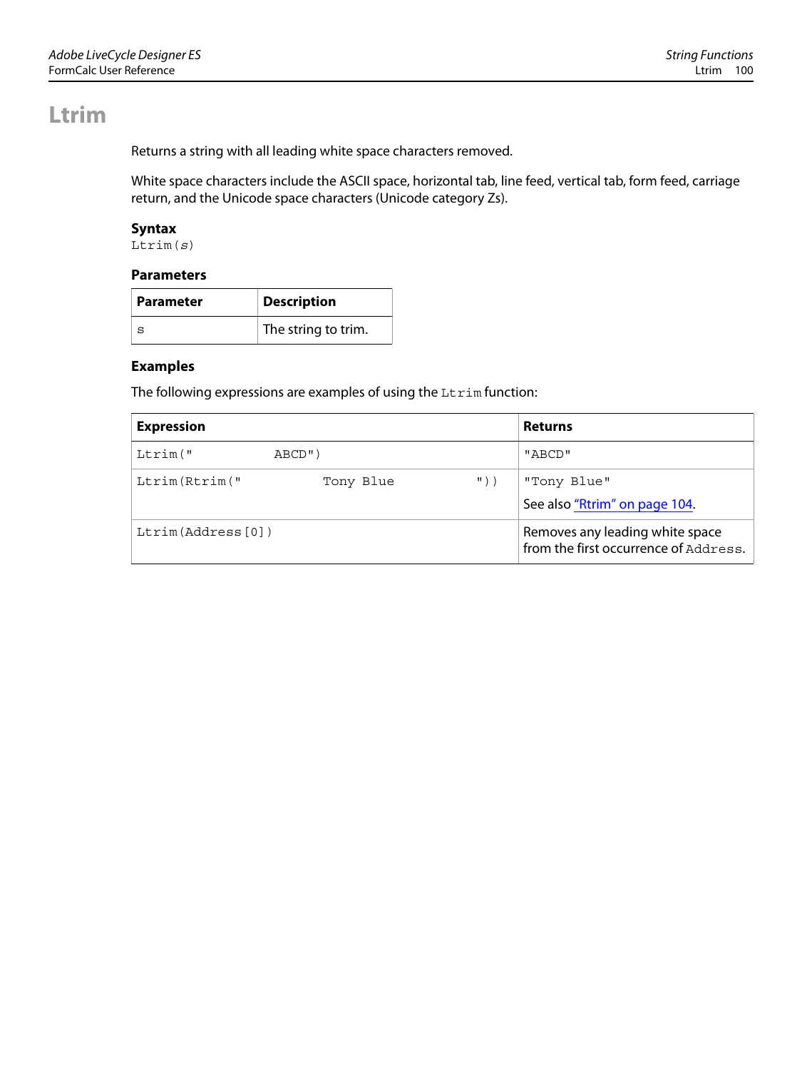# Ltrim

Returns a string with all leading white space characters removed.

White space characters include the ASCII space, horizontal tab, line feed, vertical tab, form feed, carriage return, and the Unicode space characters (Unicode category Zs).

### Syntax

`Ltrim(s)`

### Parameters

| Parameter | Description |
|---|---|
| `s` | The string to trim. |

### Examples

The following expressions are examples of using the `Ltrim` function:

| Expression | Returns |
|---|---|
| `Ltrim("           ABCD")` | `"ABCD"` |
| `Ltrim(Rtrim("          Tony Blue           "))` | `"Tony Blue"`<br>See also "Rtrim" on page 104. |
| `Ltrim(Address[0])` | Removes any leading white space from the first occurrence of `Address`. |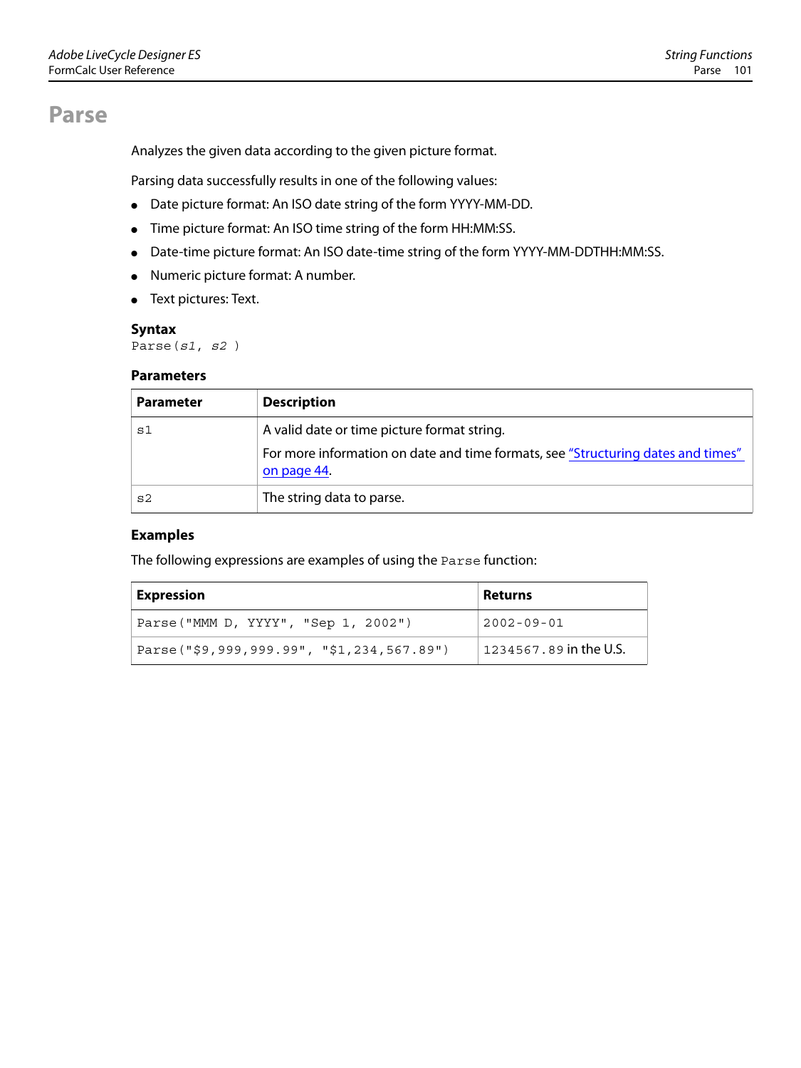# Parse

Analyzes the given data according to the given picture format.

Parsing data successfully results in one of the following values:

- Date picture format: An ISO date string of the form YYYY-MM-DD.
- Time picture format: An ISO time string of the form HH:MM:SS.
- Date-time picture format: An ISO date-time string of the form YYYY-MM-DDTHH:MM:SS.
- Numeric picture format: A number.
- Text pictures: Text.

### Syntax

```
Parse(s1, s2 )
```

### Parameters

| Parameter | Description |
|---|---|
| `s1` | A valid date or time picture format string.<br><br>For more information on date and time formats, see "Structuring dates and times" on page 44. |
| `s2` | The string data to parse. |

### Examples

The following expressions are examples of using the `Parse` function:

| Expression | Returns |
|---|---|
| `Parse("MMM D, YYYY", "Sep 1, 2002")` | `2002-09-01` |
| `Parse("$9,999,999.99", "$1,234,567.89")` | `1234567.89` in the U.S. |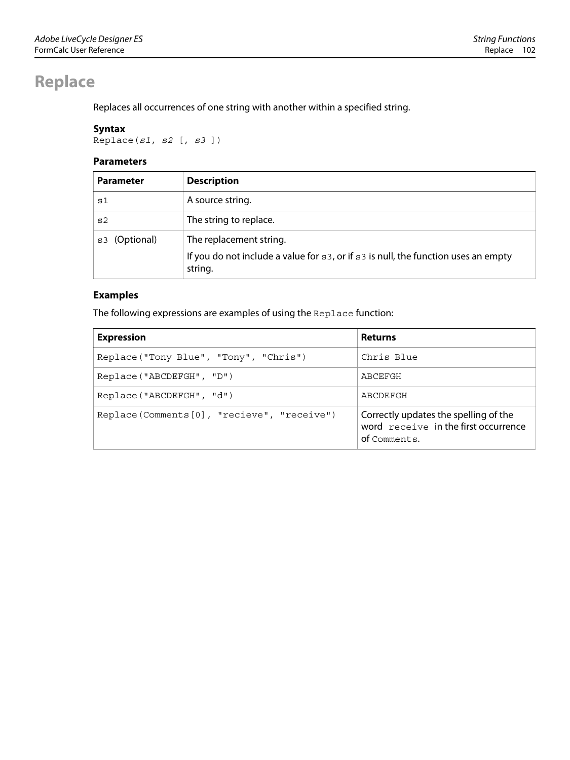# Replace

Replaces all occurrences of one string with another within a specified string.

### Syntax

```
Replace(s1, s2 [, s3 ])
```

### Parameters

| Parameter | Description |
|---|---|
| `s1` | A source string. |
| `s2` | The string to replace. |
| `s3` (Optional) | The replacement string.<br><br>If you do not include a value for `s3`, or if `s3` is null, the function uses an empty string. |

### Examples

The following expressions are examples of using the `Replace` function:

| Expression | Returns |
|---|---|
| `Replace("Tony Blue", "Tony", "Chris")` | `Chris Blue` |
| `Replace("ABCDEFGH", "D")` | `ABCEFGH` |
| `Replace("ABCDEFGH", "d")` | `ABCDEFGH` |
| `Replace(Comments[0], "recieve", "receive")` | Correctly updates the spelling of the word `receive` in the first occurrence of `Comments`. |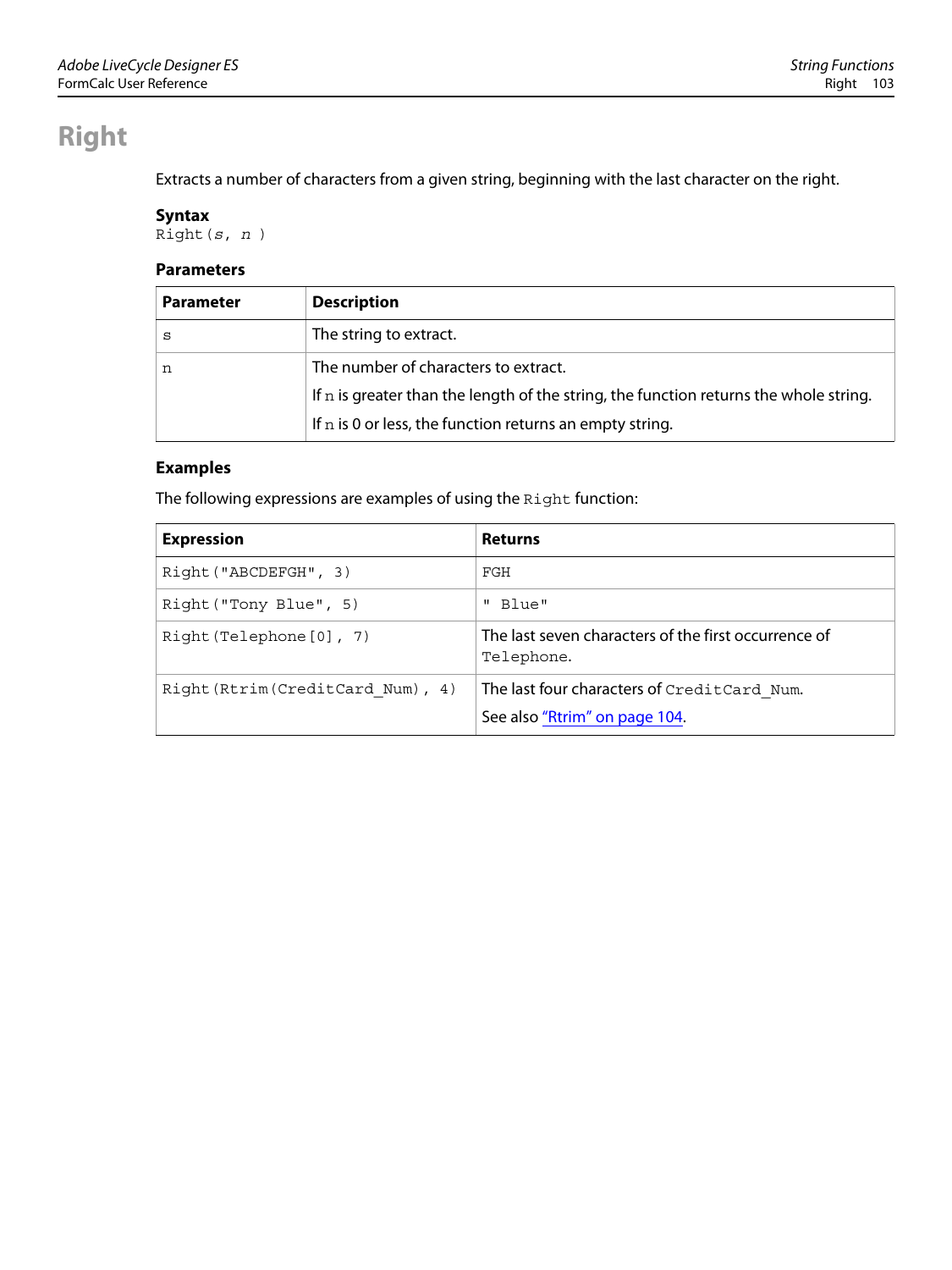# Right

Extracts a number of characters from a given string, beginning with the last character on the right.

### Syntax

```
Right(s, n )
```

### Parameters

| Parameter | Description |
|---|---|
| `s` | The string to extract. |
| `n` | The number of characters to extract.<br>If `n` is greater than the length of the string, the function returns the whole string.<br>If `n` is 0 or less, the function returns an empty string. |

### Examples

The following expressions are examples of using the `Right` function:

| Expression | Returns |
|---|---|
| `Right("ABCDEFGH", 3)` | `FGH` |
| `Right("Tony Blue", 5)` | `" Blue"` |
| `Right(Telephone[0], 7)` | The last seven characters of the first occurrence of `Telephone`. |
| `Right(Rtrim(CreditCard_Num), 4)` | The last four characters of `CreditCard_Num`.<br>See also "Rtrim" on page 104. |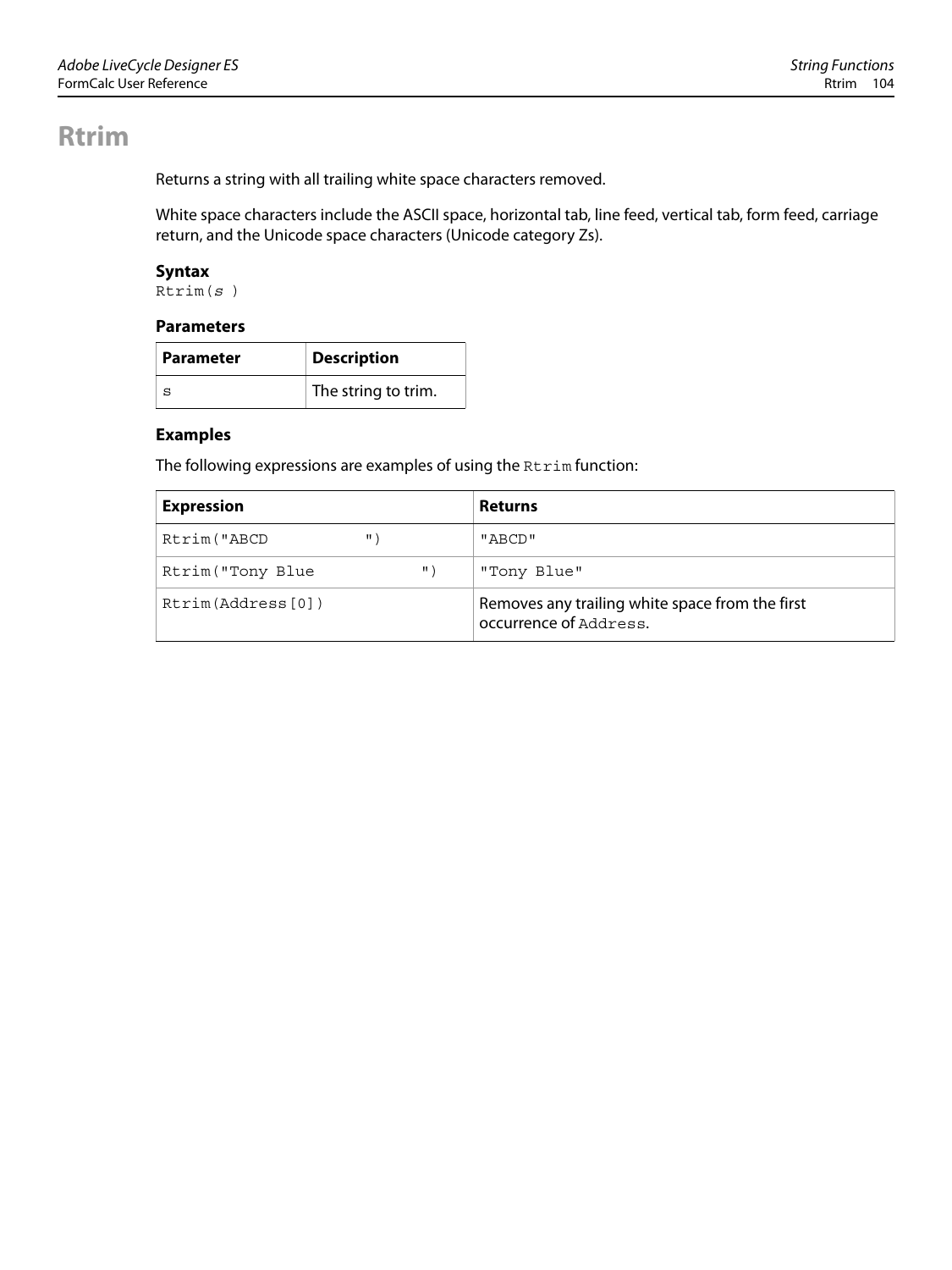# Rtrim

Returns a string with all trailing white space characters removed.

White space characters include the ASCII space, horizontal tab, line feed, vertical tab, form feed, carriage return, and the Unicode space characters (Unicode category Zs).

### Syntax

```
Rtrim(s )
```

### Parameters

| Parameter | Description |
|---|---|
| `s` | The string to trim. |

### Examples

The following expressions are examples of using the `Rtrim` function:

| Expression | Returns |
|---|---|
| `Rtrim("ABCD          ")` | `"ABCD"` |
| `Rtrim("Tony Blue           ")` | `"Tony Blue"` |
| `Rtrim(Address[0])` | Removes any trailing white space from the first occurrence of `Address`. |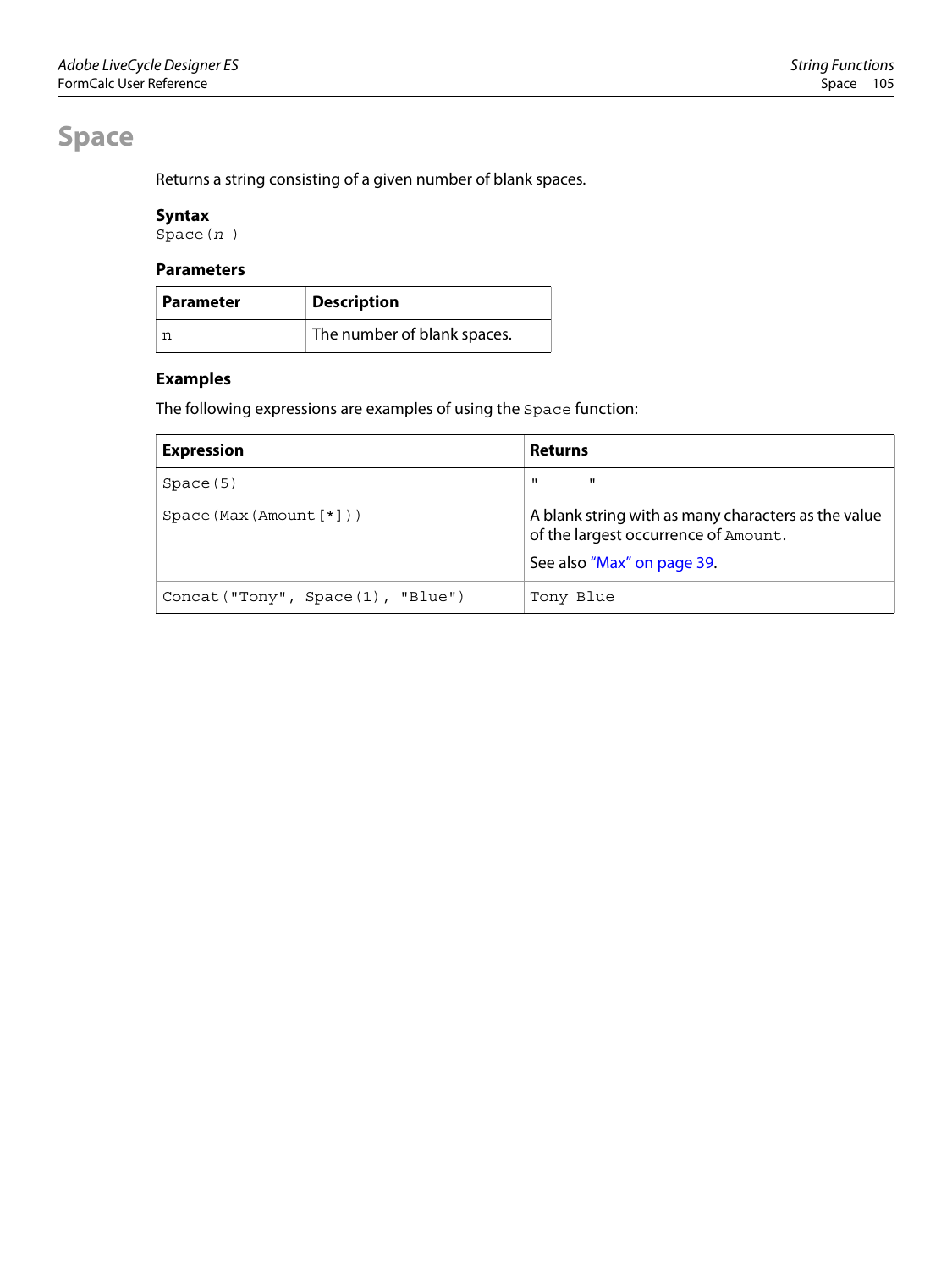# Space

Returns a string consisting of a given number of blank spaces.

### Syntax

```
Space(n )
```

### Parameters

| Parameter | Description |
|---|---|
| `n` | The number of blank spaces. |

### Examples

The following expressions are examples of using the `Space` function:

| Expression | Returns |
|---|---|
| `Space(5)` | `"     "` |
| `Space(Max(Amount[*]))` | A blank string with as many characters as the value of the largest occurrence of `Amount`.<br><br>See also "Max" on page 39. |
| `Concat("Tony", Space(1), "Blue")` | `Tony Blue` |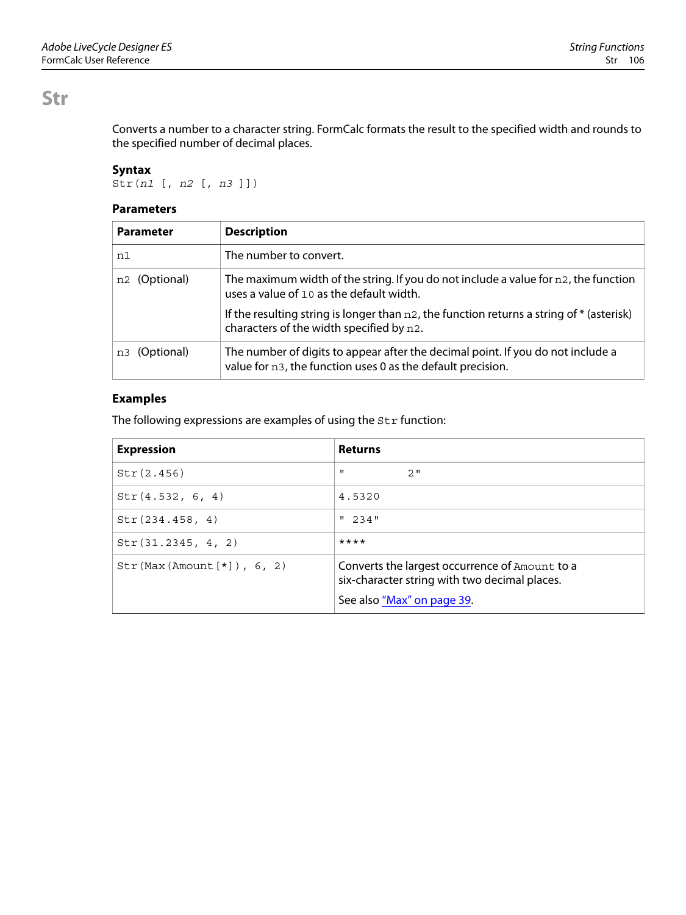# Str

Converts a number to a character string. FormCalc formats the result to the specified width and rounds to the specified number of decimal places.

### Syntax

```
Str(n1 [, n2 [, n3 ]])
```

### Parameters

| Parameter | Description |
|---|---|
| `n1` | The number to convert. |
| `n2` (Optional) | The maximum width of the string. If you do not include a value for `n2`, the function uses a value of `10` as the default width.<br><br>If the resulting string is longer than `n2`, the function returns a string of * (asterisk) characters of the width specified by `n2`. |
| `n3` (Optional) | The number of digits to appear after the decimal point. If you do not include a value for `n3`, the function uses 0 as the default precision. |

### Examples

The following expressions are examples of using the `Str` function:

| Expression | Returns |
|---|---|
| `Str(2.456)` | `"         2"` |
| `Str(4.532, 6, 4)` | `4.5320` |
| `Str(234.458, 4)` | `" 234"` |
| `Str(31.2345, 4, 2)` | `****` |
| `Str(Max(Amount[*]), 6, 2)` | Converts the largest occurrence of `Amount` to a six-character string with two decimal places.<br><br>See also "Max" on page 39. |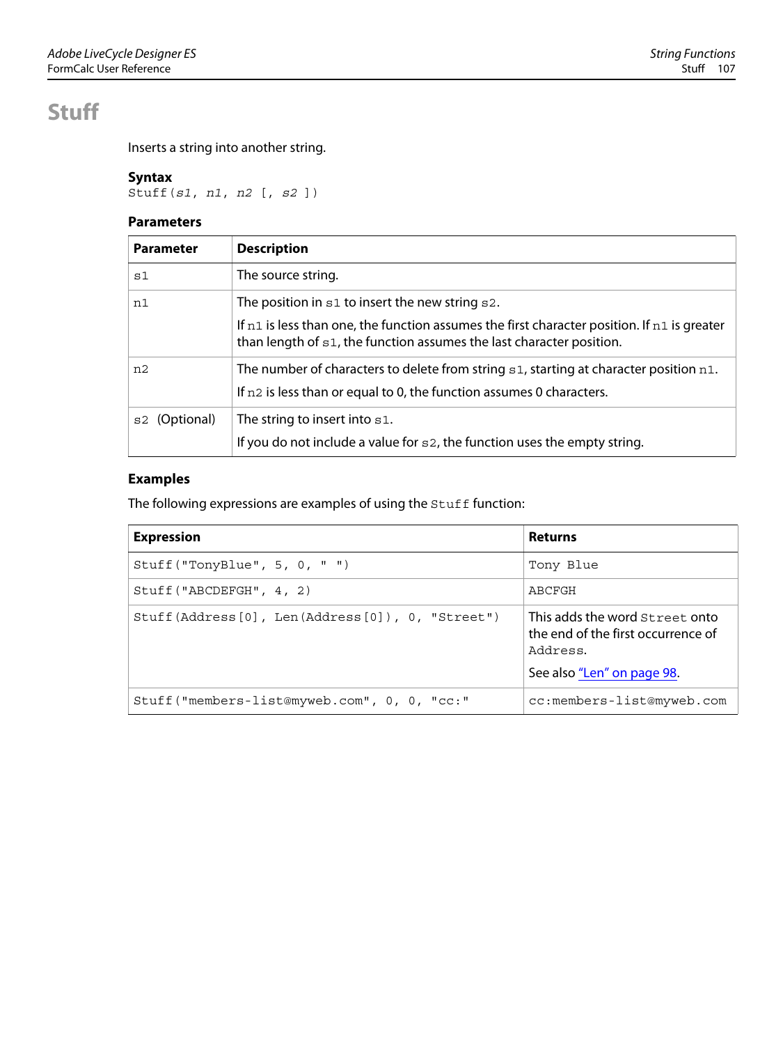# Stuff

Inserts a string into another string.

### Syntax

`Stuff(s1, n1, n2 [, s2 ])`

### Parameters

| Parameter | Description |
|---|---|
| `s1` | The source string. |
| `n1` | The position in `s1` to insert the new string `s2`.<br><br>If `n1` is less than one, the function assumes the first character position. If `n1` is greater than length of `s1`, the function assumes the last character position. |
| `n2` | The number of characters to delete from string `s1`, starting at character position `n1`.<br><br>If `n2` is less than or equal to 0, the function assumes 0 characters. |
| `s2` (Optional) | The string to insert into `s1`.<br><br>If you do not include a value for `s2`, the function uses the empty string. |

### Examples

The following expressions are examples of using the `Stuff` function:

| Expression | Returns |
|---|---|
| `Stuff("TonyBlue", 5, 0, " ")` | `Tony Blue` |
| `Stuff("ABCDEFGH", 4, 2)` | `ABCFGH` |
| `Stuff(Address[0], Len(Address[0]), 0, "Street")` | This adds the word `Street` onto the end of the first occurrence of `Address`.<br><br>See also "Len" on page 98. |
| `Stuff("members-list@myweb.com", 0, 0, "cc:"` | `cc:members-list@myweb.com` |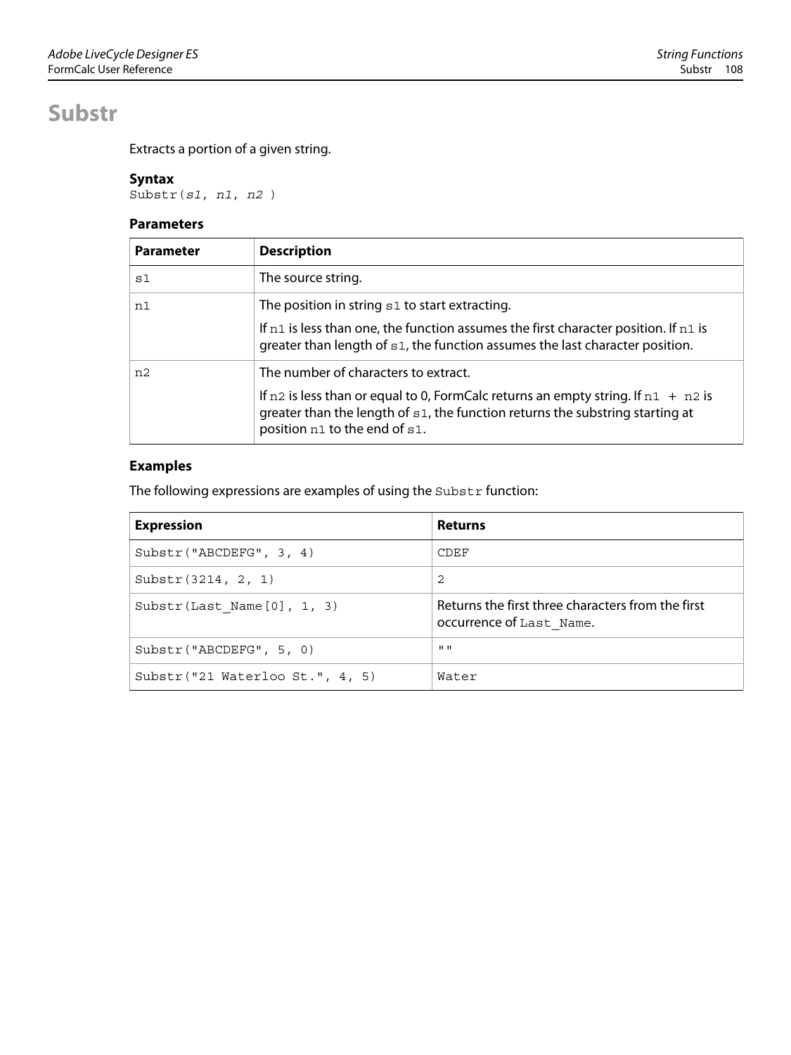# Substr

Extracts a portion of a given string.

### Syntax

```
Substr(s1, n1, n2 )
```

### Parameters

| Parameter | Description |
|---|---|
| `s1` | The source string. |
| `n1` | The position in string `s1` to start extracting.<br><br>If `n1` is less than one, the function assumes the first character position. If `n1` is greater than length of `s1`, the function assumes the last character position. |
| `n2` | The number of characters to extract.<br><br>If `n2` is less than or equal to 0, FormCalc returns an empty string. If `n1 + n2` is greater than the length of `s1`, the function returns the substring starting at position `n1` to the end of `s1`. |

### Examples

The following expressions are examples of using the `Substr` function:

| Expression | Returns |
|---|---|
| `Substr("ABCDEFG", 3, 4)` | `CDEF` |
| `Substr(3214, 2, 1)` | `2` |
| `Substr(Last_Name[0], 1, 3)` | Returns the first three characters from the first occurrence of `Last_Name`. |
| `Substr("ABCDEFG", 5, 0)` | `""` |
| `Substr("21 Waterloo St.", 4, 5)` | `Water` |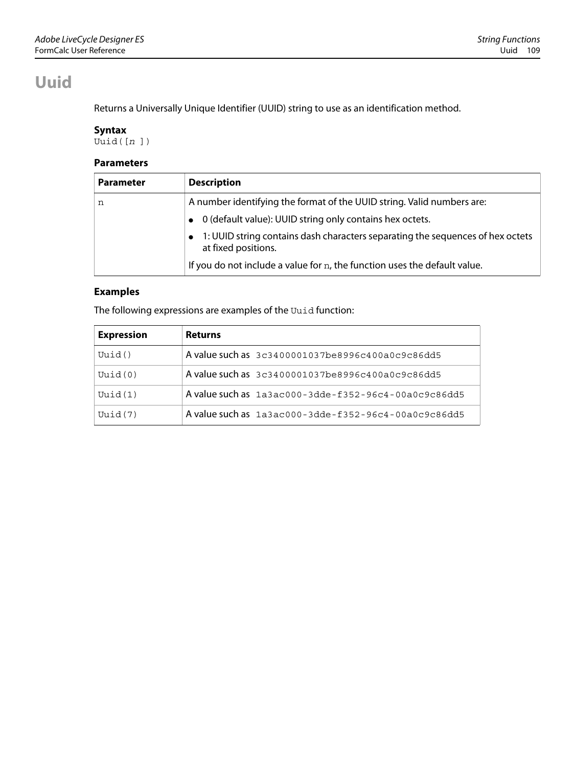# Uuid

Returns a Universally Unique Identifier (UUID) string to use as an identification method.

### Syntax

```
Uuid([n ])
```

### Parameters

| Parameter | Description |
|---|---|
| `n` | A number identifying the format of the UUID string. Valid numbers are:<br>● 0 (default value): UUID string only contains hex octets.<br>● 1: UUID string contains dash characters separating the sequences of hex octets at fixed positions.<br>If you do not include a value for `n`, the function uses the default value. |

### Examples

The following expressions are examples of the `Uuid` function:

| Expression | Returns |
|---|---|
| `Uuid()` | A value such as `3c3400001037be8996c400a0c9c86dd5` |
| `Uuid(0)` | A value such as `3c3400001037be8996c400a0c9c86dd5` |
| `Uuid(1)` | A value such as `1a3ac000-3dde-f352-96c4-00a0c9c86dd5` |
| `Uuid(7)` | A value such as `1a3ac000-3dde-f352-96c4-00a0c9c86dd5` |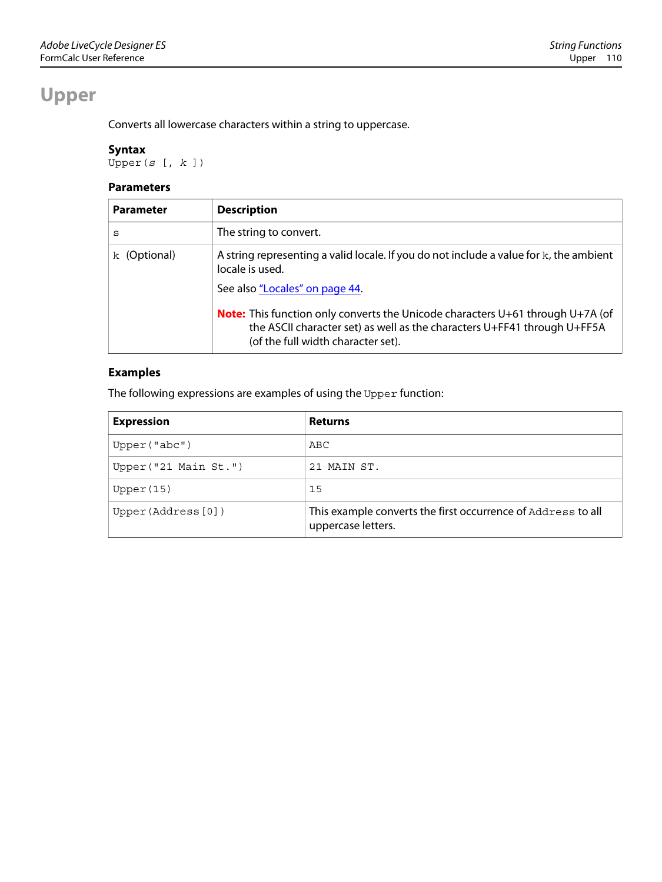# Upper

Converts all lowercase characters within a string to uppercase.

### Syntax

```
Upper(s [, k ])
```

### Parameters

| Parameter | Description |
|---|---|
| `s` | The string to convert. |
| `k` (Optional) | A string representing a valid locale. If you do not include a value for `k`, the ambient locale is used.<br><br>See also "Locales" on page 44.<br><br>**Note:** This function only converts the Unicode characters U+61 through U+7A (of the ASCII character set) as well as the characters U+FF41 through U+FF5A (of the full width character set). |

### Examples

The following expressions are examples of using the `Upper` function:

| Expression | Returns |
|---|---|
| `Upper("abc")` | `ABC` |
| `Upper("21 Main St.")` | `21 MAIN ST.` |
| `Upper(15)` | `15` |
| `Upper(Address[0])` | This example converts the first occurrence of `Address` to all uppercase letters. |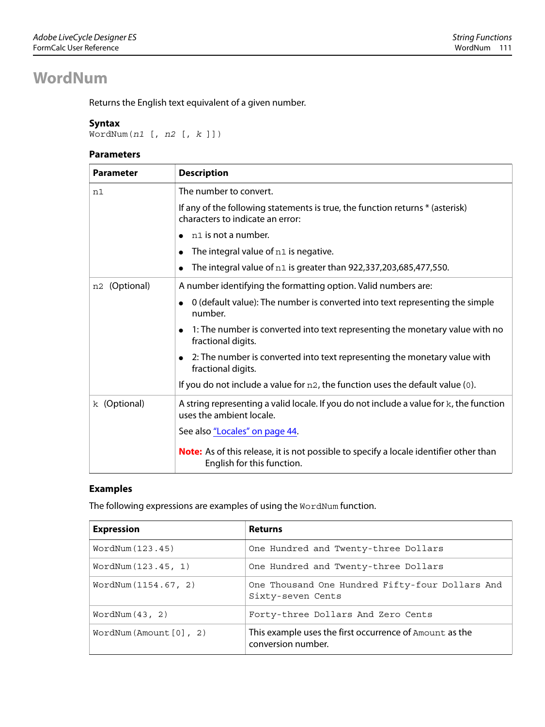# WordNum

Returns the English text equivalent of a given number.

### Syntax

```
WordNum(n1 [, n2 [, k ]])
```

### Parameters

| Parameter | Description |
|---|---|
| `n1` | The number to convert.<br><br>If any of the following statements is true, the function returns * (asterisk) characters to indicate an error:<br><br>• `n1` is not a number.<br>• The integral value of `n1` is negative.<br>• The integral value of `n1` is greater than 922,337,203,685,477,550. |
| `n2` (Optional) | A number identifying the formatting option. Valid numbers are:<br><br>• 0 (default value): The number is converted into text representing the simple number.<br>• 1: The number is converted into text representing the monetary value with no fractional digits.<br>• 2: The number is converted into text representing the monetary value with fractional digits.<br><br>If you do not include a value for `n2`, the function uses the default value (`0`). |
| `k` (Optional) | A string representing a valid locale. If you do not include a value for `k`, the function uses the ambient locale.<br><br>See also "Locales" on page 44.<br><br>**Note:** As of this release, it is not possible to specify a locale identifier other than English for this function. |

### Examples

The following expressions are examples of using the `WordNum` function.

| Expression | Returns |
|---|---|
| `WordNum(123.45)` | `One Hundred and Twenty-three Dollars` |
| `WordNum(123.45, 1)` | `One Hundred and Twenty-three Dollars` |
| `WordNum(1154.67, 2)` | `One Thousand One Hundred Fifty-four Dollars And Sixty-seven Cents` |
| `WordNum(43, 2)` | `Forty-three Dollars And Zero Cents` |
| `WordNum(Amount[0], 2)` | This example uses the first occurrence of `Amount` as the conversion number. |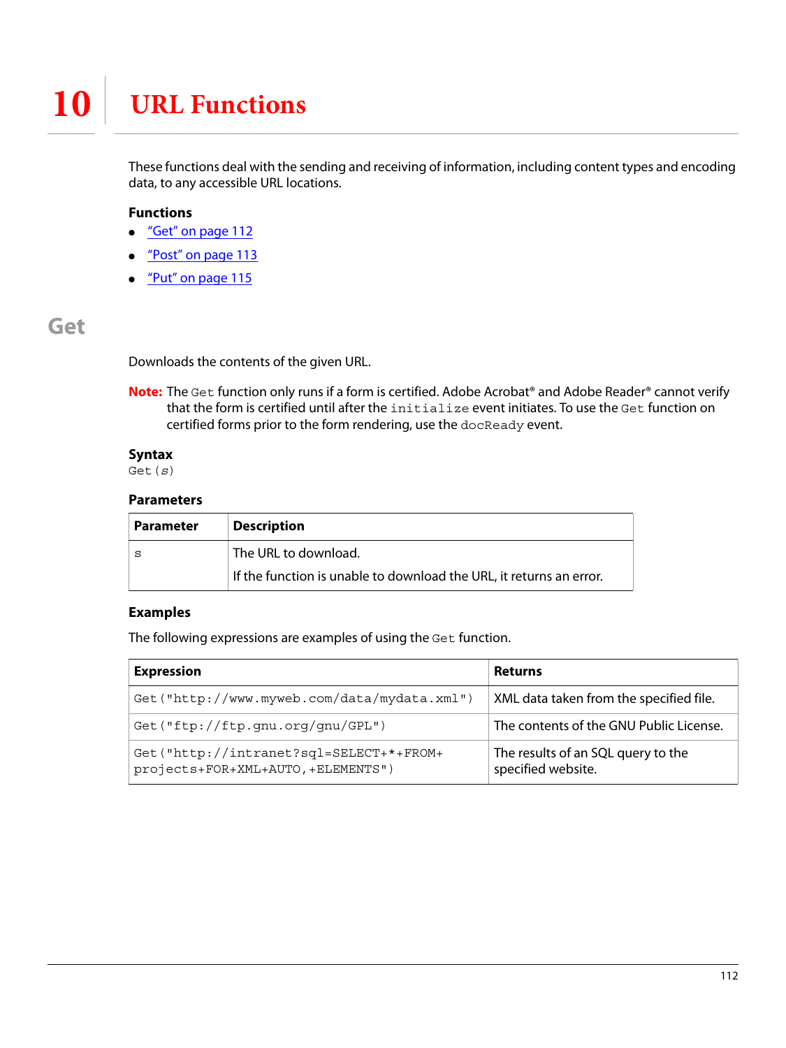# 10 URL Functions

These functions deal with the sending and receiving of information, including content types and encoding data, to any accessible URL locations.

### Functions

- "Get" on page 112
- "Post" on page 113
- "Put" on page 115

## Get

Downloads the contents of the given URL.

**Note:** The `Get` function only runs if a form is certified. Adobe Acrobat® and Adobe Reader® cannot verify that the form is certified until after the `initialize` event initiates. To use the `Get` function on certified forms prior to the form rendering, use the `docReady` event.

### Syntax

```
Get(s)
```

### Parameters

| Parameter | Description |
|---|---|
| `s` | The URL to download.<br>If the function is unable to download the URL, it returns an error. |

### Examples

The following expressions are examples of using the `Get` function.

| Expression | Returns |
|---|---|
| `Get("http://www.myweb.com/data/mydata.xml")` | XML data taken from the specified file. |
| `Get("ftp://ftp.gnu.org/gnu/GPL")` | The contents of the GNU Public License. |
| `Get("http://intranet?sql=SELECT+*+FROM+projects+FOR+XML+AUTO,+ELEMENTS")` | The results of an SQL query to the specified website. |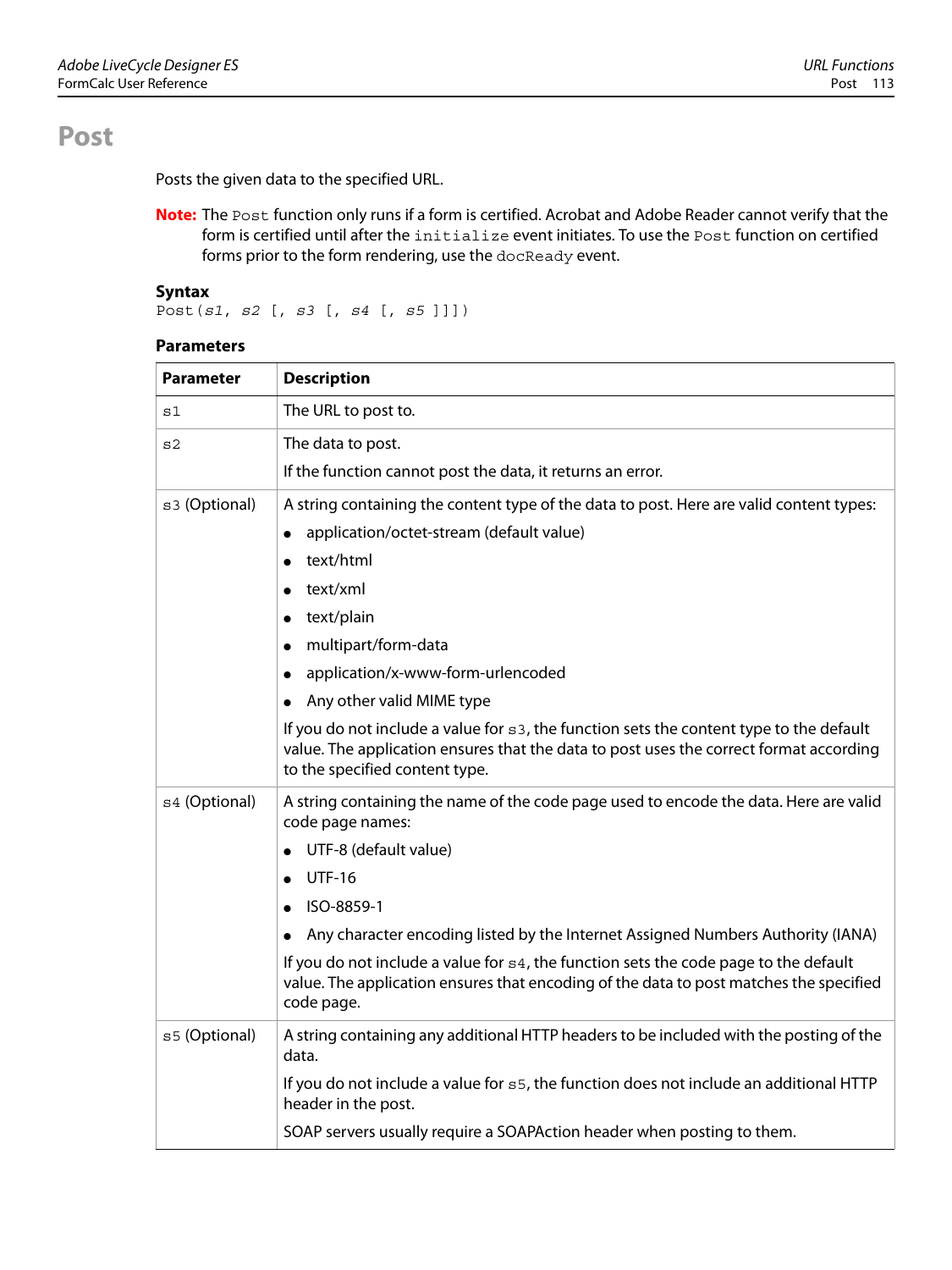# Post

Posts the given data to the specified URL.

**Note:** The `Post` function only runs if a form is certified. Acrobat and Adobe Reader cannot verify that the form is certified until after the `initialize` event initiates. To use the `Post` function on certified forms prior to the form rendering, use the `docReady` event.

### Syntax

```
Post(s1, s2 [, s3 [, s4 [, s5 ]]])
```

### Parameters

| Parameter | Description |
|---|---|
| `s1` | The URL to post to. |
| `s2` | The data to post.<br><br>If the function cannot post the data, it returns an error. |
| `s3` (Optional) | A string containing the content type of the data to post. Here are valid content types:<br>• application/octet-stream (default value)<br>• text/html<br>• text/xml<br>• text/plain<br>• multipart/form-data<br>• application/x-www-form-urlencoded<br>• Any other valid MIME type<br><br>If you do not include a value for `s3`, the function sets the content type to the default value. The application ensures that the data to post uses the correct format according to the specified content type. |
| `s4` (Optional) | A string containing the name of the code page used to encode the data. Here are valid code page names:<br>• UTF-8 (default value)<br>• UTF-16<br>• ISO-8859-1<br>• Any character encoding listed by the Internet Assigned Numbers Authority (IANA)<br><br>If you do not include a value for `s4`, the function sets the code page to the default value. The application ensures that encoding of the data to post matches the specified code page. |
| `s5` (Optional) | A string containing any additional HTTP headers to be included with the posting of the data.<br><br>If you do not include a value for `s5`, the function does not include an additional HTTP header in the post.<br><br>SOAP servers usually require a SOAPAction header when posting to them. |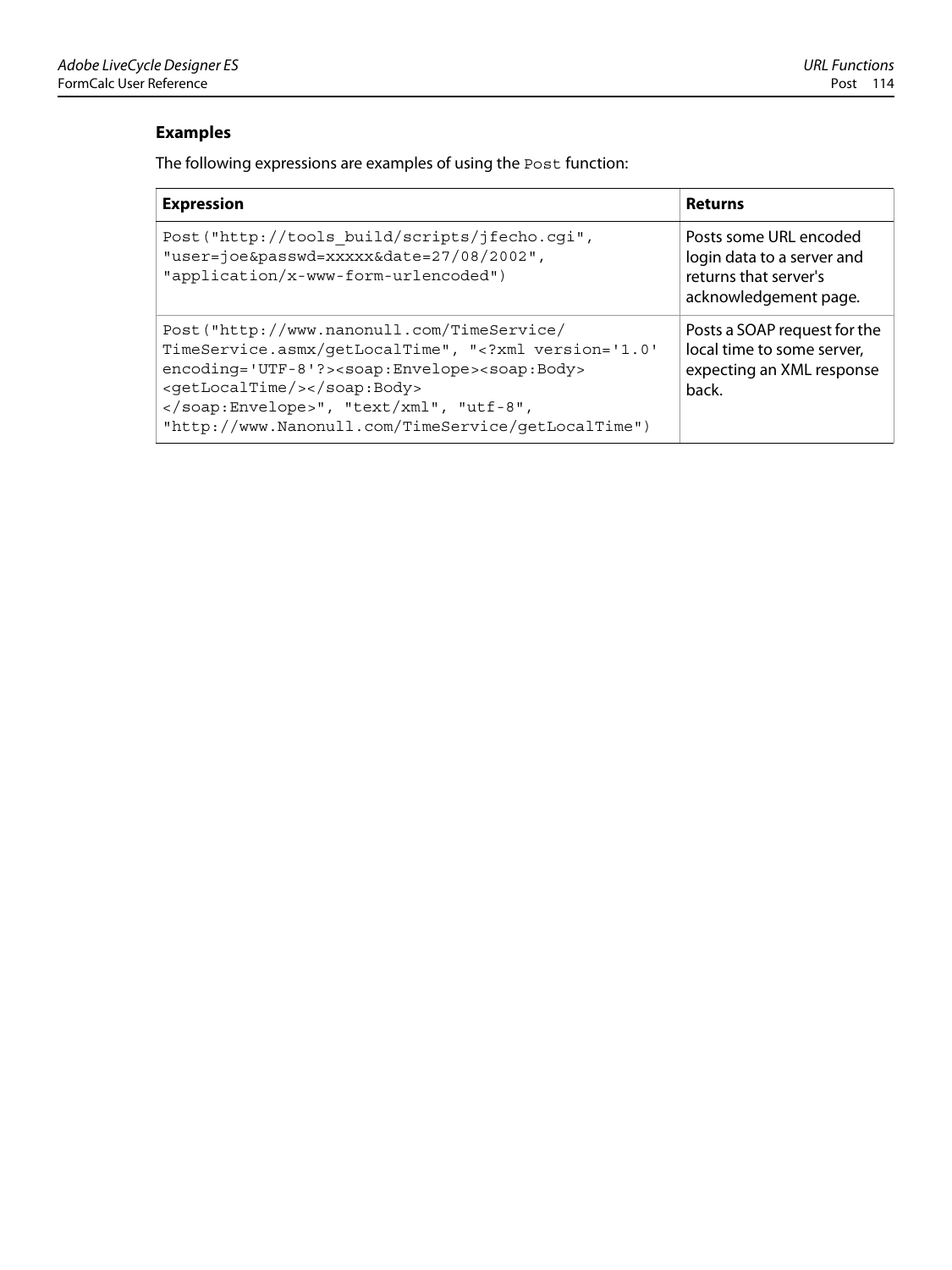### Examples

The following expressions are examples of using the `Post` function:

| Expression | Returns |
|---|---|
| `Post("http://tools_build/scripts/jfecho.cgi", "user=joe&passwd=xxxxx&date=27/08/2002", "application/x-www-form-urlencoded")` | Posts some URL encoded login data to a server and returns that server's acknowledgement page. |
| `Post("http://www.nanonull.com/TimeService/ TimeService.asmx/getLocalTime", "<?xml version='1.0' encoding='UTF-8'?><soap:Envelope><soap:Body> <getLocalTime/></soap:Body> </soap:Envelope>", "text/xml", "utf-8", "http://www.Nanonull.com/TimeService/getLocalTime")` | Posts a SOAP request for the local time to some server, expecting an XML response back. |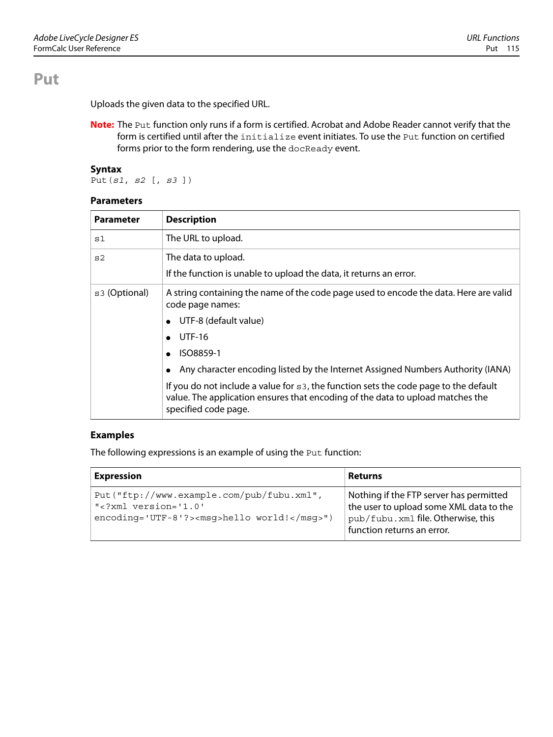# Put

Uploads the given data to the specified URL.

**Note:** The `Put` function only runs if a form is certified. Acrobat and Adobe Reader cannot verify that the form is certified until after the `initialize` event initiates. To use the `Put` function on certified forms prior to the form rendering, use the `docReady` event.

### Syntax

```
Put(s1, s2 [, s3 ])
```

### Parameters

| Parameter | Description |
|---|---|
| `s1` | The URL to upload. |
| `s2` | The data to upload.<br><br>If the function is unable to upload the data, it returns an error. |
| `s3` (Optional) | A string containing the name of the code page used to encode the data. Here are valid code page names:<br><br>• UTF-8 (default value)<br>• UTF-16<br>• ISO8859-1<br>• Any character encoding listed by the Internet Assigned Numbers Authority (IANA)<br><br>If you do not include a value for `s3`, the function sets the code page to the default value. The application ensures that encoding of the data to upload matches the specified code page. |

### Examples

The following expressions is an example of using the `Put` function:

| Expression | Returns |
|---|---|
| `Put("ftp://www.example.com/pub/fubu.xml", "<?xml version='1.0' encoding='UTF-8'?><msg>hello world!</msg>")` | Nothing if the FTP server has permitted the user to upload some XML data to the `pub/fubu.xml` file. Otherwise, this function returns an error. |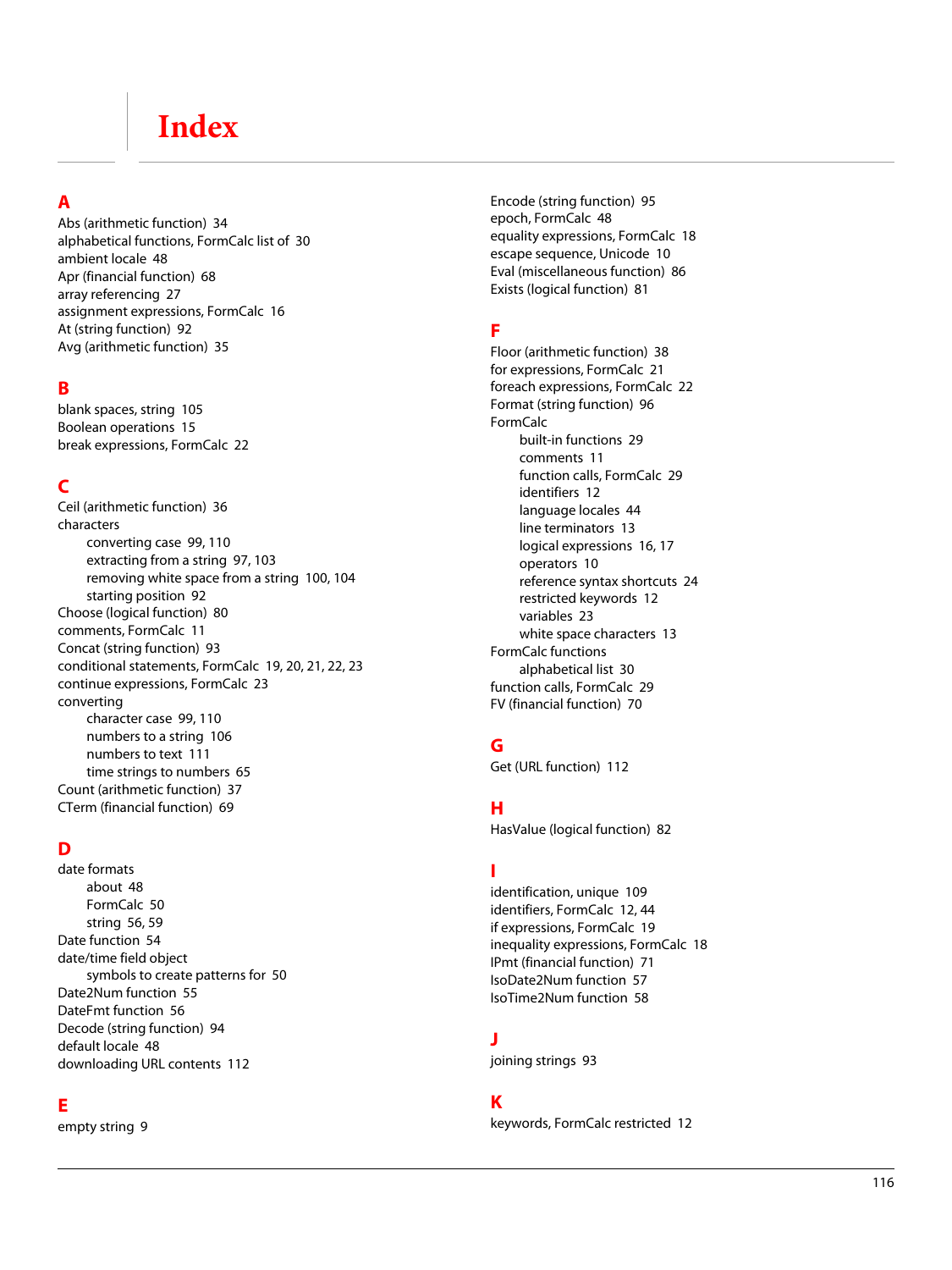# Index

## A

Abs (arithmetic function) 34
alphabetical functions, FormCalc list of 30
ambient locale 48
Apr (financial function) 68
array referencing 27
assignment expressions, FormCalc 16
At (string function) 92
Avg (arithmetic function) 35

## B

blank spaces, string 105
Boolean operations 15
break expressions, FormCalc 22

## C

Ceil (arithmetic function) 36
characters
- converting case 99, 110
- extracting from a string 97, 103
- removing white space from a string 100, 104
- starting position 92

Choose (logical function) 80
comments, FormCalc 11
Concat (string function) 93
conditional statements, FormCalc 19, 20, 21, 22, 23
continue expressions, FormCalc 23
converting
- character case 99, 110
- numbers to a string 106
- numbers to text 111
- time strings to numbers 65

Count (arithmetic function) 37
CTerm (financial function) 69

## D

date formats
- about 48
- FormCalc 50
- string 56, 59

Date function 54
date/time field object
- symbols to create patterns for 50

Date2Num function 55
DateFmt function 56
Decode (string function) 94
default locale 48
downloading URL contents 112

## E

empty string 9
Encode (string function) 95
epoch, FormCalc 48
equality expressions, FormCalc 18
escape sequence, Unicode 10
Eval (miscellaneous function) 86
Exists (logical function) 81

## F

Floor (arithmetic function) 38
for expressions, FormCalc 21
foreach expressions, FormCalc 22
Format (string function) 96
FormCalc
- built-in functions 29
- comments 11
- function calls, FormCalc 29
- identifiers 12
- language locales 44
- line terminators 13
- logical expressions 16, 17
- operators 10
- reference syntax shortcuts 24
- restricted keywords 12
- variables 23
- white space characters 13

FormCalc functions
- alphabetical list 30

function calls, FormCalc 29
FV (financial function) 70

## G

Get (URL function) 112

## H

HasValue (logical function) 82

## I

identification, unique 109
identifiers, FormCalc 12, 44
if expressions, FormCalc 19
inequality expressions, FormCalc 18
IPmt (financial function) 71
IsoDate2Num function 57
IsoTime2Num function 58

## J

joining strings 93

## K

keywords, FormCalc restricted 12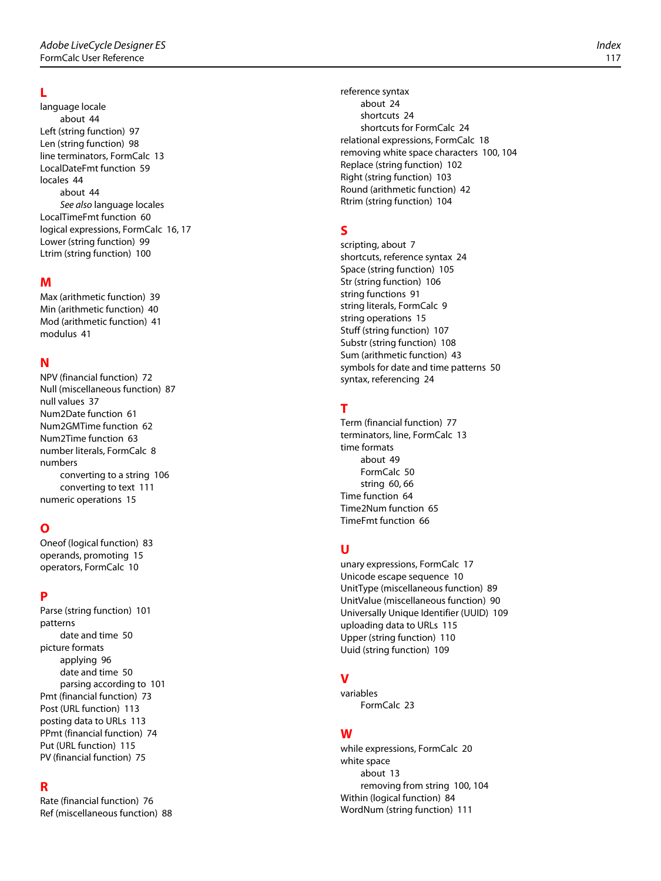## L

language locale
- about 44

Left (string function) 97
Len (string function) 98
line terminators, FormCalc 13
LocalDateFmt function 59
locales 44
- about 44
- *See also* language locales

LocalTimeFmt function 60
logical expressions, FormCalc 16, 17
Lower (string function) 99
Ltrim (string function) 100

## M

Max (arithmetic function) 39
Min (arithmetic function) 40
Mod (arithmetic function) 41
modulus 41

## N

NPV (financial function) 72
Null (miscellaneous function) 87
null values 37
Num2Date function 61
Num2GMTime function 62
Num2Time function 63
number literals, FormCalc 8
numbers
- converting to a string 106
- converting to text 111

numeric operations 15

## O

Oneof (logical function) 83
operands, promoting 15
operators, FormCalc 10

## P

Parse (string function) 101
patterns
- date and time 50

picture formats
- applying 96
- date and time 50
- parsing according to 101

Pmt (financial function) 73
Post (URL function) 113
posting data to URLs 113
PPmt (financial function) 74
Put (URL function) 115
PV (financial function) 75

## R

Rate (financial function) 76
Ref (miscellaneous function) 88
reference syntax
- about 24
- shortcuts 24
- shortcuts for FormCalc 24

relational expressions, FormCalc 18
removing white space characters 100, 104
Replace (string function) 102
Right (string function) 103
Round (arithmetic function) 42
Rtrim (string function) 104

## S

scripting, about 7
shortcuts, reference syntax 24
Space (string function) 105
Str (string function) 106
string functions 91
string literals, FormCalc 9
string operations 15
Stuff (string function) 107
Substr (string function) 108
Sum (arithmetic function) 43
symbols for date and time patterns 50
syntax, referencing 24

## T

Term (financial function) 77
terminators, line, FormCalc 13
time formats
- about 49
- FormCalc 50
- string 60, 66

Time function 64
Time2Num function 65
TimeFmt function 66

## U

unary expressions, FormCalc 17
Unicode escape sequence 10
UnitType (miscellaneous function) 89
UnitValue (miscellaneous function) 90
Universally Unique Identifier (UUID) 109
uploading data to URLs 115
Upper (string function) 110
Uuid (string function) 109

## V

variables
- FormCalc 23

## W

while expressions, FormCalc 20
white space
- about 13
- removing from string 100, 104

Within (logical function) 84
WordNum (string function) 111